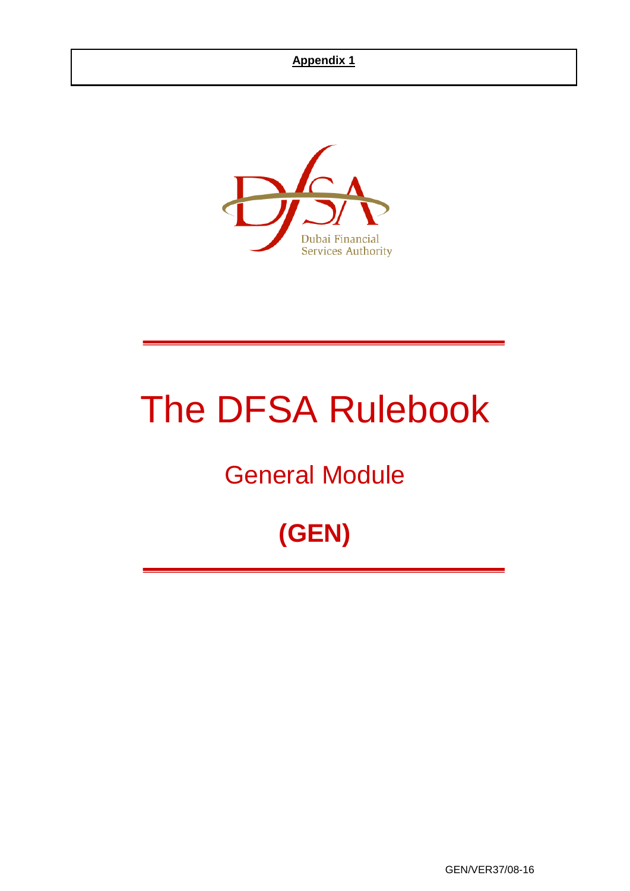**Appendix 1**

Dubai Financial Services Authority

# The DFSA Rulebook

## General Module

## (GEN)

GEN/VER37/08-16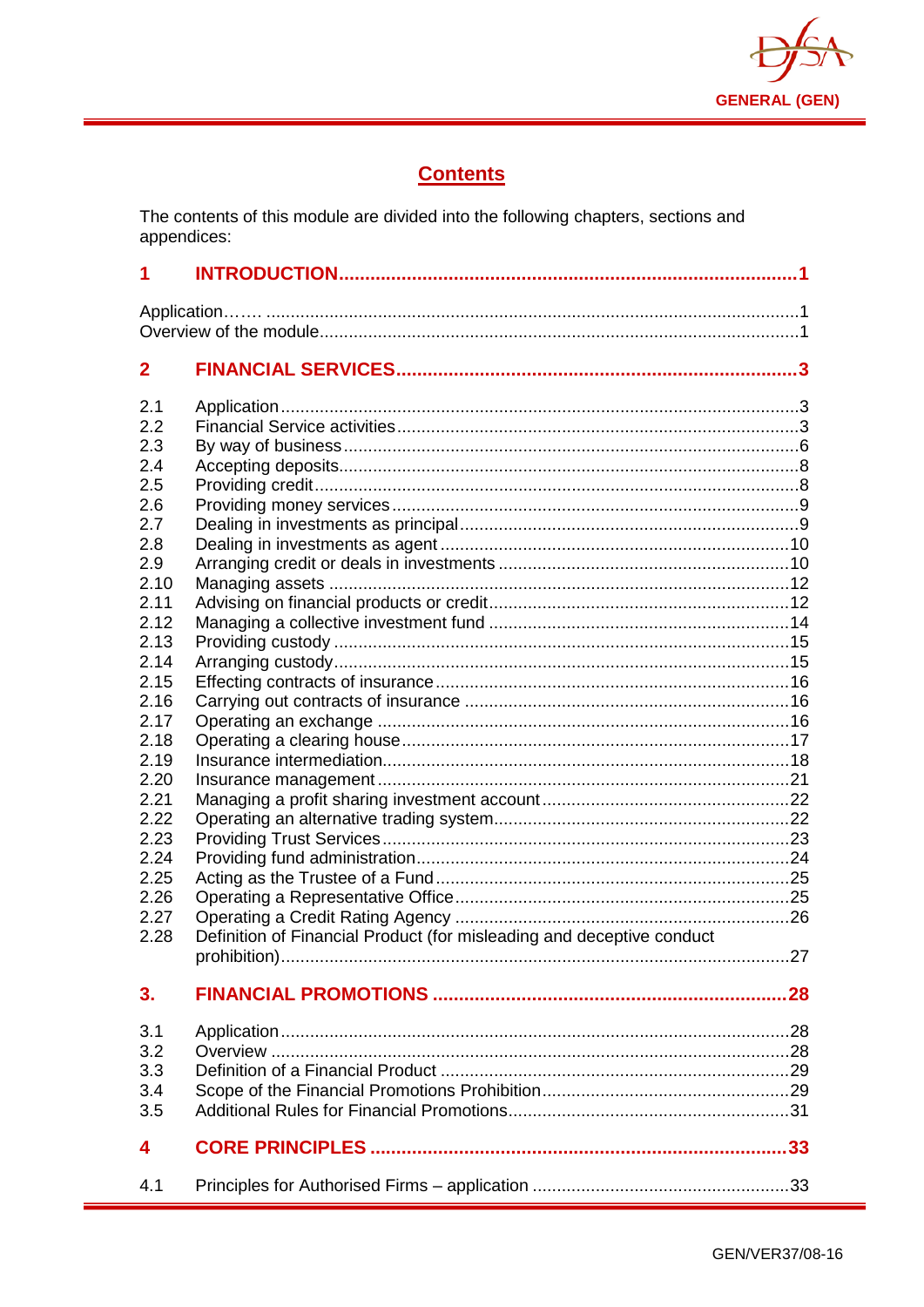## Contents

The contents of this module are divided into the following chapters, sections and appendices:

| | | |
|---|---|---|
| **1** | **INTRODUCTION** | **1** |
| Application……. | | 1 |
| Overview of the module | | 1 |
| **2** | **FINANCIAL SERVICES** | **3** |
| 2.1 | Application | 3 |
| 2.2 | Financial Service activities | 3 |
| 2.3 | By way of business | 6 |
| 2.4 | Accepting deposits | 8 |
| 2.5 | Providing credit | 8 |
| 2.6 | Providing money services | 9 |
| 2.7 | Dealing in investments as principal | 9 |
| 2.8 | Dealing in investments as agent | 10 |
| 2.9 | Arranging credit or deals in investments | 10 |
| 2.10 | Managing assets | 12 |
| 2.11 | Advising on financial products or credit | 12 |
| 2.12 | Managing a collective investment fund | 14 |
| 2.13 | Providing custody | 15 |
| 2.14 | Arranging custody | 15 |
| 2.15 | Effecting contracts of insurance | 16 |
| 2.16 | Carrying out contracts of insurance | 16 |
| 2.17 | Operating an exchange | 16 |
| 2.18 | Operating a clearing house | 17 |
| 2.19 | Insurance intermediation | 18 |
| 2.20 | Insurance management | 21 |
| 2.21 | Managing a profit sharing investment account | 22 |
| 2.22 | Operating an alternative trading system | 22 |
| 2.23 | Providing Trust Services | 23 |
| 2.24 | Providing fund administration | 24 |
| 2.25 | Acting as the Trustee of a Fund | 25 |
| 2.26 | Operating a Representative Office | 25 |
| 2.27 | Operating a Credit Rating Agency | 26 |
| 2.28 | Definition of Financial Product (for misleading and deceptive conduct prohibition) | 27 |
| **3.** | **FINANCIAL PROMOTIONS** | **28** |
| 3.1 | Application | 28 |
| 3.2 | Overview | 28 |
| 3.3 | Definition of a Financial Product | 29 |
| 3.4 | Scope of the Financial Promotions Prohibition | 29 |
| 3.5 | Additional Rules for Financial Promotions | 31 |
| **4** | **CORE PRINCIPLES** | **33** |
| 4.1 | Principles for Authorised Firms – application | 33 |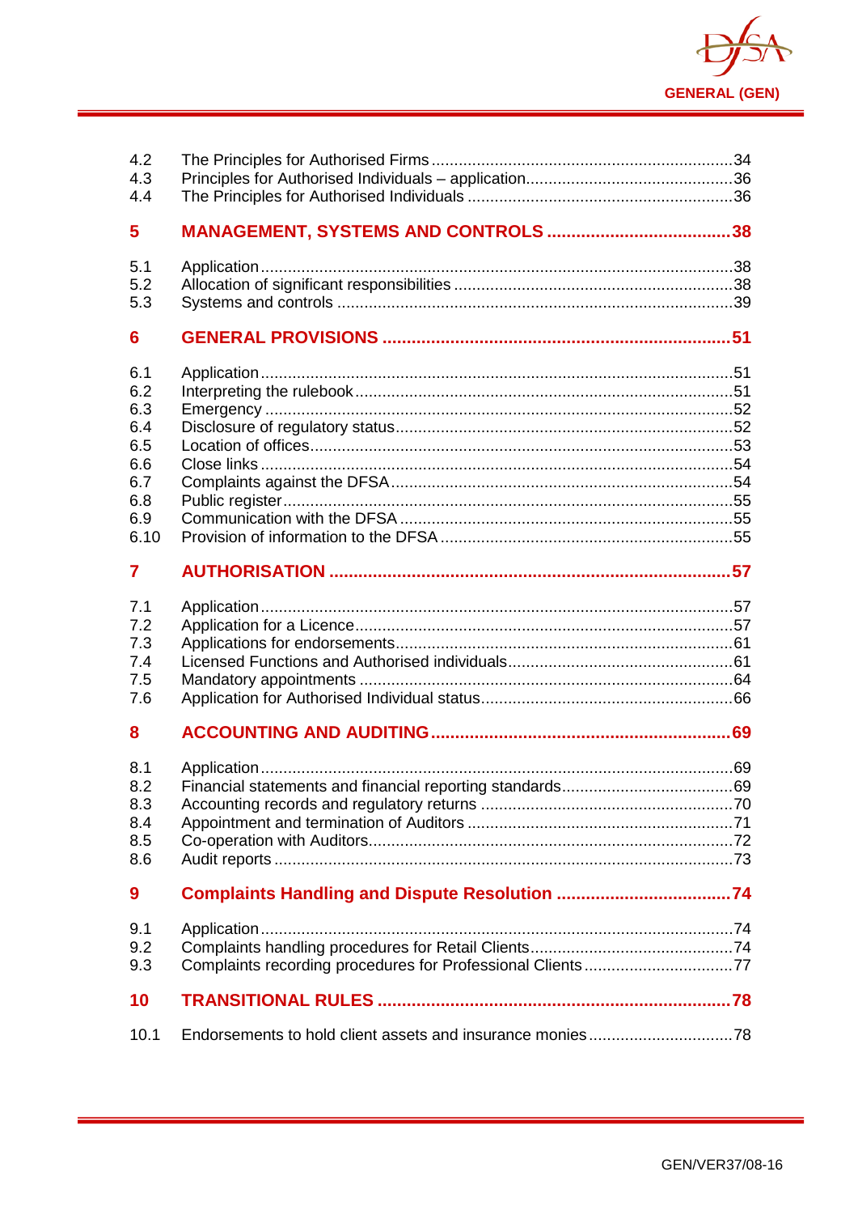| | | |
|---|---|---|
| 4.2 | The Principles for Authorised Firms | 34 |
| 4.3 | Principles for Authorised Individuals – application | 36 |
| 4.4 | The Principles for Authorised Individuals | 36 |
| **5** | **MANAGEMENT, SYSTEMS AND CONTROLS** | **38** |
| 5.1 | Application | 38 |
| 5.2 | Allocation of significant responsibilities | 38 |
| 5.3 | Systems and controls | 39 |
| **6** | **GENERAL PROVISIONS** | **51** |
| 6.1 | Application | 51 |
| 6.2 | Interpreting the rulebook | 51 |
| 6.3 | Emergency | 52 |
| 6.4 | Disclosure of regulatory status | 52 |
| 6.5 | Location of offices | 53 |
| 6.6 | Close links | 54 |
| 6.7 | Complaints against the DFSA | 54 |
| 6.8 | Public register | 55 |
| 6.9 | Communication with the DFSA | 55 |
| 6.10 | Provision of information to the DFSA | 55 |
| **7** | **AUTHORISATION** | **57** |
| 7.1 | Application | 57 |
| 7.2 | Application for a Licence | 57 |
| 7.3 | Applications for endorsements | 61 |
| 7.4 | Licensed Functions and Authorised individuals | 61 |
| 7.5 | Mandatory appointments | 64 |
| 7.6 | Application for Authorised Individual status | 66 |
| **8** | **ACCOUNTING AND AUDITING** | **69** |
| 8.1 | Application | 69 |
| 8.2 | Financial statements and financial reporting standards | 69 |
| 8.3 | Accounting records and regulatory returns | 70 |
| 8.4 | Appointment and termination of Auditors | 71 |
| 8.5 | Co-operation with Auditors | 72 |
| 8.6 | Audit reports | 73 |
| **9** | **Complaints Handling and Dispute Resolution** | **74** |
| 9.1 | Application | 74 |
| 9.2 | Complaints handling procedures for Retail Clients | 74 |
| 9.3 | Complaints recording procedures for Professional Clients | 77 |
| **10** | **TRANSITIONAL RULES** | **78** |
| 10.1 | Endorsements to hold client assets and insurance monies | 78 |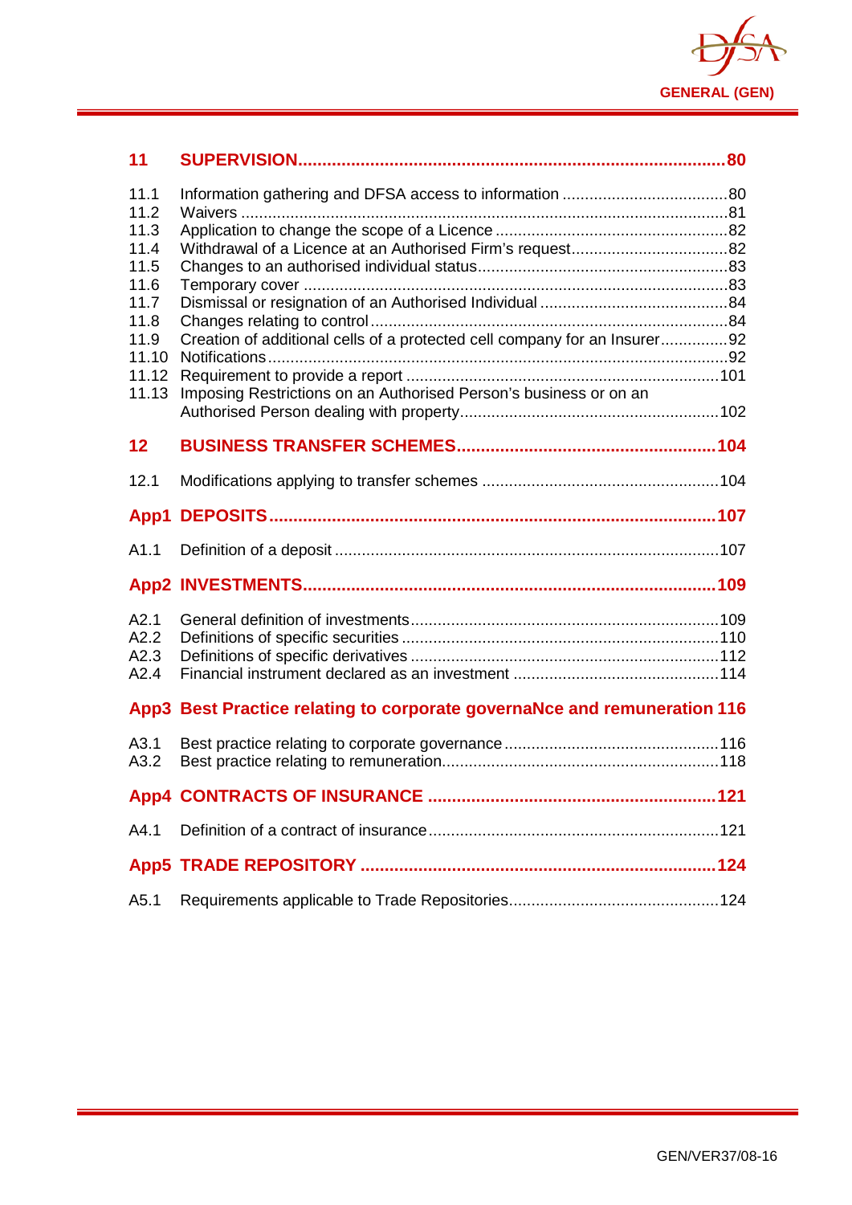| | | |
|---|---|---|
| **11** | **SUPERVISION** | **80** |
| 11.1 | Information gathering and DFSA access to information | 80 |
| 11.2 | Waivers | 81 |
| 11.3 | Application to change the scope of a Licence | 82 |
| 11.4 | Withdrawal of a Licence at an Authorised Firm's request | 82 |
| 11.5 | Changes to an authorised individual status | 83 |
| 11.6 | Temporary cover | 83 |
| 11.7 | Dismissal or resignation of an Authorised Individual | 84 |
| 11.8 | Changes relating to control | 84 |
| 11.9 | Creation of additional cells of a protected cell company for an Insurer | 92 |
| 11.10 | Notifications | 92 |
| 11.12 | Requirement to provide a report | 101 |
| 11.13 | Imposing Restrictions on an Authorised Person's business or on an Authorised Person dealing with property | 102 |
| **12** | **BUSINESS TRANSFER SCHEMES** | **104** |
| 12.1 | Modifications applying to transfer schemes | 104 |
| **App1** | **DEPOSITS** | **107** |
| A1.1 | Definition of a deposit | 107 |
| **App2** | **INVESTMENTS** | **109** |
| A2.1 | General definition of investments | 109 |
| A2.2 | Definitions of specific securities | 110 |
| A2.3 | Definitions of specific derivatives | 112 |
| A2.4 | Financial instrument declared as an investment | 114 |
| **App3** | **Best Practice relating to corporate governaNce and remuneration** | **116** |
| A3.1 | Best practice relating to corporate governance | 116 |
| A3.2 | Best practice relating to remuneration | 118 |
| **App4** | **CONTRACTS OF INSURANCE** | **121** |
| A4.1 | Definition of a contract of insurance | 121 |
| **App5** | **TRADE REPOSITORY** | **124** |
| A5.1 | Requirements applicable to Trade Repositories | 124 |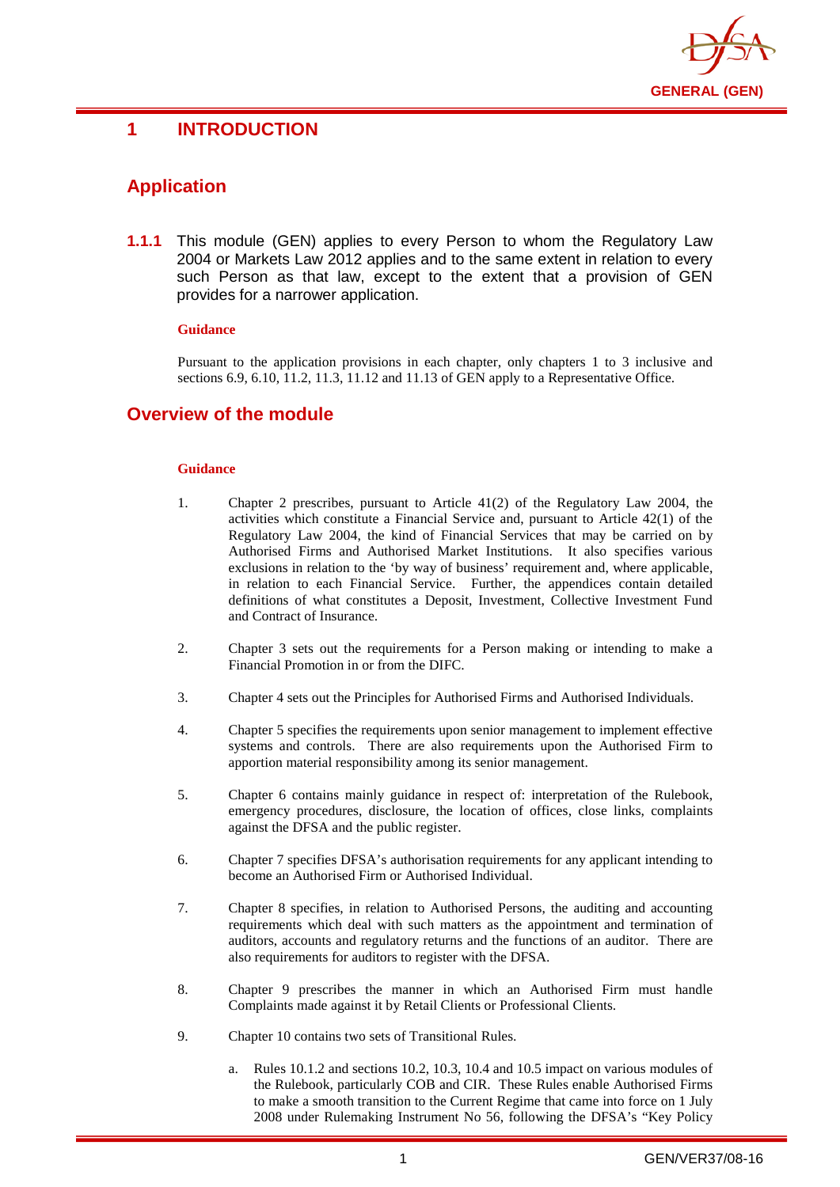# 1 INTRODUCTION

## Application

**1.1.1** This module (GEN) applies to every Person to whom the Regulatory Law 2004 or Markets Law 2012 applies and to the same extent in relation to every such Person as that law, except to the extent that a provision of GEN provides for a narrower application.

**Guidance**

Pursuant to the application provisions in each chapter, only chapters 1 to 3 inclusive and sections 6.9, 6.10, 11.2, 11.3, 11.12 and 11.13 of GEN apply to a Representative Office.

## Overview of the module

**Guidance**

1. Chapter 2 prescribes, pursuant to Article 41(2) of the Regulatory Law 2004, the activities which constitute a Financial Service and, pursuant to Article 42(1) of the Regulatory Law 2004, the kind of Financial Services that may be carried on by Authorised Firms and Authorised Market Institutions. It also specifies various exclusions in relation to the 'by way of business' requirement and, where applicable, in relation to each Financial Service. Further, the appendices contain detailed definitions of what constitutes a Deposit, Investment, Collective Investment Fund and Contract of Insurance.

2. Chapter 3 sets out the requirements for a Person making or intending to make a Financial Promotion in or from the DIFC.

3. Chapter 4 sets out the Principles for Authorised Firms and Authorised Individuals.

4. Chapter 5 specifies the requirements upon senior management to implement effective systems and controls. There are also requirements upon the Authorised Firm to apportion material responsibility among its senior management.

5. Chapter 6 contains mainly guidance in respect of: interpretation of the Rulebook, emergency procedures, disclosure, the location of offices, close links, complaints against the DFSA and the public register.

6. Chapter 7 specifies DFSA's authorisation requirements for any applicant intending to become an Authorised Firm or Authorised Individual.

7. Chapter 8 specifies, in relation to Authorised Persons, the auditing and accounting requirements which deal with such matters as the appointment and termination of auditors, accounts and regulatory returns and the functions of an auditor. There are also requirements for auditors to register with the DFSA.

8. Chapter 9 prescribes the manner in which an Authorised Firm must handle Complaints made against it by Retail Clients or Professional Clients.

9. Chapter 10 contains two sets of Transitional Rules.

   a. Rules 10.1.2 and sections 10.2, 10.3, 10.4 and 10.5 impact on various modules of the Rulebook, particularly COB and CIR. These Rules enable Authorised Firms to make a smooth transition to the Current Regime that came into force on 1 July 2008 under Rulemaking Instrument No 56, following the DFSA's "Key Policy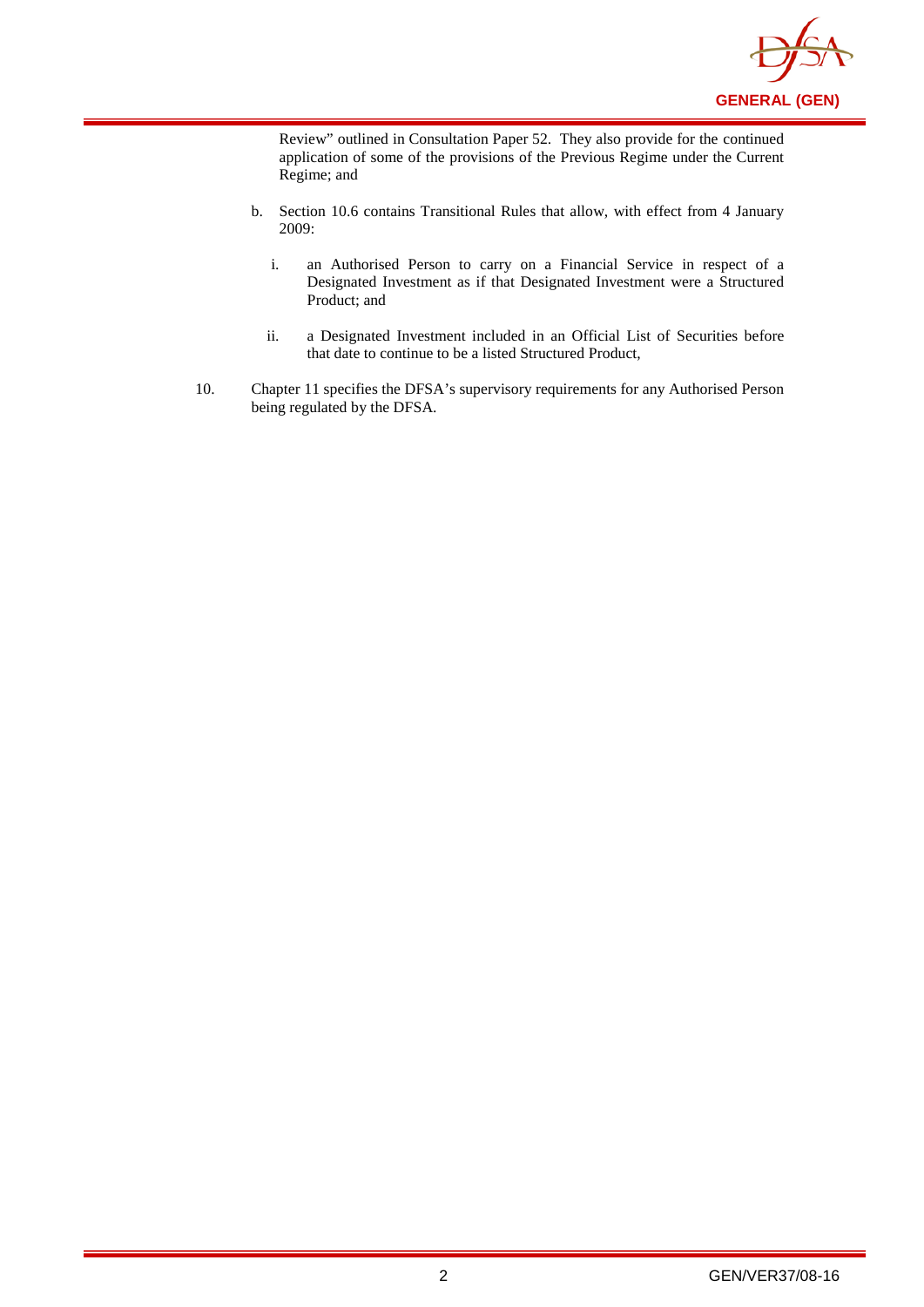Review" outlined in Consultation Paper 52. They also provide for the continued application of some of the provisions of the Previous Regime under the Current Regime; and

b. Section 10.6 contains Transitional Rules that allow, with effect from 4 January 2009:

   i. an Authorised Person to carry on a Financial Service in respect of a Designated Investment as if that Designated Investment were a Structured Product; and

   ii. a Designated Investment included in an Official List of Securities before that date to continue to be a listed Structured Product,

10. Chapter 11 specifies the DFSA's supervisory requirements for any Authorised Person being regulated by the DFSA.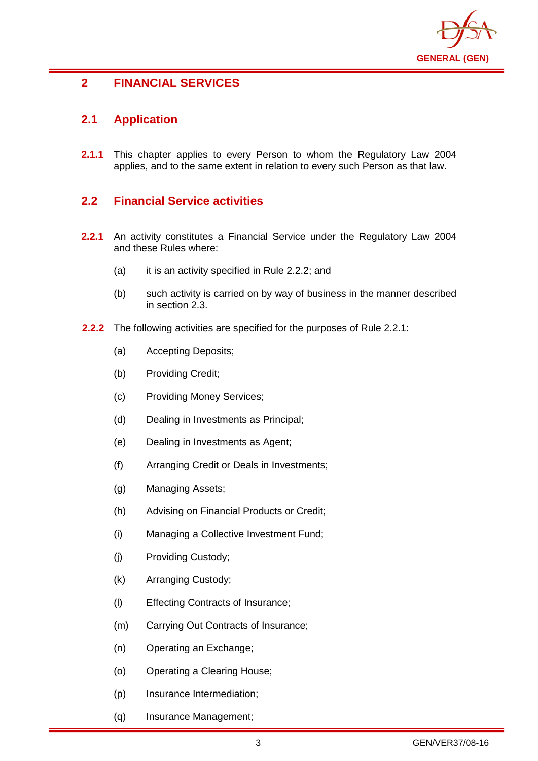# 2 FINANCIAL SERVICES

## 2.1 Application

**2.1.1** This chapter applies to every Person to whom the Regulatory Law 2004 applies, and to the same extent in relation to every such Person as that law.

## 2.2 Financial Service activities

**2.2.1** An activity constitutes a Financial Service under the Regulatory Law 2004 and these Rules where:

(a) it is an activity specified in Rule 2.2.2; and

(b) such activity is carried on by way of business in the manner described in section 2.3.

**2.2.2** The following activities are specified for the purposes of Rule 2.2.1:

(a) Accepting Deposits;

(b) Providing Credit;

(c) Providing Money Services;

(d) Dealing in Investments as Principal;

(e) Dealing in Investments as Agent;

(f) Arranging Credit or Deals in Investments;

(g) Managing Assets;

(h) Advising on Financial Products or Credit;

(i) Managing a Collective Investment Fund;

(j) Providing Custody;

(k) Arranging Custody;

(l) Effecting Contracts of Insurance;

(m) Carrying Out Contracts of Insurance;

(n) Operating an Exchange;

(o) Operating a Clearing House;

(p) Insurance Intermediation;

(q) Insurance Management;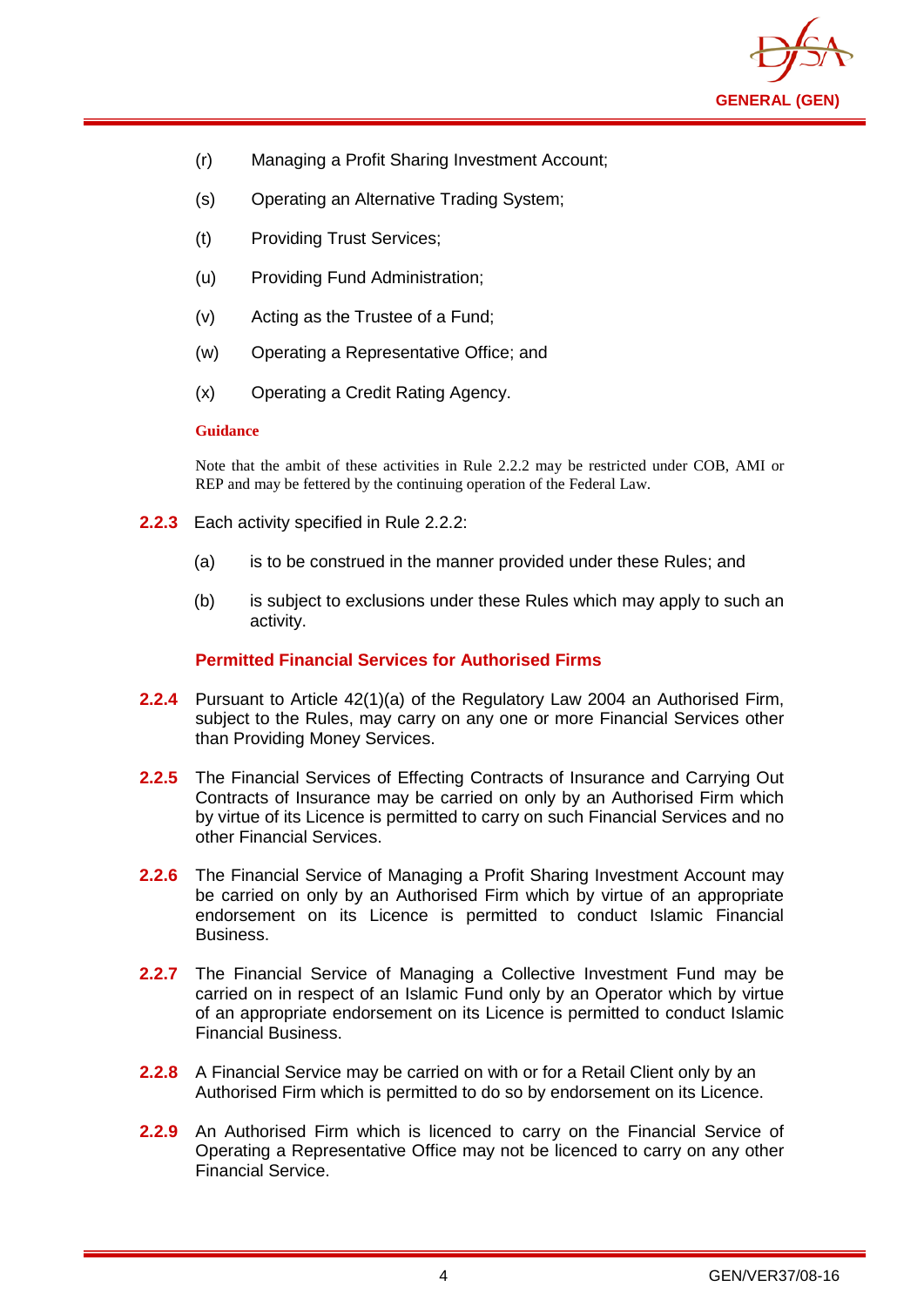(r) Managing a Profit Sharing Investment Account;

(s) Operating an Alternative Trading System;

(t) Providing Trust Services;

(u) Providing Fund Administration;

(v) Acting as the Trustee of a Fund;

(w) Operating a Representative Office; and

(x) Operating a Credit Rating Agency.

**Guidance**

Note that the ambit of these activities in Rule 2.2.2 may be restricted under COB, AMI or REP and may be fettered by the continuing operation of the Federal Law.

**2.2.3** Each activity specified in Rule 2.2.2:

(a) is to be construed in the manner provided under these Rules; and

(b) is subject to exclusions under these Rules which may apply to such an activity.

### Permitted Financial Services for Authorised Firms

**2.2.4** Pursuant to Article 42(1)(a) of the Regulatory Law 2004 an Authorised Firm, subject to the Rules, may carry on any one or more Financial Services other than Providing Money Services.

**2.2.5** The Financial Services of Effecting Contracts of Insurance and Carrying Out Contracts of Insurance may be carried on only by an Authorised Firm which by virtue of its Licence is permitted to carry on such Financial Services and no other Financial Services.

**2.2.6** The Financial Service of Managing a Profit Sharing Investment Account may be carried on only by an Authorised Firm which by virtue of an appropriate endorsement on its Licence is permitted to conduct Islamic Financial Business.

**2.2.7** The Financial Service of Managing a Collective Investment Fund may be carried on in respect of an Islamic Fund only by an Operator which by virtue of an appropriate endorsement on its Licence is permitted to conduct Islamic Financial Business.

**2.2.8** A Financial Service may be carried on with or for a Retail Client only by an Authorised Firm which is permitted to do so by endorsement on its Licence.

**2.2.9** An Authorised Firm which is licenced to carry on the Financial Service of Operating a Representative Office may not be licenced to carry on any other Financial Service.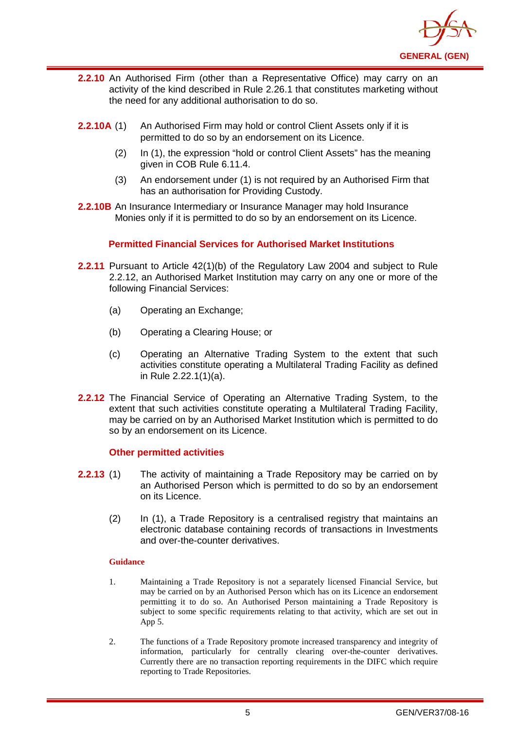**2.2.10** An Authorised Firm (other than a Representative Office) may carry on an activity of the kind described in Rule 2.26.1 that constitutes marketing without the need for any additional authorisation to do so.

**2.2.10A** (1) An Authorised Firm may hold or control Client Assets only if it is permitted to do so by an endorsement on its Licence.

(2) In (1), the expression "hold or control Client Assets" has the meaning given in COB Rule 6.11.4.

(3) An endorsement under (1) is not required by an Authorised Firm that has an authorisation for Providing Custody.

**2.2.10B** An Insurance Intermediary or Insurance Manager may hold Insurance Monies only if it is permitted to do so by an endorsement on its Licence.

### Permitted Financial Services for Authorised Market Institutions

**2.2.11** Pursuant to Article 42(1)(b) of the Regulatory Law 2004 and subject to Rule 2.2.12, an Authorised Market Institution may carry on any one or more of the following Financial Services:

(a) Operating an Exchange;

(b) Operating a Clearing House; or

(c) Operating an Alternative Trading System to the extent that such activities constitute operating a Multilateral Trading Facility as defined in Rule 2.22.1(1)(a).

**2.2.12** The Financial Service of Operating an Alternative Trading System, to the extent that such activities constitute operating a Multilateral Trading Facility, may be carried on by an Authorised Market Institution which is permitted to do so by an endorsement on its Licence.

### Other permitted activities

**2.2.13** (1) The activity of maintaining a Trade Repository may be carried on by an Authorised Person which is permitted to do so by an endorsement on its Licence.

(2) In (1), a Trade Repository is a centralised registry that maintains an electronic database containing records of transactions in Investments and over-the-counter derivatives.

#### Guidance

1. Maintaining a Trade Repository is not a separately licensed Financial Service, but may be carried on by an Authorised Person which has on its Licence an endorsement permitting it to do so. An Authorised Person maintaining a Trade Repository is subject to some specific requirements relating to that activity, which are set out in App 5.

2. The functions of a Trade Repository promote increased transparency and integrity of information, particularly for centrally clearing over-the-counter derivatives. Currently there are no transaction reporting requirements in the DIFC which require reporting to Trade Repositories.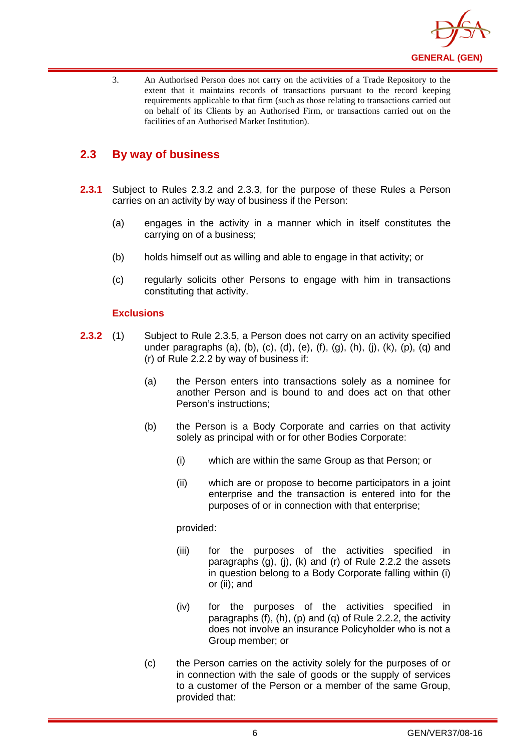3. An Authorised Person does not carry on the activities of a Trade Repository to the extent that it maintains records of transactions pursuant to the record keeping requirements applicable to that firm (such as those relating to transactions carried out on behalf of its Clients by an Authorised Firm, or transactions carried out on the facilities of an Authorised Market Institution).

## 2.3 By way of business

**2.3.1** Subject to Rules 2.3.2 and 2.3.3, for the purpose of these Rules a Person carries on an activity by way of business if the Person:

(a) engages in the activity in a manner which in itself constitutes the carrying on of a business;

(b) holds himself out as willing and able to engage in that activity; or

(c) regularly solicits other Persons to engage with him in transactions constituting that activity.

### Exclusions

**2.3.2** (1) Subject to Rule 2.3.5, a Person does not carry on an activity specified under paragraphs (a), (b), (c), (d), (e), (f), (g), (h), (j), (k), (p), (q) and (r) of Rule 2.2.2 by way of business if:

(a) the Person enters into transactions solely as a nominee for another Person and is bound to and does act on that other Person's instructions;

(b) the Person is a Body Corporate and carries on that activity solely as principal with or for other Bodies Corporate:

(i) which are within the same Group as that Person; or

(ii) which are or propose to become participators in a joint enterprise and the transaction is entered into for the purposes of or in connection with that enterprise;

provided:

(iii) for the purposes of the activities specified in paragraphs (g), (j), (k) and (r) of Rule 2.2.2 the assets in question belong to a Body Corporate falling within (i) or (ii); and

(iv) for the purposes of the activities specified in paragraphs (f), (h), (p) and (q) of Rule 2.2.2, the activity does not involve an insurance Policyholder who is not a Group member; or

(c) the Person carries on the activity solely for the purposes of or in connection with the sale of goods or the supply of services to a customer of the Person or a member of the same Group, provided that: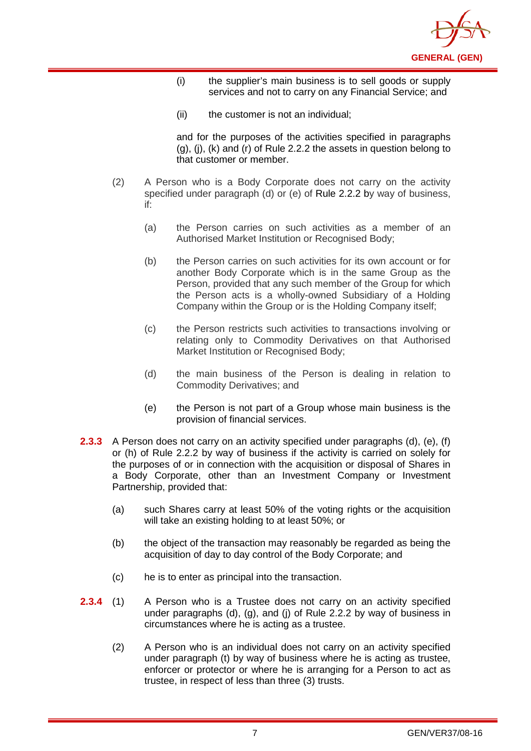(i) the supplier's main business is to sell goods or supply services and not to carry on any Financial Service; and

(ii) the customer is not an individual;

and for the purposes of the activities specified in paragraphs (g), (j), (k) and (r) of Rule 2.2.2 the assets in question belong to that customer or member.

(2) A Person who is a Body Corporate does not carry on the activity specified under paragraph (d) or (e) of Rule 2.2.2 by way of business, if:

(a) the Person carries on such activities as a member of an Authorised Market Institution or Recognised Body;

(b) the Person carries on such activities for its own account or for another Body Corporate which is in the same Group as the Person, provided that any such member of the Group for which the Person acts is a wholly-owned Subsidiary of a Holding Company within the Group or is the Holding Company itself;

(c) the Person restricts such activities to transactions involving or relating only to Commodity Derivatives on that Authorised Market Institution or Recognised Body;

(d) the main business of the Person is dealing in relation to Commodity Derivatives; and

(e) the Person is not part of a Group whose main business is the provision of financial services.

**2.3.3** A Person does not carry on an activity specified under paragraphs (d), (e), (f) or (h) of Rule 2.2.2 by way of business if the activity is carried on solely for the purposes of or in connection with the acquisition or disposal of Shares in a Body Corporate, other than an Investment Company or Investment Partnership, provided that:

(a) such Shares carry at least 50% of the voting rights or the acquisition will take an existing holding to at least 50%; or

(b) the object of the transaction may reasonably be regarded as being the acquisition of day to day control of the Body Corporate; and

(c) he is to enter as principal into the transaction.

**2.3.4** (1) A Person who is a Trustee does not carry on an activity specified under paragraphs (d), (g), and (j) of Rule 2.2.2 by way of business in circumstances where he is acting as a trustee.

(2) A Person who is an individual does not carry on an activity specified under paragraph (t) by way of business where he is acting as trustee, enforcer or protector or where he is arranging for a Person to act as trustee, in respect of less than three (3) trusts.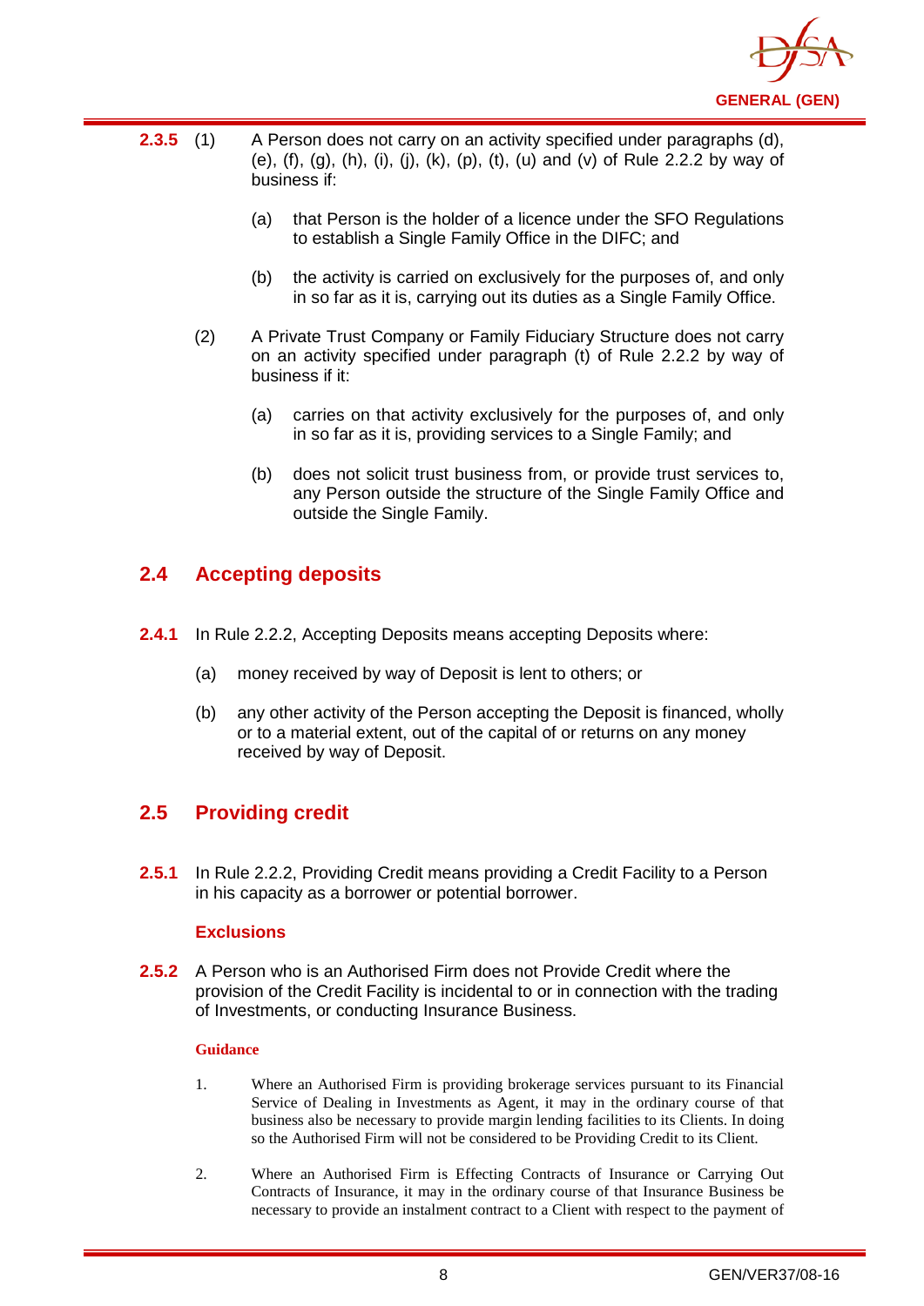**2.3.5** (1) A Person does not carry on an activity specified under paragraphs (d), (e), (f), (g), (h), (i), (j), (k), (p), (t), (u) and (v) of Rule 2.2.2 by way of business if:

(a) that Person is the holder of a licence under the SFO Regulations to establish a Single Family Office in the DIFC; and

(b) the activity is carried on exclusively for the purposes of, and only in so far as it is, carrying out its duties as a Single Family Office.

(2) A Private Trust Company or Family Fiduciary Structure does not carry on an activity specified under paragraph (t) of Rule 2.2.2 by way of business if it:

(a) carries on that activity exclusively for the purposes of, and only in so far as it is, providing services to a Single Family; and

(b) does not solicit trust business from, or provide trust services to, any Person outside the structure of the Single Family Office and outside the Single Family.

## 2.4 Accepting deposits

**2.4.1** In Rule 2.2.2, Accepting Deposits means accepting Deposits where:

(a) money received by way of Deposit is lent to others; or

(b) any other activity of the Person accepting the Deposit is financed, wholly or to a material extent, out of the capital of or returns on any money received by way of Deposit.

## 2.5 Providing credit

**2.5.1** In Rule 2.2.2, Providing Credit means providing a Credit Facility to a Person in his capacity as a borrower or potential borrower.

### Exclusions

**2.5.2** A Person who is an Authorised Firm does not Provide Credit where the provision of the Credit Facility is incidental to or in connection with the trading of Investments, or conducting Insurance Business.

#### Guidance

1. Where an Authorised Firm is providing brokerage services pursuant to its Financial Service of Dealing in Investments as Agent, it may in the ordinary course of that business also be necessary to provide margin lending facilities to its Clients. In doing so the Authorised Firm will not be considered to be Providing Credit to its Client.

2. Where an Authorised Firm is Effecting Contracts of Insurance or Carrying Out Contracts of Insurance, it may in the ordinary course of that Insurance Business be necessary to provide an instalment contract to a Client with respect to the payment of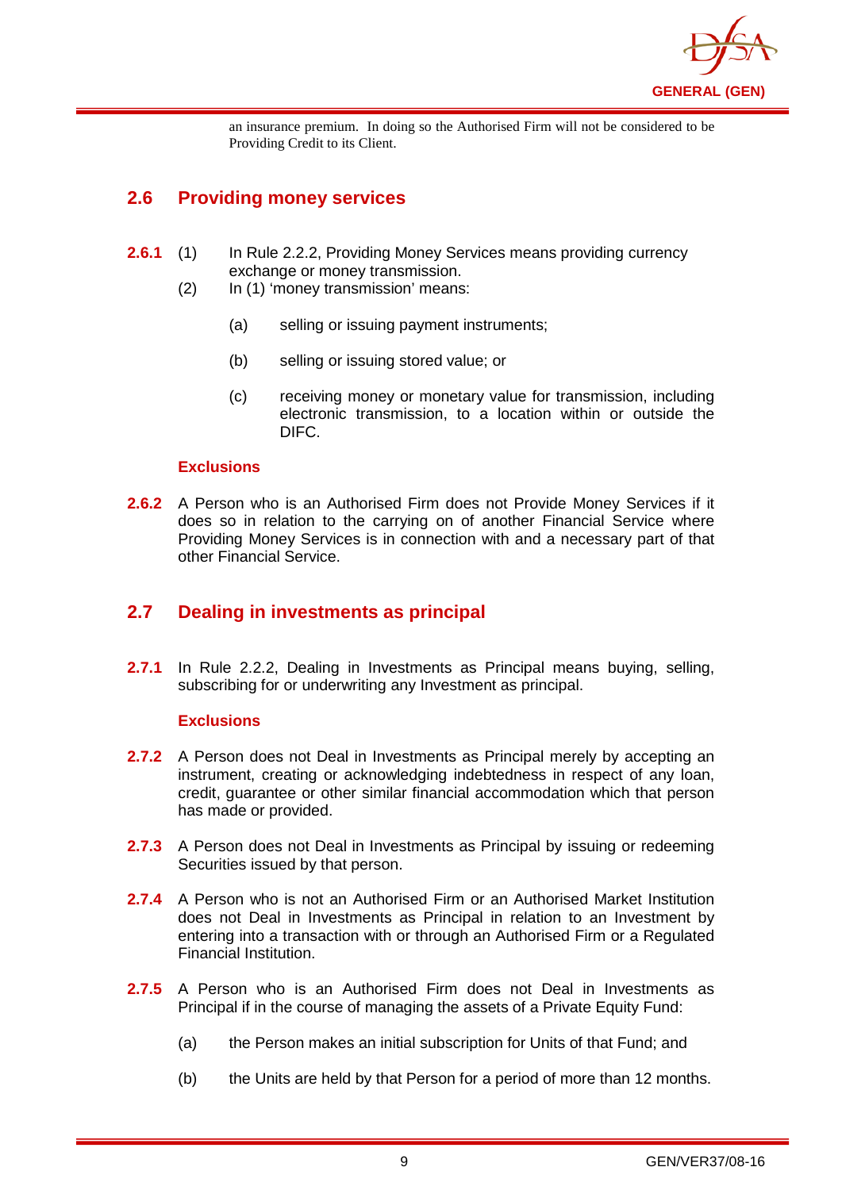an insurance premium. In doing so the Authorised Firm will not be considered to be Providing Credit to its Client.

## 2.6 Providing money services

**2.6.1** (1) In Rule 2.2.2, Providing Money Services means providing currency exchange or money transmission.

(2) In (1) 'money transmission' means:

(a) selling or issuing payment instruments;

(b) selling or issuing stored value; or

(c) receiving money or monetary value for transmission, including electronic transmission, to a location within or outside the DIFC.

### Exclusions

**2.6.2** A Person who is an Authorised Firm does not Provide Money Services if it does so in relation to the carrying on of another Financial Service where Providing Money Services is in connection with and a necessary part of that other Financial Service.

## 2.7 Dealing in investments as principal

**2.7.1** In Rule 2.2.2, Dealing in Investments as Principal means buying, selling, subscribing for or underwriting any Investment as principal.

### Exclusions

**2.7.2** A Person does not Deal in Investments as Principal merely by accepting an instrument, creating or acknowledging indebtedness in respect of any loan, credit, guarantee or other similar financial accommodation which that person has made or provided.

**2.7.3** A Person does not Deal in Investments as Principal by issuing or redeeming Securities issued by that person.

**2.7.4** A Person who is not an Authorised Firm or an Authorised Market Institution does not Deal in Investments as Principal in relation to an Investment by entering into a transaction with or through an Authorised Firm or a Regulated Financial Institution.

**2.7.5** A Person who is an Authorised Firm does not Deal in Investments as Principal if in the course of managing the assets of a Private Equity Fund:

(a) the Person makes an initial subscription for Units of that Fund; and

(b) the Units are held by that Person for a period of more than 12 months.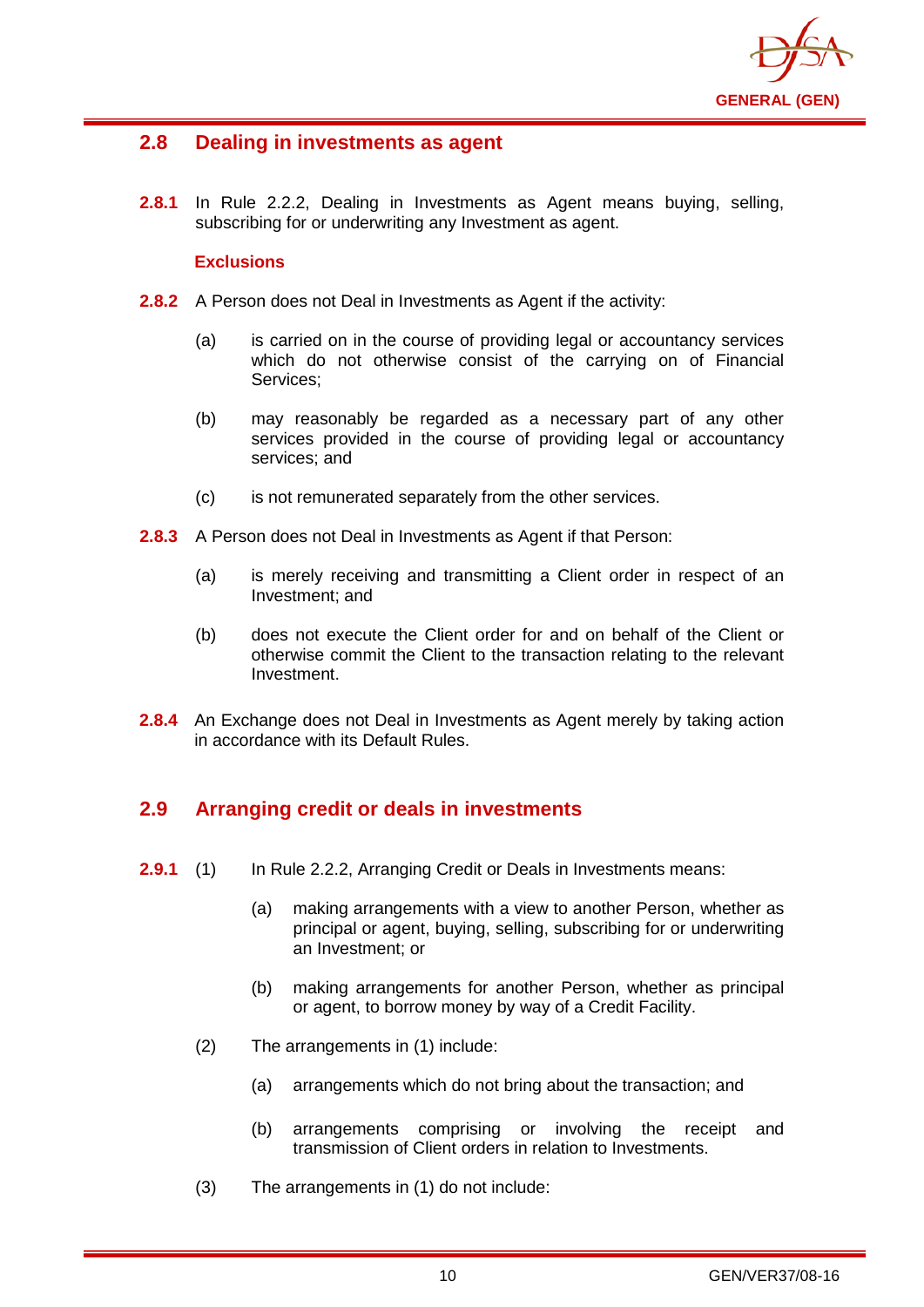## 2.8 Dealing in investments as agent

**2.8.1** In Rule 2.2.2, Dealing in Investments as Agent means buying, selling, subscribing for or underwriting any Investment as agent.

**Exclusions**

**2.8.2** A Person does not Deal in Investments as Agent if the activity:

(a) is carried on in the course of providing legal or accountancy services which do not otherwise consist of the carrying on of Financial Services;

(b) may reasonably be regarded as a necessary part of any other services provided in the course of providing legal or accountancy services; and

(c) is not remunerated separately from the other services.

**2.8.3** A Person does not Deal in Investments as Agent if that Person:

(a) is merely receiving and transmitting a Client order in respect of an Investment; and

(b) does not execute the Client order for and on behalf of the Client or otherwise commit the Client to the transaction relating to the relevant Investment.

**2.8.4** An Exchange does not Deal in Investments as Agent merely by taking action in accordance with its Default Rules.

## 2.9 Arranging credit or deals in investments

**2.9.1** (1) In Rule 2.2.2, Arranging Credit or Deals in Investments means:

(a) making arrangements with a view to another Person, whether as principal or agent, buying, selling, subscribing for or underwriting an Investment; or

(b) making arrangements for another Person, whether as principal or agent, to borrow money by way of a Credit Facility.

(2) The arrangements in (1) include:

(a) arrangements which do not bring about the transaction; and

(b) arrangements comprising or involving the receipt and transmission of Client orders in relation to Investments.

(3) The arrangements in (1) do not include: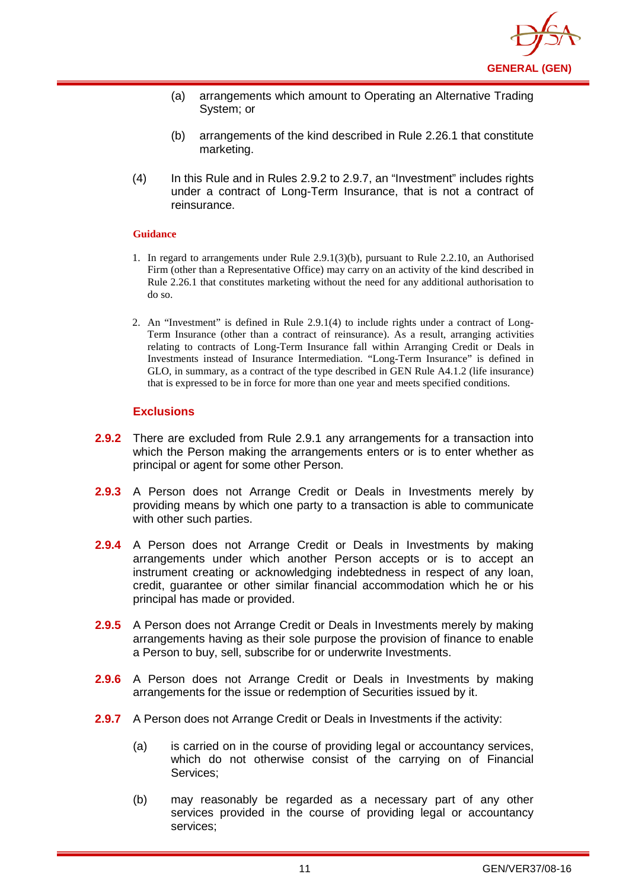(a) arrangements which amount to Operating an Alternative Trading System; or

(b) arrangements of the kind described in Rule 2.26.1 that constitute marketing.

(4) In this Rule and in Rules 2.9.2 to 2.9.7, an "Investment" includes rights under a contract of Long-Term Insurance, that is not a contract of reinsurance.

**Guidance**

1. In regard to arrangements under Rule 2.9.1(3)(b), pursuant to Rule 2.2.10, an Authorised Firm (other than a Representative Office) may carry on an activity of the kind described in Rule 2.26.1 that constitutes marketing without the need for any additional authorisation to do so.

2. An "Investment" is defined in Rule 2.9.1(4) to include rights under a contract of Long-Term Insurance (other than a contract of reinsurance). As a result, arranging activities relating to contracts of Long-Term Insurance fall within Arranging Credit or Deals in Investments instead of Insurance Intermediation. "Long-Term Insurance" is defined in GLO, in summary, as a contract of the type described in GEN Rule A4.1.2 (life insurance) that is expressed to be in force for more than one year and meets specified conditions.

### Exclusions

**2.9.2** There are excluded from Rule 2.9.1 any arrangements for a transaction into which the Person making the arrangements enters or is to enter whether as principal or agent for some other Person.

**2.9.3** A Person does not Arrange Credit or Deals in Investments merely by providing means by which one party to a transaction is able to communicate with other such parties.

**2.9.4** A Person does not Arrange Credit or Deals in Investments by making arrangements under which another Person accepts or is to accept an instrument creating or acknowledging indebtedness in respect of any loan, credit, guarantee or other similar financial accommodation which he or his principal has made or provided.

**2.9.5** A Person does not Arrange Credit or Deals in Investments merely by making arrangements having as their sole purpose the provision of finance to enable a Person to buy, sell, subscribe for or underwrite Investments.

**2.9.6** A Person does not Arrange Credit or Deals in Investments by making arrangements for the issue or redemption of Securities issued by it.

**2.9.7** A Person does not Arrange Credit or Deals in Investments if the activity:

(a) is carried on in the course of providing legal or accountancy services, which do not otherwise consist of the carrying on of Financial Services;

(b) may reasonably be regarded as a necessary part of any other services provided in the course of providing legal or accountancy services;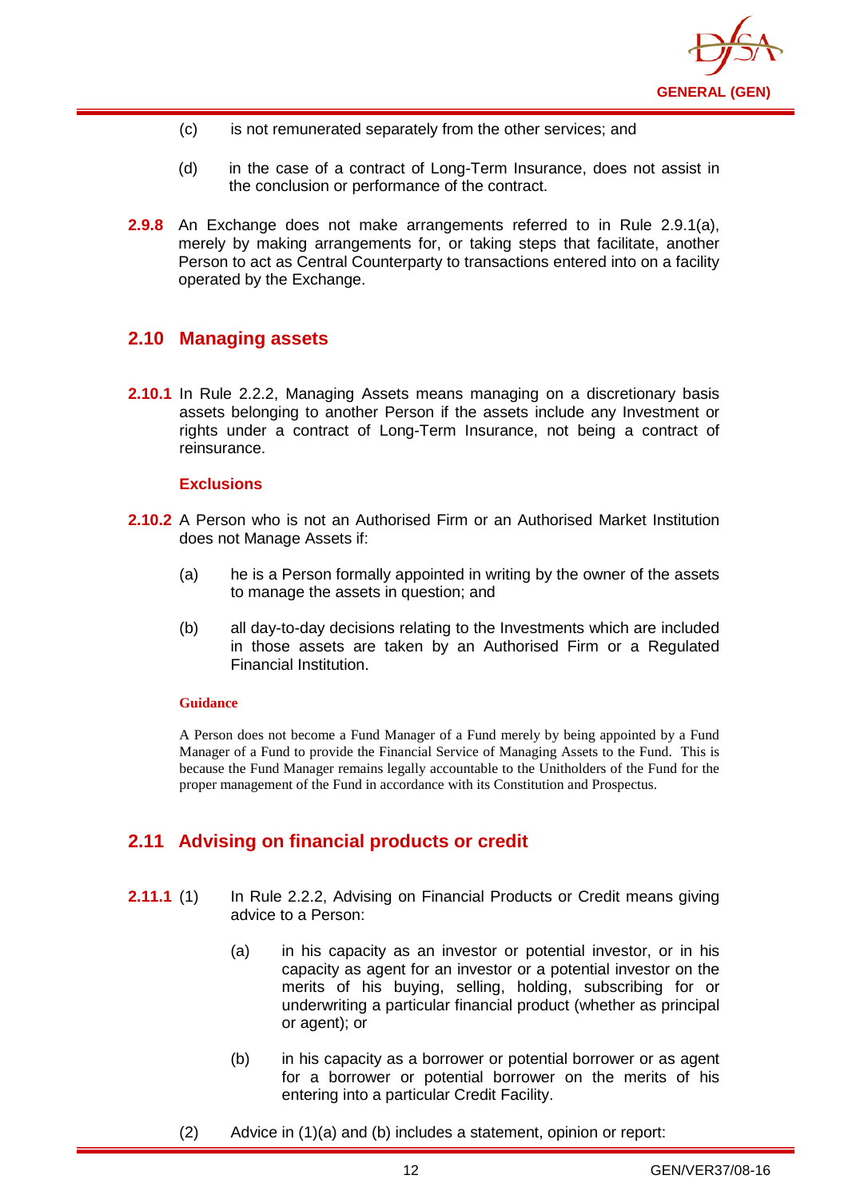(c) is not remunerated separately from the other services; and

(d) in the case of a contract of Long-Term Insurance, does not assist in the conclusion or performance of the contract.

**2.9.8** An Exchange does not make arrangements referred to in Rule 2.9.1(a), merely by making arrangements for, or taking steps that facilitate, another Person to act as Central Counterparty to transactions entered into on a facility operated by the Exchange.

## 2.10 Managing assets

**2.10.1** In Rule 2.2.2, Managing Assets means managing on a discretionary basis assets belonging to another Person if the assets include any Investment or rights under a contract of Long-Term Insurance, not being a contract of reinsurance.

### Exclusions

**2.10.2** A Person who is not an Authorised Firm or an Authorised Market Institution does not Manage Assets if:

(a) he is a Person formally appointed in writing by the owner of the assets to manage the assets in question; and

(b) all day-to-day decisions relating to the Investments which are included in those assets are taken by an Authorised Firm or a Regulated Financial Institution.

**Guidance**

A Person does not become a Fund Manager of a Fund merely by being appointed by a Fund Manager of a Fund to provide the Financial Service of Managing Assets to the Fund. This is because the Fund Manager remains legally accountable to the Unitholders of the Fund for the proper management of the Fund in accordance with its Constitution and Prospectus.

## 2.11 Advising on financial products or credit

**2.11.1** (1) In Rule 2.2.2, Advising on Financial Products or Credit means giving advice to a Person:

(a) in his capacity as an investor or potential investor, or in his capacity as agent for an investor or a potential investor on the merits of his buying, selling, holding, subscribing for or underwriting a particular financial product (whether as principal or agent); or

(b) in his capacity as a borrower or potential borrower or as agent for a borrower or potential borrower on the merits of his entering into a particular Credit Facility.

(2) Advice in (1)(a) and (b) includes a statement, opinion or report: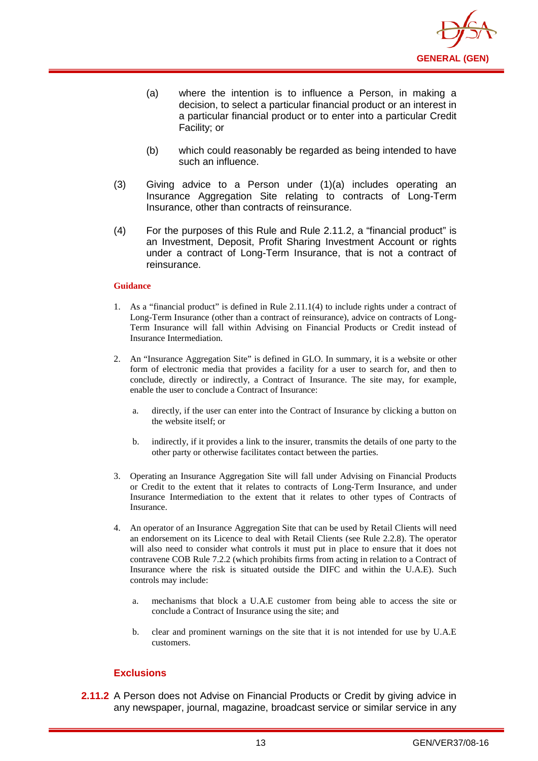(a) where the intention is to influence a Person, in making a decision, to select a particular financial product or an interest in a particular financial product or to enter into a particular Credit Facility; or

(b) which could reasonably be regarded as being intended to have such an influence.

(3) Giving advice to a Person under (1)(a) includes operating an Insurance Aggregation Site relating to contracts of Long-Term Insurance, other than contracts of reinsurance.

(4) For the purposes of this Rule and Rule 2.11.2, a "financial product" is an Investment, Deposit, Profit Sharing Investment Account or rights under a contract of Long-Term Insurance, that is not a contract of reinsurance.

**Guidance**

1. As a "financial product" is defined in Rule 2.11.1(4) to include rights under a contract of Long-Term Insurance (other than a contract of reinsurance), advice on contracts of Long-Term Insurance will fall within Advising on Financial Products or Credit instead of Insurance Intermediation.

2. An "Insurance Aggregation Site" is defined in GLO. In summary, it is a website or other form of electronic media that provides a facility for a user to search for, and then to conclude, directly or indirectly, a Contract of Insurance. The site may, for example, enable the user to conclude a Contract of Insurance:

   a. directly, if the user can enter into the Contract of Insurance by clicking a button on the website itself; or

   b. indirectly, if it provides a link to the insurer, transmits the details of one party to the other party or otherwise facilitates contact between the parties.

3. Operating an Insurance Aggregation Site will fall under Advising on Financial Products or Credit to the extent that it relates to contracts of Long-Term Insurance, and under Insurance Intermediation to the extent that it relates to other types of Contracts of Insurance.

4. An operator of an Insurance Aggregation Site that can be used by Retail Clients will need an endorsement on its Licence to deal with Retail Clients (see Rule 2.2.8). The operator will also need to consider what controls it must put in place to ensure that it does not contravene COB Rule 7.2.2 (which prohibits firms from acting in relation to a Contract of Insurance where the risk is situated outside the DIFC and within the U.A.E). Such controls may include:

   a. mechanisms that block a U.A.E customer from being able to access the site or conclude a Contract of Insurance using the site; and

   b. clear and prominent warnings on the site that it is not intended for use by U.A.E customers.

### Exclusions

**2.11.2** A Person does not Advise on Financial Products or Credit by giving advice in any newspaper, journal, magazine, broadcast service or similar service in any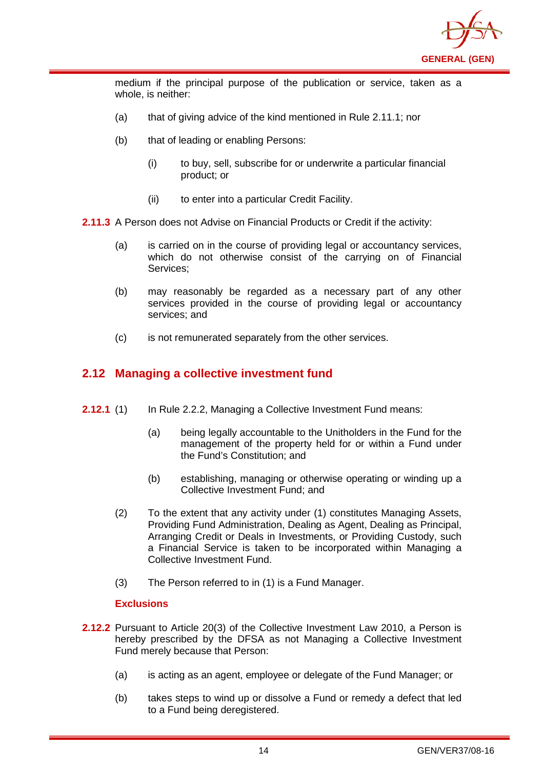medium if the principal purpose of the publication or service, taken as a whole, is neither:

(a) that of giving advice of the kind mentioned in Rule 2.11.1; nor

(b) that of leading or enabling Persons:

 (i) to buy, sell, subscribe for or underwrite a particular financial product; or

 (ii) to enter into a particular Credit Facility.

**2.11.3** A Person does not Advise on Financial Products or Credit if the activity:

(a) is carried on in the course of providing legal or accountancy services, which do not otherwise consist of the carrying on of Financial Services;

(b) may reasonably be regarded as a necessary part of any other services provided in the course of providing legal or accountancy services; and

(c) is not remunerated separately from the other services.

## 2.12 Managing a collective investment fund

**2.12.1** (1) In Rule 2.2.2, Managing a Collective Investment Fund means:

 (a) being legally accountable to the Unitholders in the Fund for the management of the property held for or within a Fund under the Fund's Constitution; and

 (b) establishing, managing or otherwise operating or winding up a Collective Investment Fund; and

(2) To the extent that any activity under (1) constitutes Managing Assets, Providing Fund Administration, Dealing as Agent, Dealing as Principal, Arranging Credit or Deals in Investments, or Providing Custody, such a Financial Service is taken to be incorporated within Managing a Collective Investment Fund.

(3) The Person referred to in (1) is a Fund Manager.

### Exclusions

**2.12.2** Pursuant to Article 20(3) of the Collective Investment Law 2010, a Person is hereby prescribed by the DFSA as not Managing a Collective Investment Fund merely because that Person:

(a) is acting as an agent, employee or delegate of the Fund Manager; or

(b) takes steps to wind up or dissolve a Fund or remedy a defect that led to a Fund being deregistered.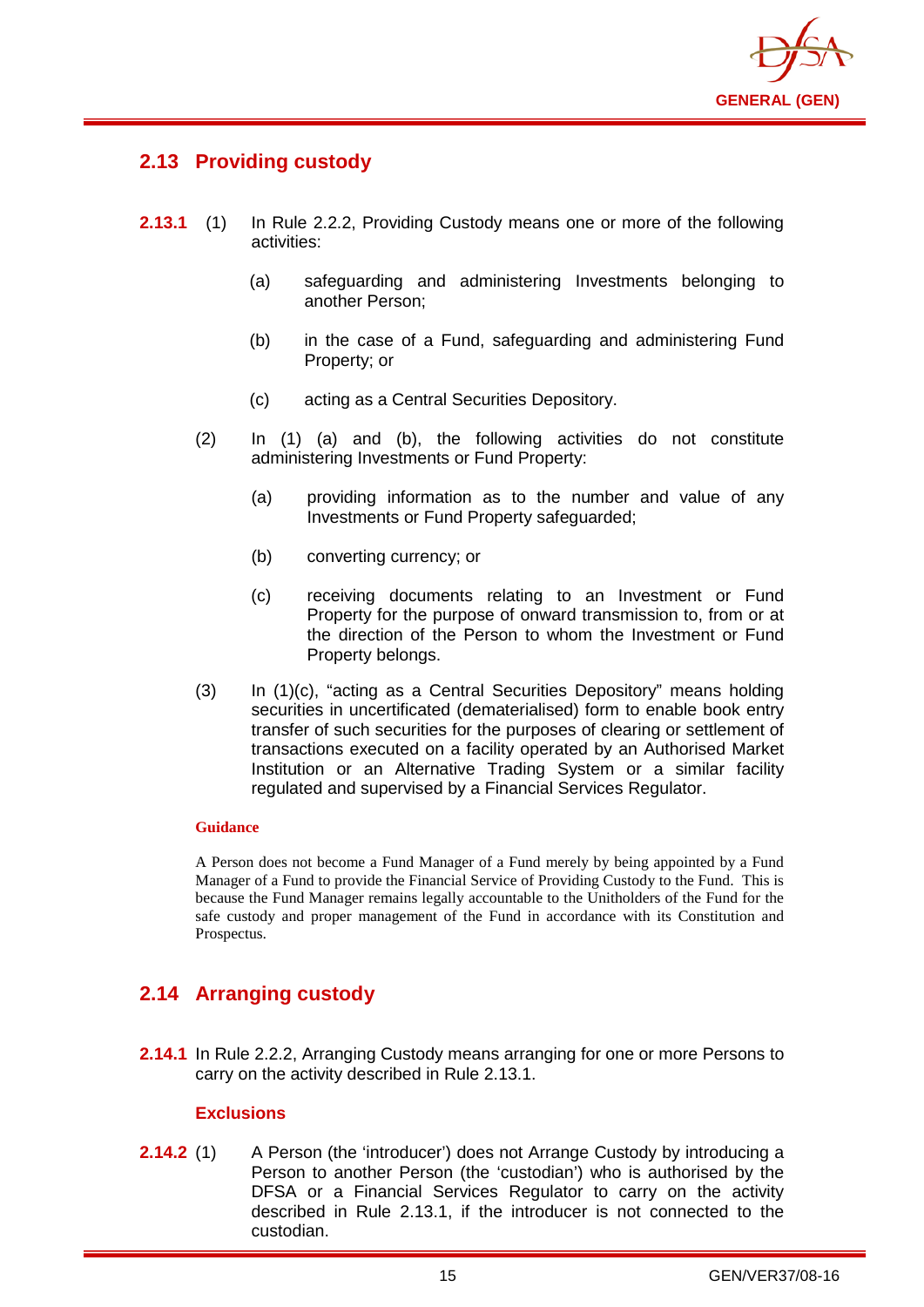## 2.13 Providing custody

**2.13.1** (1) In Rule 2.2.2, Providing Custody means one or more of the following activities:

(a) safeguarding and administering Investments belonging to another Person;

(b) in the case of a Fund, safeguarding and administering Fund Property; or

(c) acting as a Central Securities Depository.

(2) In (1) (a) and (b), the following activities do not constitute administering Investments or Fund Property:

(a) providing information as to the number and value of any Investments or Fund Property safeguarded;

(b) converting currency; or

(c) receiving documents relating to an Investment or Fund Property for the purpose of onward transmission to, from or at the direction of the Person to whom the Investment or Fund Property belongs.

(3) In (1)(c), "acting as a Central Securities Depository" means holding securities in uncertificated (dematerialised) form to enable book entry transfer of such securities for the purposes of clearing or settlement of transactions executed on a facility operated by an Authorised Market Institution or an Alternative Trading System or a similar facility regulated and supervised by a Financial Services Regulator.

**Guidance**

A Person does not become a Fund Manager of a Fund merely by being appointed by a Fund Manager of a Fund to provide the Financial Service of Providing Custody to the Fund. This is because the Fund Manager remains legally accountable to the Unitholders of the Fund for the safe custody and proper management of the Fund in accordance with its Constitution and Prospectus.

## 2.14 Arranging custody

**2.14.1** In Rule 2.2.2, Arranging Custody means arranging for one or more Persons to carry on the activity described in Rule 2.13.1.

### Exclusions

**2.14.2** (1) A Person (the 'introducer') does not Arrange Custody by introducing a Person to another Person (the 'custodian') who is authorised by the DFSA or a Financial Services Regulator to carry on the activity described in Rule 2.13.1, if the introducer is not connected to the custodian.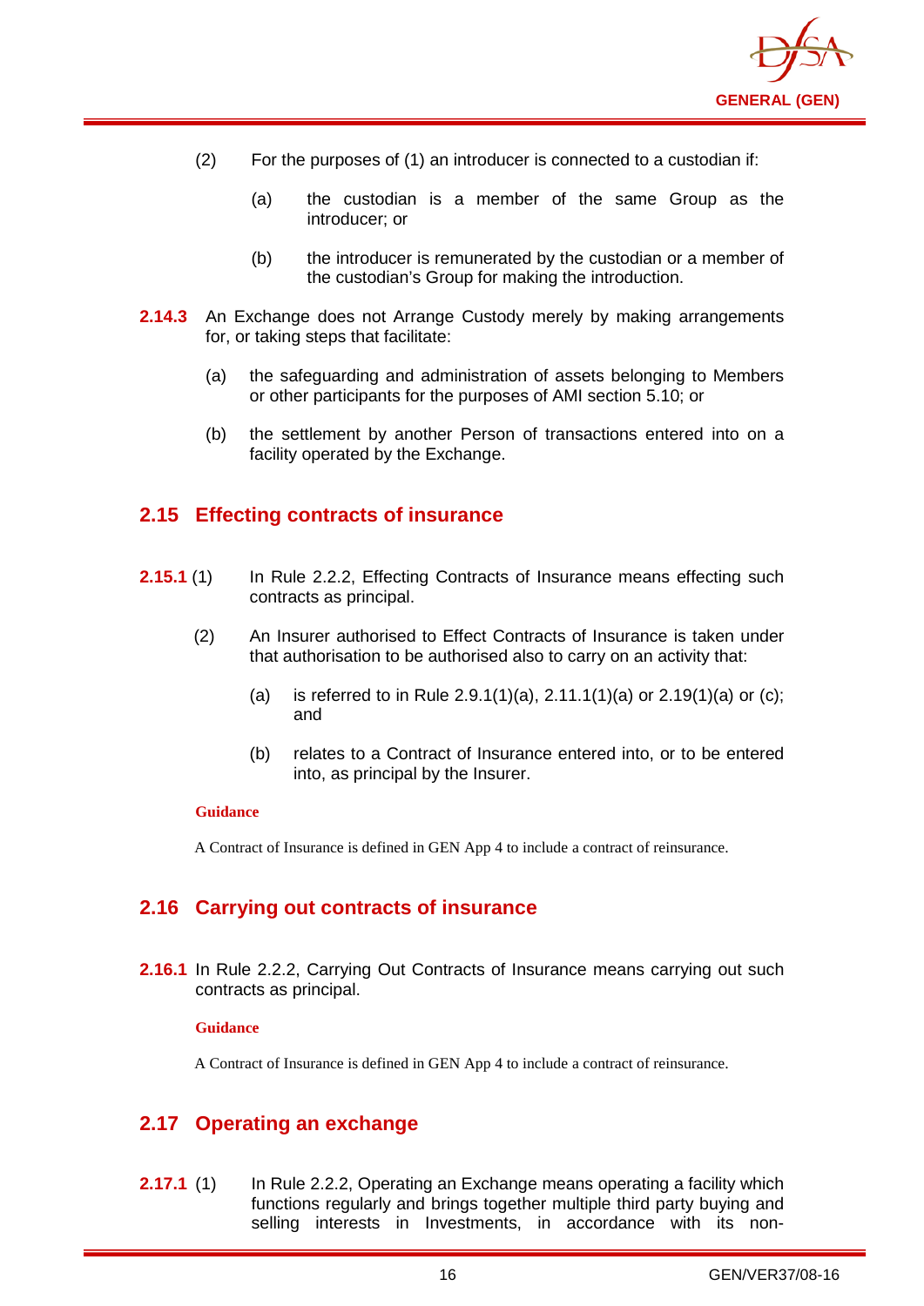(2) For the purposes of (1) an introducer is connected to a custodian if:

(a) the custodian is a member of the same Group as the introducer; or

(b) the introducer is remunerated by the custodian or a member of the custodian's Group for making the introduction.

**2.14.3** An Exchange does not Arrange Custody merely by making arrangements for, or taking steps that facilitate:

(a) the safeguarding and administration of assets belonging to Members or other participants for the purposes of AMI section 5.10; or

(b) the settlement by another Person of transactions entered into on a facility operated by the Exchange.

## 2.15 Effecting contracts of insurance

**2.15.1** (1) In Rule 2.2.2, Effecting Contracts of Insurance means effecting such contracts as principal.

(2) An Insurer authorised to Effect Contracts of Insurance is taken under that authorisation to be authorised also to carry on an activity that:

(a) is referred to in Rule 2.9.1(1)(a), 2.11.1(1)(a) or 2.19(1)(a) or (c); and

(b) relates to a Contract of Insurance entered into, or to be entered into, as principal by the Insurer.

**Guidance**

A Contract of Insurance is defined in GEN App 4 to include a contract of reinsurance.

## 2.16 Carrying out contracts of insurance

**2.16.1** In Rule 2.2.2, Carrying Out Contracts of Insurance means carrying out such contracts as principal.

**Guidance**

A Contract of Insurance is defined in GEN App 4 to include a contract of reinsurance.

## 2.17 Operating an exchange

**2.17.1** (1) In Rule 2.2.2, Operating an Exchange means operating a facility which functions regularly and brings together multiple third party buying and selling interests in Investments, in accordance with its non-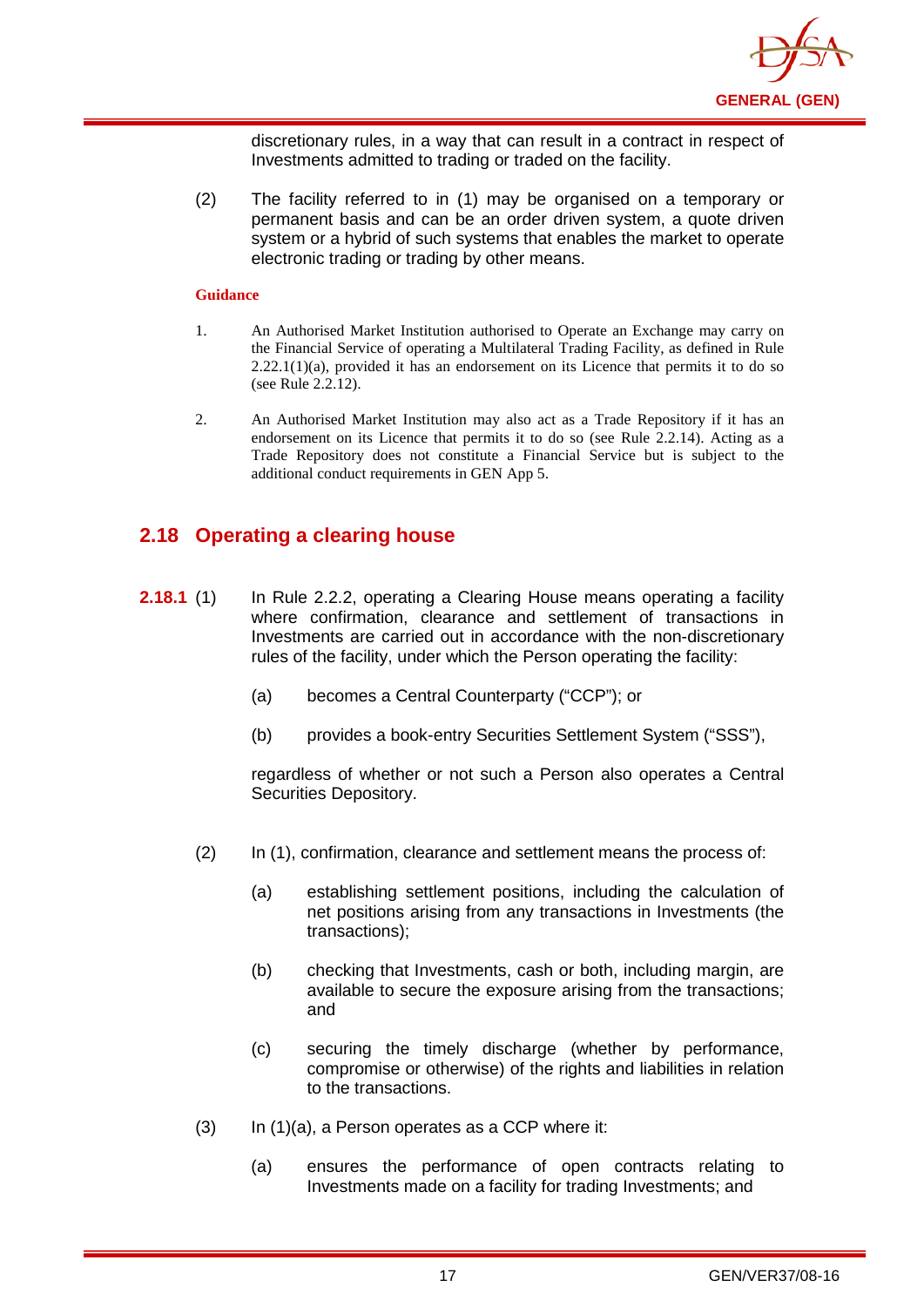discretionary rules, in a way that can result in a contract in respect of Investments admitted to trading or traded on the facility.

(2) The facility referred to in (1) may be organised on a temporary or permanent basis and can be an order driven system, a quote driven system or a hybrid of such systems that enables the market to operate electronic trading or trading by other means.

**Guidance**

1. An Authorised Market Institution authorised to Operate an Exchange may carry on the Financial Service of operating a Multilateral Trading Facility, as defined in Rule 2.22.1(1)(a), provided it has an endorsement on its Licence that permits it to do so (see Rule 2.2.12).

2. An Authorised Market Institution may also act as a Trade Repository if it has an endorsement on its Licence that permits it to do so (see Rule 2.2.14). Acting as a Trade Repository does not constitute a Financial Service but is subject to the additional conduct requirements in GEN App 5.

## 2.18 Operating a clearing house

**2.18.1** (1) In Rule 2.2.2, operating a Clearing House means operating a facility where confirmation, clearance and settlement of transactions in Investments are carried out in accordance with the non-discretionary rules of the facility, under which the Person operating the facility:

(a) becomes a Central Counterparty ("CCP"); or

(b) provides a book-entry Securities Settlement System ("SSS"),

regardless of whether or not such a Person also operates a Central Securities Depository.

(2) In (1), confirmation, clearance and settlement means the process of:

(a) establishing settlement positions, including the calculation of net positions arising from any transactions in Investments (the transactions);

(b) checking that Investments, cash or both, including margin, are available to secure the exposure arising from the transactions; and

(c) securing the timely discharge (whether by performance, compromise or otherwise) of the rights and liabilities in relation to the transactions.

(3) In (1)(a), a Person operates as a CCP where it:

(a) ensures the performance of open contracts relating to Investments made on a facility for trading Investments; and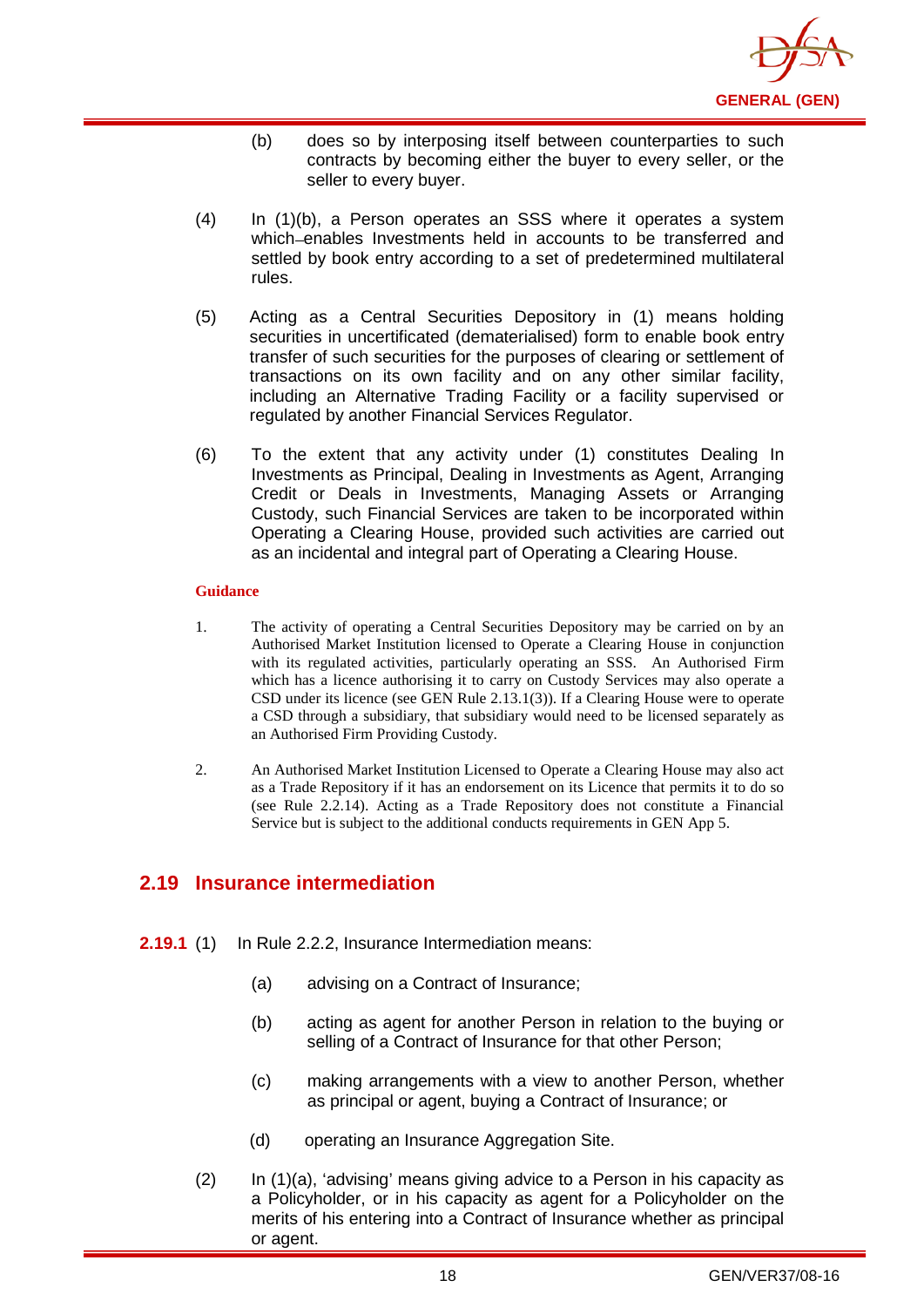(b) does so by interposing itself between counterparties to such contracts by becoming either the buyer to every seller, or the seller to every buyer.

(4) In (1)(b), a Person operates an SSS where it operates a system which enables Investments held in accounts to be transferred and settled by book entry according to a set of predetermined multilateral rules.

(5) Acting as a Central Securities Depository in (1) means holding securities in uncertificated (dematerialised) form to enable book entry transfer of such securities for the purposes of clearing or settlement of transactions on its own facility and on any other similar facility, including an Alternative Trading Facility or a facility supervised or regulated by another Financial Services Regulator.

(6) To the extent that any activity under (1) constitutes Dealing In Investments as Principal, Dealing in Investments as Agent, Arranging Credit or Deals in Investments, Managing Assets or Arranging Custody, such Financial Services are taken to be incorporated within Operating a Clearing House, provided such activities are carried out as an incidental and integral part of Operating a Clearing House.

**Guidance**

1. The activity of operating a Central Securities Depository may be carried on by an Authorised Market Institution licensed to Operate a Clearing House in conjunction with its regulated activities, particularly operating an SSS. An Authorised Firm which has a licence authorising it to carry on Custody Services may also operate a CSD under its licence (see GEN Rule 2.13.1(3)). If a Clearing House were to operate a CSD through a subsidiary, that subsidiary would need to be licensed separately as an Authorised Firm Providing Custody.

2. An Authorised Market Institution Licensed to Operate a Clearing House may also act as a Trade Repository if it has an endorsement on its Licence that permits it to do so (see Rule 2.2.14). Acting as a Trade Repository does not constitute a Financial Service but is subject to the additional conducts requirements in GEN App 5.

## 2.19 Insurance intermediation

**2.19.1** (1) In Rule 2.2.2, Insurance Intermediation means:

(a) advising on a Contract of Insurance;

(b) acting as agent for another Person in relation to the buying or selling of a Contract of Insurance for that other Person;

(c) making arrangements with a view to another Person, whether as principal or agent, buying a Contract of Insurance; or

(d) operating an Insurance Aggregation Site.

(2) In (1)(a), 'advising' means giving advice to a Person in his capacity as a Policyholder, or in his capacity as agent for a Policyholder on the merits of his entering into a Contract of Insurance whether as principal or agent.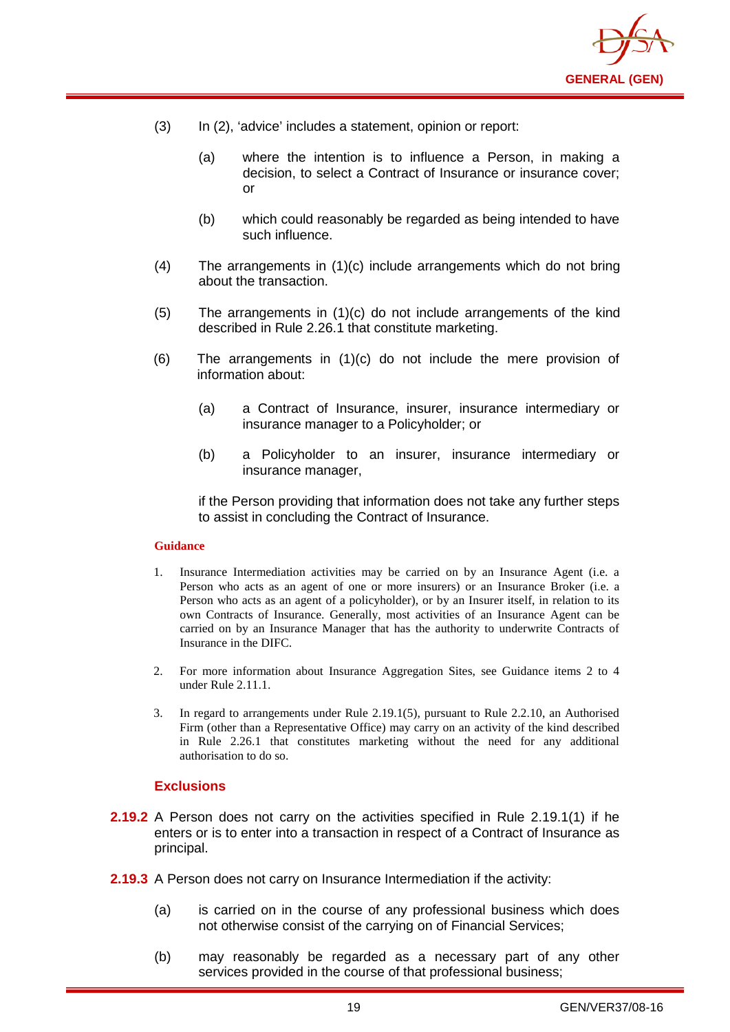(3) In (2), 'advice' includes a statement, opinion or report:

   (a) where the intention is to influence a Person, in making a decision, to select a Contract of Insurance or insurance cover; or

   (b) which could reasonably be regarded as being intended to have such influence.

(4) The arrangements in (1)(c) include arrangements which do not bring about the transaction.

(5) The arrangements in (1)(c) do not include arrangements of the kind described in Rule 2.26.1 that constitute marketing.

(6) The arrangements in (1)(c) do not include the mere provision of information about:

   (a) a Contract of Insurance, insurer, insurance intermediary or insurance manager to a Policyholder; or

   (b) a Policyholder to an insurer, insurance intermediary or insurance manager,

   if the Person providing that information does not take any further steps to assist in concluding the Contract of Insurance.

**Guidance**

1. Insurance Intermediation activities may be carried on by an Insurance Agent (i.e. a Person who acts as an agent of one or more insurers) or an Insurance Broker (i.e. a Person who acts as an agent of a policyholder), or by an Insurer itself, in relation to its own Contracts of Insurance. Generally, most activities of an Insurance Agent can be carried on by an Insurance Manager that has the authority to underwrite Contracts of Insurance in the DIFC.

2. For more information about Insurance Aggregation Sites, see Guidance items 2 to 4 under Rule 2.11.1.

3. In regard to arrangements under Rule 2.19.1(5), pursuant to Rule 2.2.10, an Authorised Firm (other than a Representative Office) may carry on an activity of the kind described in Rule 2.26.1 that constitutes marketing without the need for any additional authorisation to do so.

### Exclusions

**2.19.2** A Person does not carry on the activities specified in Rule 2.19.1(1) if he enters or is to enter into a transaction in respect of a Contract of Insurance as principal.

**2.19.3** A Person does not carry on Insurance Intermediation if the activity:

(a) is carried on in the course of any professional business which does not otherwise consist of the carrying on of Financial Services;

(b) may reasonably be regarded as a necessary part of any other services provided in the course of that professional business;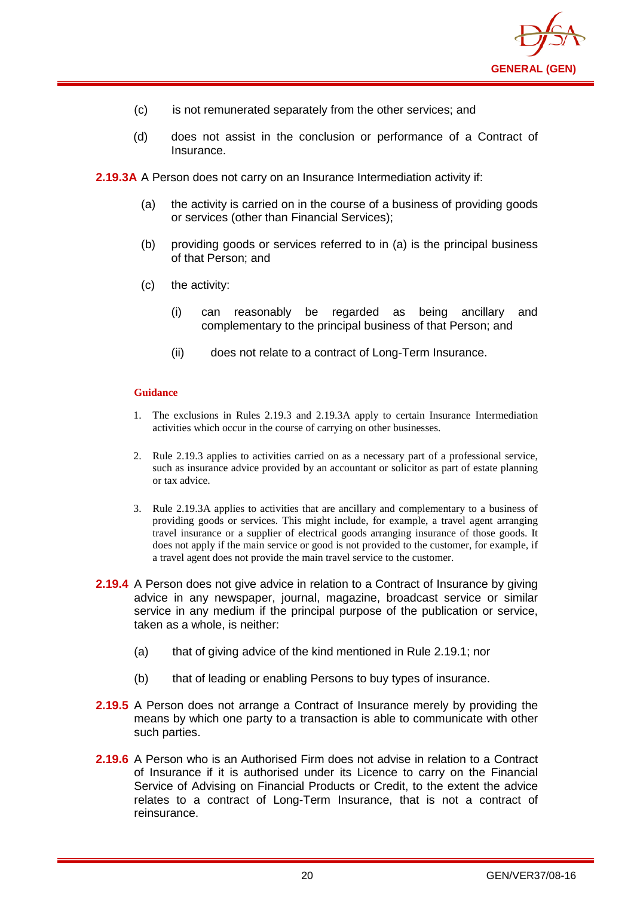(c) is not remunerated separately from the other services; and

(d) does not assist in the conclusion or performance of a Contract of Insurance.

**2.19.3A** A Person does not carry on an Insurance Intermediation activity if:

(a) the activity is carried on in the course of a business of providing goods or services (other than Financial Services);

(b) providing goods or services referred to in (a) is the principal business of that Person; and

(c) the activity:

(i) can reasonably be regarded as being ancillary and complementary to the principal business of that Person; and

(ii) does not relate to a contract of Long-Term Insurance.

**Guidance**

1. The exclusions in Rules 2.19.3 and 2.19.3A apply to certain Insurance Intermediation activities which occur in the course of carrying on other businesses.

2. Rule 2.19.3 applies to activities carried on as a necessary part of a professional service, such as insurance advice provided by an accountant or solicitor as part of estate planning or tax advice.

3. Rule 2.19.3A applies to activities that are ancillary and complementary to a business of providing goods or services. This might include, for example, a travel agent arranging travel insurance or a supplier of electrical goods arranging insurance of those goods. It does not apply if the main service or good is not provided to the customer, for example, if a travel agent does not provide the main travel service to the customer.

**2.19.4** A Person does not give advice in relation to a Contract of Insurance by giving advice in any newspaper, journal, magazine, broadcast service or similar service in any medium if the principal purpose of the publication or service, taken as a whole, is neither:

(a) that of giving advice of the kind mentioned in Rule 2.19.1; nor

(b) that of leading or enabling Persons to buy types of insurance.

**2.19.5** A Person does not arrange a Contract of Insurance merely by providing the means by which one party to a transaction is able to communicate with other such parties.

**2.19.6** A Person who is an Authorised Firm does not advise in relation to a Contract of Insurance if it is authorised under its Licence to carry on the Financial Service of Advising on Financial Products or Credit, to the extent the advice relates to a contract of Long-Term Insurance, that is not a contract of reinsurance.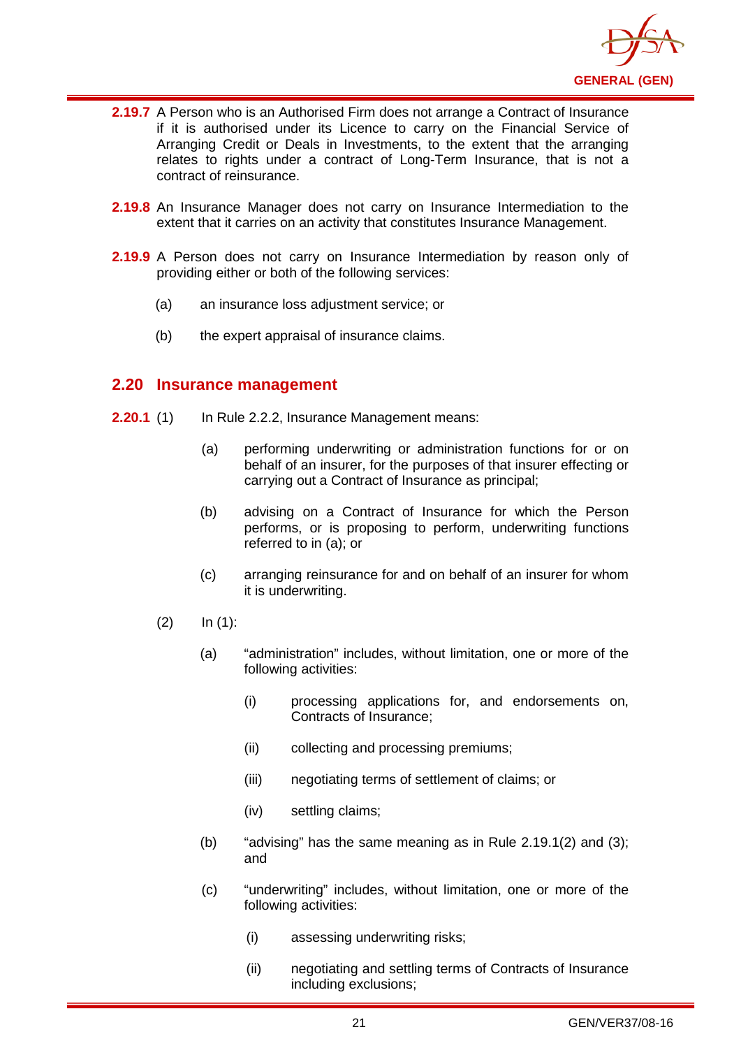**2.19.7** A Person who is an Authorised Firm does not arrange a Contract of Insurance if it is authorised under its Licence to carry on the Financial Service of Arranging Credit or Deals in Investments, to the extent that the arranging relates to rights under a contract of Long-Term Insurance, that is not a contract of reinsurance.

**2.19.8** An Insurance Manager does not carry on Insurance Intermediation to the extent that it carries on an activity that constitutes Insurance Management.

**2.19.9** A Person does not carry on Insurance Intermediation by reason only of providing either or both of the following services:

(a) an insurance loss adjustment service; or

(b) the expert appraisal of insurance claims.

## 2.20 Insurance management

**2.20.1** (1) In Rule 2.2.2, Insurance Management means:

(a) performing underwriting or administration functions for or on behalf of an insurer, for the purposes of that insurer effecting or carrying out a Contract of Insurance as principal;

(b) advising on a Contract of Insurance for which the Person performs, or is proposing to perform, underwriting functions referred to in (a); or

(c) arranging reinsurance for and on behalf of an insurer for whom it is underwriting.

(2) In (1):

(a) "administration" includes, without limitation, one or more of the following activities:

(i) processing applications for, and endorsements on, Contracts of Insurance;

(ii) collecting and processing premiums;

(iii) negotiating terms of settlement of claims; or

(iv) settling claims;

(b) "advising" has the same meaning as in Rule 2.19.1(2) and (3); and

(c) "underwriting" includes, without limitation, one or more of the following activities:

(i) assessing underwriting risks;

(ii) negotiating and settling terms of Contracts of Insurance including exclusions;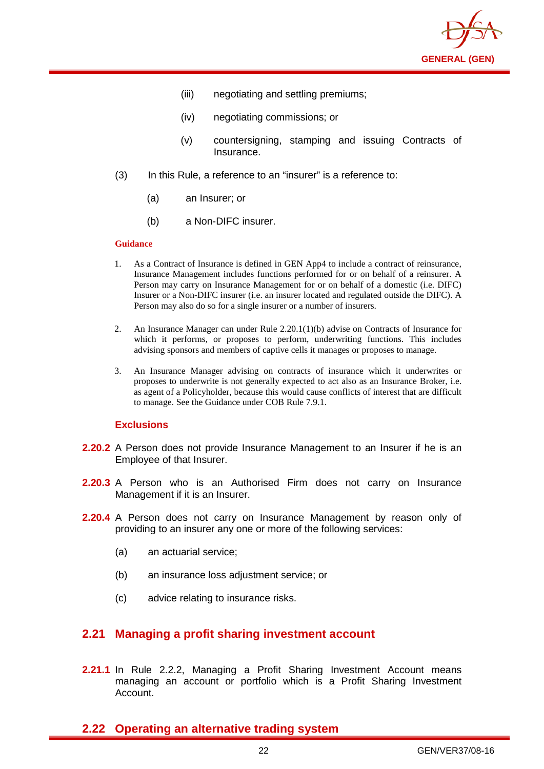(iii) negotiating and settling premiums;

(iv) negotiating commissions; or

(v) countersigning, stamping and issuing Contracts of Insurance.

(3) In this Rule, a reference to an "insurer" is a reference to:

(a) an Insurer; or

(b) a Non-DIFC insurer.

**Guidance**

1. As a Contract of Insurance is defined in GEN App4 to include a contract of reinsurance, Insurance Management includes functions performed for or on behalf of a reinsurer. A Person may carry on Insurance Management for or on behalf of a domestic (i.e. DIFC) Insurer or a Non-DIFC insurer (i.e. an insurer located and regulated outside the DIFC). A Person may also do so for a single insurer or a number of insurers.

2. An Insurance Manager can under Rule 2.20.1(1)(b) advise on Contracts of Insurance for which it performs, or proposes to perform, underwriting functions. This includes advising sponsors and members of captive cells it manages or proposes to manage.

3. An Insurance Manager advising on contracts of insurance which it underwrites or proposes to underwrite is not generally expected to act also as an Insurance Broker, i.e. as agent of a Policyholder, because this would cause conflicts of interest that are difficult to manage. See the Guidance under COB Rule 7.9.1.

**Exclusions**

**2.20.2** A Person does not provide Insurance Management to an Insurer if he is an Employee of that Insurer.

**2.20.3** A Person who is an Authorised Firm does not carry on Insurance Management if it is an Insurer.

**2.20.4** A Person does not carry on Insurance Management by reason only of providing to an insurer any one or more of the following services:

(a) an actuarial service;

(b) an insurance loss adjustment service; or

(c) advice relating to insurance risks.

## 2.21 Managing a profit sharing investment account

**2.21.1** In Rule 2.2.2, Managing a Profit Sharing Investment Account means managing an account or portfolio which is a Profit Sharing Investment Account.

## 2.22 Operating an alternative trading system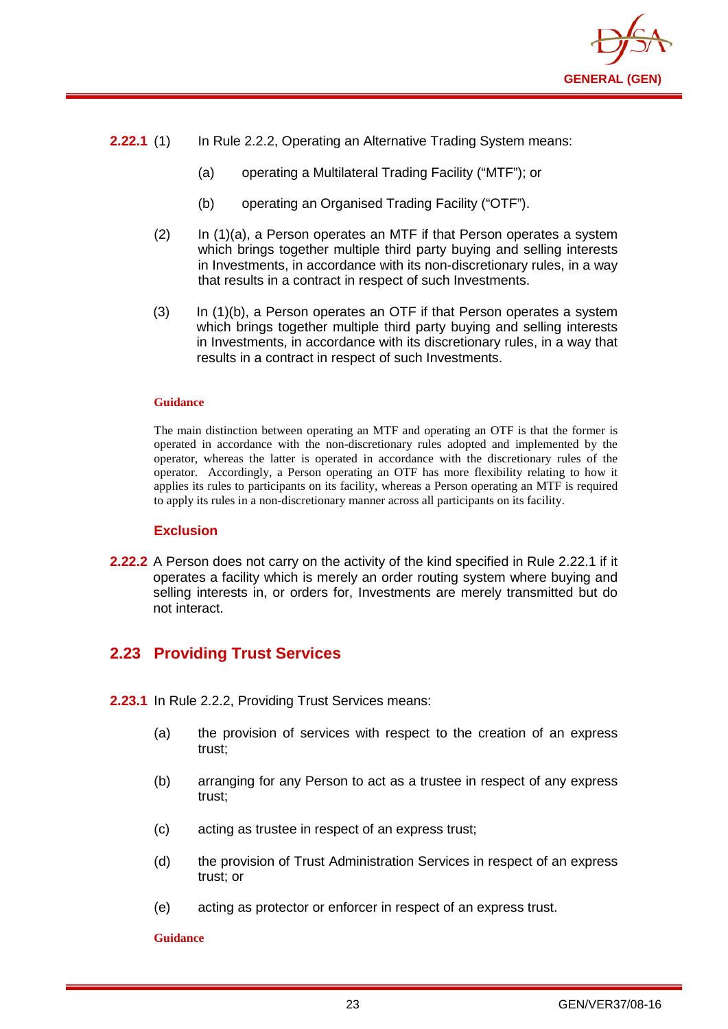**2.22.1** (1) In Rule 2.2.2, Operating an Alternative Trading System means:

(a) operating a Multilateral Trading Facility ("MTF"); or

(b) operating an Organised Trading Facility ("OTF").

(2) In (1)(a), a Person operates an MTF if that Person operates a system which brings together multiple third party buying and selling interests in Investments, in accordance with its non-discretionary rules, in a way that results in a contract in respect of such Investments.

(3) In (1)(b), a Person operates an OTF if that Person operates a system which brings together multiple third party buying and selling interests in Investments, in accordance with its discretionary rules, in a way that results in a contract in respect of such Investments.

**Guidance**

The main distinction between operating an MTF and operating an OTF is that the former is operated in accordance with the non-discretionary rules adopted and implemented by the operator, whereas the latter is operated in accordance with the discretionary rules of the operator. Accordingly, a Person operating an OTF has more flexibility relating to how it applies its rules to participants on its facility, whereas a Person operating an MTF is required to apply its rules in a non-discretionary manner across all participants on its facility.

**Exclusion**

**2.22.2** A Person does not carry on the activity of the kind specified in Rule 2.22.1 if it operates a facility which is merely an order routing system where buying and selling interests in, or orders for, Investments are merely transmitted but do not interact.

## 2.23 Providing Trust Services

**2.23.1** In Rule 2.2.2, Providing Trust Services means:

(a) the provision of services with respect to the creation of an express trust;

(b) arranging for any Person to act as a trustee in respect of any express trust;

(c) acting as trustee in respect of an express trust;

(d) the provision of Trust Administration Services in respect of an express trust; or

(e) acting as protector or enforcer in respect of an express trust.

**Guidance**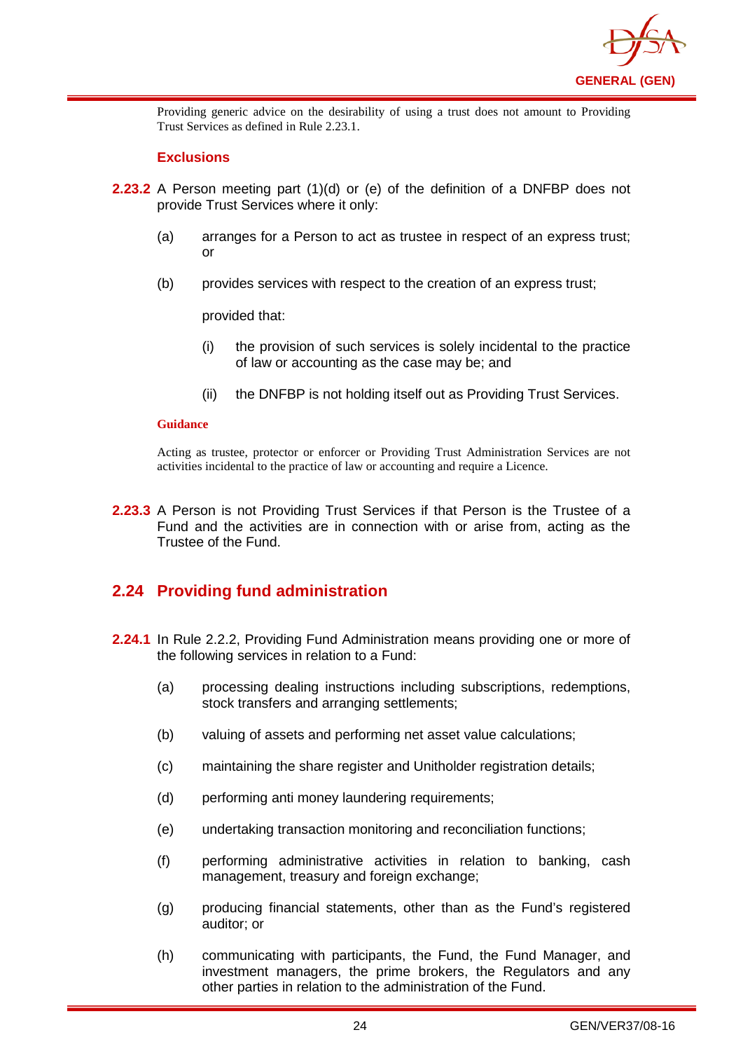Providing generic advice on the desirability of using a trust does not amount to Providing Trust Services as defined in Rule 2.23.1.

### Exclusions

**2.23.2** A Person meeting part (1)(d) or (e) of the definition of a DNFBP does not provide Trust Services where it only:

(a) arranges for a Person to act as trustee in respect of an express trust; or

(b) provides services with respect to the creation of an express trust;

provided that:

(i) the provision of such services is solely incidental to the practice of law or accounting as the case may be; and

(ii) the DNFBP is not holding itself out as Providing Trust Services.

**Guidance**

Acting as trustee, protector or enforcer or Providing Trust Administration Services are not activities incidental to the practice of law or accounting and require a Licence.

**2.23.3** A Person is not Providing Trust Services if that Person is the Trustee of a Fund and the activities are in connection with or arise from, acting as the Trustee of the Fund.

## 2.24 Providing fund administration

**2.24.1** In Rule 2.2.2, Providing Fund Administration means providing one or more of the following services in relation to a Fund:

(a) processing dealing instructions including subscriptions, redemptions, stock transfers and arranging settlements;

(b) valuing of assets and performing net asset value calculations;

(c) maintaining the share register and Unitholder registration details;

(d) performing anti money laundering requirements;

(e) undertaking transaction monitoring and reconciliation functions;

(f) performing administrative activities in relation to banking, cash management, treasury and foreign exchange;

(g) producing financial statements, other than as the Fund's registered auditor; or

(h) communicating with participants, the Fund, the Fund Manager, and investment managers, the prime brokers, the Regulators and any other parties in relation to the administration of the Fund.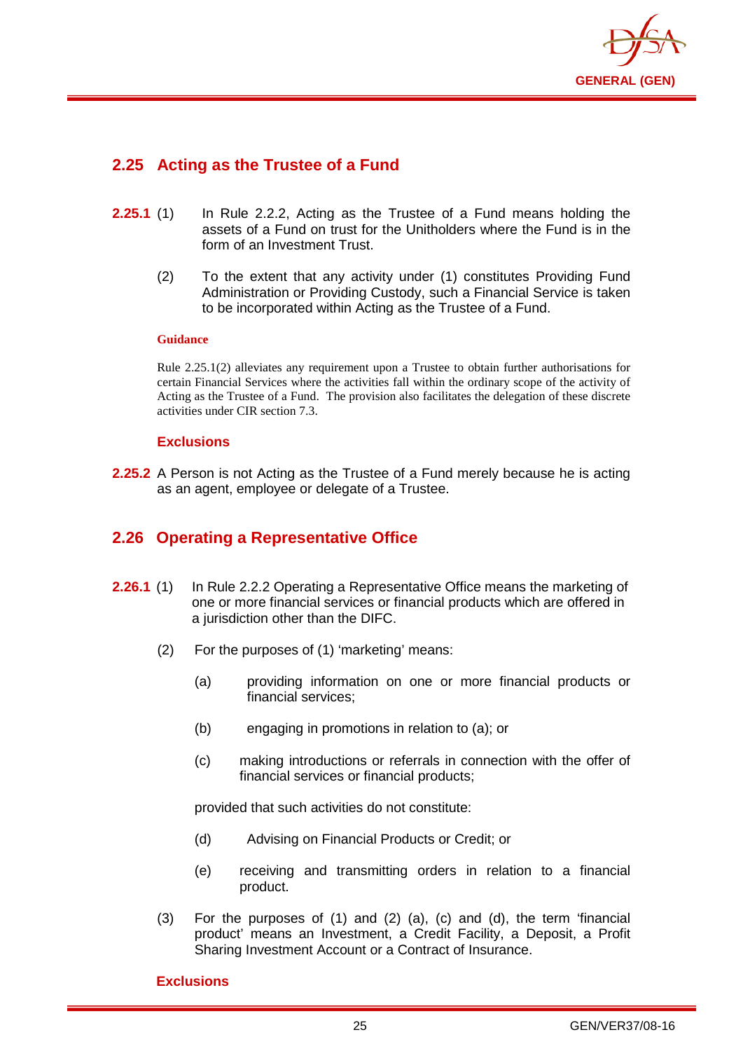## 2.25 Acting as the Trustee of a Fund

**2.25.1** (1) In Rule 2.2.2, Acting as the Trustee of a Fund means holding the assets of a Fund on trust for the Unitholders where the Fund is in the form of an Investment Trust.

(2) To the extent that any activity under (1) constitutes Providing Fund Administration or Providing Custody, such a Financial Service is taken to be incorporated within Acting as the Trustee of a Fund.

**Guidance**

Rule 2.25.1(2) alleviates any requirement upon a Trustee to obtain further authorisations for certain Financial Services where the activities fall within the ordinary scope of the activity of Acting as the Trustee of a Fund. The provision also facilitates the delegation of these discrete activities under CIR section 7.3.

**Exclusions**

**2.25.2** A Person is not Acting as the Trustee of a Fund merely because he is acting as an agent, employee or delegate of a Trustee.

## 2.26 Operating a Representative Office

**2.26.1** (1) In Rule 2.2.2 Operating a Representative Office means the marketing of one or more financial services or financial products which are offered in a jurisdiction other than the DIFC.

(2) For the purposes of (1) 'marketing' means:

(a) providing information on one or more financial products or financial services;

(b) engaging in promotions in relation to (a); or

(c) making introductions or referrals in connection with the offer of financial services or financial products;

provided that such activities do not constitute:

(d) Advising on Financial Products or Credit; or

(e) receiving and transmitting orders in relation to a financial product.

(3) For the purposes of (1) and (2) (a), (c) and (d), the term 'financial product' means an Investment, a Credit Facility, a Deposit, a Profit Sharing Investment Account or a Contract of Insurance.

**Exclusions**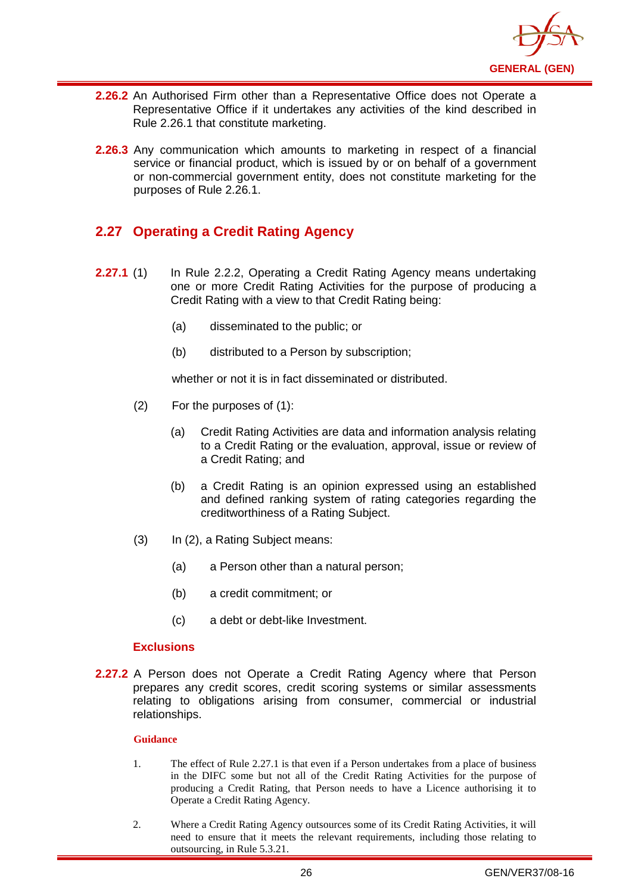**2.26.2** An Authorised Firm other than a Representative Office does not Operate a Representative Office if it undertakes any activities of the kind described in Rule 2.26.1 that constitute marketing.

**2.26.3** Any communication which amounts to marketing in respect of a financial service or financial product, which is issued by or on behalf of a government or non-commercial government entity, does not constitute marketing for the purposes of Rule 2.26.1.

## 2.27 Operating a Credit Rating Agency

**2.27.1** (1) In Rule 2.2.2, Operating a Credit Rating Agency means undertaking one or more Credit Rating Activities for the purpose of producing a Credit Rating with a view to that Credit Rating being:

(a) disseminated to the public; or

(b) distributed to a Person by subscription;

whether or not it is in fact disseminated or distributed.

(2) For the purposes of (1):

(a) Credit Rating Activities are data and information analysis relating to a Credit Rating or the evaluation, approval, issue or review of a Credit Rating; and

(b) a Credit Rating is an opinion expressed using an established and defined ranking system of rating categories regarding the creditworthiness of a Rating Subject.

(3) In (2), a Rating Subject means:

(a) a Person other than a natural person;

(b) a credit commitment; or

(c) a debt or debt-like Investment.

### Exclusions

**2.27.2** A Person does not Operate a Credit Rating Agency where that Person prepares any credit scores, credit scoring systems or similar assessments relating to obligations arising from consumer, commercial or industrial relationships.

#### Guidance

1. The effect of Rule 2.27.1 is that even if a Person undertakes from a place of business in the DIFC some but not all of the Credit Rating Activities for the purpose of producing a Credit Rating, that Person needs to have a Licence authorising it to Operate a Credit Rating Agency.

2. Where a Credit Rating Agency outsources some of its Credit Rating Activities, it will need to ensure that it meets the relevant requirements, including those relating to outsourcing, in Rule 5.3.21.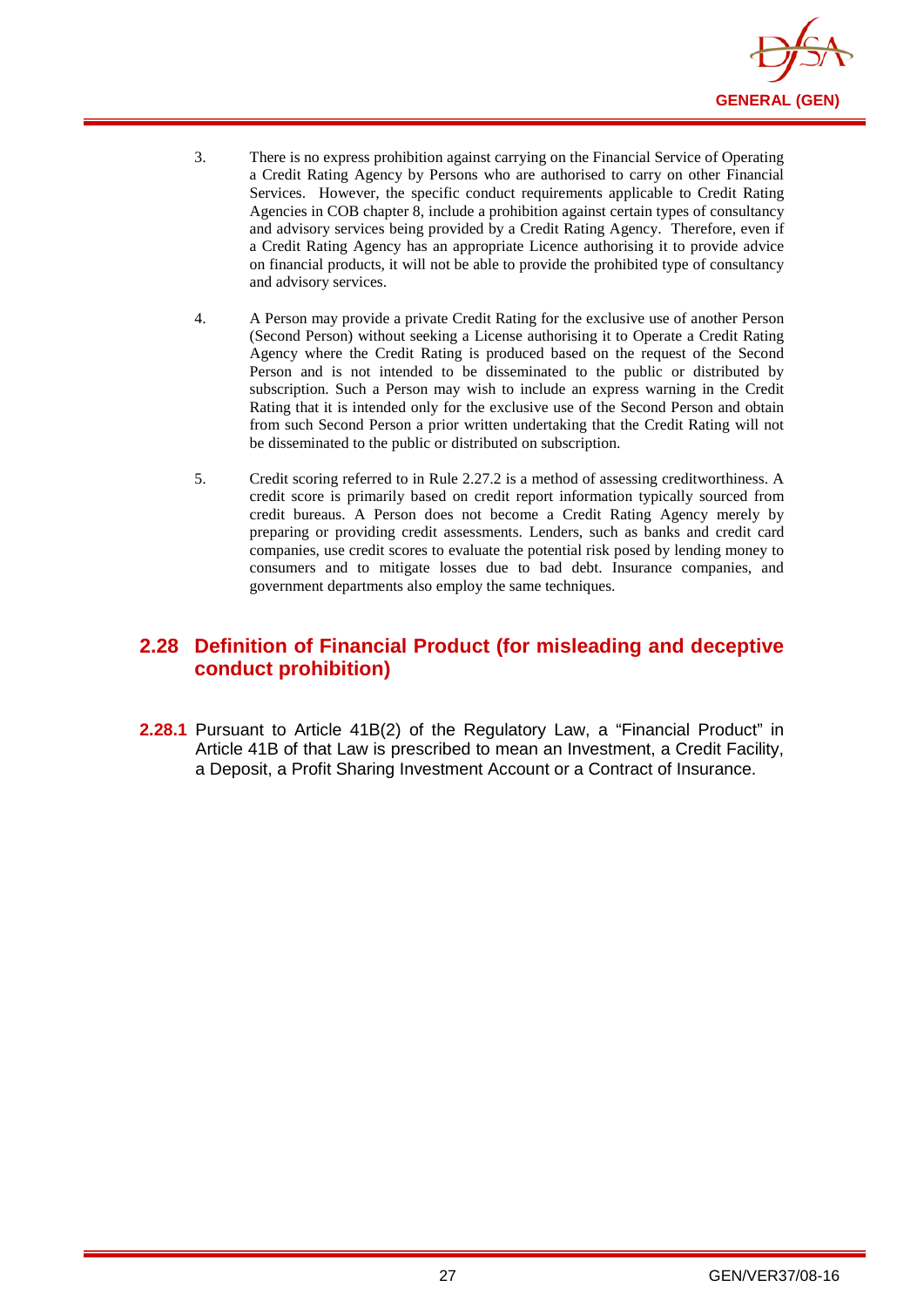3. There is no express prohibition against carrying on the Financial Service of Operating a Credit Rating Agency by Persons who are authorised to carry on other Financial Services. However, the specific conduct requirements applicable to Credit Rating Agencies in COB chapter 8, include a prohibition against certain types of consultancy and advisory services being provided by a Credit Rating Agency. Therefore, even if a Credit Rating Agency has an appropriate Licence authorising it to provide advice on financial products, it will not be able to provide the prohibited type of consultancy and advisory services.

4. A Person may provide a private Credit Rating for the exclusive use of another Person (Second Person) without seeking a License authorising it to Operate a Credit Rating Agency where the Credit Rating is produced based on the request of the Second Person and is not intended to be disseminated to the public or distributed by subscription. Such a Person may wish to include an express warning in the Credit Rating that it is intended only for the exclusive use of the Second Person and obtain from such Second Person a prior written undertaking that the Credit Rating will not be disseminated to the public or distributed on subscription.

5. Credit scoring referred to in Rule 2.27.2 is a method of assessing creditworthiness. A credit score is primarily based on credit report information typically sourced from credit bureaus. A Person does not become a Credit Rating Agency merely by preparing or providing credit assessments. Lenders, such as banks and credit card companies, use credit scores to evaluate the potential risk posed by lending money to consumers and to mitigate losses due to bad debt. Insurance companies, and government departments also employ the same techniques.

## 2.28 Definition of Financial Product (for misleading and deceptive conduct prohibition)

**2.28.1** Pursuant to Article 41B(2) of the Regulatory Law, a "Financial Product" in Article 41B of that Law is prescribed to mean an Investment, a Credit Facility, a Deposit, a Profit Sharing Investment Account or a Contract of Insurance.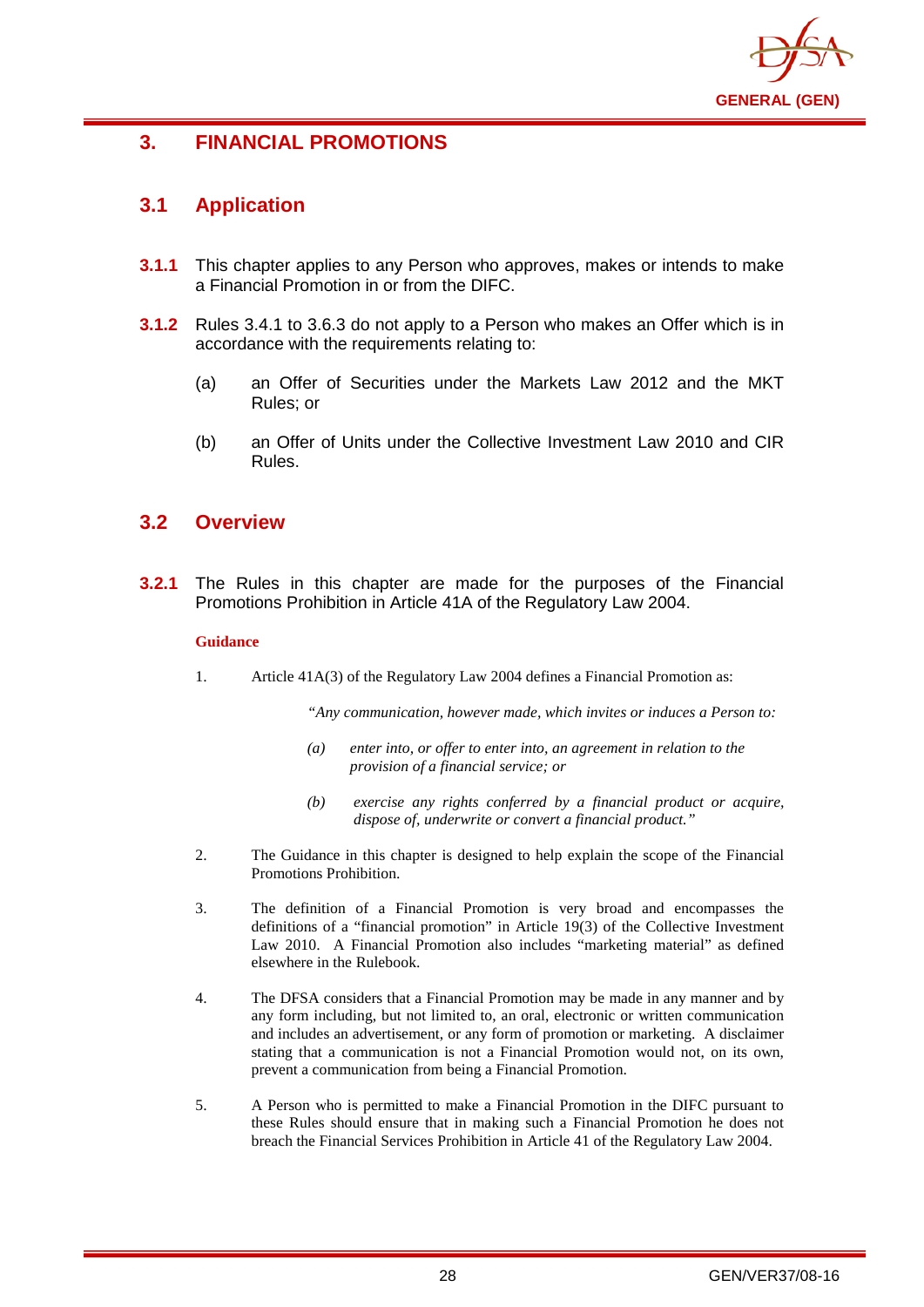## 3. FINANCIAL PROMOTIONS

### 3.1 Application

**3.1.1** This chapter applies to any Person who approves, makes or intends to make a Financial Promotion in or from the DIFC.

**3.1.2** Rules 3.4.1 to 3.6.3 do not apply to a Person who makes an Offer which is in accordance with the requirements relating to:

(a) an Offer of Securities under the Markets Law 2012 and the MKT Rules; or

(b) an Offer of Units under the Collective Investment Law 2010 and CIR Rules.

### 3.2 Overview

**3.2.1** The Rules in this chapter are made for the purposes of the Financial Promotions Prohibition in Article 41A of the Regulatory Law 2004.

**Guidance**

1. Article 41A(3) of the Regulatory Law 2004 defines a Financial Promotion as:

   *"Any communication, however made, which invites or induces a Person to:*

   *(a) enter into, or offer to enter into, an agreement in relation to the provision of a financial service; or*

   *(b) exercise any rights conferred by a financial product or acquire, dispose of, underwrite or convert a financial product."*

2. The Guidance in this chapter is designed to help explain the scope of the Financial Promotions Prohibition.

3. The definition of a Financial Promotion is very broad and encompasses the definitions of a "financial promotion" in Article 19(3) of the Collective Investment Law 2010. A Financial Promotion also includes "marketing material" as defined elsewhere in the Rulebook.

4. The DFSA considers that a Financial Promotion may be made in any manner and by any form including, but not limited to, an oral, electronic or written communication and includes an advertisement, or any form of promotion or marketing. A disclaimer stating that a communication is not a Financial Promotion would not, on its own, prevent a communication from being a Financial Promotion.

5. A Person who is permitted to make a Financial Promotion in the DIFC pursuant to these Rules should ensure that in making such a Financial Promotion he does not breach the Financial Services Prohibition in Article 41 of the Regulatory Law 2004.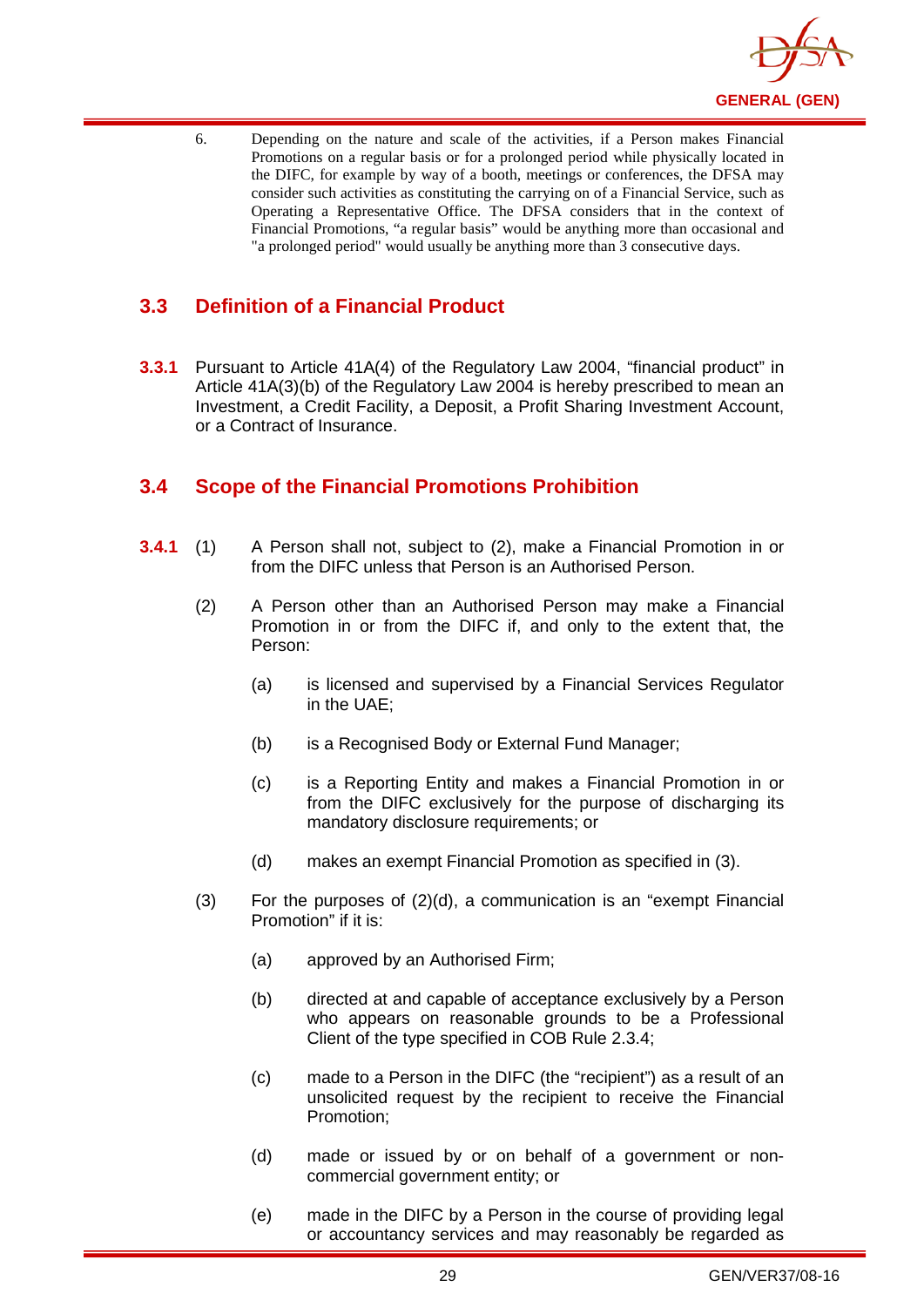6. Depending on the nature and scale of the activities, if a Person makes Financial Promotions on a regular basis or for a prolonged period while physically located in the DIFC, for example by way of a booth, meetings or conferences, the DFSA may consider such activities as constituting the carrying on of a Financial Service, such as Operating a Representative Office. The DFSA considers that in the context of Financial Promotions, "a regular basis" would be anything more than occasional and "a prolonged period" would usually be anything more than 3 consecutive days.

## 3.3 Definition of a Financial Product

**3.3.1** Pursuant to Article 41A(4) of the Regulatory Law 2004, "financial product" in Article 41A(3)(b) of the Regulatory Law 2004 is hereby prescribed to mean an Investment, a Credit Facility, a Deposit, a Profit Sharing Investment Account, or a Contract of Insurance.

## 3.4 Scope of the Financial Promotions Prohibition

**3.4.1** (1) A Person shall not, subject to (2), make a Financial Promotion in or from the DIFC unless that Person is an Authorised Person.

(2) A Person other than an Authorised Person may make a Financial Promotion in or from the DIFC if, and only to the extent that, the Person:

(a) is licensed and supervised by a Financial Services Regulator in the UAE;

(b) is a Recognised Body or External Fund Manager;

(c) is a Reporting Entity and makes a Financial Promotion in or from the DIFC exclusively for the purpose of discharging its mandatory disclosure requirements; or

(d) makes an exempt Financial Promotion as specified in (3).

(3) For the purposes of (2)(d), a communication is an "exempt Financial Promotion" if it is:

(a) approved by an Authorised Firm;

(b) directed at and capable of acceptance exclusively by a Person who appears on reasonable grounds to be a Professional Client of the type specified in COB Rule 2.3.4;

(c) made to a Person in the DIFC (the "recipient") as a result of an unsolicited request by the recipient to receive the Financial Promotion;

(d) made or issued by or on behalf of a government or non-commercial government entity; or

(e) made in the DIFC by a Person in the course of providing legal or accountancy services and may reasonably be regarded as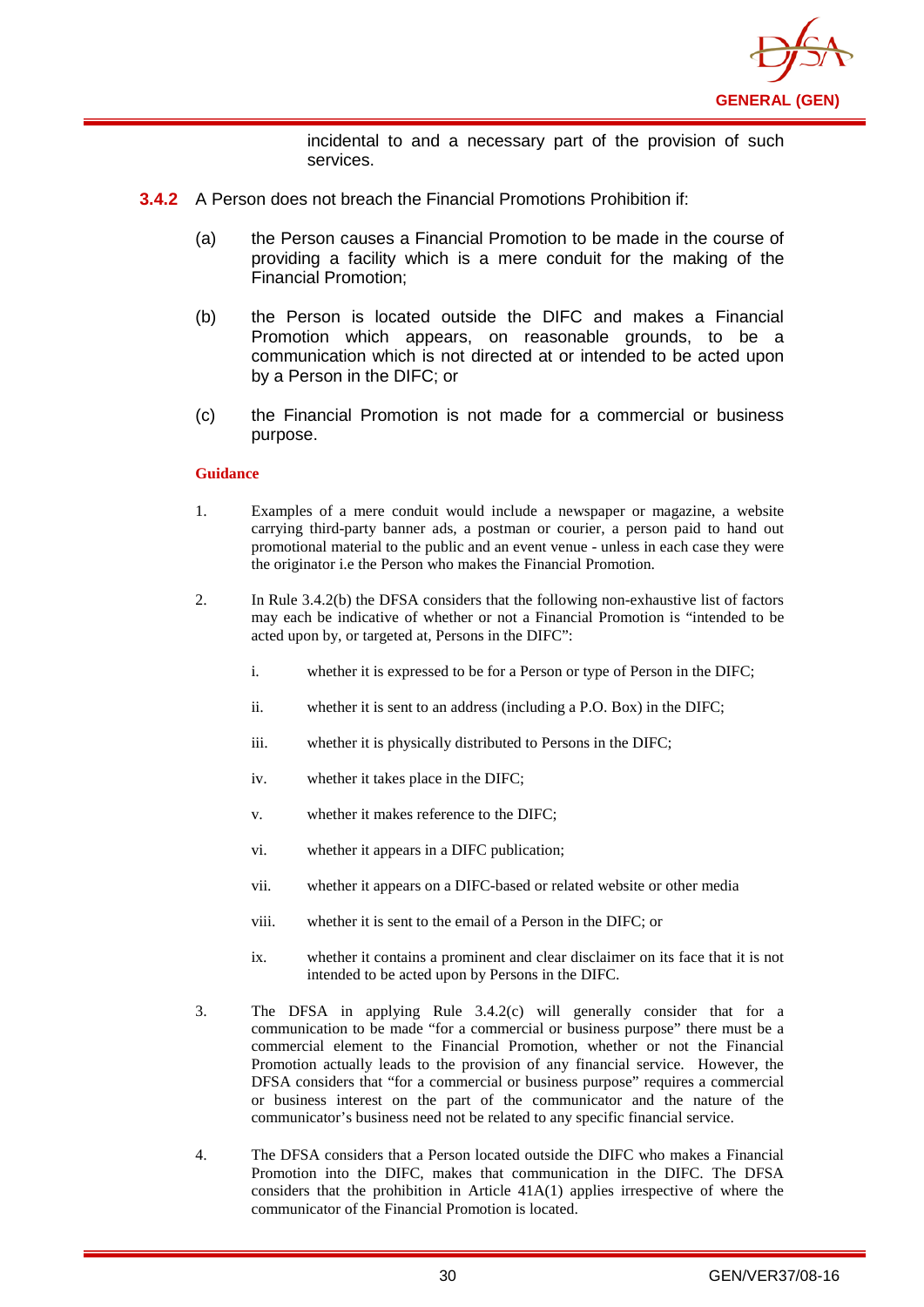incidental to and a necessary part of the provision of such services.

**3.4.2** A Person does not breach the Financial Promotions Prohibition if:

(a) the Person causes a Financial Promotion to be made in the course of providing a facility which is a mere conduit for the making of the Financial Promotion;

(b) the Person is located outside the DIFC and makes a Financial Promotion which appears, on reasonable grounds, to be a communication which is not directed at or intended to be acted upon by a Person in the DIFC; or

(c) the Financial Promotion is not made for a commercial or business purpose.

**Guidance**

1. Examples of a mere conduit would include a newspaper or magazine, a website carrying third-party banner ads, a postman or courier, a person paid to hand out promotional material to the public and an event venue - unless in each case they were the originator i.e the Person who makes the Financial Promotion.

2. In Rule 3.4.2(b) the DFSA considers that the following non-exhaustive list of factors may each be indicative of whether or not a Financial Promotion is "intended to be acted upon by, or targeted at, Persons in the DIFC":

   i. whether it is expressed to be for a Person or type of Person in the DIFC;

   ii. whether it is sent to an address (including a P.O. Box) in the DIFC;

   iii. whether it is physically distributed to Persons in the DIFC;

   iv. whether it takes place in the DIFC;

   v. whether it makes reference to the DIFC;

   vi. whether it appears in a DIFC publication;

   vii. whether it appears on a DIFC-based or related website or other media

   viii. whether it is sent to the email of a Person in the DIFC; or

   ix. whether it contains a prominent and clear disclaimer on its face that it is not intended to be acted upon by Persons in the DIFC.

3. The DFSA in applying Rule 3.4.2(c) will generally consider that for a communication to be made "for a commercial or business purpose" there must be a commercial element to the Financial Promotion, whether or not the Financial Promotion actually leads to the provision of any financial service. However, the DFSA considers that "for a commercial or business purpose" requires a commercial or business interest on the part of the communicator and the nature of the communicator's business need not be related to any specific financial service.

4. The DFSA considers that a Person located outside the DIFC who makes a Financial Promotion into the DIFC, makes that communication in the DIFC. The DFSA considers that the prohibition in Article 41A(1) applies irrespective of where the communicator of the Financial Promotion is located.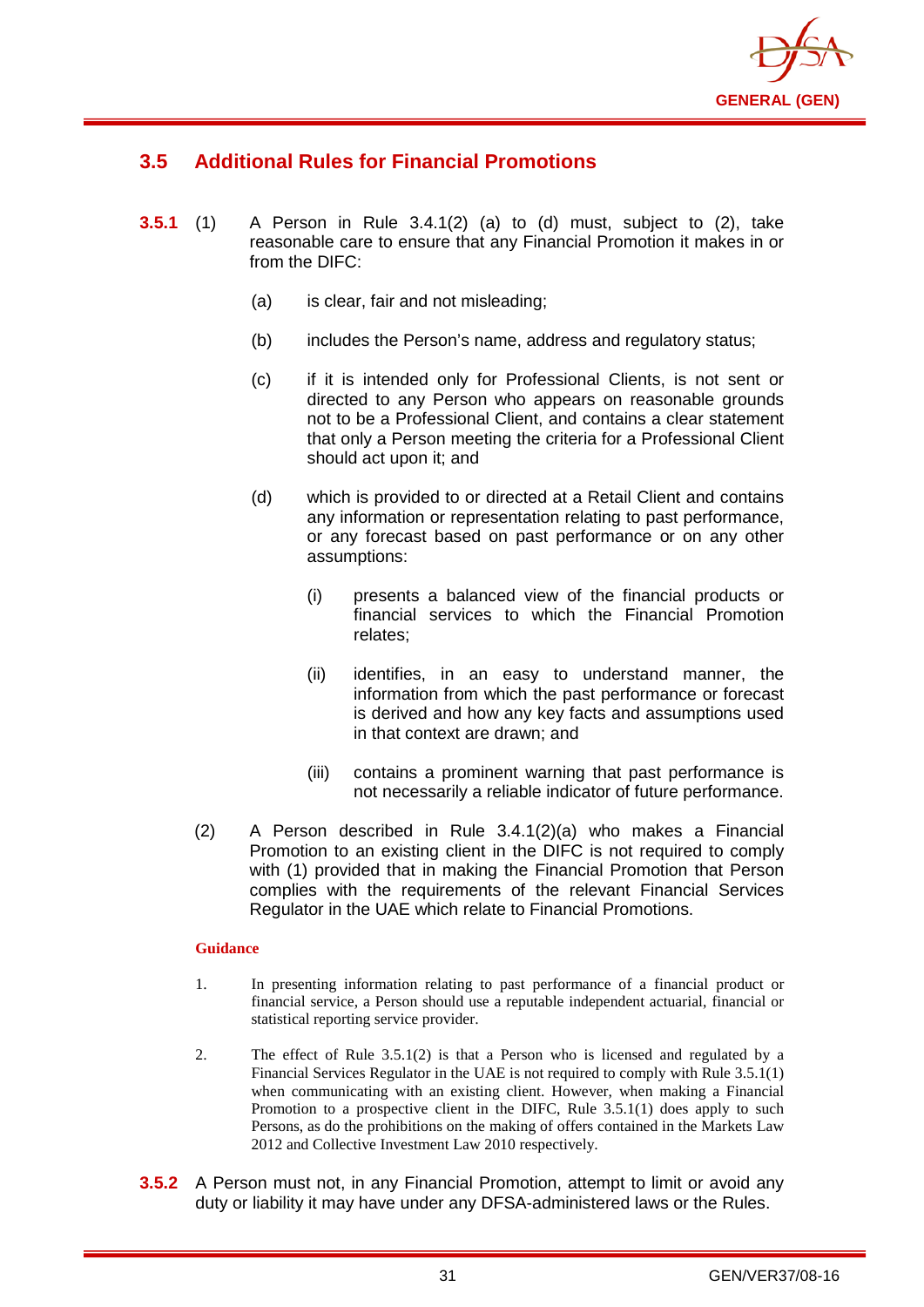## 3.5 Additional Rules for Financial Promotions

**3.5.1** (1) A Person in Rule 3.4.1(2) (a) to (d) must, subject to (2), take reasonable care to ensure that any Financial Promotion it makes in or from the DIFC:

- (a) is clear, fair and not misleading;
- (b) includes the Person's name, address and regulatory status;
- (c) if it is intended only for Professional Clients, is not sent or directed to any Person who appears on reasonable grounds not to be a Professional Client, and contains a clear statement that only a Person meeting the criteria for a Professional Client should act upon it; and
- (d) which is provided to or directed at a Retail Client and contains any information or representation relating to past performance, or any forecast based on past performance or on any other assumptions:
  - (i) presents a balanced view of the financial products or financial services to which the Financial Promotion relates;
  - (ii) identifies, in an easy to understand manner, the information from which the past performance or forecast is derived and how any key facts and assumptions used in that context are drawn; and
  - (iii) contains a prominent warning that past performance is not necessarily a reliable indicator of future performance.

(2) A Person described in Rule 3.4.1(2)(a) who makes a Financial Promotion to an existing client in the DIFC is not required to comply with (1) provided that in making the Financial Promotion that Person complies with the requirements of the relevant Financial Services Regulator in the UAE which relate to Financial Promotions.

**Guidance**

1. In presenting information relating to past performance of a financial product or financial service, a Person should use a reputable independent actuarial, financial or statistical reporting service provider.

2. The effect of Rule 3.5.1(2) is that a Person who is licensed and regulated by a Financial Services Regulator in the UAE is not required to comply with Rule 3.5.1(1) when communicating with an existing client. However, when making a Financial Promotion to a prospective client in the DIFC, Rule 3.5.1(1) does apply to such Persons, as do the prohibitions on the making of offers contained in the Markets Law 2012 and Collective Investment Law 2010 respectively.

**3.5.2** A Person must not, in any Financial Promotion, attempt to limit or avoid any duty or liability it may have under any DFSA-administered laws or the Rules.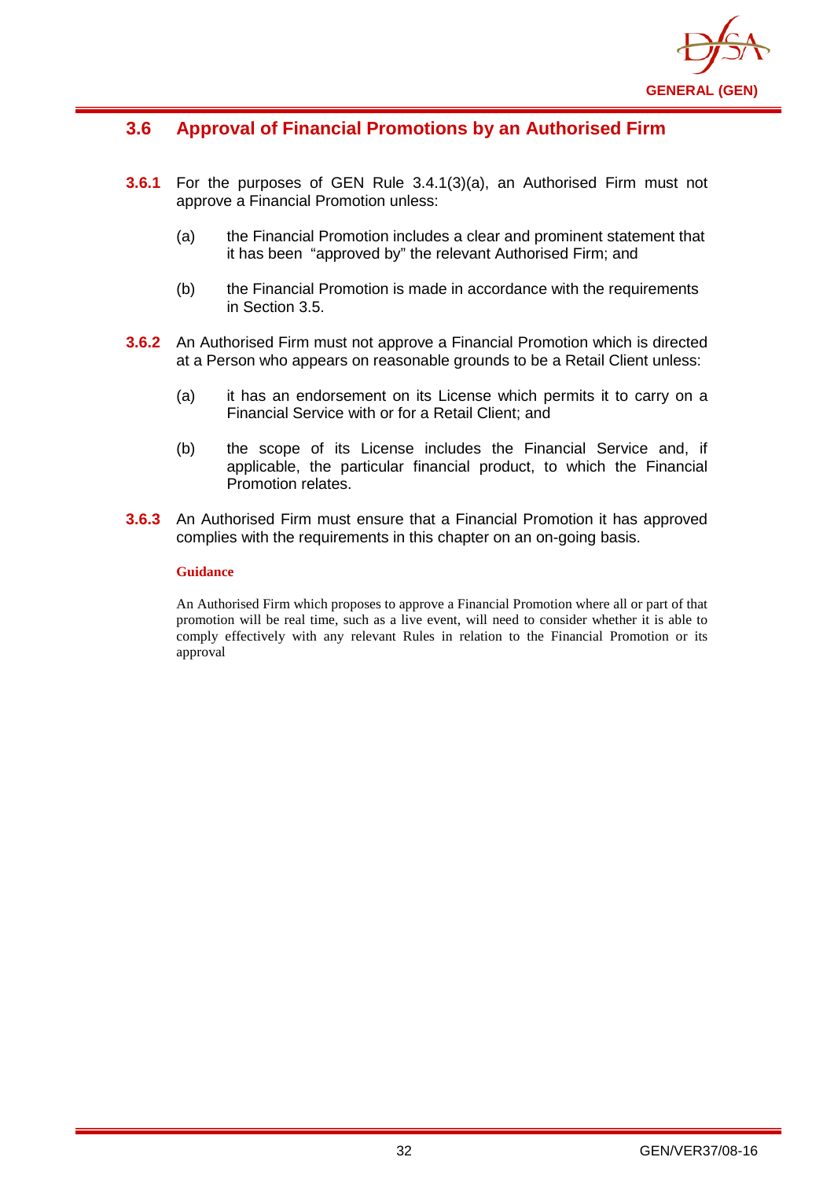## 3.6 Approval of Financial Promotions by an Authorised Firm

**3.6.1** For the purposes of GEN Rule 3.4.1(3)(a), an Authorised Firm must not approve a Financial Promotion unless:

(a) the Financial Promotion includes a clear and prominent statement that it has been "approved by" the relevant Authorised Firm; and

(b) the Financial Promotion is made in accordance with the requirements in Section 3.5.

**3.6.2** An Authorised Firm must not approve a Financial Promotion which is directed at a Person who appears on reasonable grounds to be a Retail Client unless:

(a) it has an endorsement on its License which permits it to carry on a Financial Service with or for a Retail Client; and

(b) the scope of its License includes the Financial Service and, if applicable, the particular financial product, to which the Financial Promotion relates.

**3.6.3** An Authorised Firm must ensure that a Financial Promotion it has approved complies with the requirements in this chapter on an on-going basis.

**Guidance**

An Authorised Firm which proposes to approve a Financial Promotion where all or part of that promotion will be real time, such as a live event, will need to consider whether it is able to comply effectively with any relevant Rules in relation to the Financial Promotion or its approval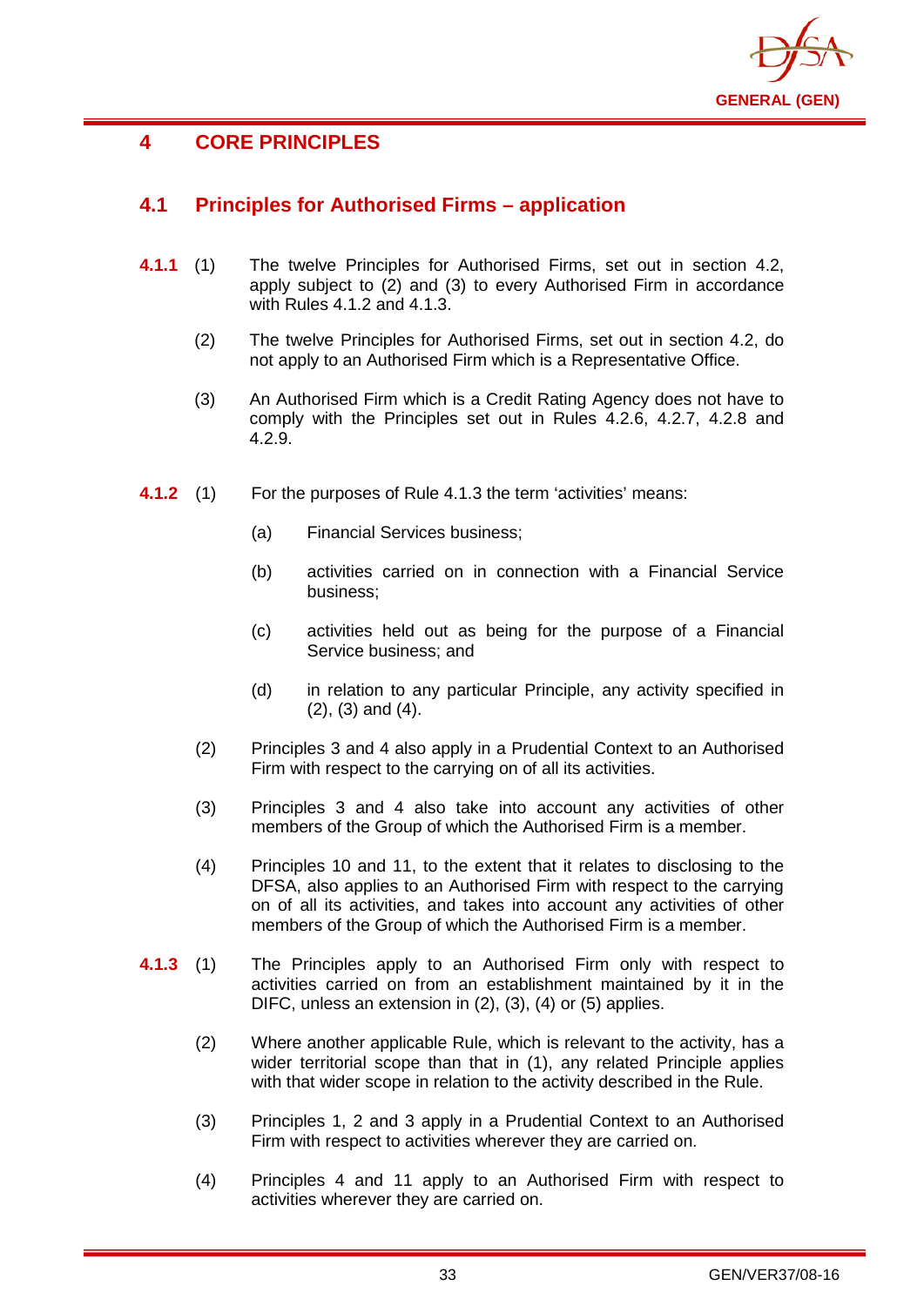# 4 CORE PRINCIPLES

## 4.1 Principles for Authorised Firms – application

**4.1.1** (1) The twelve Principles for Authorised Firms, set out in section 4.2, apply subject to (2) and (3) to every Authorised Firm in accordance with Rules 4.1.2 and 4.1.3.

(2) The twelve Principles for Authorised Firms, set out in section 4.2, do not apply to an Authorised Firm which is a Representative Office.

(3) An Authorised Firm which is a Credit Rating Agency does not have to comply with the Principles set out in Rules 4.2.6, 4.2.7, 4.2.8 and 4.2.9.

**4.1.2** (1) For the purposes of Rule 4.1.3 the term 'activities' means:

(a) Financial Services business;

(b) activities carried on in connection with a Financial Service business;

(c) activities held out as being for the purpose of a Financial Service business; and

(d) in relation to any particular Principle, any activity specified in (2), (3) and (4).

(2) Principles 3 and 4 also apply in a Prudential Context to an Authorised Firm with respect to the carrying on of all its activities.

(3) Principles 3 and 4 also take into account any activities of other members of the Group of which the Authorised Firm is a member.

(4) Principles 10 and 11, to the extent that it relates to disclosing to the DFSA, also applies to an Authorised Firm with respect to the carrying on of all its activities, and takes into account any activities of other members of the Group of which the Authorised Firm is a member.

**4.1.3** (1) The Principles apply to an Authorised Firm only with respect to activities carried on from an establishment maintained by it in the DIFC, unless an extension in (2), (3), (4) or (5) applies.

(2) Where another applicable Rule, which is relevant to the activity, has a wider territorial scope than that in (1), any related Principle applies with that wider scope in relation to the activity described in the Rule.

(3) Principles 1, 2 and 3 apply in a Prudential Context to an Authorised Firm with respect to activities wherever they are carried on.

(4) Principles 4 and 11 apply to an Authorised Firm with respect to activities wherever they are carried on.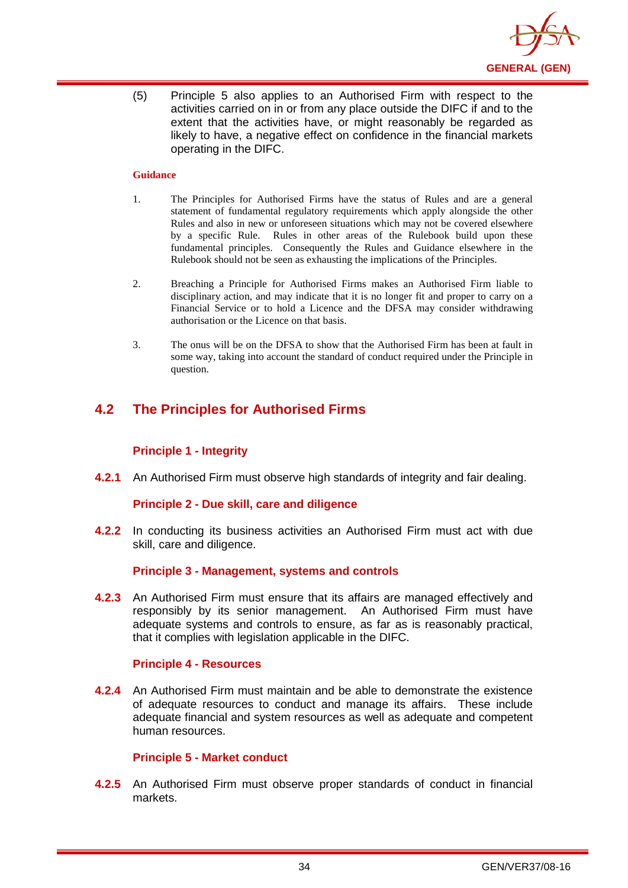(5) Principle 5 also applies to an Authorised Firm with respect to the activities carried on in or from any place outside the DIFC if and to the extent that the activities have, or might reasonably be regarded as likely to have, a negative effect on confidence in the financial markets operating in the DIFC.

**Guidance**

1. The Principles for Authorised Firms have the status of Rules and are a general statement of fundamental regulatory requirements which apply alongside the other Rules and also in new or unforeseen situations which may not be covered elsewhere by a specific Rule. Rules in other areas of the Rulebook build upon these fundamental principles. Consequently the Rules and Guidance elsewhere in the Rulebook should not be seen as exhausting the implications of the Principles.

2. Breaching a Principle for Authorised Firms makes an Authorised Firm liable to disciplinary action, and may indicate that it is no longer fit and proper to carry on a Financial Service or to hold a Licence and the DFSA may consider withdrawing authorisation or the Licence on that basis.

3. The onus will be on the DFSA to show that the Authorised Firm has been at fault in some way, taking into account the standard of conduct required under the Principle in question.

## 4.2 The Principles for Authorised Firms

### Principle 1 - Integrity

**4.2.1** An Authorised Firm must observe high standards of integrity and fair dealing.

### Principle 2 - Due skill, care and diligence

**4.2.2** In conducting its business activities an Authorised Firm must act with due skill, care and diligence.

### Principle 3 - Management, systems and controls

**4.2.3** An Authorised Firm must ensure that its affairs are managed effectively and responsibly by its senior management. An Authorised Firm must have adequate systems and controls to ensure, as far as is reasonably practical, that it complies with legislation applicable in the DIFC.

### Principle 4 - Resources

**4.2.4** An Authorised Firm must maintain and be able to demonstrate the existence of adequate resources to conduct and manage its affairs. These include adequate financial and system resources as well as adequate and competent human resources.

### Principle 5 - Market conduct

**4.2.5** An Authorised Firm must observe proper standards of conduct in financial markets.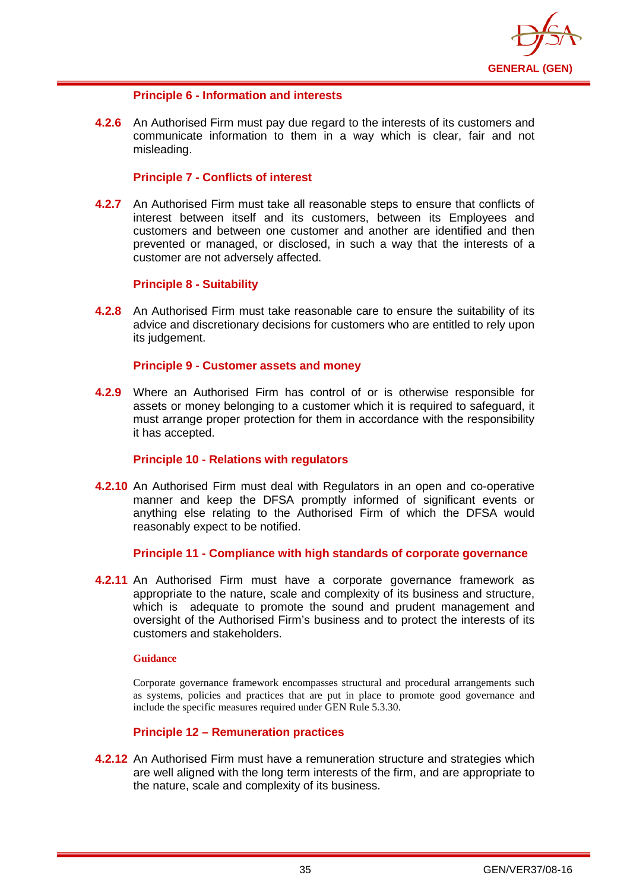#### Principle 6 - Information and interests

**4.2.6** An Authorised Firm must pay due regard to the interests of its customers and communicate information to them in a way which is clear, fair and not misleading.

#### Principle 7 - Conflicts of interest

**4.2.7** An Authorised Firm must take all reasonable steps to ensure that conflicts of interest between itself and its customers, between its Employees and customers and between one customer and another are identified and then prevented or managed, or disclosed, in such a way that the interests of a customer are not adversely affected.

#### Principle 8 - Suitability

**4.2.8** An Authorised Firm must take reasonable care to ensure the suitability of its advice and discretionary decisions for customers who are entitled to rely upon its judgement.

#### Principle 9 - Customer assets and money

**4.2.9** Where an Authorised Firm has control of or is otherwise responsible for assets or money belonging to a customer which it is required to safeguard, it must arrange proper protection for them in accordance with the responsibility it has accepted.

#### Principle 10 - Relations with regulators

**4.2.10** An Authorised Firm must deal with Regulators in an open and co-operative manner and keep the DFSA promptly informed of significant events or anything else relating to the Authorised Firm of which the DFSA would reasonably expect to be notified.

#### Principle 11 - Compliance with high standards of corporate governance

**4.2.11** An Authorised Firm must have a corporate governance framework as appropriate to the nature, scale and complexity of its business and structure, which is adequate to promote the sound and prudent management and oversight of the Authorised Firm's business and to protect the interests of its customers and stakeholders.

**Guidance**

Corporate governance framework encompasses structural and procedural arrangements such as systems, policies and practices that are put in place to promote good governance and include the specific measures required under GEN Rule 5.3.30.

#### Principle 12 – Remuneration practices

**4.2.12** An Authorised Firm must have a remuneration structure and strategies which are well aligned with the long term interests of the firm, and are appropriate to the nature, scale and complexity of its business.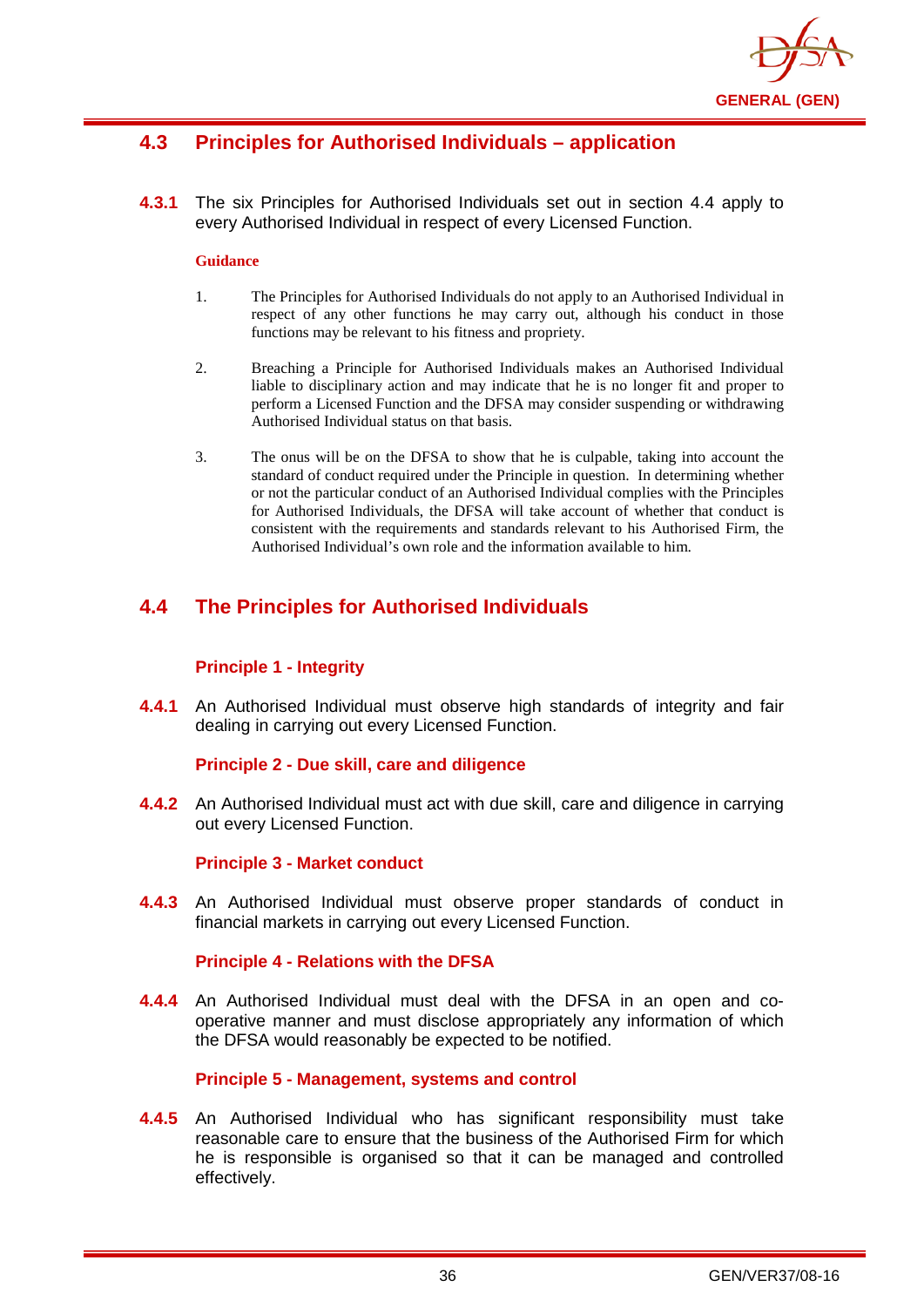## 4.3 Principles for Authorised Individuals – application

**4.3.1** The six Principles for Authorised Individuals set out in section 4.4 apply to every Authorised Individual in respect of every Licensed Function.

**Guidance**

1. The Principles for Authorised Individuals do not apply to an Authorised Individual in respect of any other functions he may carry out, although his conduct in those functions may be relevant to his fitness and propriety.

2. Breaching a Principle for Authorised Individuals makes an Authorised Individual liable to disciplinary action and may indicate that he is no longer fit and proper to perform a Licensed Function and the DFSA may consider suspending or withdrawing Authorised Individual status on that basis.

3. The onus will be on the DFSA to show that he is culpable, taking into account the standard of conduct required under the Principle in question. In determining whether or not the particular conduct of an Authorised Individual complies with the Principles for Authorised Individuals, the DFSA will take account of whether that conduct is consistent with the requirements and standards relevant to his Authorised Firm, the Authorised Individual's own role and the information available to him.

## 4.4 The Principles for Authorised Individuals

### Principle 1 - Integrity

**4.4.1** An Authorised Individual must observe high standards of integrity and fair dealing in carrying out every Licensed Function.

### Principle 2 - Due skill, care and diligence

**4.4.2** An Authorised Individual must act with due skill, care and diligence in carrying out every Licensed Function.

### Principle 3 - Market conduct

**4.4.3** An Authorised Individual must observe proper standards of conduct in financial markets in carrying out every Licensed Function.

### Principle 4 - Relations with the DFSA

**4.4.4** An Authorised Individual must deal with the DFSA in an open and co-operative manner and must disclose appropriately any information of which the DFSA would reasonably be expected to be notified.

### Principle 5 - Management, systems and control

**4.4.5** An Authorised Individual who has significant responsibility must take reasonable care to ensure that the business of the Authorised Firm for which he is responsible is organised so that it can be managed and controlled effectively.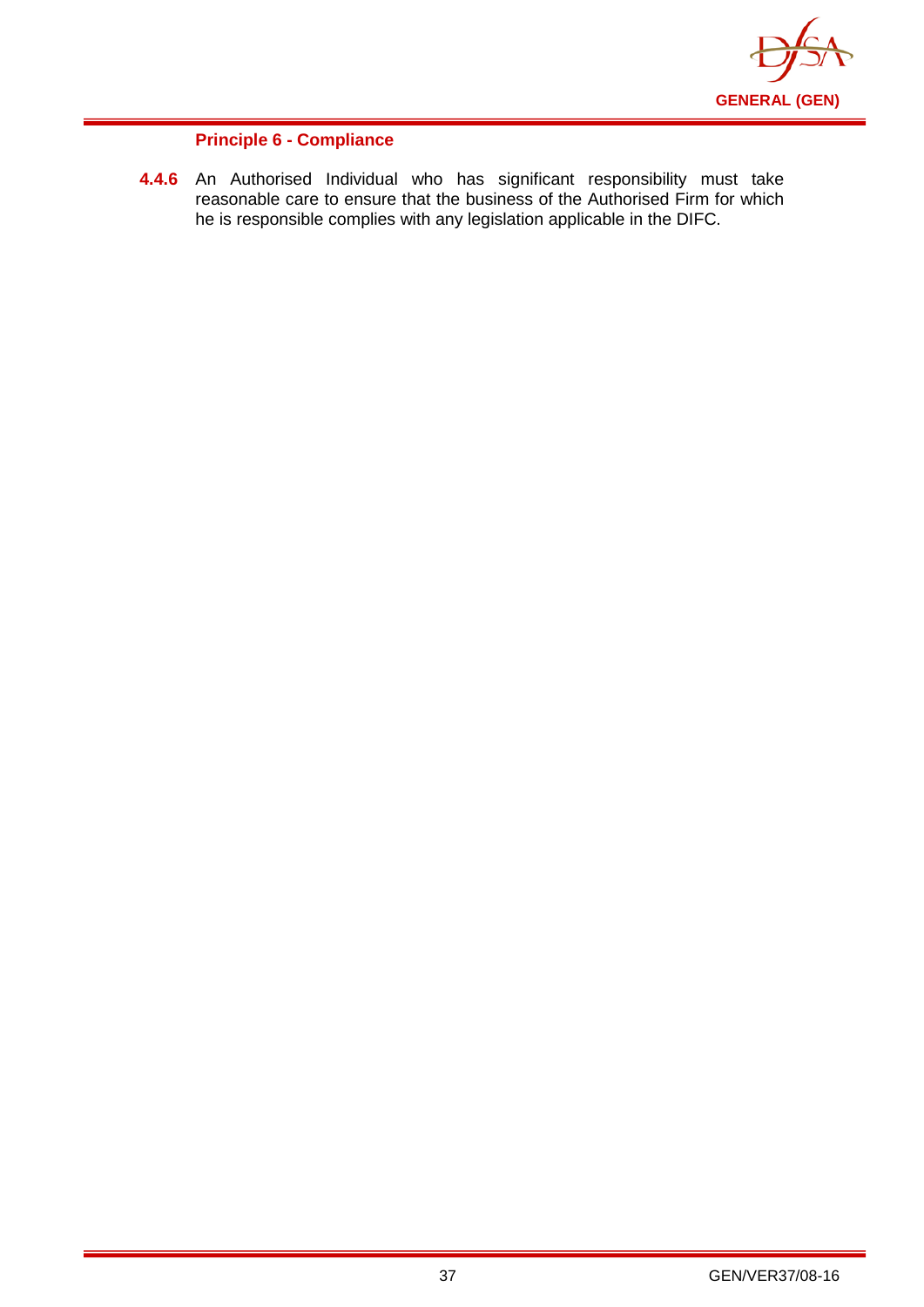#### Principle 6 - Compliance

**4.4.6** An Authorised Individual who has significant responsibility must take reasonable care to ensure that the business of the Authorised Firm for which he is responsible complies with any legislation applicable in the DIFC.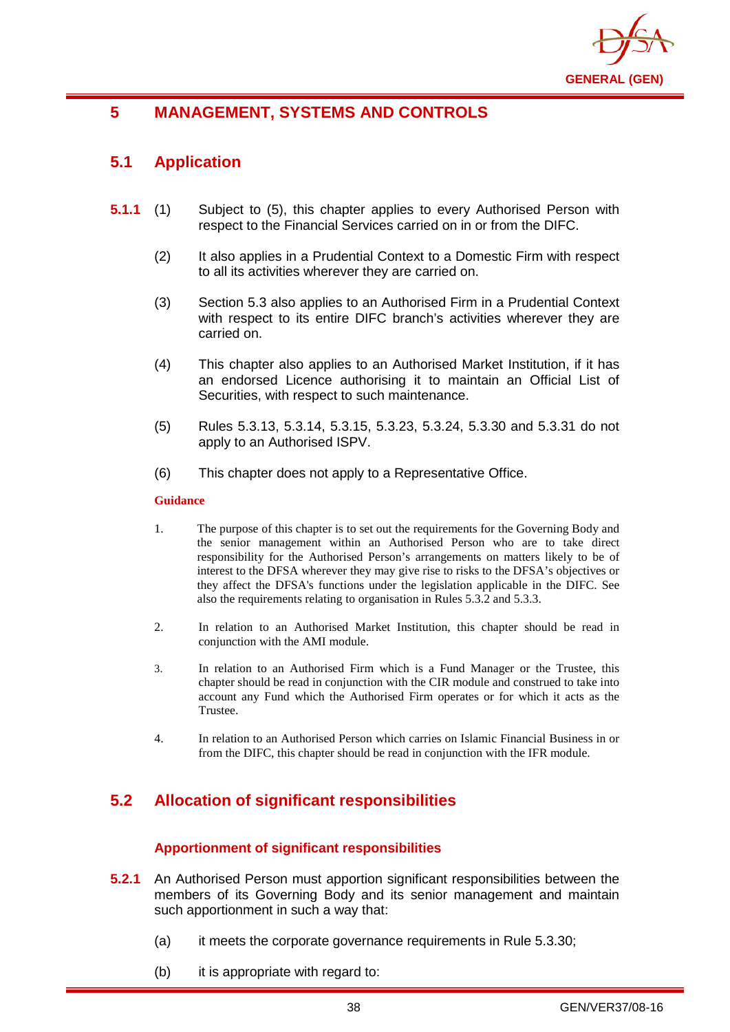# 5 MANAGEMENT, SYSTEMS AND CONTROLS

## 5.1 Application

**5.1.1** (1) Subject to (5), this chapter applies to every Authorised Person with respect to the Financial Services carried on in or from the DIFC.

(2) It also applies in a Prudential Context to a Domestic Firm with respect to all its activities wherever they are carried on.

(3) Section 5.3 also applies to an Authorised Firm in a Prudential Context with respect to its entire DIFC branch's activities wherever they are carried on.

(4) This chapter also applies to an Authorised Market Institution, if it has an endorsed Licence authorising it to maintain an Official List of Securities, with respect to such maintenance.

(5) Rules 5.3.13, 5.3.14, 5.3.15, 5.3.23, 5.3.24, 5.3.30 and 5.3.31 do not apply to an Authorised ISPV.

(6) This chapter does not apply to a Representative Office.

**Guidance**

1. The purpose of this chapter is to set out the requirements for the Governing Body and the senior management within an Authorised Person who are to take direct responsibility for the Authorised Person's arrangements on matters likely to be of interest to the DFSA wherever they may give rise to risks to the DFSA's objectives or they affect the DFSA's functions under the legislation applicable in the DIFC. See also the requirements relating to organisation in Rules 5.3.2 and 5.3.3.

2. In relation to an Authorised Market Institution, this chapter should be read in conjunction with the AMI module.

3. In relation to an Authorised Firm which is a Fund Manager or the Trustee, this chapter should be read in conjunction with the CIR module and construed to take into account any Fund which the Authorised Firm operates or for which it acts as the Trustee.

4. In relation to an Authorised Person which carries on Islamic Financial Business in or from the DIFC, this chapter should be read in conjunction with the IFR module.

## 5.2 Allocation of significant responsibilities

### Apportionment of significant responsibilities

**5.2.1** An Authorised Person must apportion significant responsibilities between the members of its Governing Body and its senior management and maintain such apportionment in such a way that:

(a) it meets the corporate governance requirements in Rule 5.3.30;

(b) it is appropriate with regard to: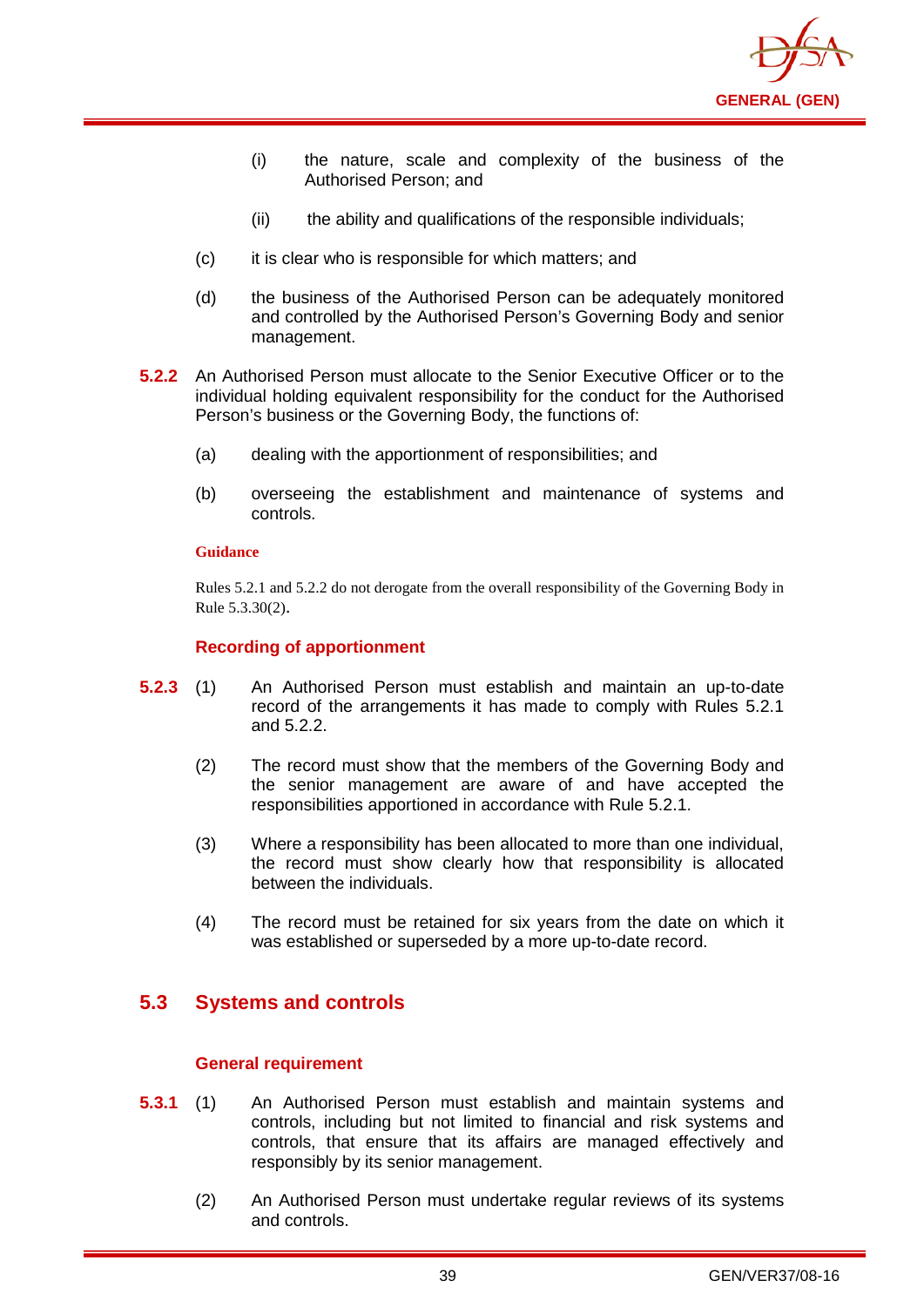(i) the nature, scale and complexity of the business of the Authorised Person; and

(ii) the ability and qualifications of the responsible individuals;

(c) it is clear who is responsible for which matters; and

(d) the business of the Authorised Person can be adequately monitored and controlled by the Authorised Person's Governing Body and senior management.

**5.2.2** An Authorised Person must allocate to the Senior Executive Officer or to the individual holding equivalent responsibility for the conduct for the Authorised Person's business or the Governing Body, the functions of:

(a) dealing with the apportionment of responsibilities; and

(b) overseeing the establishment and maintenance of systems and controls.

**Guidance**

Rules 5.2.1 and 5.2.2 do not derogate from the overall responsibility of the Governing Body in Rule 5.3.30(2).

### Recording of apportionment

**5.2.3** (1) An Authorised Person must establish and maintain an up-to-date record of the arrangements it has made to comply with Rules 5.2.1 and 5.2.2.

(2) The record must show that the members of the Governing Body and the senior management are aware of and have accepted the responsibilities apportioned in accordance with Rule 5.2.1.

(3) Where a responsibility has been allocated to more than one individual, the record must show clearly how that responsibility is allocated between the individuals.

(4) The record must be retained for six years from the date on which it was established or superseded by a more up-to-date record.

## 5.3 Systems and controls

### General requirement

**5.3.1** (1) An Authorised Person must establish and maintain systems and controls, including but not limited to financial and risk systems and controls, that ensure that its affairs are managed effectively and responsibly by its senior management.

(2) An Authorised Person must undertake regular reviews of its systems and controls.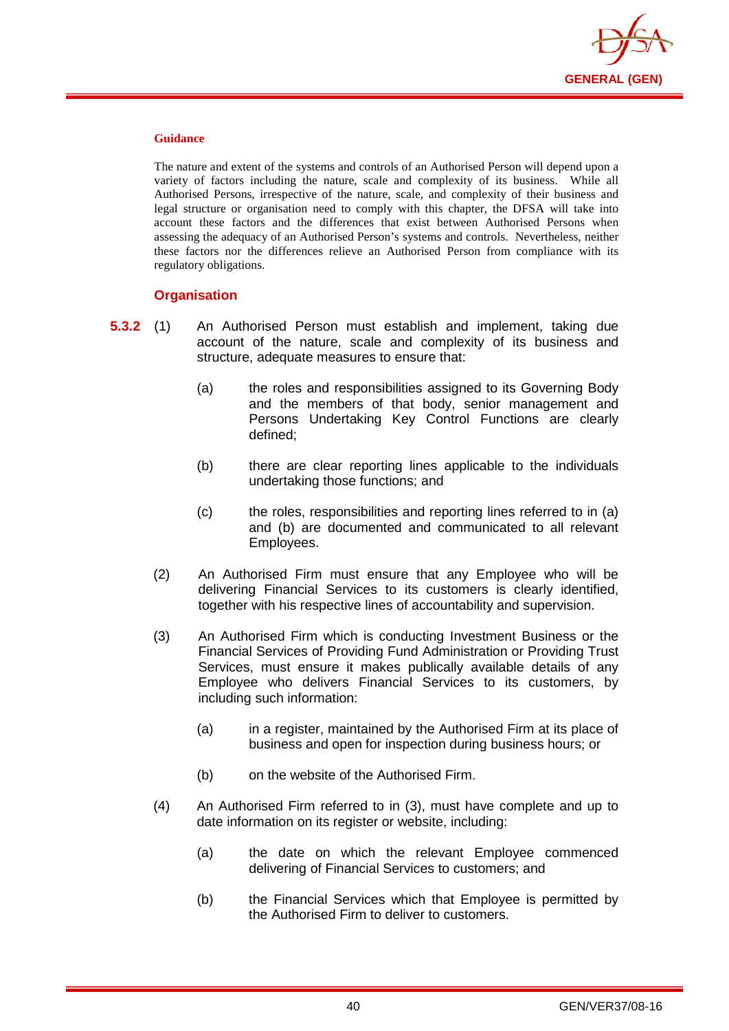#### Guidance

The nature and extent of the systems and controls of an Authorised Person will depend upon a variety of factors including the nature, scale and complexity of its business. While all Authorised Persons, irrespective of the nature, scale, and complexity of their business and legal structure or organisation need to comply with this chapter, the DFSA will take into account these factors and the differences that exist between Authorised Persons when assessing the adequacy of an Authorised Person's systems and controls. Nevertheless, neither these factors nor the differences relieve an Authorised Person from compliance with its regulatory obligations.

### Organisation

**5.3.2** (1) An Authorised Person must establish and implement, taking due account of the nature, scale and complexity of its business and structure, adequate measures to ensure that:

(a) the roles and responsibilities assigned to its Governing Body and the members of that body, senior management and Persons Undertaking Key Control Functions are clearly defined;

(b) there are clear reporting lines applicable to the individuals undertaking those functions; and

(c) the roles, responsibilities and reporting lines referred to in (a) and (b) are documented and communicated to all relevant Employees.

(2) An Authorised Firm must ensure that any Employee who will be delivering Financial Services to its customers is clearly identified, together with his respective lines of accountability and supervision.

(3) An Authorised Firm which is conducting Investment Business or the Financial Services of Providing Fund Administration or Providing Trust Services, must ensure it makes publically available details of any Employee who delivers Financial Services to its customers, by including such information:

(a) in a register, maintained by the Authorised Firm at its place of business and open for inspection during business hours; or

(b) on the website of the Authorised Firm.

(4) An Authorised Firm referred to in (3), must have complete and up to date information on its register or website, including:

(a) the date on which the relevant Employee commenced delivering of Financial Services to customers; and

(b) the Financial Services which that Employee is permitted by the Authorised Firm to deliver to customers.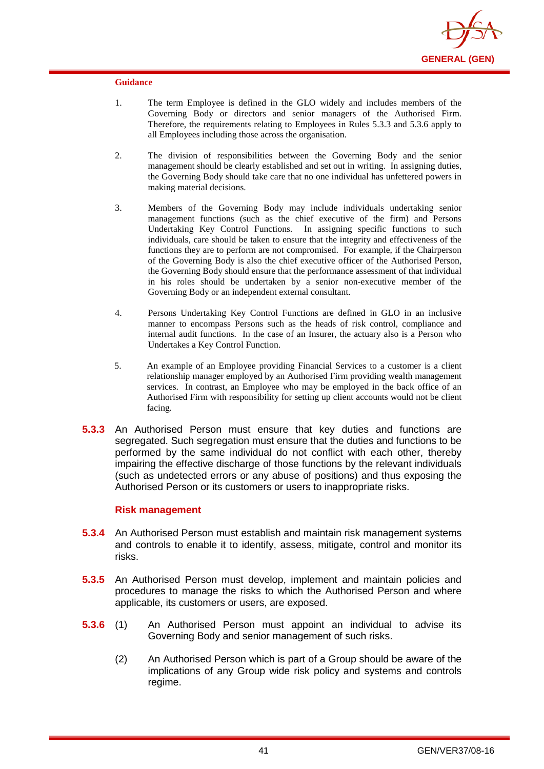**Guidance**

1. The term Employee is defined in the GLO widely and includes members of the Governing Body or directors and senior managers of the Authorised Firm. Therefore, the requirements relating to Employees in Rules 5.3.3 and 5.3.6 apply to all Employees including those across the organisation.

2. The division of responsibilities between the Governing Body and the senior management should be clearly established and set out in writing. In assigning duties, the Governing Body should take care that no one individual has unfettered powers in making material decisions.

3. Members of the Governing Body may include individuals undertaking senior management functions (such as the chief executive of the firm) and Persons Undertaking Key Control Functions. In assigning specific functions to such individuals, care should be taken to ensure that the integrity and effectiveness of the functions they are to perform are not compromised. For example, if the Chairperson of the Governing Body is also the chief executive officer of the Authorised Person, the Governing Body should ensure that the performance assessment of that individual in his roles should be undertaken by a senior non-executive member of the Governing Body or an independent external consultant.

4. Persons Undertaking Key Control Functions are defined in GLO in an inclusive manner to encompass Persons such as the heads of risk control, compliance and internal audit functions. In the case of an Insurer, the actuary also is a Person who Undertakes a Key Control Function.

5. An example of an Employee providing Financial Services to a customer is a client relationship manager employed by an Authorised Firm providing wealth management services. In contrast, an Employee who may be employed in the back office of an Authorised Firm with responsibility for setting up client accounts would not be client facing.

**5.3.3** An Authorised Person must ensure that key duties and functions are segregated. Such segregation must ensure that the duties and functions to be performed by the same individual do not conflict with each other, thereby impairing the effective discharge of those functions by the relevant individuals (such as undetected errors or any abuse of positions) and thus exposing the Authorised Person or its customers or users to inappropriate risks.

### Risk management

**5.3.4** An Authorised Person must establish and maintain risk management systems and controls to enable it to identify, assess, mitigate, control and monitor its risks.

**5.3.5** An Authorised Person must develop, implement and maintain policies and procedures to manage the risks to which the Authorised Person and where applicable, its customers or users, are exposed.

**5.3.6** (1) An Authorised Person must appoint an individual to advise its Governing Body and senior management of such risks.

(2) An Authorised Person which is part of a Group should be aware of the implications of any Group wide risk policy and systems and controls regime.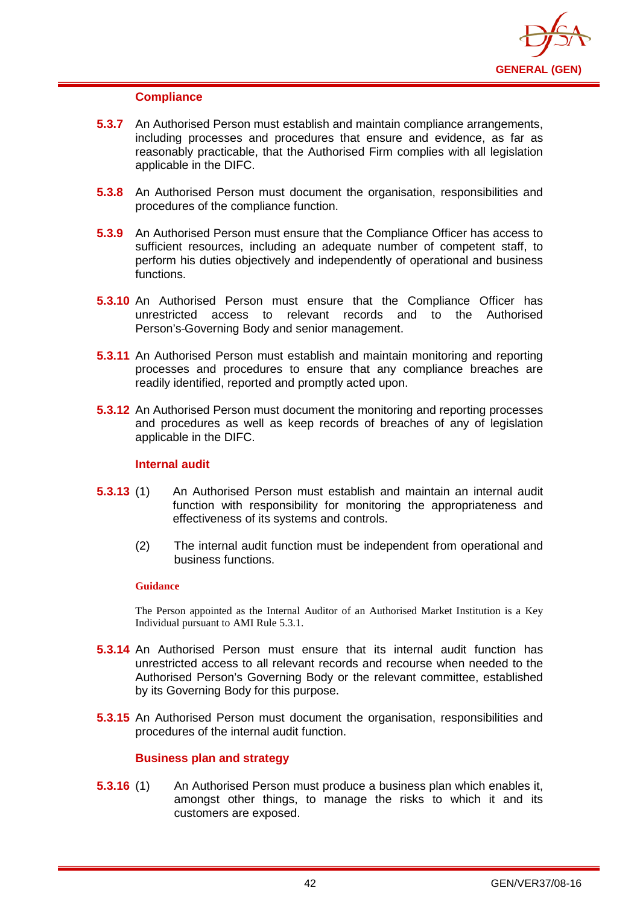### Compliance

**5.3.7** An Authorised Person must establish and maintain compliance arrangements, including processes and procedures that ensure and evidence, as far as reasonably practicable, that the Authorised Firm complies with all legislation applicable in the DIFC.

**5.3.8** An Authorised Person must document the organisation, responsibilities and procedures of the compliance function.

**5.3.9** An Authorised Person must ensure that the Compliance Officer has access to sufficient resources, including an adequate number of competent staff, to perform his duties objectively and independently of operational and business functions.

**5.3.10** An Authorised Person must ensure that the Compliance Officer has unrestricted access to relevant records and to the Authorised Person's Governing Body and senior management.

**5.3.11** An Authorised Person must establish and maintain monitoring and reporting processes and procedures to ensure that any compliance breaches are readily identified, reported and promptly acted upon.

**5.3.12** An Authorised Person must document the monitoring and reporting processes and procedures as well as keep records of breaches of any of legislation applicable in the DIFC.

### Internal audit

**5.3.13** (1) An Authorised Person must establish and maintain an internal audit function with responsibility for monitoring the appropriateness and effectiveness of its systems and controls.

(2) The internal audit function must be independent from operational and business functions.

**Guidance**

The Person appointed as the Internal Auditor of an Authorised Market Institution is a Key Individual pursuant to AMI Rule 5.3.1.

**5.3.14** An Authorised Person must ensure that its internal audit function has unrestricted access to all relevant records and recourse when needed to the Authorised Person's Governing Body or the relevant committee, established by its Governing Body for this purpose.

**5.3.15** An Authorised Person must document the organisation, responsibilities and procedures of the internal audit function.

### Business plan and strategy

**5.3.16** (1) An Authorised Person must produce a business plan which enables it, amongst other things, to manage the risks to which it and its customers are exposed.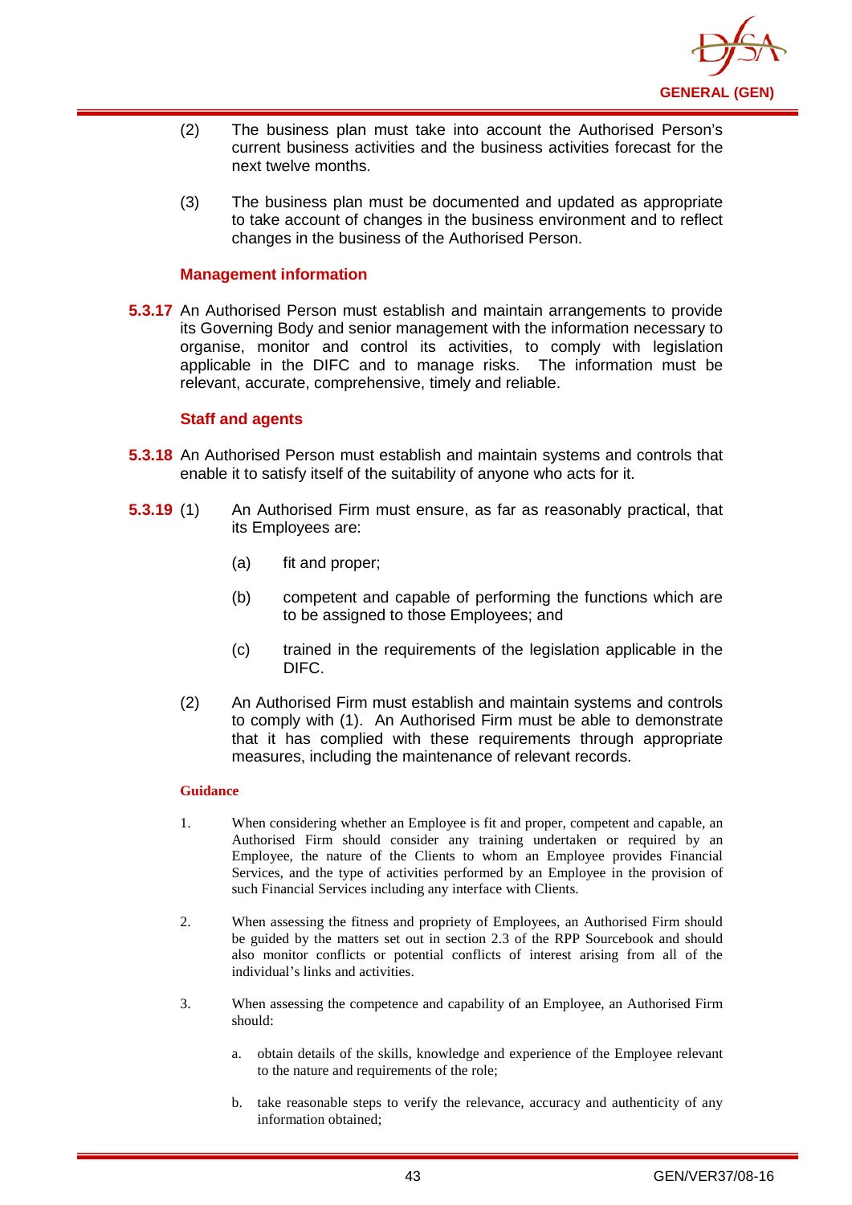(2) The business plan must take into account the Authorised Person's current business activities and the business activities forecast for the next twelve months.

(3) The business plan must be documented and updated as appropriate to take account of changes in the business environment and to reflect changes in the business of the Authorised Person.

### Management information

**5.3.17** An Authorised Person must establish and maintain arrangements to provide its Governing Body and senior management with the information necessary to organise, monitor and control its activities, to comply with legislation applicable in the DIFC and to manage risks. The information must be relevant, accurate, comprehensive, timely and reliable.

### Staff and agents

**5.3.18** An Authorised Person must establish and maintain systems and controls that enable it to satisfy itself of the suitability of anyone who acts for it.

**5.3.19** (1) An Authorised Firm must ensure, as far as reasonably practical, that its Employees are:

(a) fit and proper;

(b) competent and capable of performing the functions which are to be assigned to those Employees; and

(c) trained in the requirements of the legislation applicable in the DIFC.

(2) An Authorised Firm must establish and maintain systems and controls to comply with (1). An Authorised Firm must be able to demonstrate that it has complied with these requirements through appropriate measures, including the maintenance of relevant records.

**Guidance**

1. When considering whether an Employee is fit and proper, competent and capable, an Authorised Firm should consider any training undertaken or required by an Employee, the nature of the Clients to whom an Employee provides Financial Services, and the type of activities performed by an Employee in the provision of such Financial Services including any interface with Clients.

2. When assessing the fitness and propriety of Employees, an Authorised Firm should be guided by the matters set out in section 2.3 of the RPP Sourcebook and should also monitor conflicts or potential conflicts of interest arising from all of the individual's links and activities.

3. When assessing the competence and capability of an Employee, an Authorised Firm should:

   a. obtain details of the skills, knowledge and experience of the Employee relevant to the nature and requirements of the role;

   b. take reasonable steps to verify the relevance, accuracy and authenticity of any information obtained;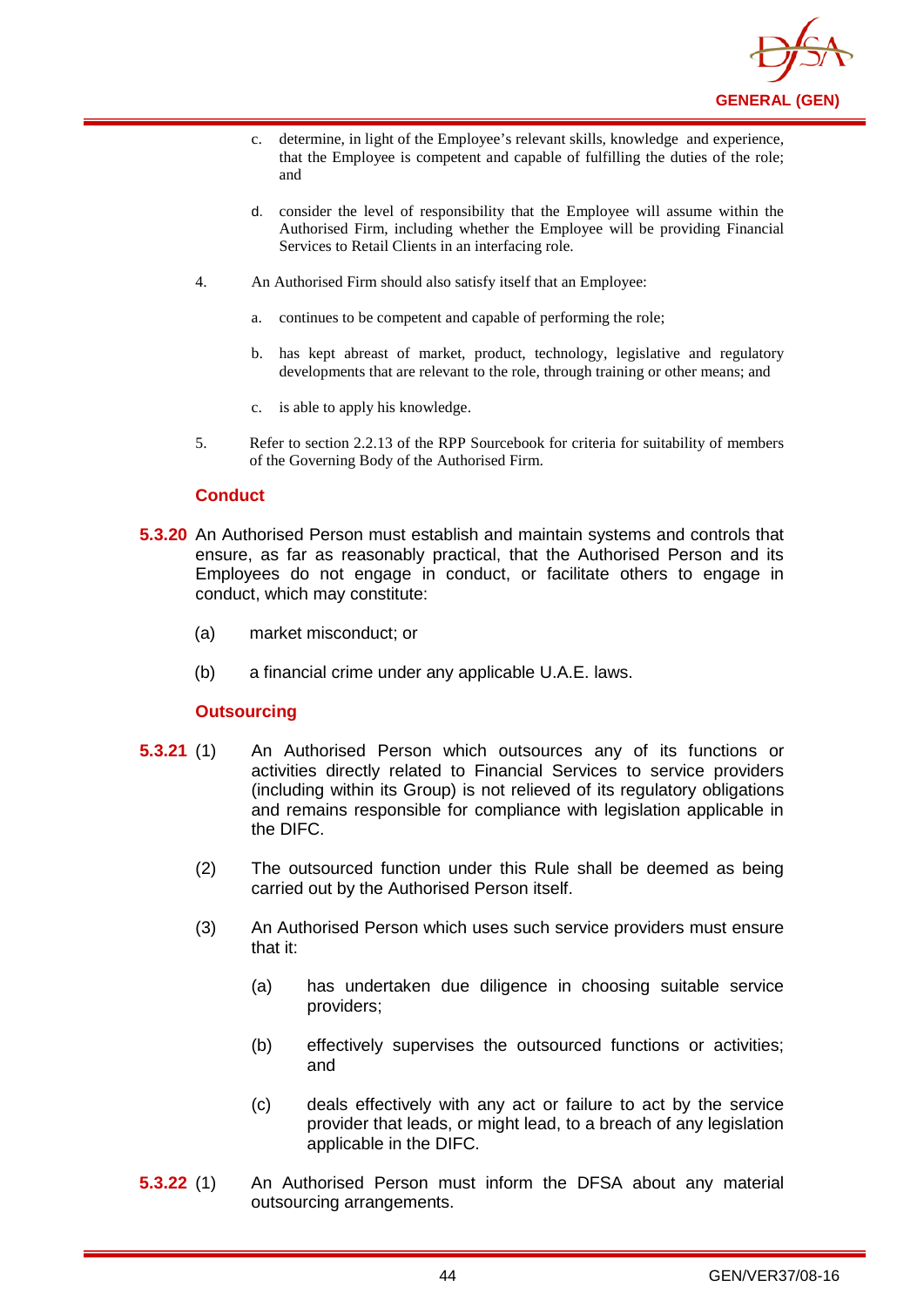c. determine, in light of the Employee's relevant skills, knowledge and experience, that the Employee is competent and capable of fulfilling the duties of the role; and

d. consider the level of responsibility that the Employee will assume within the Authorised Firm, including whether the Employee will be providing Financial Services to Retail Clients in an interfacing role.

4. An Authorised Firm should also satisfy itself that an Employee:

a. continues to be competent and capable of performing the role;

b. has kept abreast of market, product, technology, legislative and regulatory developments that are relevant to the role, through training or other means; and

c. is able to apply his knowledge.

5. Refer to section 2.2.13 of the RPP Sourcebook for criteria for suitability of members of the Governing Body of the Authorised Firm.

### Conduct

**5.3.20** An Authorised Person must establish and maintain systems and controls that ensure, as far as reasonably practical, that the Authorised Person and its Employees do not engage in conduct, or facilitate others to engage in conduct, which may constitute:

(a) market misconduct; or

(b) a financial crime under any applicable U.A.E. laws.

### Outsourcing

**5.3.21** (1) An Authorised Person which outsources any of its functions or activities directly related to Financial Services to service providers (including within its Group) is not relieved of its regulatory obligations and remains responsible for compliance with legislation applicable in the DIFC.

(2) The outsourced function under this Rule shall be deemed as being carried out by the Authorised Person itself.

(3) An Authorised Person which uses such service providers must ensure that it:

(a) has undertaken due diligence in choosing suitable service providers;

(b) effectively supervises the outsourced functions or activities; and

(c) deals effectively with any act or failure to act by the service provider that leads, or might lead, to a breach of any legislation applicable in the DIFC.

**5.3.22** (1) An Authorised Person must inform the DFSA about any material outsourcing arrangements.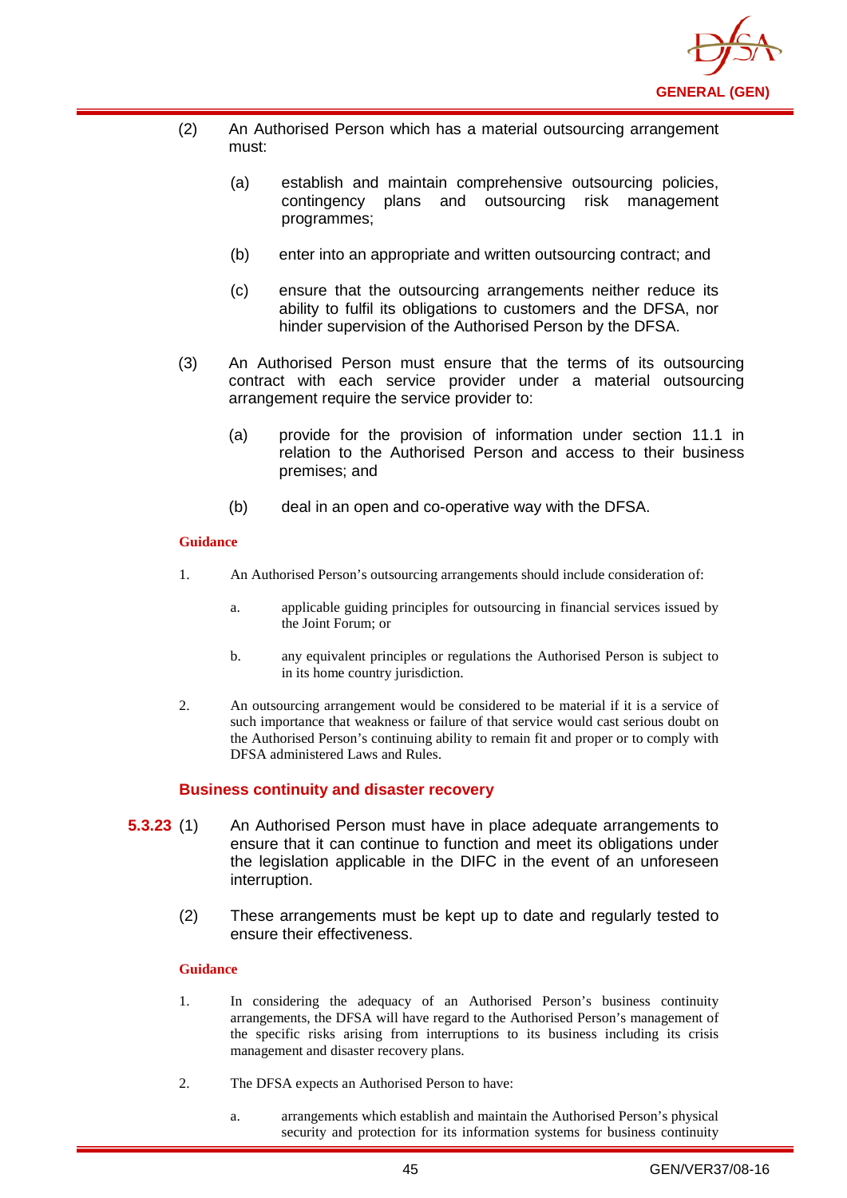(2) An Authorised Person which has a material outsourcing arrangement must:

   (a) establish and maintain comprehensive outsourcing policies, contingency plans and outsourcing risk management programmes;

   (b) enter into an appropriate and written outsourcing contract; and

   (c) ensure that the outsourcing arrangements neither reduce its ability to fulfil its obligations to customers and the DFSA, nor hinder supervision of the Authorised Person by the DFSA.

(3) An Authorised Person must ensure that the terms of its outsourcing contract with each service provider under a material outsourcing arrangement require the service provider to:

   (a) provide for the provision of information under section 11.1 in relation to the Authorised Person and access to their business premises; and

   (b) deal in an open and co-operative way with the DFSA.

**Guidance**

1. An Authorised Person's outsourcing arrangements should include consideration of:

   a. applicable guiding principles for outsourcing in financial services issued by the Joint Forum; or

   b. any equivalent principles or regulations the Authorised Person is subject to in its home country jurisdiction.

2. An outsourcing arrangement would be considered to be material if it is a service of such importance that weakness or failure of that service would cast serious doubt on the Authorised Person's continuing ability to remain fit and proper or to comply with DFSA administered Laws and Rules.

### Business continuity and disaster recovery

**5.3.23** (1) An Authorised Person must have in place adequate arrangements to ensure that it can continue to function and meet its obligations under the legislation applicable in the DIFC in the event of an unforeseen interruption.

(2) These arrangements must be kept up to date and regularly tested to ensure their effectiveness.

**Guidance**

1. In considering the adequacy of an Authorised Person's business continuity arrangements, the DFSA will have regard to the Authorised Person's management of the specific risks arising from interruptions to its business including its crisis management and disaster recovery plans.

2. The DFSA expects an Authorised Person to have:

   a. arrangements which establish and maintain the Authorised Person's physical security and protection for its information systems for business continuity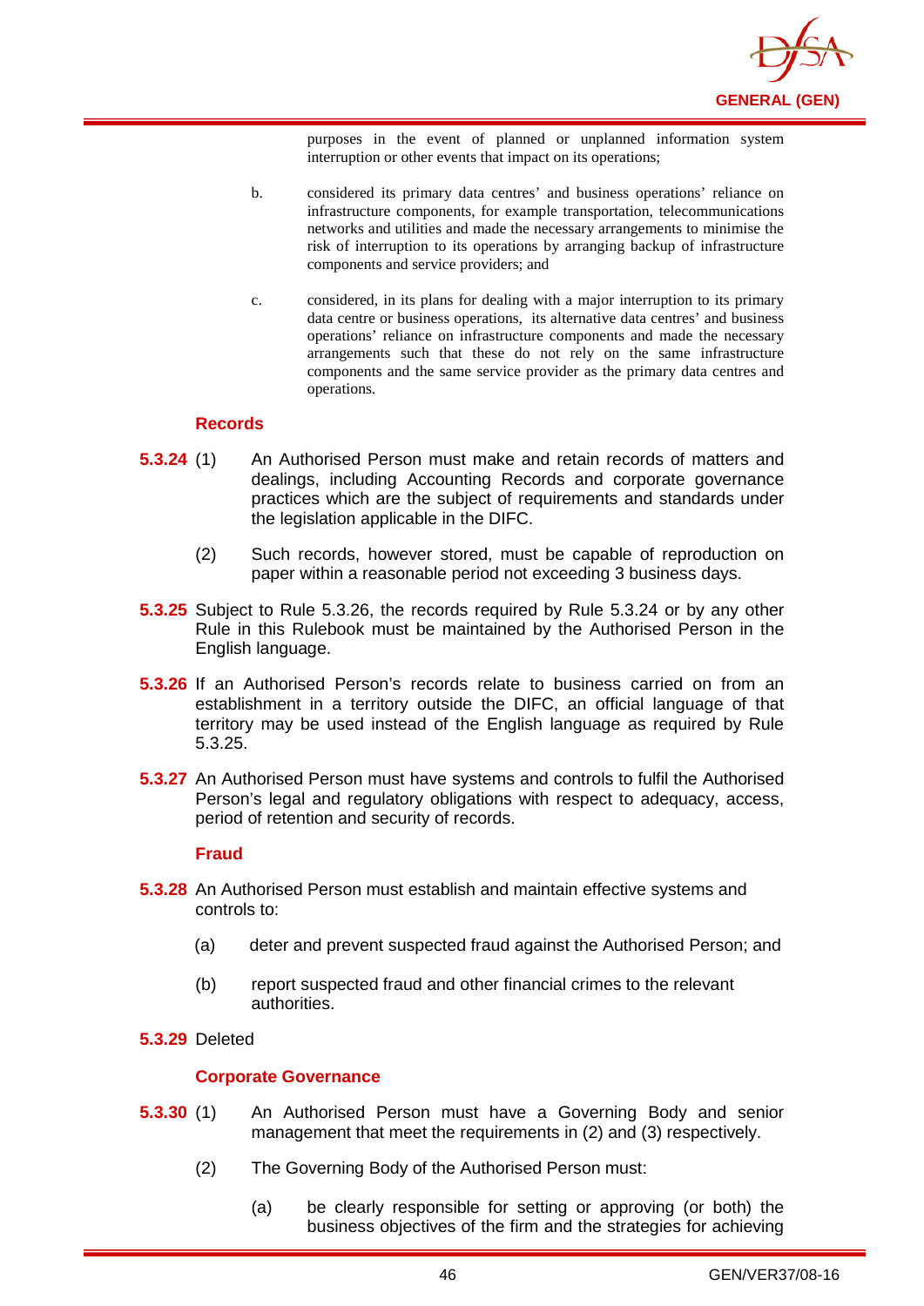purposes in the event of planned or unplanned information system interruption or other events that impact on its operations;

b. considered its primary data centres' and business operations' reliance on infrastructure components, for example transportation, telecommunications networks and utilities and made the necessary arrangements to minimise the risk of interruption to its operations by arranging backup of infrastructure components and service providers; and

c. considered, in its plans for dealing with a major interruption to its primary data centre or business operations, its alternative data centres' and business operations' reliance on infrastructure components and made the necessary arrangements such that these do not rely on the same infrastructure components and the same service provider as the primary data centres and operations.

### Records

**5.3.24** (1) An Authorised Person must make and retain records of matters and dealings, including Accounting Records and corporate governance practices which are the subject of requirements and standards under the legislation applicable in the DIFC.

(2) Such records, however stored, must be capable of reproduction on paper within a reasonable period not exceeding 3 business days.

**5.3.25** Subject to Rule 5.3.26, the records required by Rule 5.3.24 or by any other Rule in this Rulebook must be maintained by the Authorised Person in the English language.

**5.3.26** If an Authorised Person's records relate to business carried on from an establishment in a territory outside the DIFC, an official language of that territory may be used instead of the English language as required by Rule 5.3.25.

**5.3.27** An Authorised Person must have systems and controls to fulfil the Authorised Person's legal and regulatory obligations with respect to adequacy, access, period of retention and security of records.

### Fraud

**5.3.28** An Authorised Person must establish and maintain effective systems and controls to:

(a) deter and prevent suspected fraud against the Authorised Person; and

(b) report suspected fraud and other financial crimes to the relevant authorities.

**5.3.29** Deleted

### Corporate Governance

**5.3.30** (1) An Authorised Person must have a Governing Body and senior management that meet the requirements in (2) and (3) respectively.

(2) The Governing Body of the Authorised Person must:

(a) be clearly responsible for setting or approving (or both) the business objectives of the firm and the strategies for achieving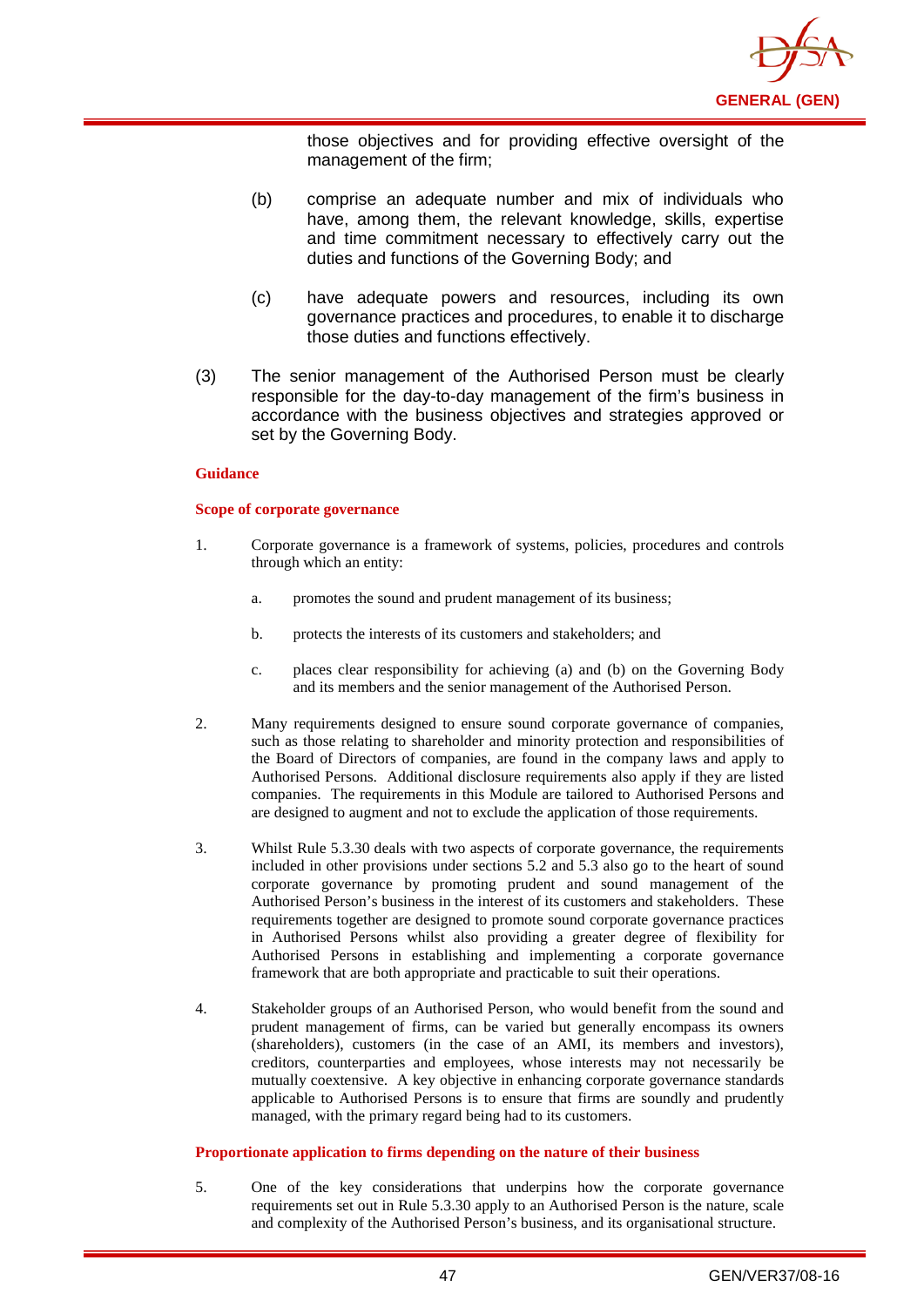those objectives and for providing effective oversight of the management of the firm;

(b) comprise an adequate number and mix of individuals who have, among them, the relevant knowledge, skills, expertise and time commitment necessary to effectively carry out the duties and functions of the Governing Body; and

(c) have adequate powers and resources, including its own governance practices and procedures, to enable it to discharge those duties and functions effectively.

(3) The senior management of the Authorised Person must be clearly responsible for the day-to-day management of the firm's business in accordance with the business objectives and strategies approved or set by the Governing Body.

**Guidance**

**Scope of corporate governance**

1. Corporate governance is a framework of systems, policies, procedures and controls through which an entity:

   a. promotes the sound and prudent management of its business;

   b. protects the interests of its customers and stakeholders; and

   c. places clear responsibility for achieving (a) and (b) on the Governing Body and its members and the senior management of the Authorised Person.

2. Many requirements designed to ensure sound corporate governance of companies, such as those relating to shareholder and minority protection and responsibilities of the Board of Directors of companies, are found in the company laws and apply to Authorised Persons. Additional disclosure requirements also apply if they are listed companies. The requirements in this Module are tailored to Authorised Persons and are designed to augment and not to exclude the application of those requirements.

3. Whilst Rule 5.3.30 deals with two aspects of corporate governance, the requirements included in other provisions under sections 5.2 and 5.3 also go to the heart of sound corporate governance by promoting prudent and sound management of the Authorised Person's business in the interest of its customers and stakeholders. These requirements together are designed to promote sound corporate governance practices in Authorised Persons whilst also providing a greater degree of flexibility for Authorised Persons in establishing and implementing a corporate governance framework that are both appropriate and practicable to suit their operations.

4. Stakeholder groups of an Authorised Person, who would benefit from the sound and prudent management of firms, can be varied but generally encompass its owners (shareholders), customers (in the case of an AMI, its members and investors), creditors, counterparties and employees, whose interests may not necessarily be mutually coextensive. A key objective in enhancing corporate governance standards applicable to Authorised Persons is to ensure that firms are soundly and prudently managed, with the primary regard being had to its customers.

**Proportionate application to firms depending on the nature of their business**

5. One of the key considerations that underpins how the corporate governance requirements set out in Rule 5.3.30 apply to an Authorised Person is the nature, scale and complexity of the Authorised Person's business, and its organisational structure.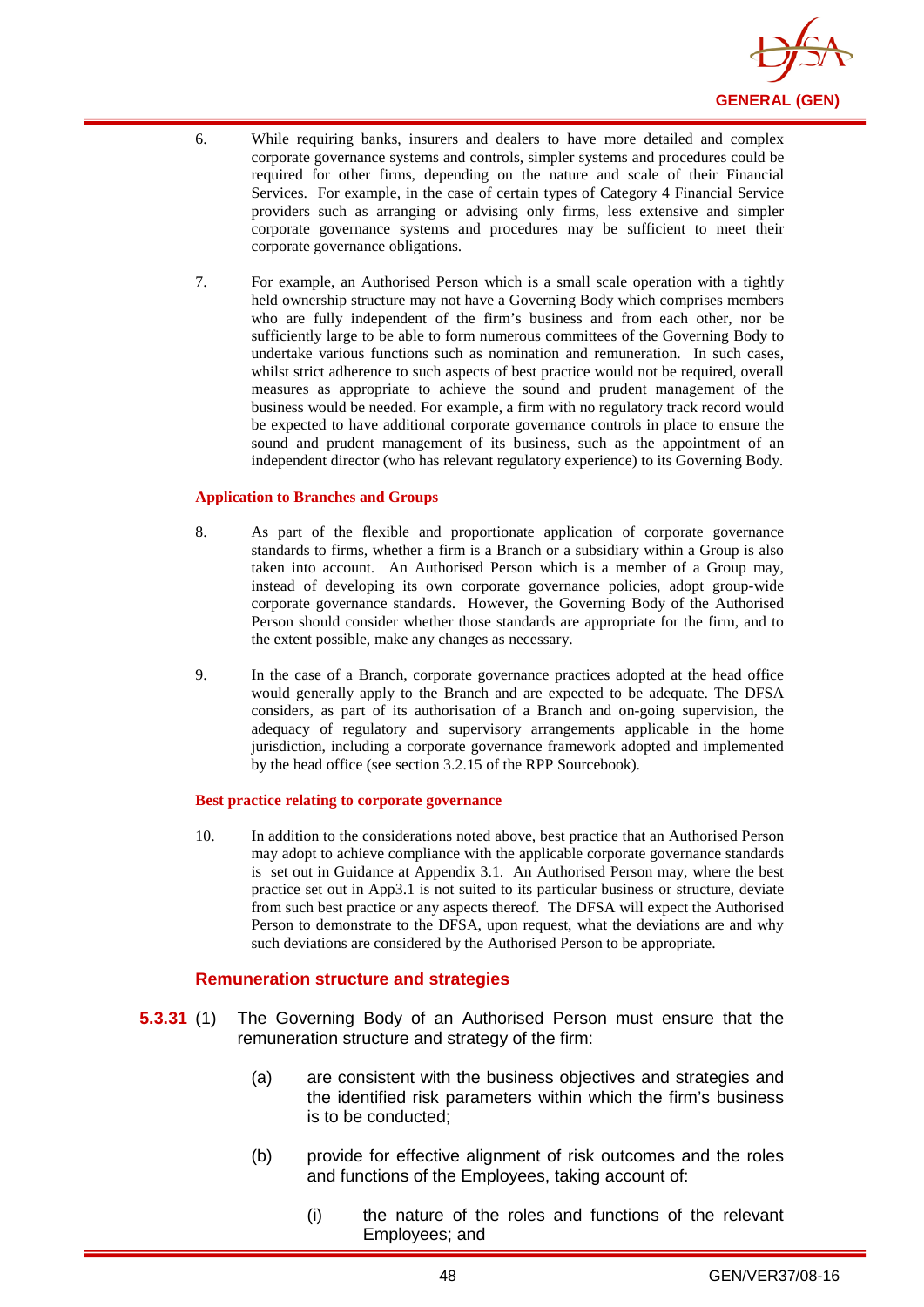6. While requiring banks, insurers and dealers to have more detailed and complex corporate governance systems and controls, simpler systems and procedures could be required for other firms, depending on the nature and scale of their Financial Services. For example, in the case of certain types of Category 4 Financial Service providers such as arranging or advising only firms, less extensive and simpler corporate governance systems and procedures may be sufficient to meet their corporate governance obligations.

7. For example, an Authorised Person which is a small scale operation with a tightly held ownership structure may not have a Governing Body which comprises members who are fully independent of the firm's business and from each other, nor be sufficiently large to be able to form numerous committees of the Governing Body to undertake various functions such as nomination and remuneration. In such cases, whilst strict adherence to such aspects of best practice would not be required, overall measures as appropriate to achieve the sound and prudent management of the business would be needed. For example, a firm with no regulatory track record would be expected to have additional corporate governance controls in place to ensure the sound and prudent management of its business, such as the appointment of an independent director (who has relevant regulatory experience) to its Governing Body.

**Application to Branches and Groups**

8. As part of the flexible and proportionate application of corporate governance standards to firms, whether a firm is a Branch or a subsidiary within a Group is also taken into account. An Authorised Person which is a member of a Group may, instead of developing its own corporate governance policies, adopt group-wide corporate governance standards. However, the Governing Body of the Authorised Person should consider whether those standards are appropriate for the firm, and to the extent possible, make any changes as necessary.

9. In the case of a Branch, corporate governance practices adopted at the head office would generally apply to the Branch and are expected to be adequate. The DFSA considers, as part of its authorisation of a Branch and on-going supervision, the adequacy of regulatory and supervisory arrangements applicable in the home jurisdiction, including a corporate governance framework adopted and implemented by the head office (see section 3.2.15 of the RPP Sourcebook).

**Best practice relating to corporate governance**

10. In addition to the considerations noted above, best practice that an Authorised Person may adopt to achieve compliance with the applicable corporate governance standards is set out in Guidance at Appendix 3.1. An Authorised Person may, where the best practice set out in App3.1 is not suited to its particular business or structure, deviate from such best practice or any aspects thereof. The DFSA will expect the Authorised Person to demonstrate to the DFSA, upon request, what the deviations are and why such deviations are considered by the Authorised Person to be appropriate.

### Remuneration structure and strategies

**5.3.31** (1) The Governing Body of an Authorised Person must ensure that the remuneration structure and strategy of the firm:

(a) are consistent with the business objectives and strategies and the identified risk parameters within which the firm's business is to be conducted;

(b) provide for effective alignment of risk outcomes and the roles and functions of the Employees, taking account of:

(i) the nature of the roles and functions of the relevant Employees; and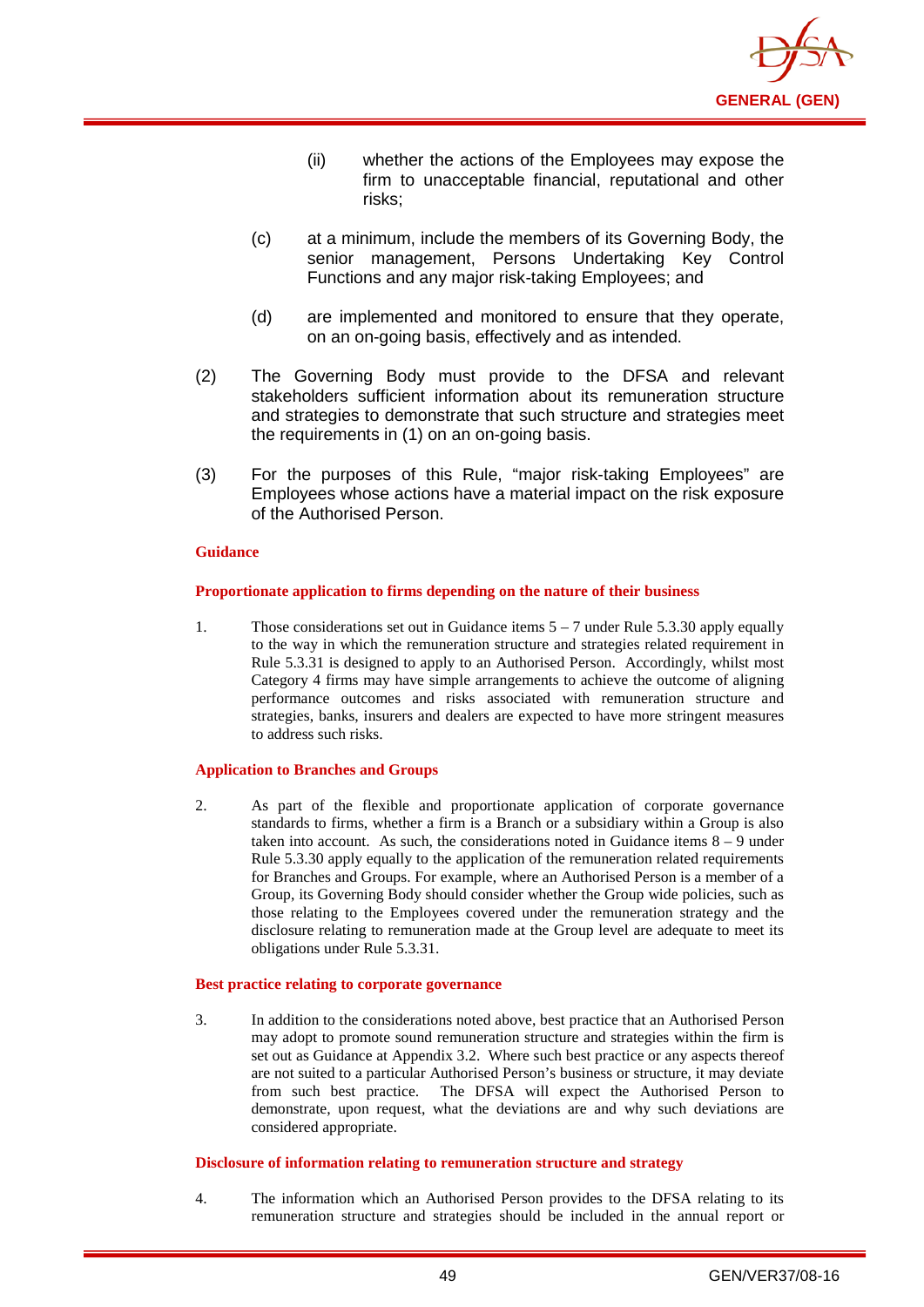(ii) whether the actions of the Employees may expose the firm to unacceptable financial, reputational and other risks;

(c) at a minimum, include the members of its Governing Body, the senior management, Persons Undertaking Key Control Functions and any major risk-taking Employees; and

(d) are implemented and monitored to ensure that they operate, on an on-going basis, effectively and as intended.

(2) The Governing Body must provide to the DFSA and relevant stakeholders sufficient information about its remuneration structure and strategies to demonstrate that such structure and strategies meet the requirements in (1) on an on-going basis.

(3) For the purposes of this Rule, "major risk-taking Employees" are Employees whose actions have a material impact on the risk exposure of the Authorised Person.

**Guidance**

**Proportionate application to firms depending on the nature of their business**

1. Those considerations set out in Guidance items 5 – 7 under Rule 5.3.30 apply equally to the way in which the remuneration structure and strategies related requirement in Rule 5.3.31 is designed to apply to an Authorised Person. Accordingly, whilst most Category 4 firms may have simple arrangements to achieve the outcome of aligning performance outcomes and risks associated with remuneration structure and strategies, banks, insurers and dealers are expected to have more stringent measures to address such risks.

**Application to Branches and Groups**

2. As part of the flexible and proportionate application of corporate governance standards to firms, whether a firm is a Branch or a subsidiary within a Group is also taken into account. As such, the considerations noted in Guidance items 8 – 9 under Rule 5.3.30 apply equally to the application of the remuneration related requirements for Branches and Groups. For example, where an Authorised Person is a member of a Group, its Governing Body should consider whether the Group wide policies, such as those relating to the Employees covered under the remuneration strategy and the disclosure relating to remuneration made at the Group level are adequate to meet its obligations under Rule 5.3.31.

**Best practice relating to corporate governance**

3. In addition to the considerations noted above, best practice that an Authorised Person may adopt to promote sound remuneration structure and strategies within the firm is set out as Guidance at Appendix 3.2. Where such best practice or any aspects thereof are not suited to a particular Authorised Person's business or structure, it may deviate from such best practice. The DFSA will expect the Authorised Person to demonstrate, upon request, what the deviations are and why such deviations are considered appropriate.

**Disclosure of information relating to remuneration structure and strategy**

4. The information which an Authorised Person provides to the DFSA relating to its remuneration structure and strategies should be included in the annual report or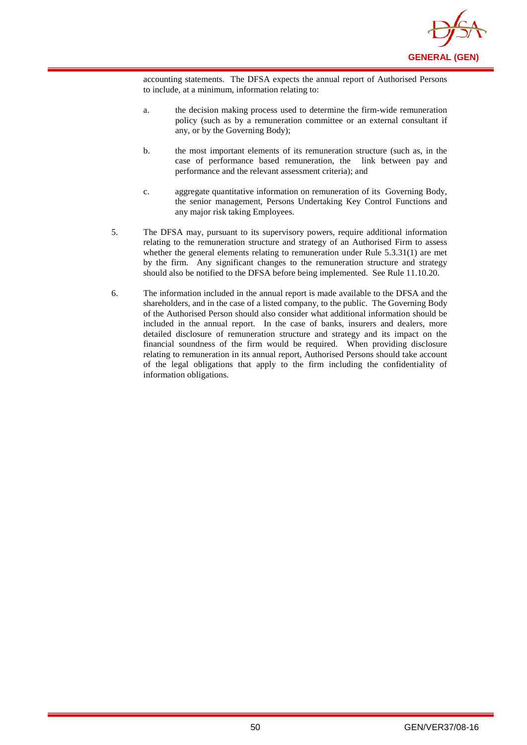accounting statements. The DFSA expects the annual report of Authorised Persons to include, at a minimum, information relating to:

a. the decision making process used to determine the firm-wide remuneration policy (such as by a remuneration committee or an external consultant if any, or by the Governing Body);

b. the most important elements of its remuneration structure (such as, in the case of performance based remuneration, the link between pay and performance and the relevant assessment criteria); and

c. aggregate quantitative information on remuneration of its Governing Body, the senior management, Persons Undertaking Key Control Functions and any major risk taking Employees.

5. The DFSA may, pursuant to its supervisory powers, require additional information relating to the remuneration structure and strategy of an Authorised Firm to assess whether the general elements relating to remuneration under Rule 5.3.31(1) are met by the firm. Any significant changes to the remuneration structure and strategy should also be notified to the DFSA before being implemented. See Rule 11.10.20.

6. The information included in the annual report is made available to the DFSA and the shareholders, and in the case of a listed company, to the public. The Governing Body of the Authorised Person should also consider what additional information should be included in the annual report. In the case of banks, insurers and dealers, more detailed disclosure of remuneration structure and strategy and its impact on the financial soundness of the firm would be required. When providing disclosure relating to remuneration in its annual report, Authorised Persons should take account of the legal obligations that apply to the firm including the confidentiality of information obligations.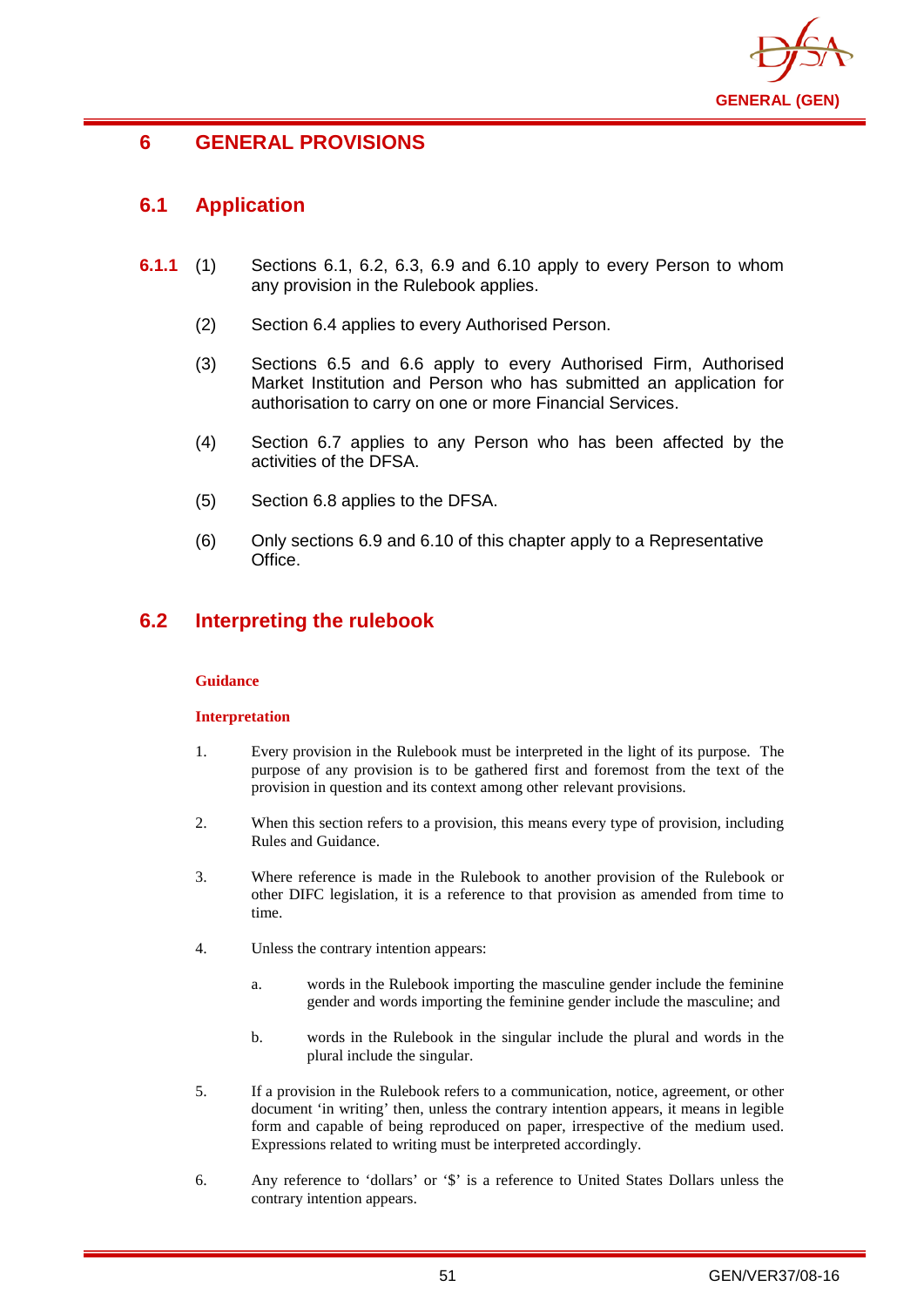# 6 GENERAL PROVISIONS

## 6.1 Application

**6.1.1** (1) Sections 6.1, 6.2, 6.3, 6.9 and 6.10 apply to every Person to whom any provision in the Rulebook applies.

(2) Section 6.4 applies to every Authorised Person.

(3) Sections 6.5 and 6.6 apply to every Authorised Firm, Authorised Market Institution and Person who has submitted an application for authorisation to carry on one or more Financial Services.

(4) Section 6.7 applies to any Person who has been affected by the activities of the DFSA.

(5) Section 6.8 applies to the DFSA.

(6) Only sections 6.9 and 6.10 of this chapter apply to a Representative Office.

## 6.2 Interpreting the rulebook

**Guidance**

**Interpretation**

1. Every provision in the Rulebook must be interpreted in the light of its purpose. The purpose of any provision is to be gathered first and foremost from the text of the provision in question and its context among other relevant provisions.

2. When this section refers to a provision, this means every type of provision, including Rules and Guidance.

3. Where reference is made in the Rulebook to another provision of the Rulebook or other DIFC legislation, it is a reference to that provision as amended from time to time.

4. Unless the contrary intention appears:

   a. words in the Rulebook importing the masculine gender include the feminine gender and words importing the feminine gender include the masculine; and

   b. words in the Rulebook in the singular include the plural and words in the plural include the singular.

5. If a provision in the Rulebook refers to a communication, notice, agreement, or other document 'in writing' then, unless the contrary intention appears, it means in legible form and capable of being reproduced on paper, irrespective of the medium used. Expressions related to writing must be interpreted accordingly.

6. Any reference to 'dollars' or '$' is a reference to United States Dollars unless the contrary intention appears.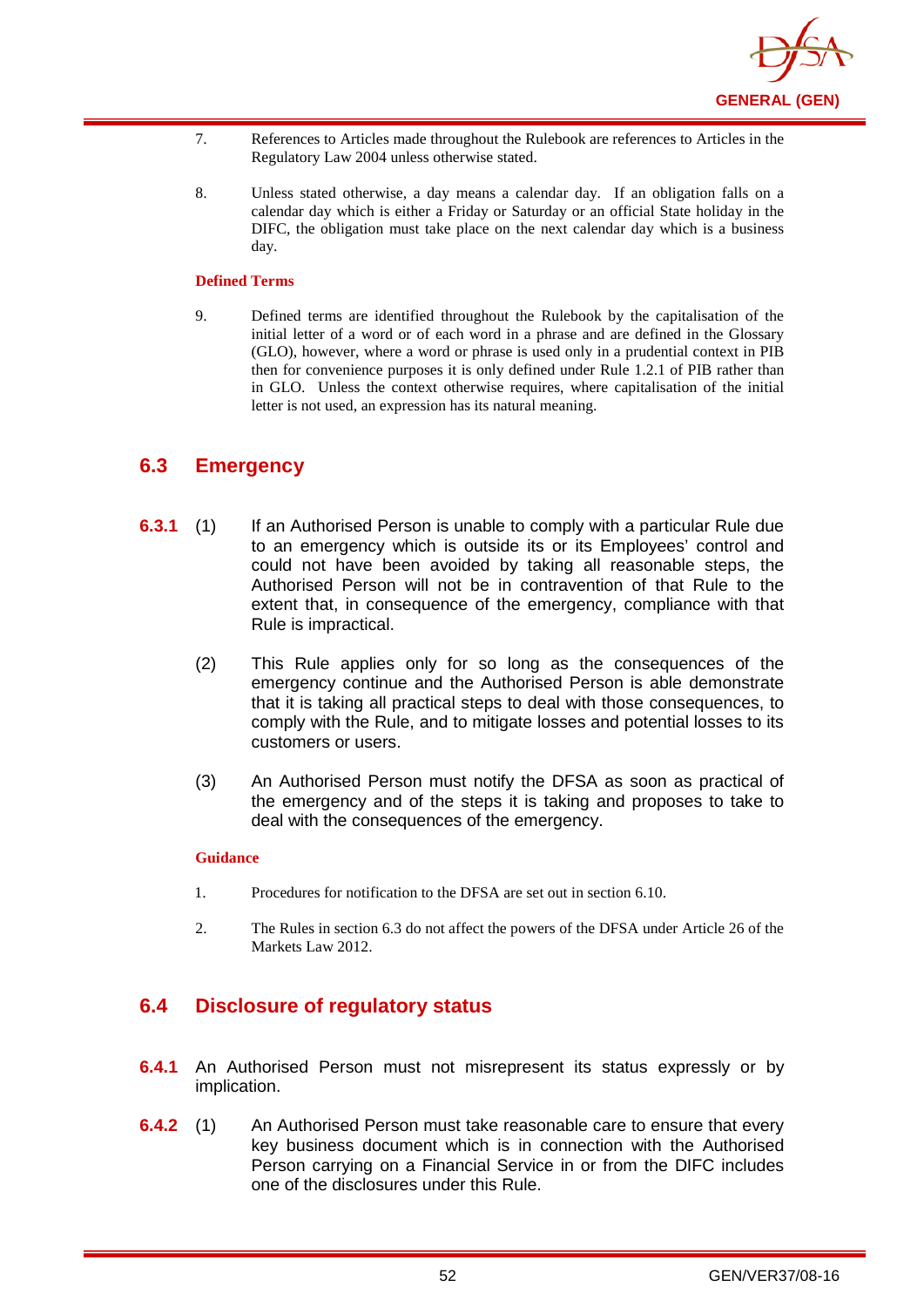7. References to Articles made throughout the Rulebook are references to Articles in the Regulatory Law 2004 unless otherwise stated.

8. Unless stated otherwise, a day means a calendar day. If an obligation falls on a calendar day which is either a Friday or Saturday or an official State holiday in the DIFC, the obligation must take place on the next calendar day which is a business day.

**Defined Terms**

9. Defined terms are identified throughout the Rulebook by the capitalisation of the initial letter of a word or of each word in a phrase and are defined in the Glossary (GLO), however, where a word or phrase is used only in a prudential context in PIB then for convenience purposes it is only defined under Rule 1.2.1 of PIB rather than in GLO. Unless the context otherwise requires, where capitalisation of the initial letter is not used, an expression has its natural meaning.

## 6.3 Emergency

**6.3.1** (1) If an Authorised Person is unable to comply with a particular Rule due to an emergency which is outside its or its Employees' control and could not have been avoided by taking all reasonable steps, the Authorised Person will not be in contravention of that Rule to the extent that, in consequence of the emergency, compliance with that Rule is impractical.

(2) This Rule applies only for so long as the consequences of the emergency continue and the Authorised Person is able demonstrate that it is taking all practical steps to deal with those consequences, to comply with the Rule, and to mitigate losses and potential losses to its customers or users.

(3) An Authorised Person must notify the DFSA as soon as practical of the emergency and of the steps it is taking and proposes to take to deal with the consequences of the emergency.

**Guidance**

1. Procedures for notification to the DFSA are set out in section 6.10.

2. The Rules in section 6.3 do not affect the powers of the DFSA under Article 26 of the Markets Law 2012.

## 6.4 Disclosure of regulatory status

**6.4.1** An Authorised Person must not misrepresent its status expressly or by implication.

**6.4.2** (1) An Authorised Person must take reasonable care to ensure that every key business document which is in connection with the Authorised Person carrying on a Financial Service in or from the DIFC includes one of the disclosures under this Rule.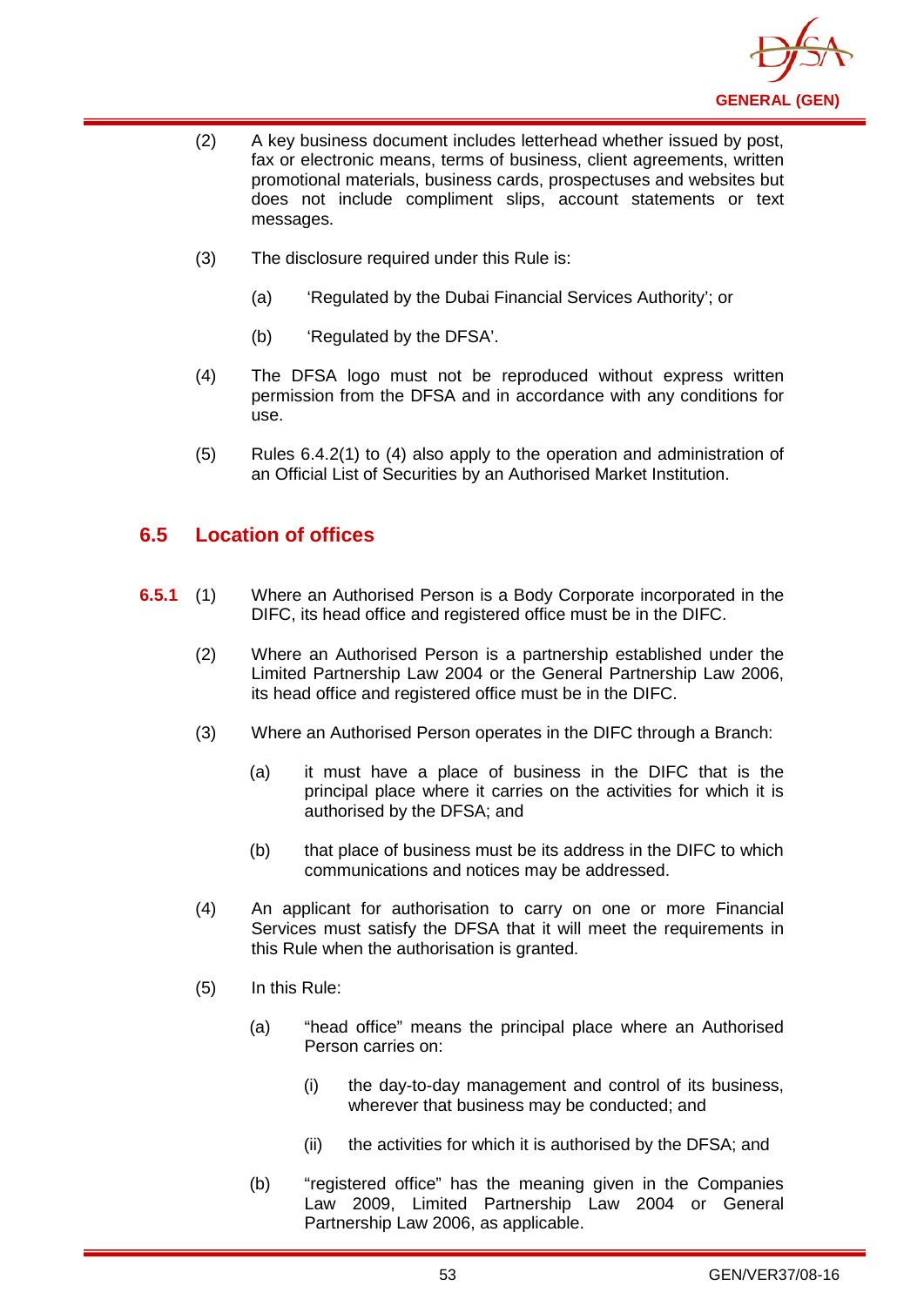(2) A key business document includes letterhead whether issued by post, fax or electronic means, terms of business, client agreements, written promotional materials, business cards, prospectuses and websites but does not include compliment slips, account statements or text messages.

(3) The disclosure required under this Rule is:

(a) 'Regulated by the Dubai Financial Services Authority'; or

(b) 'Regulated by the DFSA'.

(4) The DFSA logo must not be reproduced without express written permission from the DFSA and in accordance with any conditions for use.

(5) Rules 6.4.2(1) to (4) also apply to the operation and administration of an Official List of Securities by an Authorised Market Institution.

## 6.5 Location of offices

**6.5.1** (1) Where an Authorised Person is a Body Corporate incorporated in the DIFC, its head office and registered office must be in the DIFC.

(2) Where an Authorised Person is a partnership established under the Limited Partnership Law 2004 or the General Partnership Law 2006, its head office and registered office must be in the DIFC.

(3) Where an Authorised Person operates in the DIFC through a Branch:

(a) it must have a place of business in the DIFC that is the principal place where it carries on the activities for which it is authorised by the DFSA; and

(b) that place of business must be its address in the DIFC to which communications and notices may be addressed.

(4) An applicant for authorisation to carry on one or more Financial Services must satisfy the DFSA that it will meet the requirements in this Rule when the authorisation is granted.

(5) In this Rule:

(a) "head office" means the principal place where an Authorised Person carries on:

(i) the day-to-day management and control of its business, wherever that business may be conducted; and

(ii) the activities for which it is authorised by the DFSA; and

(b) "registered office" has the meaning given in the Companies Law 2009, Limited Partnership Law 2004 or General Partnership Law 2006, as applicable.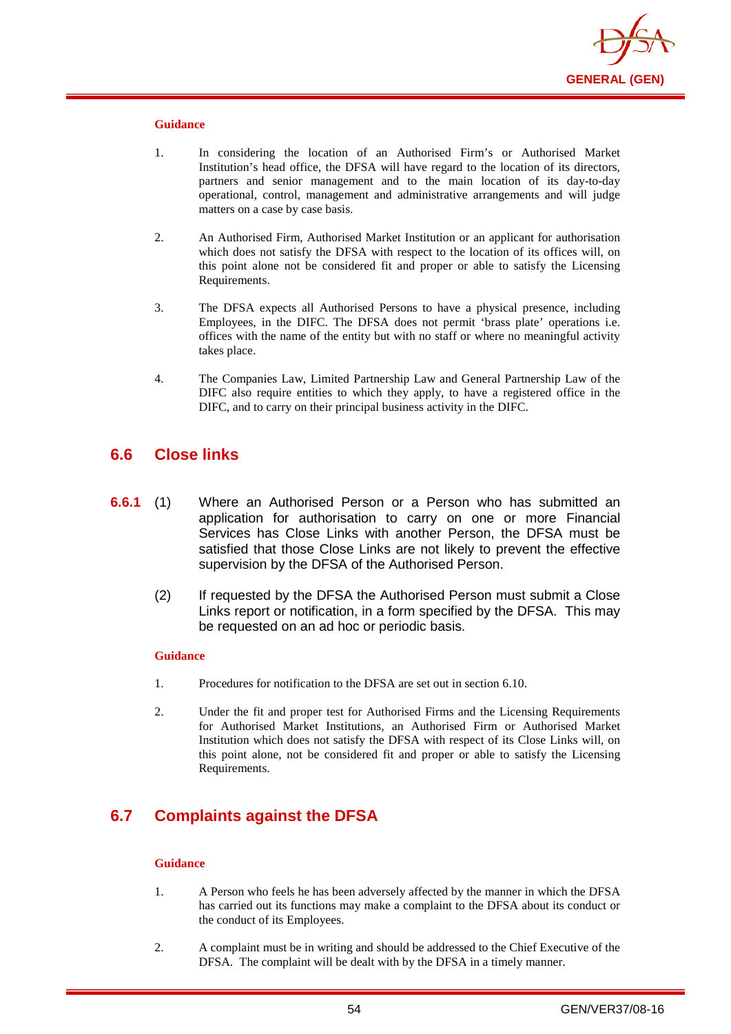**Guidance**

1. In considering the location of an Authorised Firm's or Authorised Market Institution's head office, the DFSA will have regard to the location of its directors, partners and senior management and to the main location of its day-to-day operational, control, management and administrative arrangements and will judge matters on a case by case basis.

2. An Authorised Firm, Authorised Market Institution or an applicant for authorisation which does not satisfy the DFSA with respect to the location of its offices will, on this point alone not be considered fit and proper or able to satisfy the Licensing Requirements.

3. The DFSA expects all Authorised Persons to have a physical presence, including Employees, in the DIFC. The DFSA does not permit 'brass plate' operations i.e. offices with the name of the entity but with no staff or where no meaningful activity takes place.

4. The Companies Law, Limited Partnership Law and General Partnership Law of the DIFC also require entities to which they apply, to have a registered office in the DIFC, and to carry on their principal business activity in the DIFC.

## 6.6 Close links

**6.6.1** (1) Where an Authorised Person or a Person who has submitted an application for authorisation to carry on one or more Financial Services has Close Links with another Person, the DFSA must be satisfied that those Close Links are not likely to prevent the effective supervision by the DFSA of the Authorised Person.

(2) If requested by the DFSA the Authorised Person must submit a Close Links report or notification, in a form specified by the DFSA. This may be requested on an ad hoc or periodic basis.

**Guidance**

1. Procedures for notification to the DFSA are set out in section 6.10.

2. Under the fit and proper test for Authorised Firms and the Licensing Requirements for Authorised Market Institutions, an Authorised Firm or Authorised Market Institution which does not satisfy the DFSA with respect of its Close Links will, on this point alone, not be considered fit and proper or able to satisfy the Licensing Requirements.

## 6.7 Complaints against the DFSA

**Guidance**

1. A Person who feels he has been adversely affected by the manner in which the DFSA has carried out its functions may make a complaint to the DFSA about its conduct or the conduct of its Employees.

2. A complaint must be in writing and should be addressed to the Chief Executive of the DFSA. The complaint will be dealt with by the DFSA in a timely manner.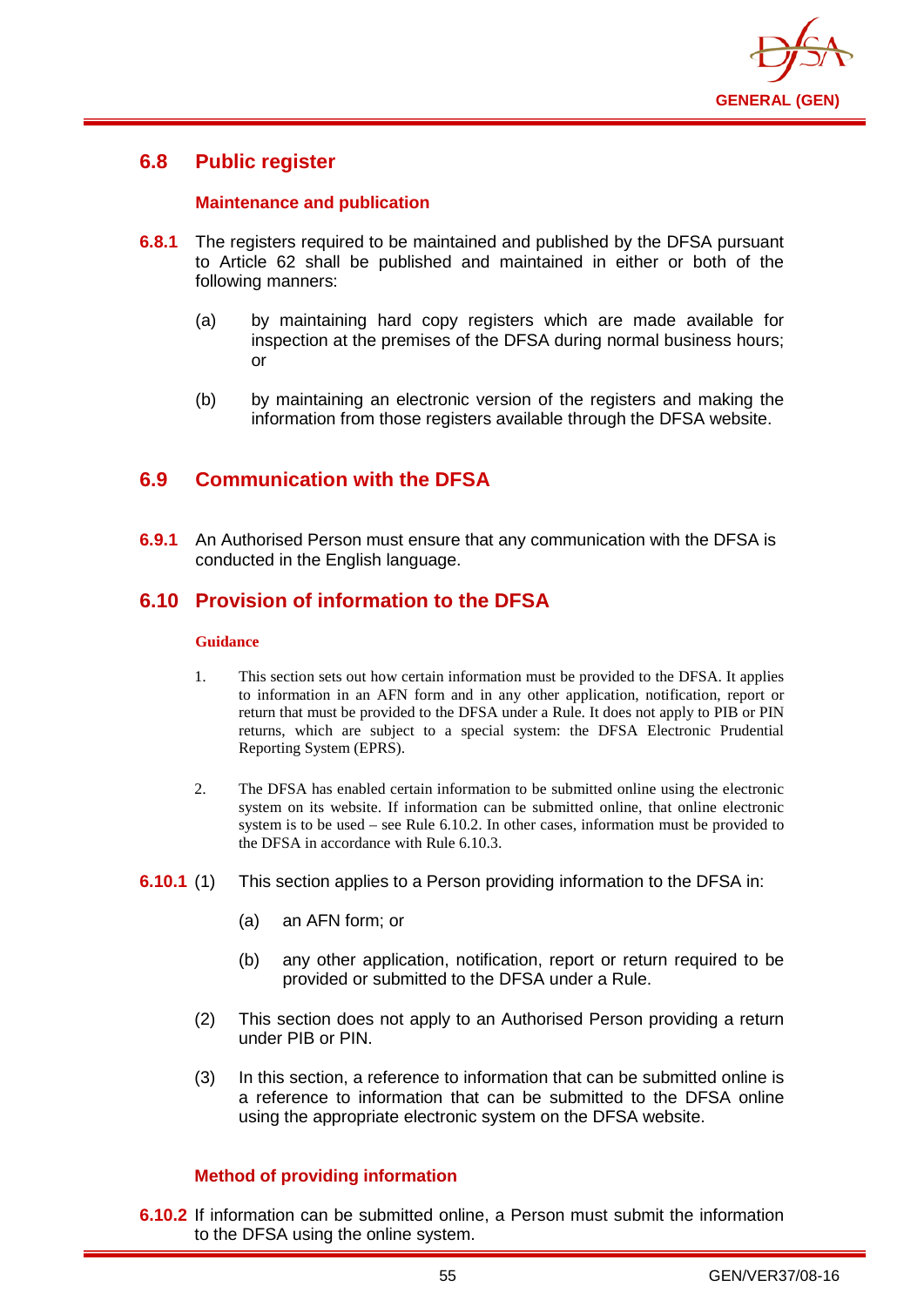## 6.8 Public register

### Maintenance and publication

**6.8.1** The registers required to be maintained and published by the DFSA pursuant to Article 62 shall be published and maintained in either or both of the following manners:

(a) by maintaining hard copy registers which are made available for inspection at the premises of the DFSA during normal business hours; or

(b) by maintaining an electronic version of the registers and making the information from those registers available through the DFSA website.

## 6.9 Communication with the DFSA

**6.9.1** An Authorised Person must ensure that any communication with the DFSA is conducted in the English language.

## 6.10 Provision of information to the DFSA

**Guidance**

1. This section sets out how certain information must be provided to the DFSA. It applies to information in an AFN form and in any other application, notification, report or return that must be provided to the DFSA under a Rule. It does not apply to PIB or PIN returns, which are subject to a special system: the DFSA Electronic Prudential Reporting System (EPRS).

2. The DFSA has enabled certain information to be submitted online using the electronic system on its website. If information can be submitted online, that online electronic system is to be used – see Rule 6.10.2. In other cases, information must be provided to the DFSA in accordance with Rule 6.10.3.

**6.10.1** (1) This section applies to a Person providing information to the DFSA in:

(a) an AFN form; or

(b) any other application, notification, report or return required to be provided or submitted to the DFSA under a Rule.

(2) This section does not apply to an Authorised Person providing a return under PIB or PIN.

(3) In this section, a reference to information that can be submitted online is a reference to information that can be submitted to the DFSA online using the appropriate electronic system on the DFSA website.

### Method of providing information

**6.10.2** If information can be submitted online, a Person must submit the information to the DFSA using the online system.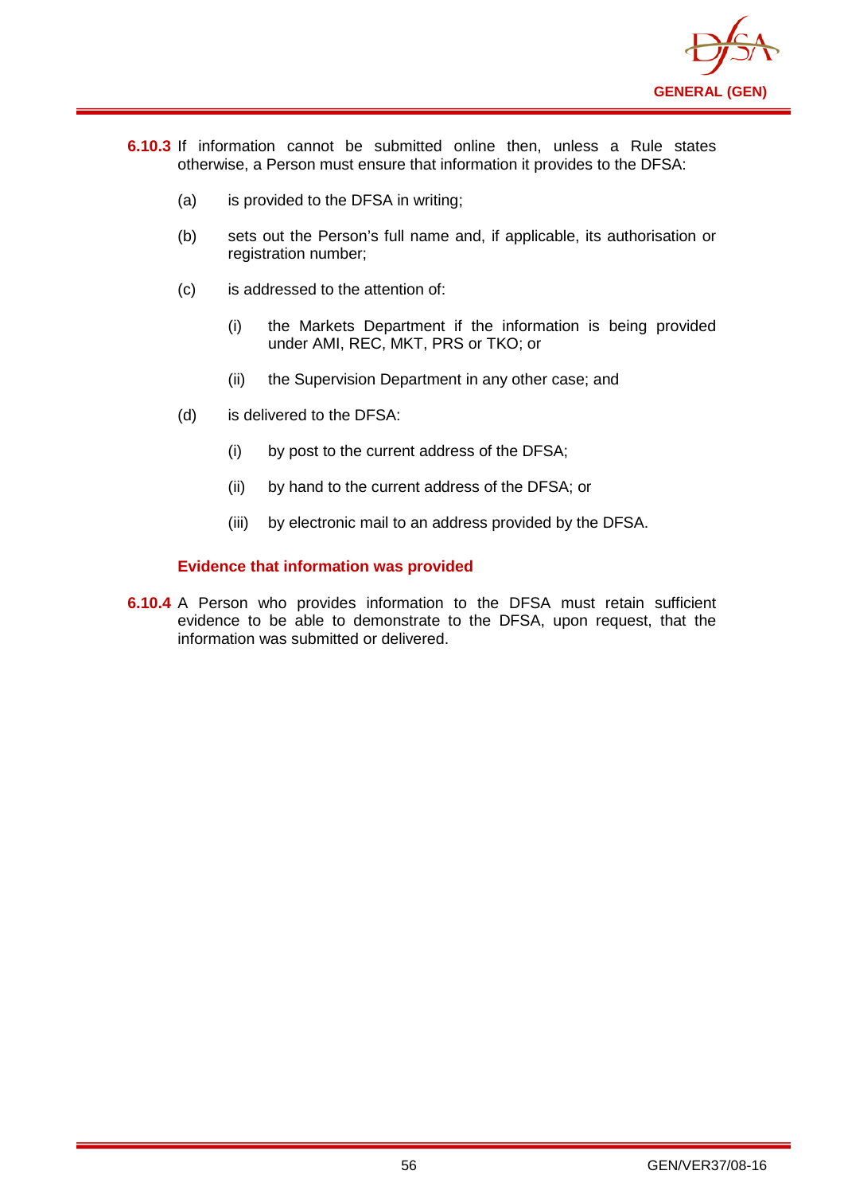**6.10.3** If information cannot be submitted online then, unless a Rule states otherwise, a Person must ensure that information it provides to the DFSA:

(a) is provided to the DFSA in writing;

(b) sets out the Person's full name and, if applicable, its authorisation or registration number;

(c) is addressed to the attention of:

 (i) the Markets Department if the information is being provided under AMI, REC, MKT, PRS or TKO; or

 (ii) the Supervision Department in any other case; and

(d) is delivered to the DFSA:

 (i) by post to the current address of the DFSA;

 (ii) by hand to the current address of the DFSA; or

 (iii) by electronic mail to an address provided by the DFSA.

### Evidence that information was provided

**6.10.4** A Person who provides information to the DFSA must retain sufficient evidence to be able to demonstrate to the DFSA, upon request, that the information was submitted or delivered.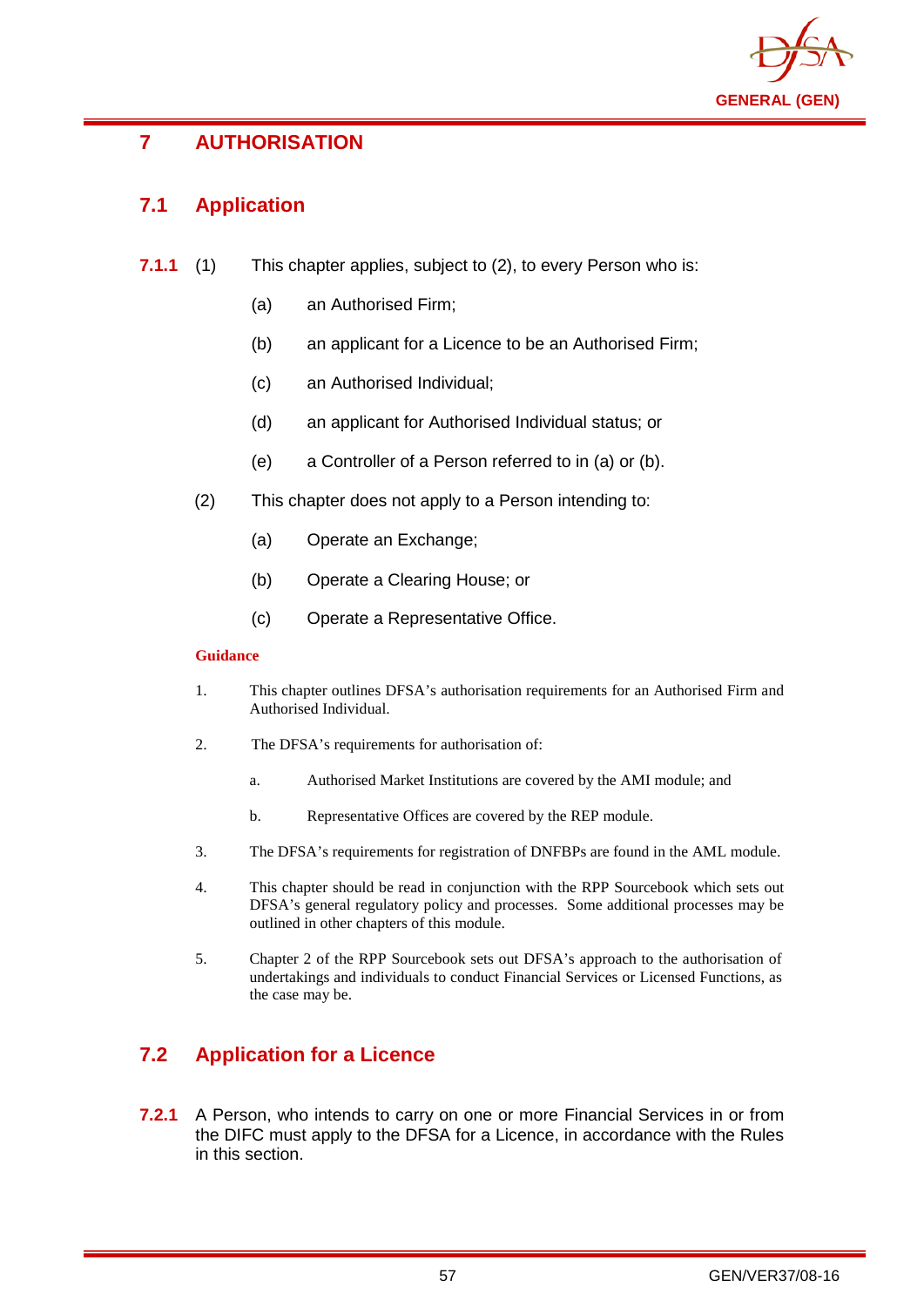# 7 AUTHORISATION

## 7.1 Application

**7.1.1** (1) This chapter applies, subject to (2), to every Person who is:

(a) an Authorised Firm;

(b) an applicant for a Licence to be an Authorised Firm;

(c) an Authorised Individual;

(d) an applicant for Authorised Individual status; or

(e) a Controller of a Person referred to in (a) or (b).

(2) This chapter does not apply to a Person intending to:

(a) Operate an Exchange;

(b) Operate a Clearing House; or

(c) Operate a Representative Office.

**Guidance**

1. This chapter outlines DFSA's authorisation requirements for an Authorised Firm and Authorised Individual.

2. The DFSA's requirements for authorisation of:

   a. Authorised Market Institutions are covered by the AMI module; and

   b. Representative Offices are covered by the REP module.

3. The DFSA's requirements for registration of DNFBPs are found in the AML module.

4. This chapter should be read in conjunction with the RPP Sourcebook which sets out DFSA's general regulatory policy and processes. Some additional processes may be outlined in other chapters of this module.

5. Chapter 2 of the RPP Sourcebook sets out DFSA's approach to the authorisation of undertakings and individuals to conduct Financial Services or Licensed Functions, as the case may be.

## 7.2 Application for a Licence

**7.2.1** A Person, who intends to carry on one or more Financial Services in or from the DIFC must apply to the DFSA for a Licence, in accordance with the Rules in this section.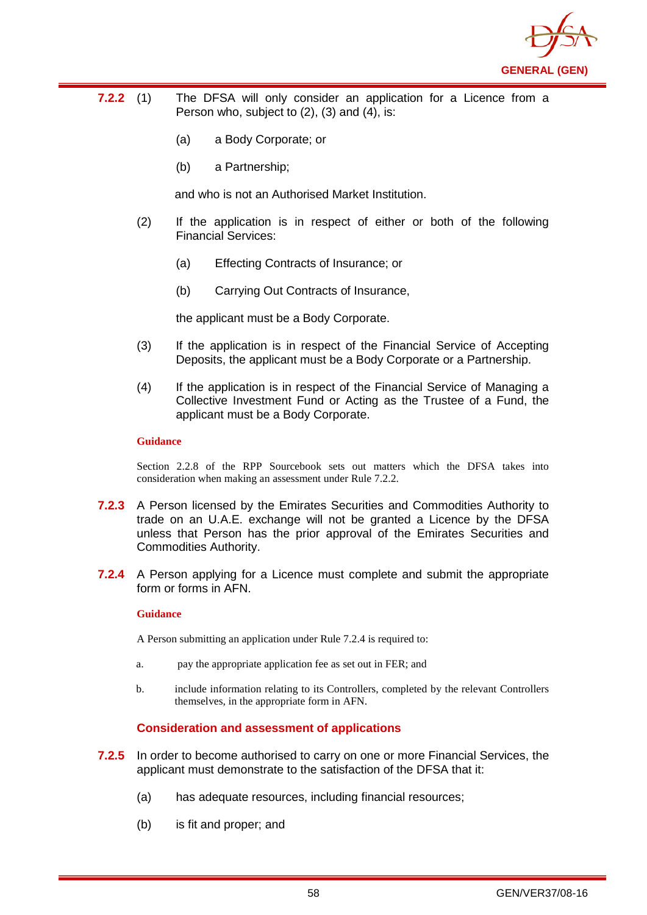**7.2.2** (1) The DFSA will only consider an application for a Licence from a Person who, subject to (2), (3) and (4), is:

(a) a Body Corporate; or

(b) a Partnership;

and who is not an Authorised Market Institution.

(2) If the application is in respect of either or both of the following Financial Services:

(a) Effecting Contracts of Insurance; or

(b) Carrying Out Contracts of Insurance,

the applicant must be a Body Corporate.

(3) If the application is in respect of the Financial Service of Accepting Deposits, the applicant must be a Body Corporate or a Partnership.

(4) If the application is in respect of the Financial Service of Managing a Collective Investment Fund or Acting as the Trustee of a Fund, the applicant must be a Body Corporate.

**Guidance**

Section 2.2.8 of the RPP Sourcebook sets out matters which the DFSA takes into consideration when making an assessment under Rule 7.2.2.

**7.2.3** A Person licensed by the Emirates Securities and Commodities Authority to trade on an U.A.E. exchange will not be granted a Licence by the DFSA unless that Person has the prior approval of the Emirates Securities and Commodities Authority.

**7.2.4** A Person applying for a Licence must complete and submit the appropriate form or forms in AFN.

**Guidance**

A Person submitting an application under Rule 7.2.4 is required to:

a. pay the appropriate application fee as set out in FER; and

b. include information relating to its Controllers, completed by the relevant Controllers themselves, in the appropriate form in AFN.

### Consideration and assessment of applications

**7.2.5** In order to become authorised to carry on one or more Financial Services, the applicant must demonstrate to the satisfaction of the DFSA that it:

(a) has adequate resources, including financial resources;

(b) is fit and proper; and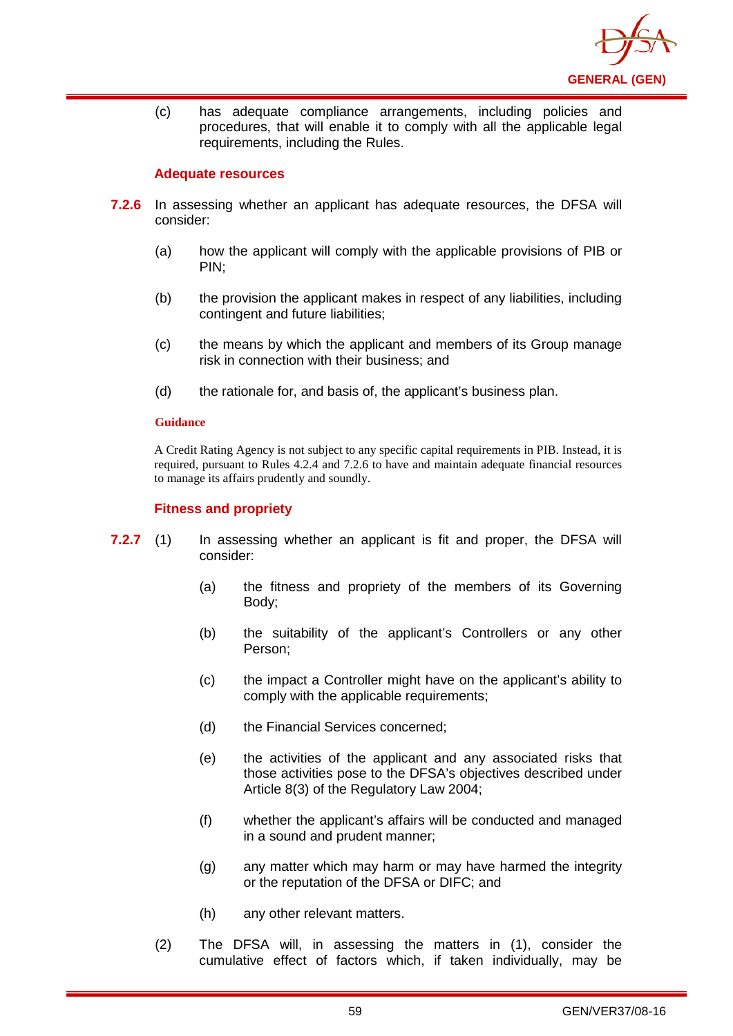(c) has adequate compliance arrangements, including policies and procedures, that will enable it to comply with all the applicable legal requirements, including the Rules.

### Adequate resources

**7.2.6** In assessing whether an applicant has adequate resources, the DFSA will consider:

(a) how the applicant will comply with the applicable provisions of PIB or PIN;

(b) the provision the applicant makes in respect of any liabilities, including contingent and future liabilities;

(c) the means by which the applicant and members of its Group manage risk in connection with their business; and

(d) the rationale for, and basis of, the applicant's business plan.

**Guidance**

A Credit Rating Agency is not subject to any specific capital requirements in PIB. Instead, it is required, pursuant to Rules 4.2.4 and 7.2.6 to have and maintain adequate financial resources to manage its affairs prudently and soundly.

### Fitness and propriety

**7.2.7** (1) In assessing whether an applicant is fit and proper, the DFSA will consider:

(a) the fitness and propriety of the members of its Governing Body;

(b) the suitability of the applicant's Controllers or any other Person;

(c) the impact a Controller might have on the applicant's ability to comply with the applicable requirements;

(d) the Financial Services concerned;

(e) the activities of the applicant and any associated risks that those activities pose to the DFSA's objectives described under Article 8(3) of the Regulatory Law 2004;

(f) whether the applicant's affairs will be conducted and managed in a sound and prudent manner;

(g) any matter which may harm or may have harmed the integrity or the reputation of the DFSA or DIFC; and

(h) any other relevant matters.

(2) The DFSA will, in assessing the matters in (1), consider the cumulative effect of factors which, if taken individually, may be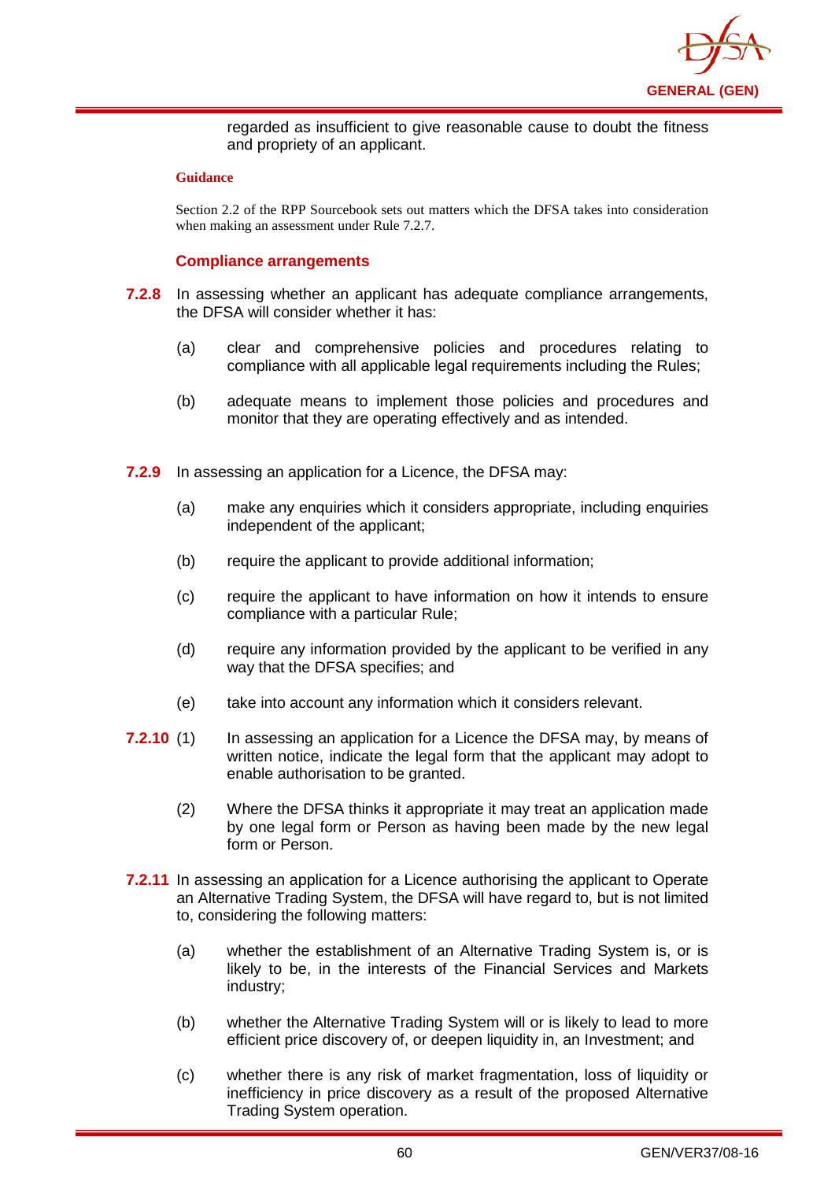regarded as insufficient to give reasonable cause to doubt the fitness and propriety of an applicant.

**Guidance**

Section 2.2 of the RPP Sourcebook sets out matters which the DFSA takes into consideration when making an assessment under Rule 7.2.7.

### Compliance arrangements

**7.2.8** In assessing whether an applicant has adequate compliance arrangements, the DFSA will consider whether it has:

(a) clear and comprehensive policies and procedures relating to compliance with all applicable legal requirements including the Rules;

(b) adequate means to implement those policies and procedures and monitor that they are operating effectively and as intended.

**7.2.9** In assessing an application for a Licence, the DFSA may:

(a) make any enquiries which it considers appropriate, including enquiries independent of the applicant;

(b) require the applicant to provide additional information;

(c) require the applicant to have information on how it intends to ensure compliance with a particular Rule;

(d) require any information provided by the applicant to be verified in any way that the DFSA specifies; and

(e) take into account any information which it considers relevant.

**7.2.10** (1) In assessing an application for a Licence the DFSA may, by means of written notice, indicate the legal form that the applicant may adopt to enable authorisation to be granted.

(2) Where the DFSA thinks it appropriate it may treat an application made by one legal form or Person as having been made by the new legal form or Person.

**7.2.11** In assessing an application for a Licence authorising the applicant to Operate an Alternative Trading System, the DFSA will have regard to, but is not limited to, considering the following matters:

(a) whether the establishment of an Alternative Trading System is, or is likely to be, in the interests of the Financial Services and Markets industry;

(b) whether the Alternative Trading System will or is likely to lead to more efficient price discovery of, or deepen liquidity in, an Investment; and

(c) whether there is any risk of market fragmentation, loss of liquidity or inefficiency in price discovery as a result of the proposed Alternative Trading System operation.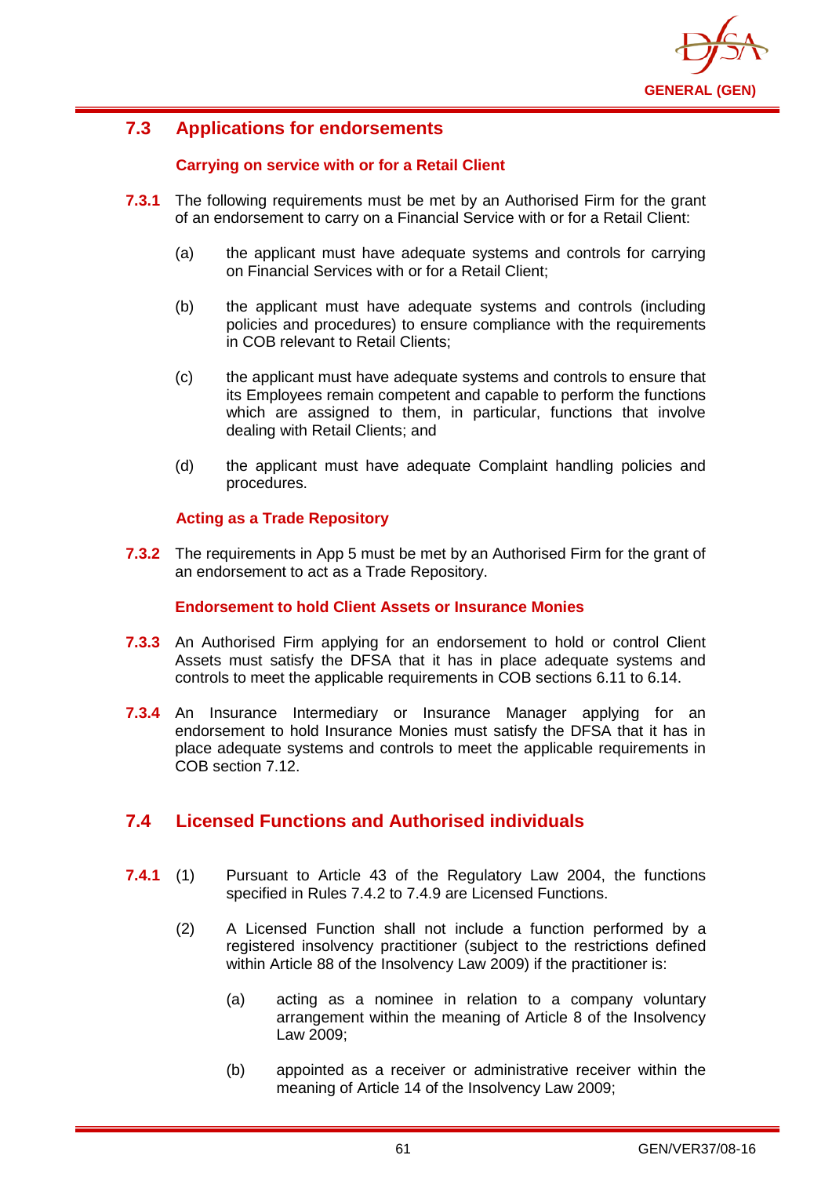## 7.3 Applications for endorsements

### Carrying on service with or for a Retail Client

**7.3.1** The following requirements must be met by an Authorised Firm for the grant of an endorsement to carry on a Financial Service with or for a Retail Client:

(a) the applicant must have adequate systems and controls for carrying on Financial Services with or for a Retail Client;

(b) the applicant must have adequate systems and controls (including policies and procedures) to ensure compliance with the requirements in COB relevant to Retail Clients;

(c) the applicant must have adequate systems and controls to ensure that its Employees remain competent and capable to perform the functions which are assigned to them, in particular, functions that involve dealing with Retail Clients; and

(d) the applicant must have adequate Complaint handling policies and procedures.

### Acting as a Trade Repository

**7.3.2** The requirements in App 5 must be met by an Authorised Firm for the grant of an endorsement to act as a Trade Repository.

### Endorsement to hold Client Assets or Insurance Monies

**7.3.3** An Authorised Firm applying for an endorsement to hold or control Client Assets must satisfy the DFSA that it has in place adequate systems and controls to meet the applicable requirements in COB sections 6.11 to 6.14.

**7.3.4** An Insurance Intermediary or Insurance Manager applying for an endorsement to hold Insurance Monies must satisfy the DFSA that it has in place adequate systems and controls to meet the applicable requirements in COB section 7.12.

## 7.4 Licensed Functions and Authorised individuals

**7.4.1** (1) Pursuant to Article 43 of the Regulatory Law 2004, the functions specified in Rules 7.4.2 to 7.4.9 are Licensed Functions.

(2) A Licensed Function shall not include a function performed by a registered insolvency practitioner (subject to the restrictions defined within Article 88 of the Insolvency Law 2009) if the practitioner is:

(a) acting as a nominee in relation to a company voluntary arrangement within the meaning of Article 8 of the Insolvency Law 2009;

(b) appointed as a receiver or administrative receiver within the meaning of Article 14 of the Insolvency Law 2009;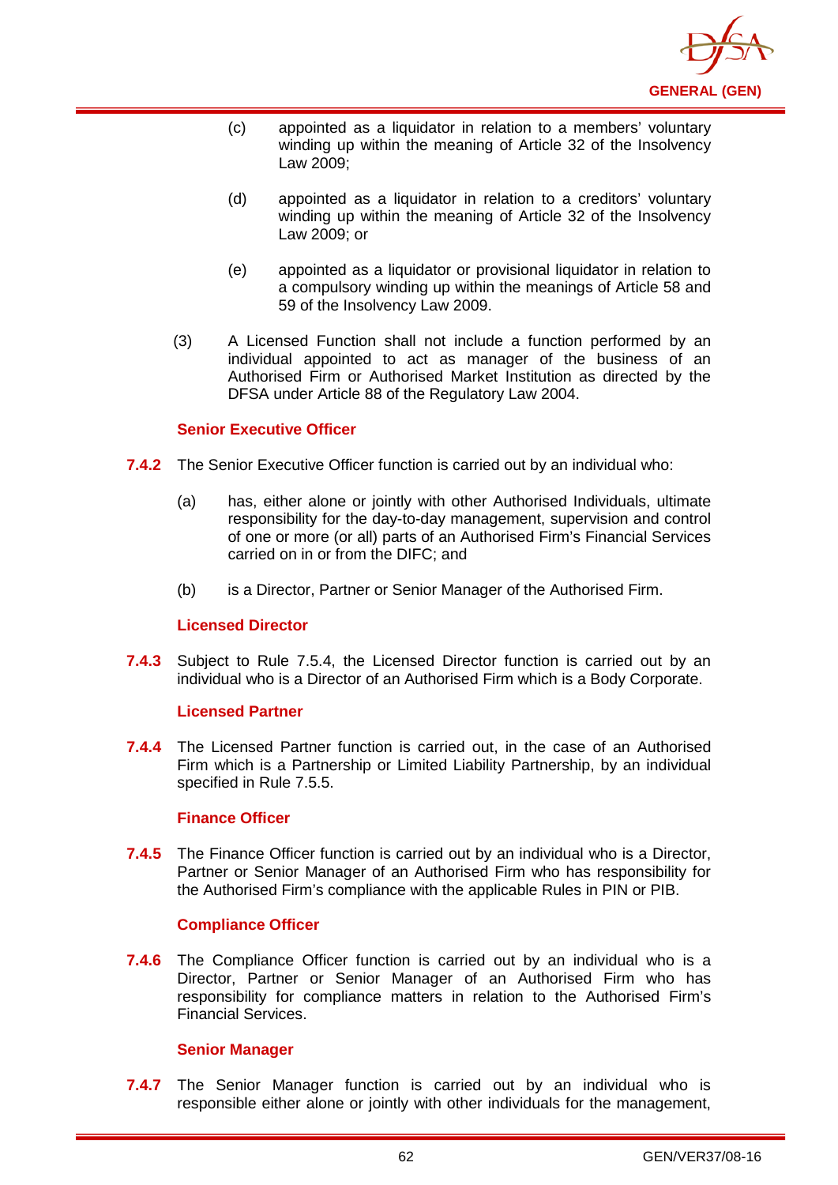(c) appointed as a liquidator in relation to a members' voluntary winding up within the meaning of Article 32 of the Insolvency Law 2009;

(d) appointed as a liquidator in relation to a creditors' voluntary winding up within the meaning of Article 32 of the Insolvency Law 2009; or

(e) appointed as a liquidator or provisional liquidator in relation to a compulsory winding up within the meanings of Article 58 and 59 of the Insolvency Law 2009.

(3) A Licensed Function shall not include a function performed by an individual appointed to act as manager of the business of an Authorised Firm or Authorised Market Institution as directed by the DFSA under Article 88 of the Regulatory Law 2004.

### Senior Executive Officer

**7.4.2** The Senior Executive Officer function is carried out by an individual who:

(a) has, either alone or jointly with other Authorised Individuals, ultimate responsibility for the day-to-day management, supervision and control of one or more (or all) parts of an Authorised Firm's Financial Services carried on in or from the DIFC; and

(b) is a Director, Partner or Senior Manager of the Authorised Firm.

### Licensed Director

**7.4.3** Subject to Rule 7.5.4, the Licensed Director function is carried out by an individual who is a Director of an Authorised Firm which is a Body Corporate.

### Licensed Partner

**7.4.4** The Licensed Partner function is carried out, in the case of an Authorised Firm which is a Partnership or Limited Liability Partnership, by an individual specified in Rule 7.5.5.

### Finance Officer

**7.4.5** The Finance Officer function is carried out by an individual who is a Director, Partner or Senior Manager of an Authorised Firm who has responsibility for the Authorised Firm's compliance with the applicable Rules in PIN or PIB.

### Compliance Officer

**7.4.6** The Compliance Officer function is carried out by an individual who is a Director, Partner or Senior Manager of an Authorised Firm who has responsibility for compliance matters in relation to the Authorised Firm's Financial Services.

### Senior Manager

**7.4.7** The Senior Manager function is carried out by an individual who is responsible either alone or jointly with other individuals for the management,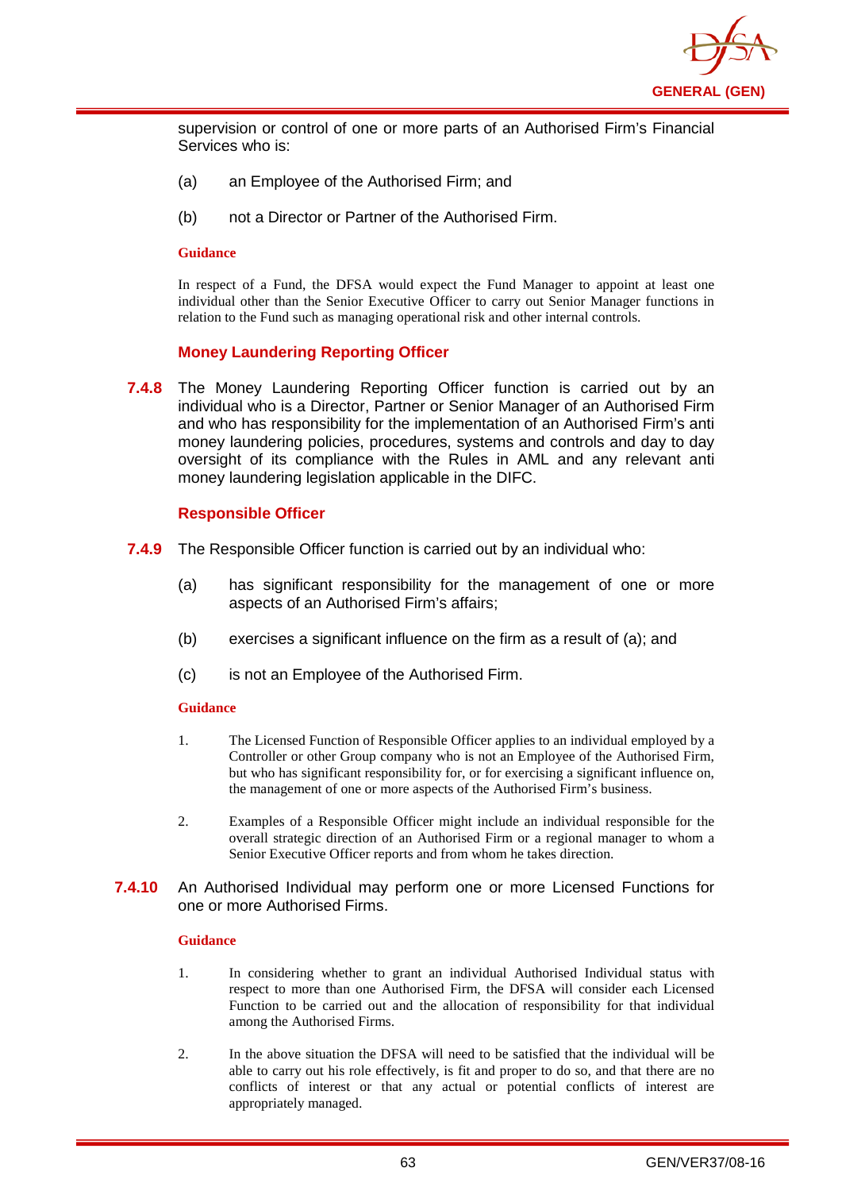supervision or control of one or more parts of an Authorised Firm's Financial Services who is:

(a) an Employee of the Authorised Firm; and

(b) not a Director or Partner of the Authorised Firm.

**Guidance**

In respect of a Fund, the DFSA would expect the Fund Manager to appoint at least one individual other than the Senior Executive Officer to carry out Senior Manager functions in relation to the Fund such as managing operational risk and other internal controls.

### Money Laundering Reporting Officer

**7.4.8** The Money Laundering Reporting Officer function is carried out by an individual who is a Director, Partner or Senior Manager of an Authorised Firm and who has responsibility for the implementation of an Authorised Firm's anti money laundering policies, procedures, systems and controls and day to day oversight of its compliance with the Rules in AML and any relevant anti money laundering legislation applicable in the DIFC.

### Responsible Officer

**7.4.9** The Responsible Officer function is carried out by an individual who:

(a) has significant responsibility for the management of one or more aspects of an Authorised Firm's affairs;

(b) exercises a significant influence on the firm as a result of (a); and

(c) is not an Employee of the Authorised Firm.

**Guidance**

1. The Licensed Function of Responsible Officer applies to an individual employed by a Controller or other Group company who is not an Employee of the Authorised Firm, but who has significant responsibility for, or for exercising a significant influence on, the management of one or more aspects of the Authorised Firm's business.

2. Examples of a Responsible Officer might include an individual responsible for the overall strategic direction of an Authorised Firm or a regional manager to whom a Senior Executive Officer reports and from whom he takes direction.

**7.4.10** An Authorised Individual may perform one or more Licensed Functions for one or more Authorised Firms.

**Guidance**

1. In considering whether to grant an individual Authorised Individual status with respect to more than one Authorised Firm, the DFSA will consider each Licensed Function to be carried out and the allocation of responsibility for that individual among the Authorised Firms.

2. In the above situation the DFSA will need to be satisfied that the individual will be able to carry out his role effectively, is fit and proper to do so, and that there are no conflicts of interest or that any actual or potential conflicts of interest are appropriately managed.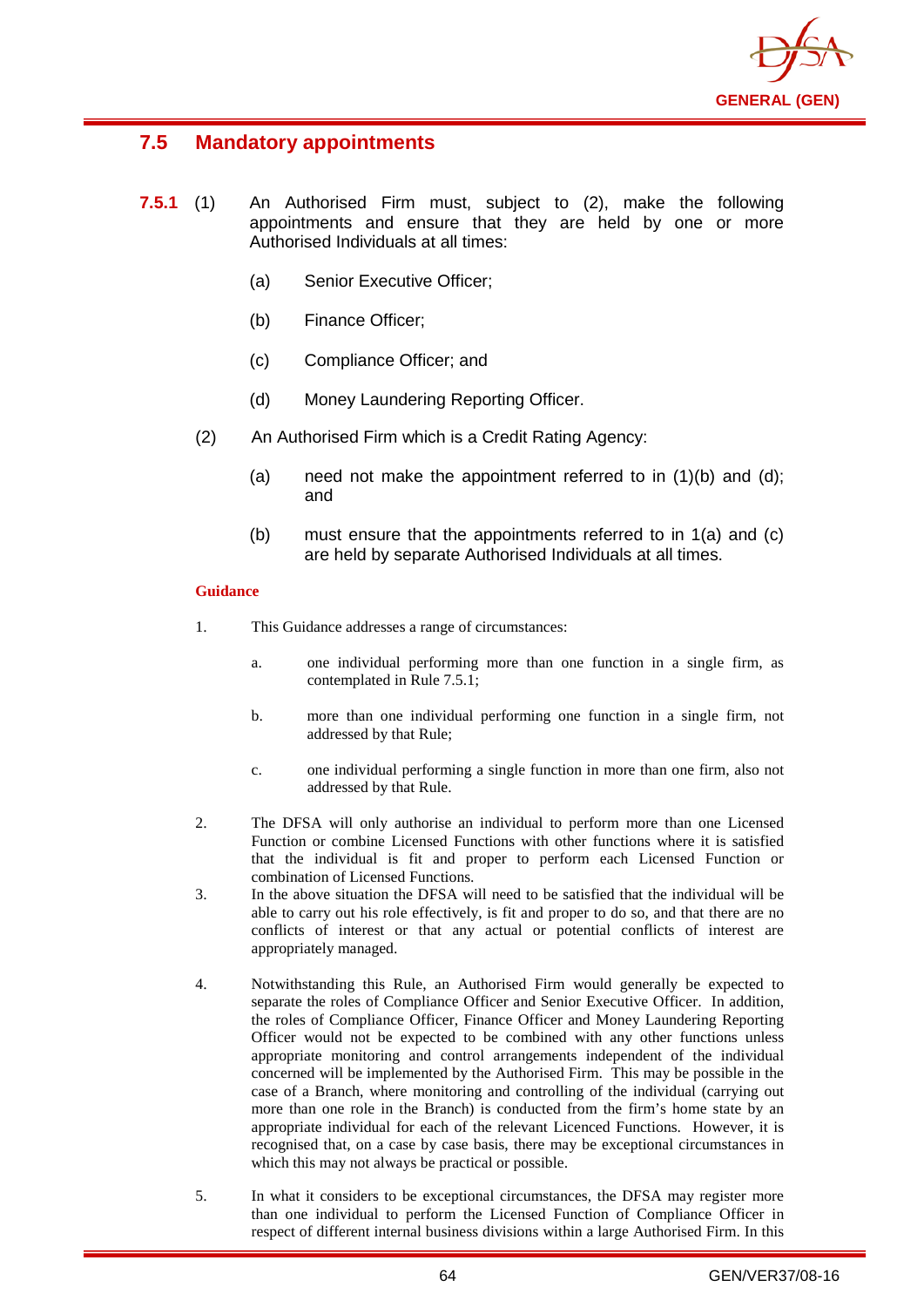## 7.5 Mandatory appointments

**7.5.1** (1) An Authorised Firm must, subject to (2), make the following appointments and ensure that they are held by one or more Authorised Individuals at all times:

(a) Senior Executive Officer;

(b) Finance Officer;

(c) Compliance Officer; and

(d) Money Laundering Reporting Officer.

(2) An Authorised Firm which is a Credit Rating Agency:

(a) need not make the appointment referred to in (1)(b) and (d); and

(b) must ensure that the appointments referred to in 1(a) and (c) are held by separate Authorised Individuals at all times.

**Guidance**

1. This Guidance addresses a range of circumstances:

   a. one individual performing more than one function in a single firm, as contemplated in Rule 7.5.1;

   b. more than one individual performing one function in a single firm, not addressed by that Rule;

   c. one individual performing a single function in more than one firm, also not addressed by that Rule.

2. The DFSA will only authorise an individual to perform more than one Licensed Function or combine Licensed Functions with other functions where it is satisfied that the individual is fit and proper to perform each Licensed Function or combination of Licensed Functions.

3. In the above situation the DFSA will need to be satisfied that the individual will be able to carry out his role effectively, is fit and proper to do so, and that there are no conflicts of interest or that any actual or potential conflicts of interest are appropriately managed.

4. Notwithstanding this Rule, an Authorised Firm would generally be expected to separate the roles of Compliance Officer and Senior Executive Officer. In addition, the roles of Compliance Officer, Finance Officer and Money Laundering Reporting Officer would not be expected to be combined with any other functions unless appropriate monitoring and control arrangements independent of the individual concerned will be implemented by the Authorised Firm. This may be possible in the case of a Branch, where monitoring and controlling of the individual (carrying out more than one role in the Branch) is conducted from the firm's home state by an appropriate individual for each of the relevant Licenced Functions. However, it is recognised that, on a case by case basis, there may be exceptional circumstances in which this may not always be practical or possible.

5. In what it considers to be exceptional circumstances, the DFSA may register more than one individual to perform the Licensed Function of Compliance Officer in respect of different internal business divisions within a large Authorised Firm. In this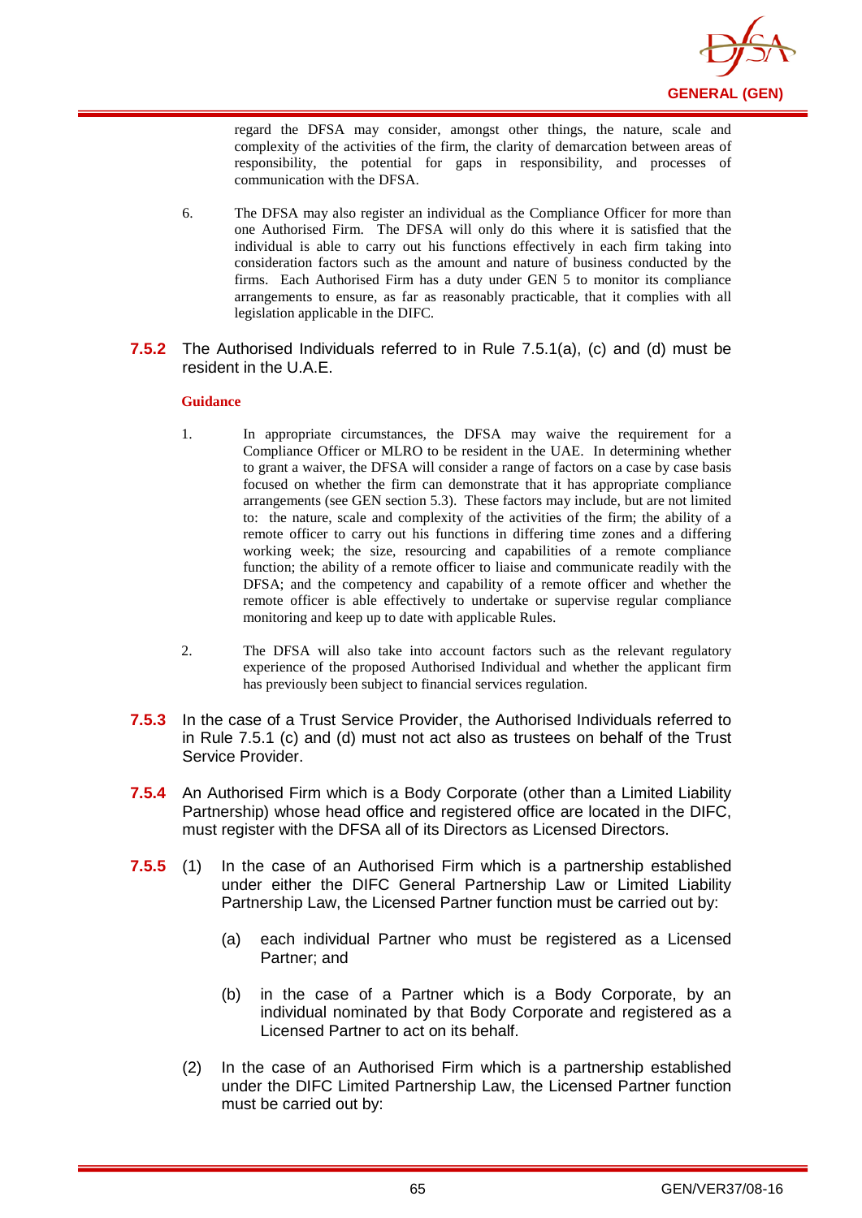regard the DFSA may consider, amongst other things, the nature, scale and complexity of the activities of the firm, the clarity of demarcation between areas of responsibility, the potential for gaps in responsibility, and processes of communication with the DFSA.

6. The DFSA may also register an individual as the Compliance Officer for more than one Authorised Firm. The DFSA will only do this where it is satisfied that the individual is able to carry out his functions effectively in each firm taking into consideration factors such as the amount and nature of business conducted by the firms. Each Authorised Firm has a duty under GEN 5 to monitor its compliance arrangements to ensure, as far as reasonably practicable, that it complies with all legislation applicable in the DIFC.

**7.5.2** The Authorised Individuals referred to in Rule 7.5.1(a), (c) and (d) must be resident in the U.A.E.

**Guidance**

1. In appropriate circumstances, the DFSA may waive the requirement for a Compliance Officer or MLRO to be resident in the UAE. In determining whether to grant a waiver, the DFSA will consider a range of factors on a case by case basis focused on whether the firm can demonstrate that it has appropriate compliance arrangements (see GEN section 5.3). These factors may include, but are not limited to: the nature, scale and complexity of the activities of the firm; the ability of a remote officer to carry out his functions in differing time zones and a differing working week; the size, resourcing and capabilities of a remote compliance function; the ability of a remote officer to liaise and communicate readily with the DFSA; and the competency and capability of a remote officer and whether the remote officer is able effectively to undertake or supervise regular compliance monitoring and keep up to date with applicable Rules.

2. The DFSA will also take into account factors such as the relevant regulatory experience of the proposed Authorised Individual and whether the applicant firm has previously been subject to financial services regulation.

**7.5.3** In the case of a Trust Service Provider, the Authorised Individuals referred to in Rule 7.5.1 (c) and (d) must not act also as trustees on behalf of the Trust Service Provider.

**7.5.4** An Authorised Firm which is a Body Corporate (other than a Limited Liability Partnership) whose head office and registered office are located in the DIFC, must register with the DFSA all of its Directors as Licensed Directors.

**7.5.5** (1) In the case of an Authorised Firm which is a partnership established under either the DIFC General Partnership Law or Limited Liability Partnership Law, the Licensed Partner function must be carried out by:

(a) each individual Partner who must be registered as a Licensed Partner; and

(b) in the case of a Partner which is a Body Corporate, by an individual nominated by that Body Corporate and registered as a Licensed Partner to act on its behalf.

(2) In the case of an Authorised Firm which is a partnership established under the DIFC Limited Partnership Law, the Licensed Partner function must be carried out by: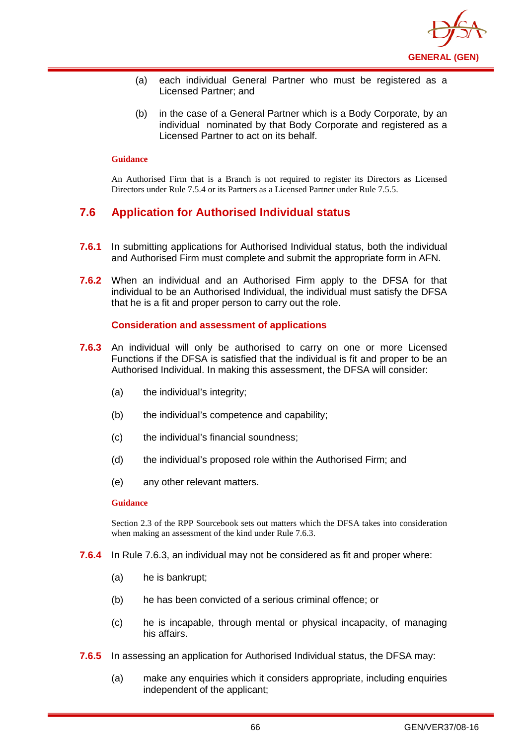(a) each individual General Partner who must be registered as a Licensed Partner; and

(b) in the case of a General Partner which is a Body Corporate, by an individual nominated by that Body Corporate and registered as a Licensed Partner to act on its behalf.

**Guidance**

An Authorised Firm that is a Branch is not required to register its Directors as Licensed Directors under Rule 7.5.4 or its Partners as a Licensed Partner under Rule 7.5.5.

## 7.6 Application for Authorised Individual status

**7.6.1** In submitting applications for Authorised Individual status, both the individual and Authorised Firm must complete and submit the appropriate form in AFN.

**7.6.2** When an individual and an Authorised Firm apply to the DFSA for that individual to be an Authorised Individual, the individual must satisfy the DFSA that he is a fit and proper person to carry out the role.

### Consideration and assessment of applications

**7.6.3** An individual will only be authorised to carry on one or more Licensed Functions if the DFSA is satisfied that the individual is fit and proper to be an Authorised Individual. In making this assessment, the DFSA will consider:

(a) the individual's integrity;

(b) the individual's competence and capability;

(c) the individual's financial soundness;

(d) the individual's proposed role within the Authorised Firm; and

(e) any other relevant matters.

**Guidance**

Section 2.3 of the RPP Sourcebook sets out matters which the DFSA takes into consideration when making an assessment of the kind under Rule 7.6.3.

**7.6.4** In Rule 7.6.3, an individual may not be considered as fit and proper where:

(a) he is bankrupt;

(b) he has been convicted of a serious criminal offence; or

(c) he is incapable, through mental or physical incapacity, of managing his affairs.

**7.6.5** In assessing an application for Authorised Individual status, the DFSA may:

(a) make any enquiries which it considers appropriate, including enquiries independent of the applicant;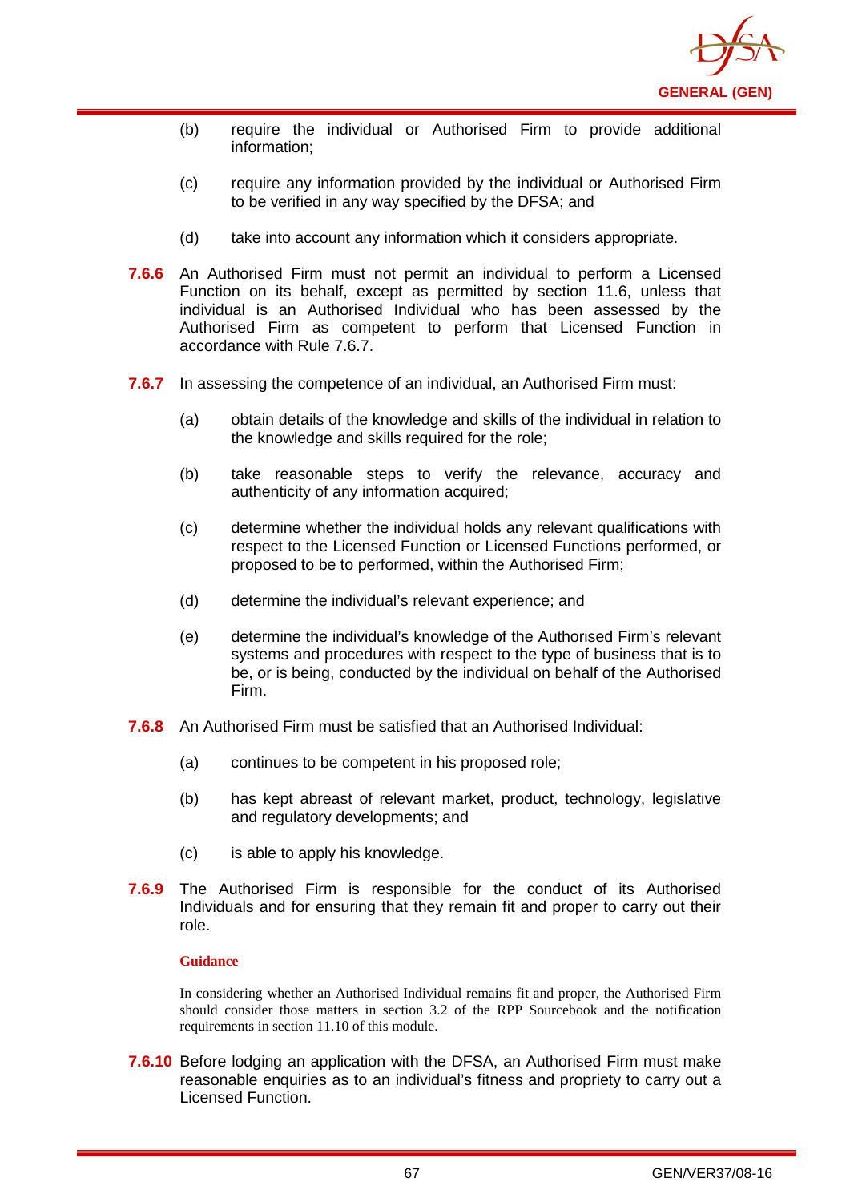(b) require the individual or Authorised Firm to provide additional information;

(c) require any information provided by the individual or Authorised Firm to be verified in any way specified by the DFSA; and

(d) take into account any information which it considers appropriate.

**7.6.6** An Authorised Firm must not permit an individual to perform a Licensed Function on its behalf, except as permitted by section 11.6, unless that individual is an Authorised Individual who has been assessed by the Authorised Firm as competent to perform that Licensed Function in accordance with Rule 7.6.7.

**7.6.7** In assessing the competence of an individual, an Authorised Firm must:

(a) obtain details of the knowledge and skills of the individual in relation to the knowledge and skills required for the role;

(b) take reasonable steps to verify the relevance, accuracy and authenticity of any information acquired;

(c) determine whether the individual holds any relevant qualifications with respect to the Licensed Function or Licensed Functions performed, or proposed to be to performed, within the Authorised Firm;

(d) determine the individual's relevant experience; and

(e) determine the individual's knowledge of the Authorised Firm's relevant systems and procedures with respect to the type of business that is to be, or is being, conducted by the individual on behalf of the Authorised Firm.

**7.6.8** An Authorised Firm must be satisfied that an Authorised Individual:

(a) continues to be competent in his proposed role;

(b) has kept abreast of relevant market, product, technology, legislative and regulatory developments; and

(c) is able to apply his knowledge.

**7.6.9** The Authorised Firm is responsible for the conduct of its Authorised Individuals and for ensuring that they remain fit and proper to carry out their role.

**Guidance**

In considering whether an Authorised Individual remains fit and proper, the Authorised Firm should consider those matters in section 3.2 of the RPP Sourcebook and the notification requirements in section 11.10 of this module.

**7.6.10** Before lodging an application with the DFSA, an Authorised Firm must make reasonable enquiries as to an individual's fitness and propriety to carry out a Licensed Function.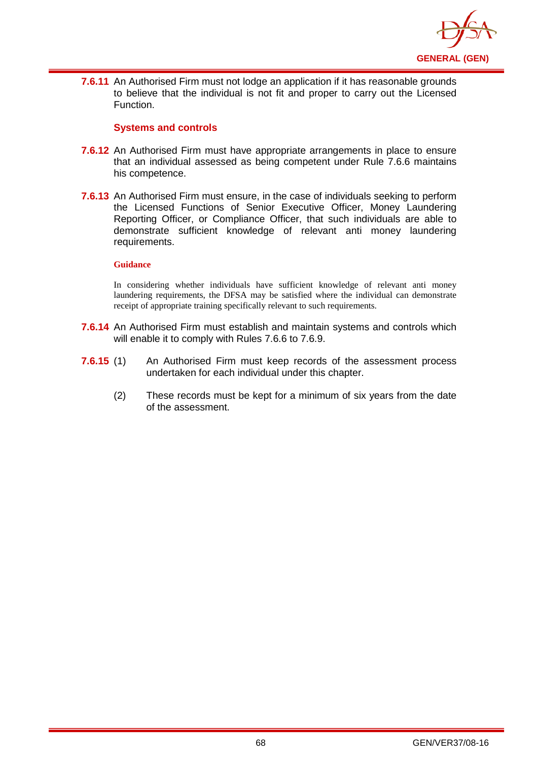**7.6.11** An Authorised Firm must not lodge an application if it has reasonable grounds to believe that the individual is not fit and proper to carry out the Licensed Function.

### Systems and controls

**7.6.12** An Authorised Firm must have appropriate arrangements in place to ensure that an individual assessed as being competent under Rule 7.6.6 maintains his competence.

**7.6.13** An Authorised Firm must ensure, in the case of individuals seeking to perform the Licensed Functions of Senior Executive Officer, Money Laundering Reporting Officer, or Compliance Officer, that such individuals are able to demonstrate sufficient knowledge of relevant anti money laundering requirements.

**Guidance**

In considering whether individuals have sufficient knowledge of relevant anti money laundering requirements, the DFSA may be satisfied where the individual can demonstrate receipt of appropriate training specifically relevant to such requirements.

**7.6.14** An Authorised Firm must establish and maintain systems and controls which will enable it to comply with Rules 7.6.6 to 7.6.9.

**7.6.15** (1) An Authorised Firm must keep records of the assessment process undertaken for each individual under this chapter.

(2) These records must be kept for a minimum of six years from the date of the assessment.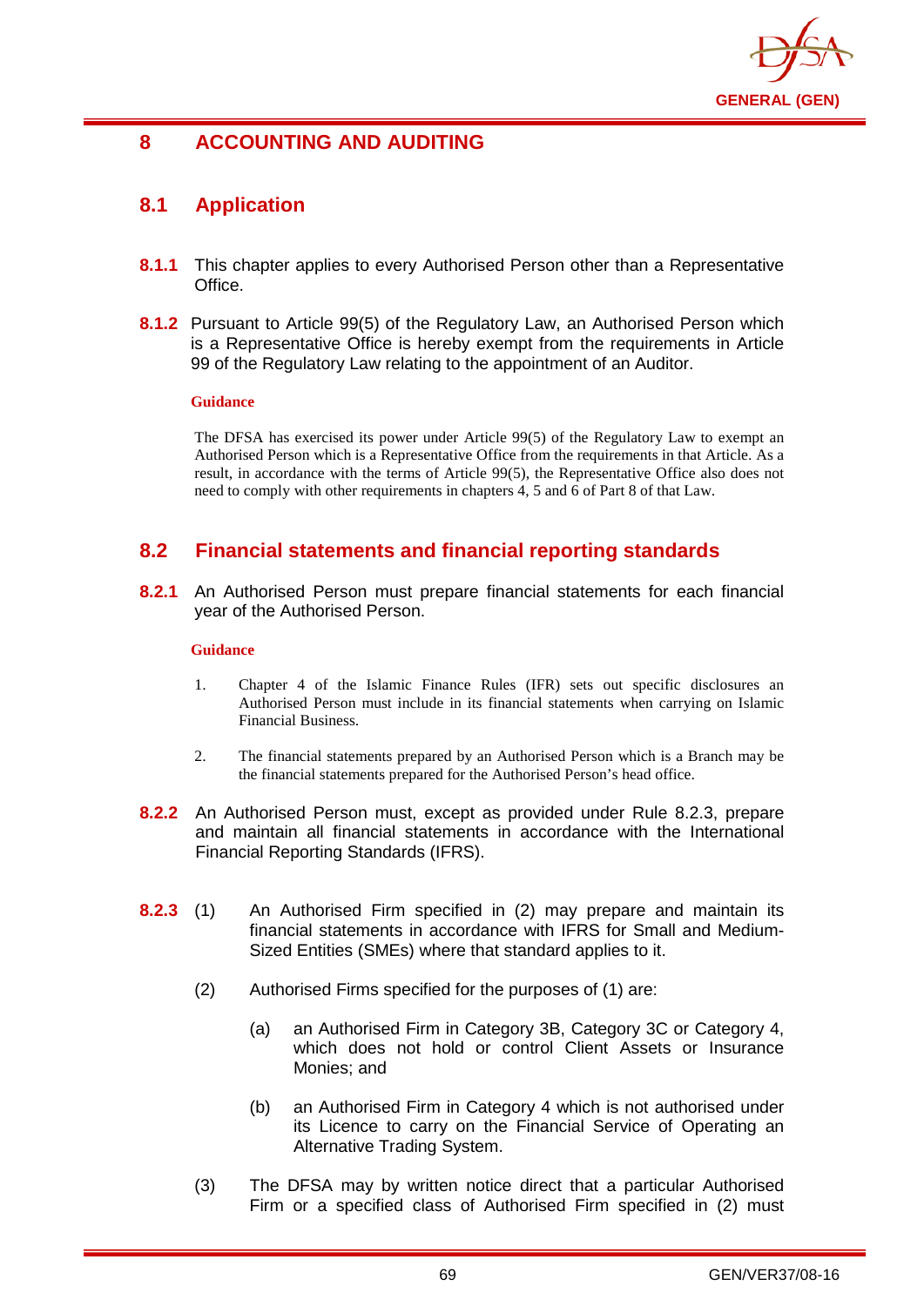# 8 ACCOUNTING AND AUDITING

## 8.1 Application

**8.1.1** This chapter applies to every Authorised Person other than a Representative Office.

**8.1.2** Pursuant to Article 99(5) of the Regulatory Law, an Authorised Person which is a Representative Office is hereby exempt from the requirements in Article 99 of the Regulatory Law relating to the appointment of an Auditor.

**Guidance**

The DFSA has exercised its power under Article 99(5) of the Regulatory Law to exempt an Authorised Person which is a Representative Office from the requirements in that Article. As a result, in accordance with the terms of Article 99(5), the Representative Office also does not need to comply with other requirements in chapters 4, 5 and 6 of Part 8 of that Law.

## 8.2 Financial statements and financial reporting standards

**8.2.1** An Authorised Person must prepare financial statements for each financial year of the Authorised Person.

**Guidance**

1. Chapter 4 of the Islamic Finance Rules (IFR) sets out specific disclosures an Authorised Person must include in its financial statements when carrying on Islamic Financial Business.

2. The financial statements prepared by an Authorised Person which is a Branch may be the financial statements prepared for the Authorised Person's head office.

**8.2.2** An Authorised Person must, except as provided under Rule 8.2.3, prepare and maintain all financial statements in accordance with the International Financial Reporting Standards (IFRS).

**8.2.3** (1) An Authorised Firm specified in (2) may prepare and maintain its financial statements in accordance with IFRS for Small and Medium-Sized Entities (SMEs) where that standard applies to it.

(2) Authorised Firms specified for the purposes of (1) are:

(a) an Authorised Firm in Category 3B, Category 3C or Category 4, which does not hold or control Client Assets or Insurance Monies; and

(b) an Authorised Firm in Category 4 which is not authorised under its Licence to carry on the Financial Service of Operating an Alternative Trading System.

(3) The DFSA may by written notice direct that a particular Authorised Firm or a specified class of Authorised Firm specified in (2) must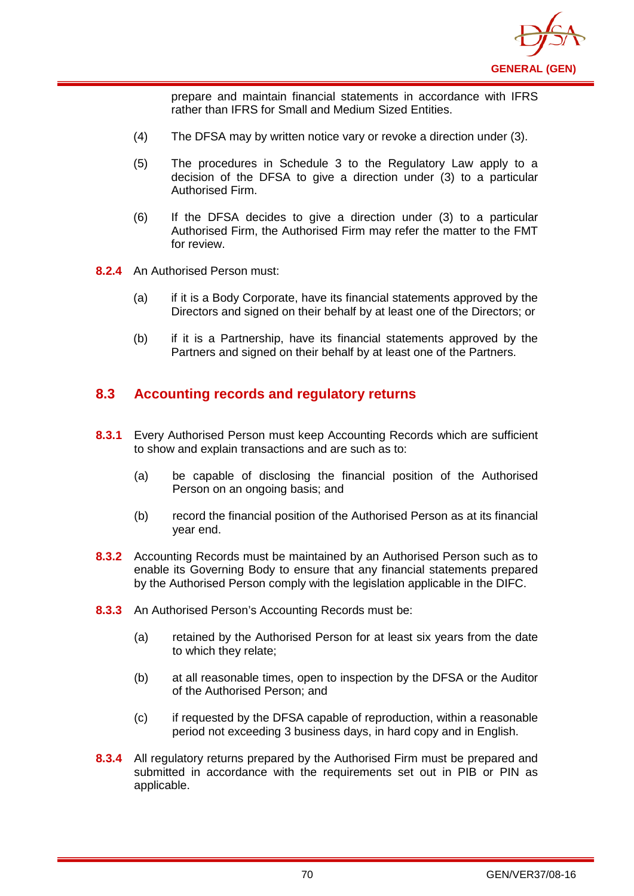prepare and maintain financial statements in accordance with IFRS rather than IFRS for Small and Medium Sized Entities.

(4) The DFSA may by written notice vary or revoke a direction under (3).

(5) The procedures in Schedule 3 to the Regulatory Law apply to a decision of the DFSA to give a direction under (3) to a particular Authorised Firm.

(6) If the DFSA decides to give a direction under (3) to a particular Authorised Firm, the Authorised Firm may refer the matter to the FMT for review.

**8.2.4** An Authorised Person must:

(a) if it is a Body Corporate, have its financial statements approved by the Directors and signed on their behalf by at least one of the Directors; or

(b) if it is a Partnership, have its financial statements approved by the Partners and signed on their behalf by at least one of the Partners.

## 8.3 Accounting records and regulatory returns

**8.3.1** Every Authorised Person must keep Accounting Records which are sufficient to show and explain transactions and are such as to:

(a) be capable of disclosing the financial position of the Authorised Person on an ongoing basis; and

(b) record the financial position of the Authorised Person as at its financial year end.

**8.3.2** Accounting Records must be maintained by an Authorised Person such as to enable its Governing Body to ensure that any financial statements prepared by the Authorised Person comply with the legislation applicable in the DIFC.

**8.3.3** An Authorised Person's Accounting Records must be:

(a) retained by the Authorised Person for at least six years from the date to which they relate;

(b) at all reasonable times, open to inspection by the DFSA or the Auditor of the Authorised Person; and

(c) if requested by the DFSA capable of reproduction, within a reasonable period not exceeding 3 business days, in hard copy and in English.

**8.3.4** All regulatory returns prepared by the Authorised Firm must be prepared and submitted in accordance with the requirements set out in PIB or PIN as applicable.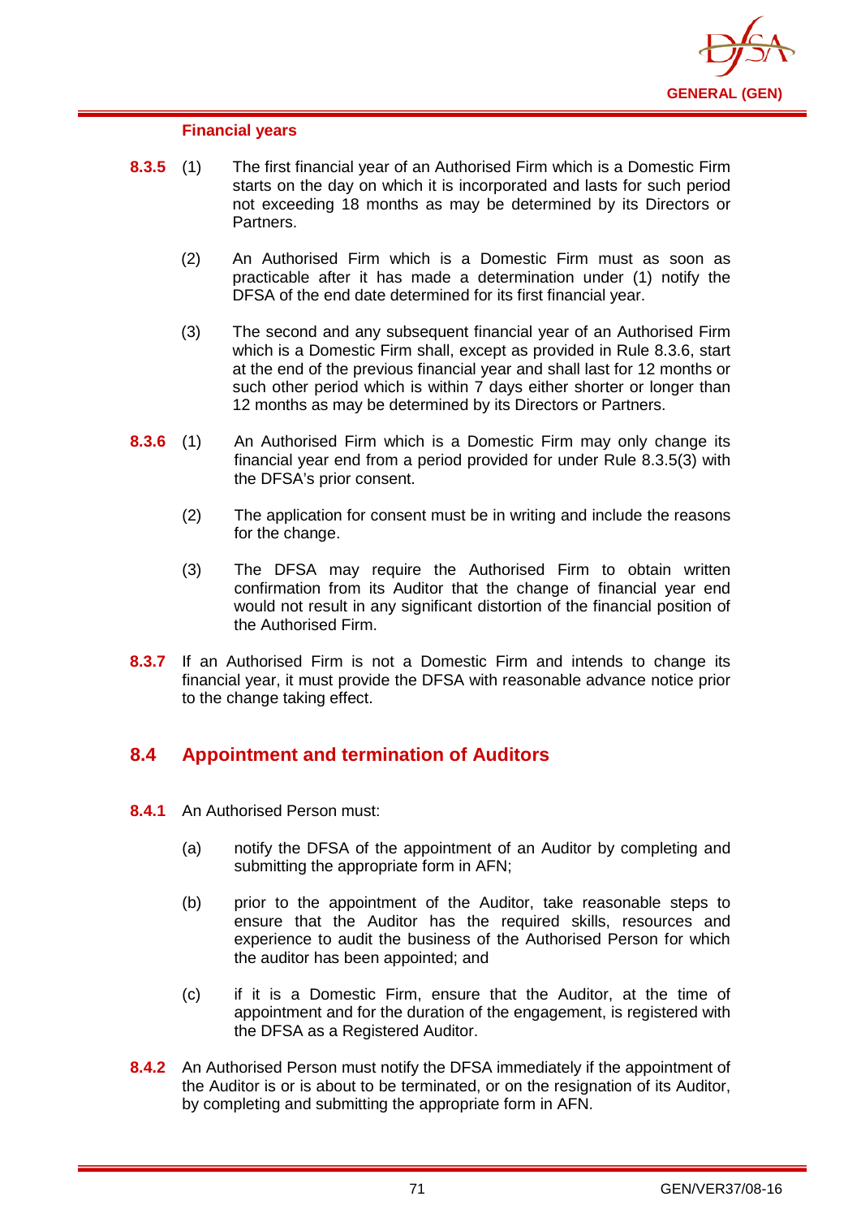#### Financial years

**8.3.5** (1) The first financial year of an Authorised Firm which is a Domestic Firm starts on the day on which it is incorporated and lasts for such period not exceeding 18 months as may be determined by its Directors or Partners.

(2) An Authorised Firm which is a Domestic Firm must as soon as practicable after it has made a determination under (1) notify the DFSA of the end date determined for its first financial year.

(3) The second and any subsequent financial year of an Authorised Firm which is a Domestic Firm shall, except as provided in Rule 8.3.6, start at the end of the previous financial year and shall last for 12 months or such other period which is within 7 days either shorter or longer than 12 months as may be determined by its Directors or Partners.

**8.3.6** (1) An Authorised Firm which is a Domestic Firm may only change its financial year end from a period provided for under Rule 8.3.5(3) with the DFSA's prior consent.

(2) The application for consent must be in writing and include the reasons for the change.

(3) The DFSA may require the Authorised Firm to obtain written confirmation from its Auditor that the change of financial year end would not result in any significant distortion of the financial position of the Authorised Firm.

**8.3.7** If an Authorised Firm is not a Domestic Firm and intends to change its financial year, it must provide the DFSA with reasonable advance notice prior to the change taking effect.

## 8.4 Appointment and termination of Auditors

**8.4.1** An Authorised Person must:

(a) notify the DFSA of the appointment of an Auditor by completing and submitting the appropriate form in AFN;

(b) prior to the appointment of the Auditor, take reasonable steps to ensure that the Auditor has the required skills, resources and experience to audit the business of the Authorised Person for which the auditor has been appointed; and

(c) if it is a Domestic Firm, ensure that the Auditor, at the time of appointment and for the duration of the engagement, is registered with the DFSA as a Registered Auditor.

**8.4.2** An Authorised Person must notify the DFSA immediately if the appointment of the Auditor is or is about to be terminated, or on the resignation of its Auditor, by completing and submitting the appropriate form in AFN.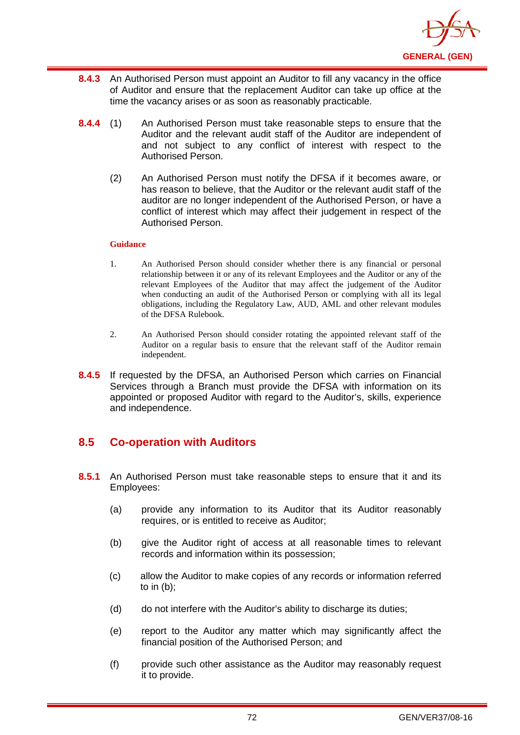**8.4.3** An Authorised Person must appoint an Auditor to fill any vacancy in the office of Auditor and ensure that the replacement Auditor can take up office at the time the vacancy arises or as soon as reasonably practicable.

**8.4.4** (1) An Authorised Person must take reasonable steps to ensure that the Auditor and the relevant audit staff of the Auditor are independent of and not subject to any conflict of interest with respect to the Authorised Person.

(2) An Authorised Person must notify the DFSA if it becomes aware, or has reason to believe, that the Auditor or the relevant audit staff of the auditor are no longer independent of the Authorised Person, or have a conflict of interest which may affect their judgement in respect of the Authorised Person.

**Guidance**

1. An Authorised Person should consider whether there is any financial or personal relationship between it or any of its relevant Employees and the Auditor or any of the relevant Employees of the Auditor that may affect the judgement of the Auditor when conducting an audit of the Authorised Person or complying with all its legal obligations, including the Regulatory Law, AUD, AML and other relevant modules of the DFSA Rulebook.

2. An Authorised Person should consider rotating the appointed relevant staff of the Auditor on a regular basis to ensure that the relevant staff of the Auditor remain independent.

**8.4.5** If requested by the DFSA, an Authorised Person which carries on Financial Services through a Branch must provide the DFSA with information on its appointed or proposed Auditor with regard to the Auditor's, skills, experience and independence.

## 8.5 Co-operation with Auditors

**8.5.1** An Authorised Person must take reasonable steps to ensure that it and its Employees:

(a) provide any information to its Auditor that its Auditor reasonably requires, or is entitled to receive as Auditor;

(b) give the Auditor right of access at all reasonable times to relevant records and information within its possession;

(c) allow the Auditor to make copies of any records or information referred to in (b);

(d) do not interfere with the Auditor's ability to discharge its duties;

(e) report to the Auditor any matter which may significantly affect the financial position of the Authorised Person; and

(f) provide such other assistance as the Auditor may reasonably request it to provide.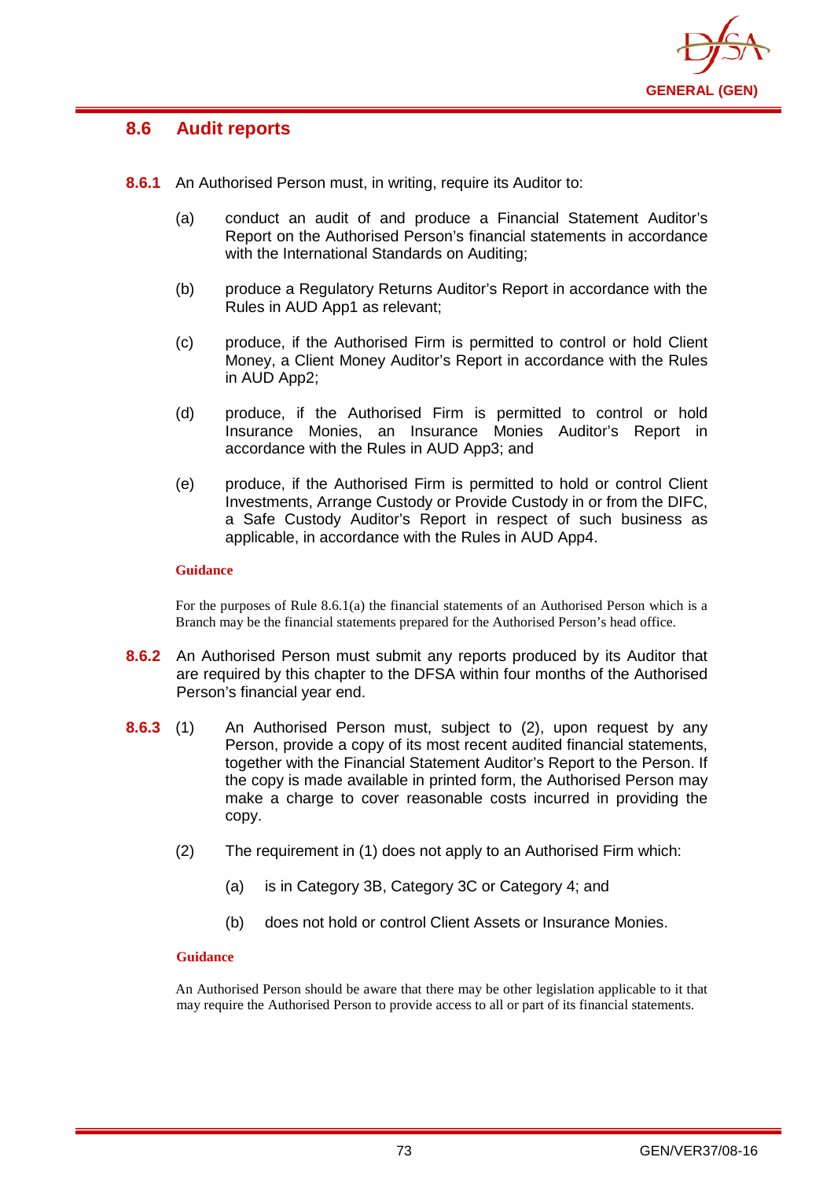## 8.6 Audit reports

**8.6.1** An Authorised Person must, in writing, require its Auditor to:

(a) conduct an audit of and produce a Financial Statement Auditor's Report on the Authorised Person's financial statements in accordance with the International Standards on Auditing;

(b) produce a Regulatory Returns Auditor's Report in accordance with the Rules in AUD App1 as relevant;

(c) produce, if the Authorised Firm is permitted to control or hold Client Money, a Client Money Auditor's Report in accordance with the Rules in AUD App2;

(d) produce, if the Authorised Firm is permitted to control or hold Insurance Monies, an Insurance Monies Auditor's Report in accordance with the Rules in AUD App3; and

(e) produce, if the Authorised Firm is permitted to hold or control Client Investments, Arrange Custody or Provide Custody in or from the DIFC, a Safe Custody Auditor's Report in respect of such business as applicable, in accordance with the Rules in AUD App4.

**Guidance**

For the purposes of Rule 8.6.1(a) the financial statements of an Authorised Person which is a Branch may be the financial statements prepared for the Authorised Person's head office.

**8.6.2** An Authorised Person must submit any reports produced by its Auditor that are required by this chapter to the DFSA within four months of the Authorised Person's financial year end.

**8.6.3** (1) An Authorised Person must, subject to (2), upon request by any Person, provide a copy of its most recent audited financial statements, together with the Financial Statement Auditor's Report to the Person. If the copy is made available in printed form, the Authorised Person may make a charge to cover reasonable costs incurred in providing the copy.

(2) The requirement in (1) does not apply to an Authorised Firm which:

(a) is in Category 3B, Category 3C or Category 4; and

(b) does not hold or control Client Assets or Insurance Monies.

**Guidance**

An Authorised Person should be aware that there may be other legislation applicable to it that may require the Authorised Person to provide access to all or part of its financial statements.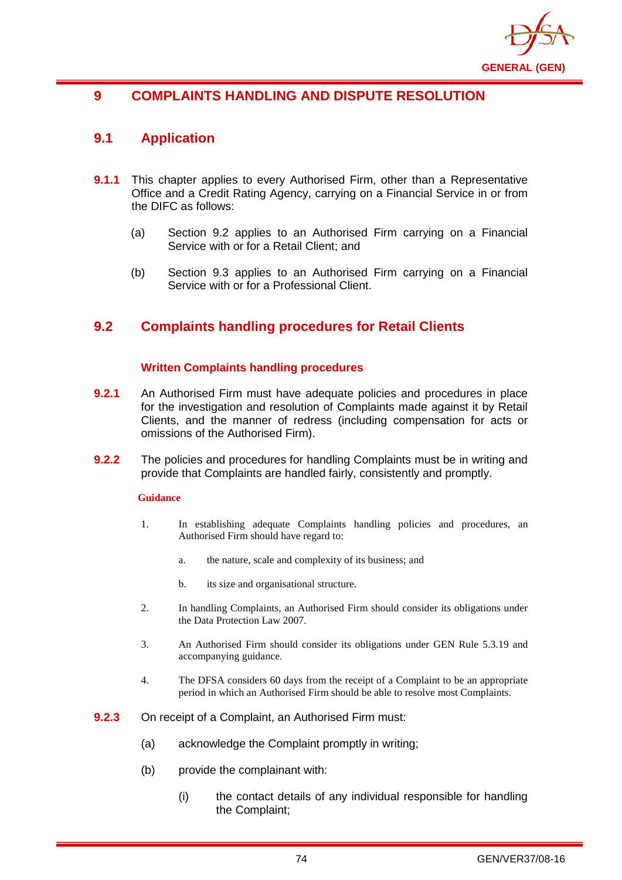# 9 COMPLAINTS HANDLING AND DISPUTE RESOLUTION

## 9.1 Application

**9.1.1** This chapter applies to every Authorised Firm, other than a Representative Office and a Credit Rating Agency, carrying on a Financial Service in or from the DIFC as follows:

(a) Section 9.2 applies to an Authorised Firm carrying on a Financial Service with or for a Retail Client; and

(b) Section 9.3 applies to an Authorised Firm carrying on a Financial Service with or for a Professional Client.

## 9.2 Complaints handling procedures for Retail Clients

### Written Complaints handling procedures

**9.2.1** An Authorised Firm must have adequate policies and procedures in place for the investigation and resolution of Complaints made against it by Retail Clients, and the manner of redress (including compensation for acts or omissions of the Authorised Firm).

**9.2.2** The policies and procedures for handling Complaints must be in writing and provide that Complaints are handled fairly, consistently and promptly.

**Guidance**

1. In establishing adequate Complaints handling policies and procedures, an Authorised Firm should have regard to:

   a. the nature, scale and complexity of its business; and

   b. its size and organisational structure.

2. In handling Complaints, an Authorised Firm should consider its obligations under the Data Protection Law 2007.

3. An Authorised Firm should consider its obligations under GEN Rule 5.3.19 and accompanying guidance.

4. The DFSA considers 60 days from the receipt of a Complaint to be an appropriate period in which an Authorised Firm should be able to resolve most Complaints.

**9.2.3** On receipt of a Complaint, an Authorised Firm must:

(a) acknowledge the Complaint promptly in writing;

(b) provide the complainant with:

   (i) the contact details of any individual responsible for handling the Complaint;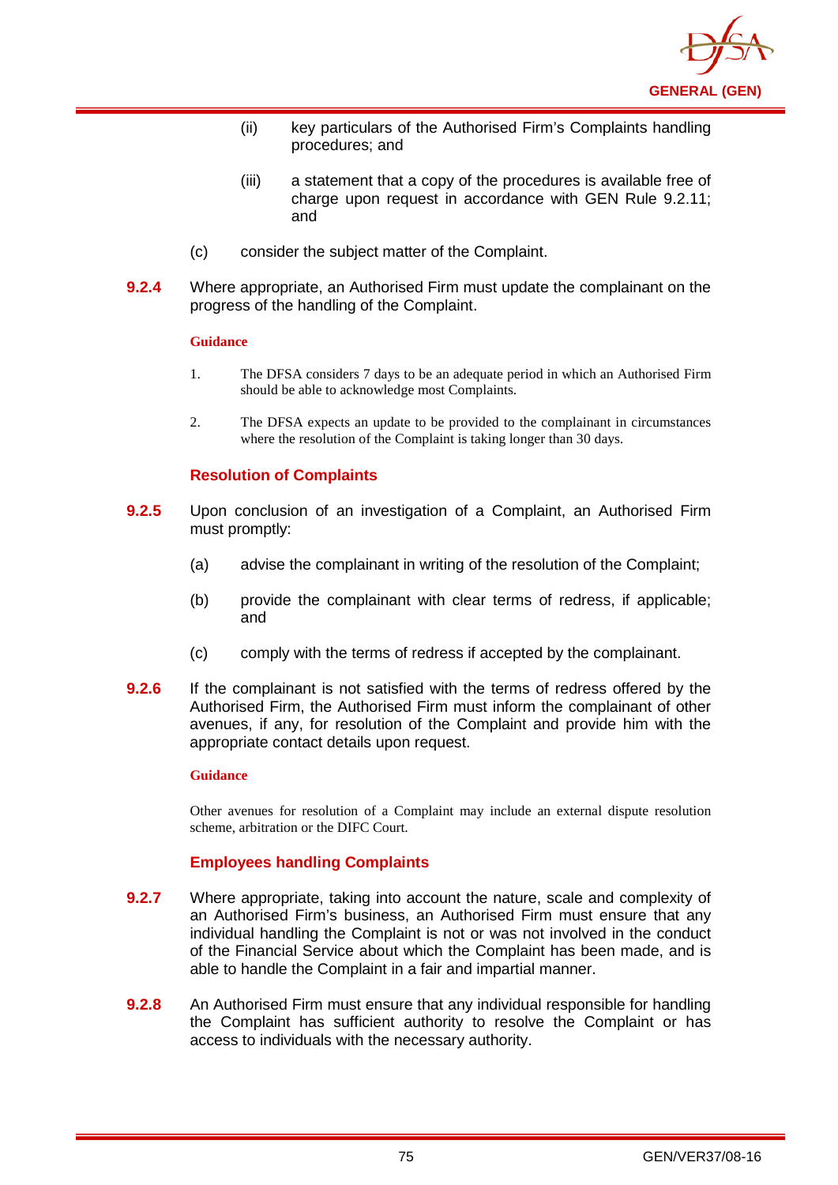(ii) key particulars of the Authorised Firm's Complaints handling procedures; and

(iii) a statement that a copy of the procedures is available free of charge upon request in accordance with GEN Rule 9.2.11; and

(c) consider the subject matter of the Complaint.

**9.2.4** Where appropriate, an Authorised Firm must update the complainant on the progress of the handling of the Complaint.

**Guidance**

1. The DFSA considers 7 days to be an adequate period in which an Authorised Firm should be able to acknowledge most Complaints.

2. The DFSA expects an update to be provided to the complainant in circumstances where the resolution of the Complaint is taking longer than 30 days.

### Resolution of Complaints

**9.2.5** Upon conclusion of an investigation of a Complaint, an Authorised Firm must promptly:

(a) advise the complainant in writing of the resolution of the Complaint;

(b) provide the complainant with clear terms of redress, if applicable; and

(c) comply with the terms of redress if accepted by the complainant.

**9.2.6** If the complainant is not satisfied with the terms of redress offered by the Authorised Firm, the Authorised Firm must inform the complainant of other avenues, if any, for resolution of the Complaint and provide him with the appropriate contact details upon request.

**Guidance**

Other avenues for resolution of a Complaint may include an external dispute resolution scheme, arbitration or the DIFC Court.

### Employees handling Complaints

**9.2.7** Where appropriate, taking into account the nature, scale and complexity of an Authorised Firm's business, an Authorised Firm must ensure that any individual handling the Complaint is not or was not involved in the conduct of the Financial Service about which the Complaint has been made, and is able to handle the Complaint in a fair and impartial manner.

**9.2.8** An Authorised Firm must ensure that any individual responsible for handling the Complaint has sufficient authority to resolve the Complaint or has access to individuals with the necessary authority.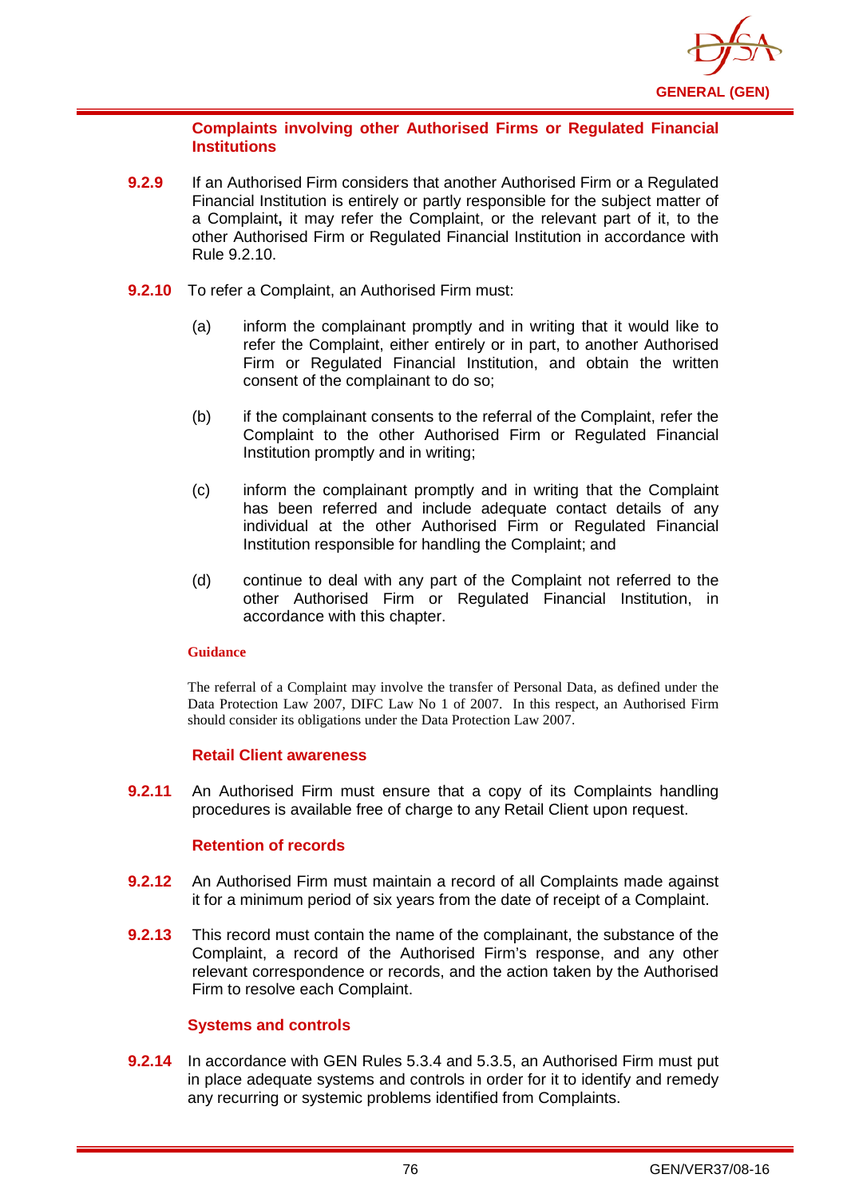### Complaints involving other Authorised Firms or Regulated Financial Institutions

**9.2.9** If an Authorised Firm considers that another Authorised Firm or a Regulated Financial Institution is entirely or partly responsible for the subject matter of a Complaint**,** it may refer the Complaint, or the relevant part of it, to the other Authorised Firm or Regulated Financial Institution in accordance with Rule 9.2.10.

**9.2.10** To refer a Complaint, an Authorised Firm must:

(a) inform the complainant promptly and in writing that it would like to refer the Complaint, either entirely or in part, to another Authorised Firm or Regulated Financial Institution, and obtain the written consent of the complainant to do so;

(b) if the complainant consents to the referral of the Complaint, refer the Complaint to the other Authorised Firm or Regulated Financial Institution promptly and in writing;

(c) inform the complainant promptly and in writing that the Complaint has been referred and include adequate contact details of any individual at the other Authorised Firm or Regulated Financial Institution responsible for handling the Complaint; and

(d) continue to deal with any part of the Complaint not referred to the other Authorised Firm or Regulated Financial Institution, in accordance with this chapter.

**Guidance**

The referral of a Complaint may involve the transfer of Personal Data, as defined under the Data Protection Law 2007, DIFC Law No 1 of 2007. In this respect, an Authorised Firm should consider its obligations under the Data Protection Law 2007.

### Retail Client awareness

**9.2.11** An Authorised Firm must ensure that a copy of its Complaints handling procedures is available free of charge to any Retail Client upon request.

### Retention of records

**9.2.12** An Authorised Firm must maintain a record of all Complaints made against it for a minimum period of six years from the date of receipt of a Complaint.

**9.2.13** This record must contain the name of the complainant, the substance of the Complaint, a record of the Authorised Firm's response, and any other relevant correspondence or records, and the action taken by the Authorised Firm to resolve each Complaint.

### Systems and controls

**9.2.14** In accordance with GEN Rules 5.3.4 and 5.3.5, an Authorised Firm must put in place adequate systems and controls in order for it to identify and remedy any recurring or systemic problems identified from Complaints.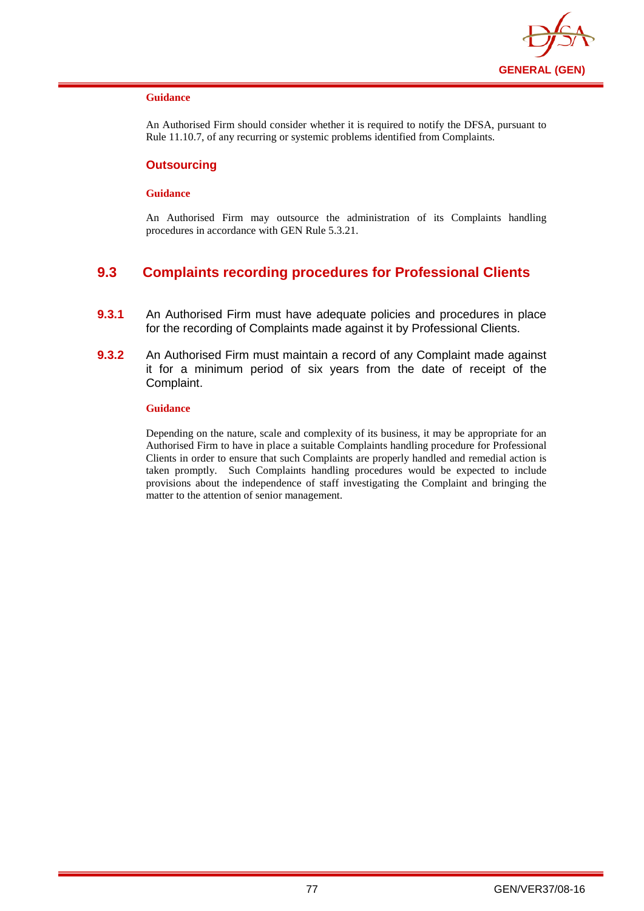**Guidance**

An Authorised Firm should consider whether it is required to notify the DFSA, pursuant to Rule 11.10.7, of any recurring or systemic problems identified from Complaints.

### Outsourcing

**Guidance**

An Authorised Firm may outsource the administration of its Complaints handling procedures in accordance with GEN Rule 5.3.21.

## 9.3 Complaints recording procedures for Professional Clients

**9.3.1** An Authorised Firm must have adequate policies and procedures in place for the recording of Complaints made against it by Professional Clients.

**9.3.2** An Authorised Firm must maintain a record of any Complaint made against it for a minimum period of six years from the date of receipt of the Complaint.

**Guidance**

Depending on the nature, scale and complexity of its business, it may be appropriate for an Authorised Firm to have in place a suitable Complaints handling procedure for Professional Clients in order to ensure that such Complaints are properly handled and remedial action is taken promptly. Such Complaints handling procedures would be expected to include provisions about the independence of staff investigating the Complaint and bringing the matter to the attention of senior management.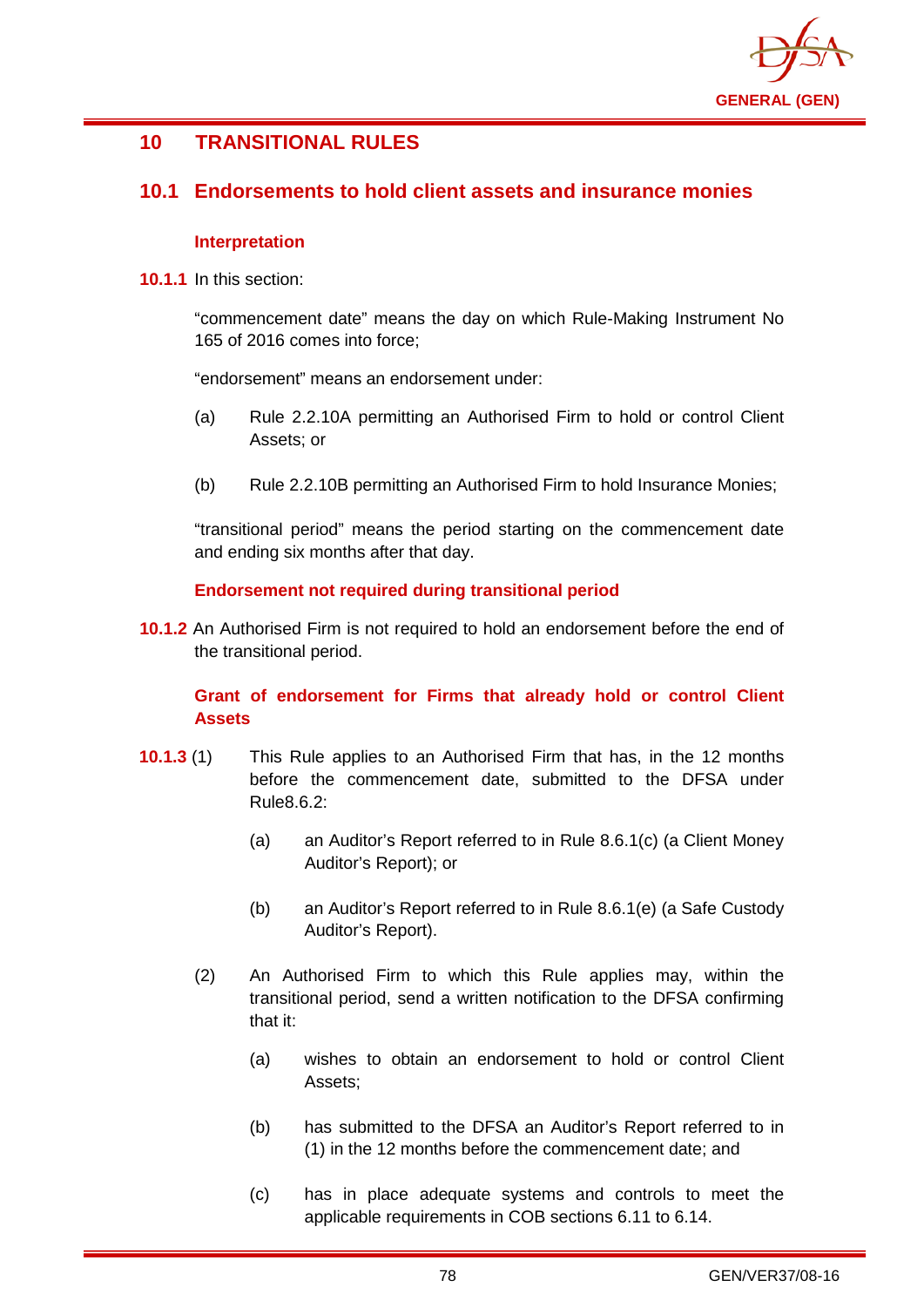## 10 TRANSITIONAL RULES

### 10.1 Endorsements to hold client assets and insurance monies

#### Interpretation

**10.1.1** In this section:

"commencement date" means the day on which Rule-Making Instrument No 165 of 2016 comes into force;

"endorsement" means an endorsement under:

(a) Rule 2.2.10A permitting an Authorised Firm to hold or control Client Assets; or

(b) Rule 2.2.10B permitting an Authorised Firm to hold Insurance Monies;

"transitional period" means the period starting on the commencement date and ending six months after that day.

#### Endorsement not required during transitional period

**10.1.2** An Authorised Firm is not required to hold an endorsement before the end of the transitional period.

#### Grant of endorsement for Firms that already hold or control Client Assets

**10.1.3** (1) This Rule applies to an Authorised Firm that has, in the 12 months before the commencement date, submitted to the DFSA under Rule8.6.2:

(a) an Auditor's Report referred to in Rule 8.6.1(c) (a Client Money Auditor's Report); or

(b) an Auditor's Report referred to in Rule 8.6.1(e) (a Safe Custody Auditor's Report).

(2) An Authorised Firm to which this Rule applies may, within the transitional period, send a written notification to the DFSA confirming that it:

(a) wishes to obtain an endorsement to hold or control Client Assets;

(b) has submitted to the DFSA an Auditor's Report referred to in (1) in the 12 months before the commencement date; and

(c) has in place adequate systems and controls to meet the applicable requirements in COB sections 6.11 to 6.14.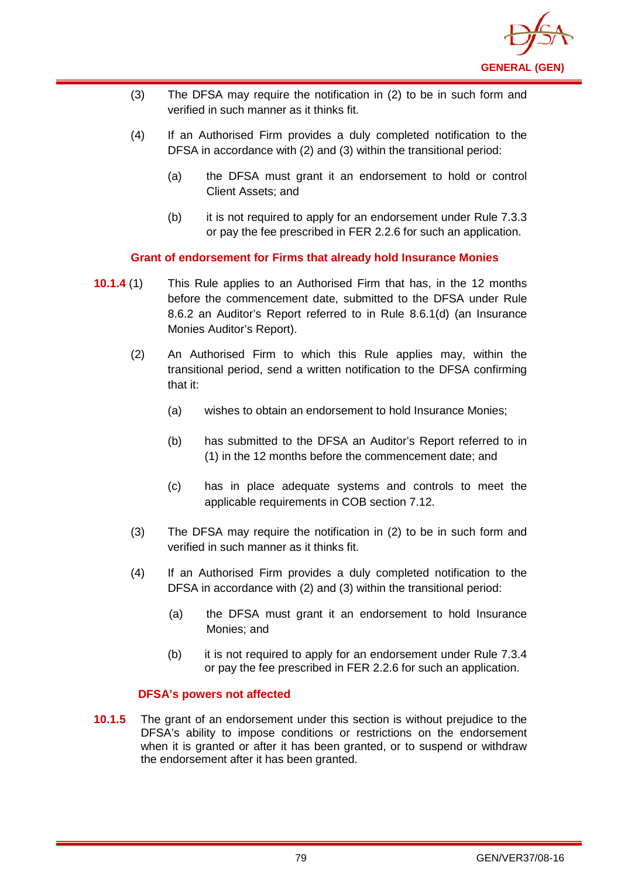(3) The DFSA may require the notification in (2) to be in such form and verified in such manner as it thinks fit.

(4) If an Authorised Firm provides a duly completed notification to the DFSA in accordance with (2) and (3) within the transitional period:

(a) the DFSA must grant it an endorsement to hold or control Client Assets; and

(b) it is not required to apply for an endorsement under Rule 7.3.3 or pay the fee prescribed in FER 2.2.6 for such an application.

### Grant of endorsement for Firms that already hold Insurance Monies

**10.1.4** (1) This Rule applies to an Authorised Firm that has, in the 12 months before the commencement date, submitted to the DFSA under Rule 8.6.2 an Auditor's Report referred to in Rule 8.6.1(d) (an Insurance Monies Auditor's Report).

(2) An Authorised Firm to which this Rule applies may, within the transitional period, send a written notification to the DFSA confirming that it:

(a) wishes to obtain an endorsement to hold Insurance Monies;

(b) has submitted to the DFSA an Auditor's Report referred to in (1) in the 12 months before the commencement date; and

(c) has in place adequate systems and controls to meet the applicable requirements in COB section 7.12.

(3) The DFSA may require the notification in (2) to be in such form and verified in such manner as it thinks fit.

(4) If an Authorised Firm provides a duly completed notification to the DFSA in accordance with (2) and (3) within the transitional period:

(a) the DFSA must grant it an endorsement to hold Insurance Monies; and

(b) it is not required to apply for an endorsement under Rule 7.3.4 or pay the fee prescribed in FER 2.2.6 for such an application.

### DFSA's powers not affected

**10.1.5** The grant of an endorsement under this section is without prejudice to the DFSA's ability to impose conditions or restrictions on the endorsement when it is granted or after it has been granted, or to suspend or withdraw the endorsement after it has been granted.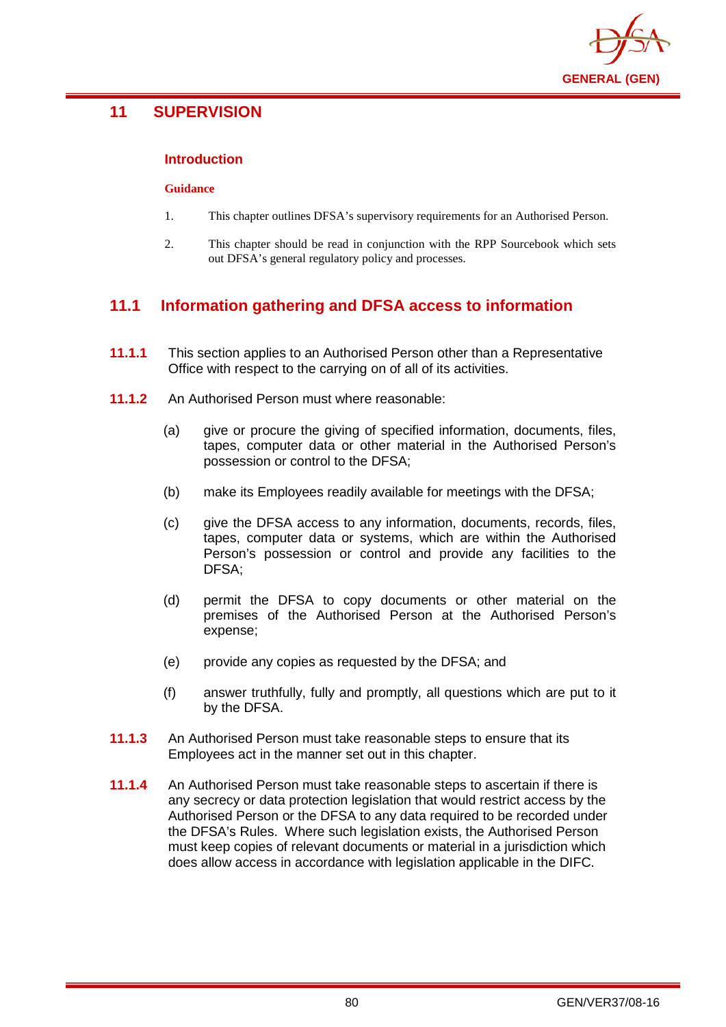# 11 SUPERVISION

### Introduction

**Guidance**

1. This chapter outlines DFSA's supervisory requirements for an Authorised Person.

2. This chapter should be read in conjunction with the RPP Sourcebook which sets out DFSA's general regulatory policy and processes.

## 11.1 Information gathering and DFSA access to information

**11.1.1** This section applies to an Authorised Person other than a Representative Office with respect to the carrying on of all of its activities.

**11.1.2** An Authorised Person must where reasonable:

(a) give or procure the giving of specified information, documents, files, tapes, computer data or other material in the Authorised Person's possession or control to the DFSA;

(b) make its Employees readily available for meetings with the DFSA;

(c) give the DFSA access to any information, documents, records, files, tapes, computer data or systems, which are within the Authorised Person's possession or control and provide any facilities to the DFSA;

(d) permit the DFSA to copy documents or other material on the premises of the Authorised Person at the Authorised Person's expense;

(e) provide any copies as requested by the DFSA; and

(f) answer truthfully, fully and promptly, all questions which are put to it by the DFSA.

**11.1.3** An Authorised Person must take reasonable steps to ensure that its Employees act in the manner set out in this chapter.

**11.1.4** An Authorised Person must take reasonable steps to ascertain if there is any secrecy or data protection legislation that would restrict access by the Authorised Person or the DFSA to any data required to be recorded under the DFSA's Rules. Where such legislation exists, the Authorised Person must keep copies of relevant documents or material in a jurisdiction which does allow access in accordance with legislation applicable in the DIFC.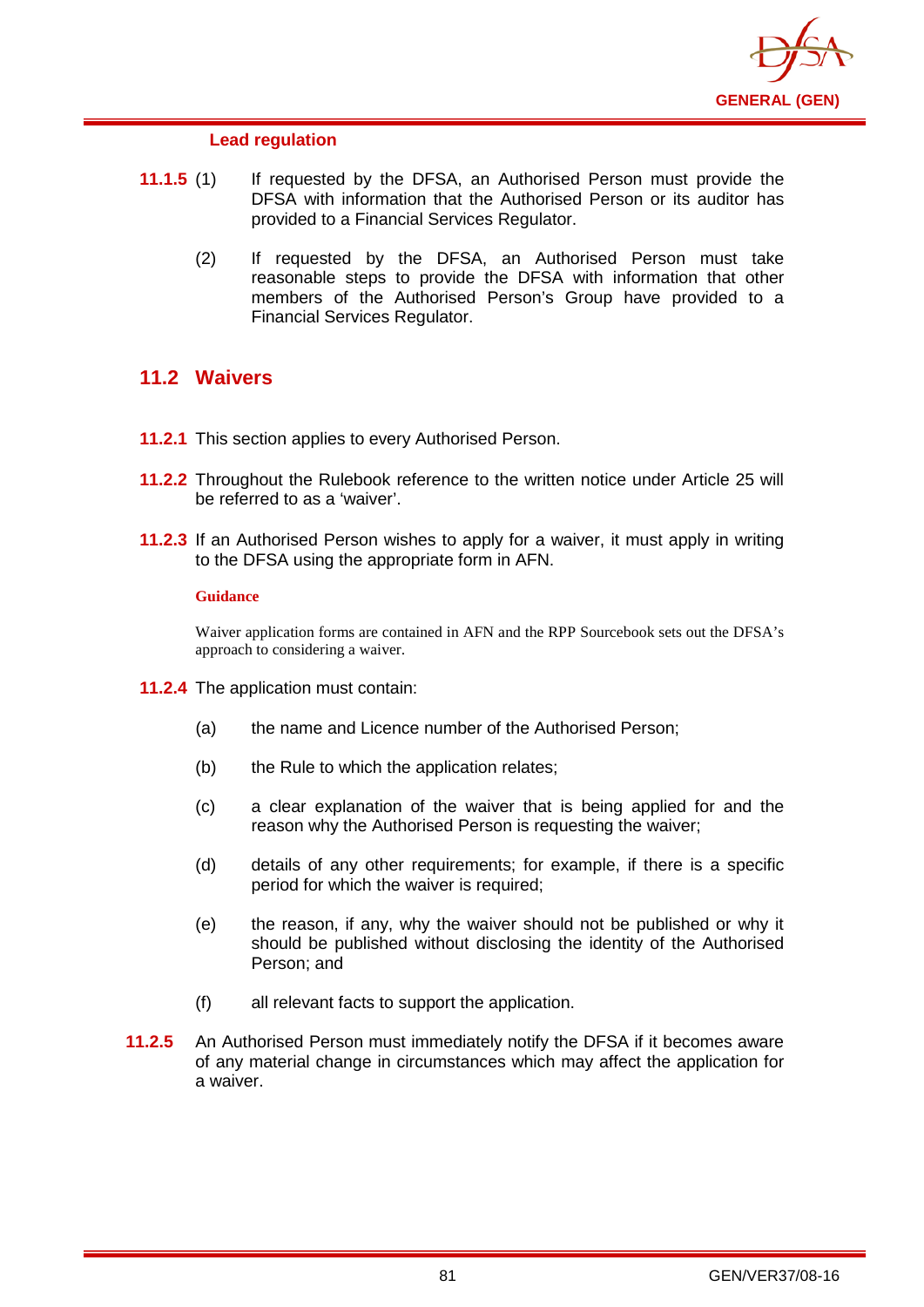### Lead regulation

**11.1.5** (1) If requested by the DFSA, an Authorised Person must provide the DFSA with information that the Authorised Person or its auditor has provided to a Financial Services Regulator.

(2) If requested by the DFSA, an Authorised Person must take reasonable steps to provide the DFSA with information that other members of the Authorised Person's Group have provided to a Financial Services Regulator.

## 11.2 Waivers

**11.2.1** This section applies to every Authorised Person.

**11.2.2** Throughout the Rulebook reference to the written notice under Article 25 will be referred to as a 'waiver'.

**11.2.3** If an Authorised Person wishes to apply for a waiver, it must apply in writing to the DFSA using the appropriate form in AFN.

**Guidance**

Waiver application forms are contained in AFN and the RPP Sourcebook sets out the DFSA's approach to considering a waiver.

**11.2.4** The application must contain:

(a) the name and Licence number of the Authorised Person;

(b) the Rule to which the application relates;

(c) a clear explanation of the waiver that is being applied for and the reason why the Authorised Person is requesting the waiver;

(d) details of any other requirements; for example, if there is a specific period for which the waiver is required;

(e) the reason, if any, why the waiver should not be published or why it should be published without disclosing the identity of the Authorised Person; and

(f) all relevant facts to support the application.

**11.2.5** An Authorised Person must immediately notify the DFSA if it becomes aware of any material change in circumstances which may affect the application for a waiver.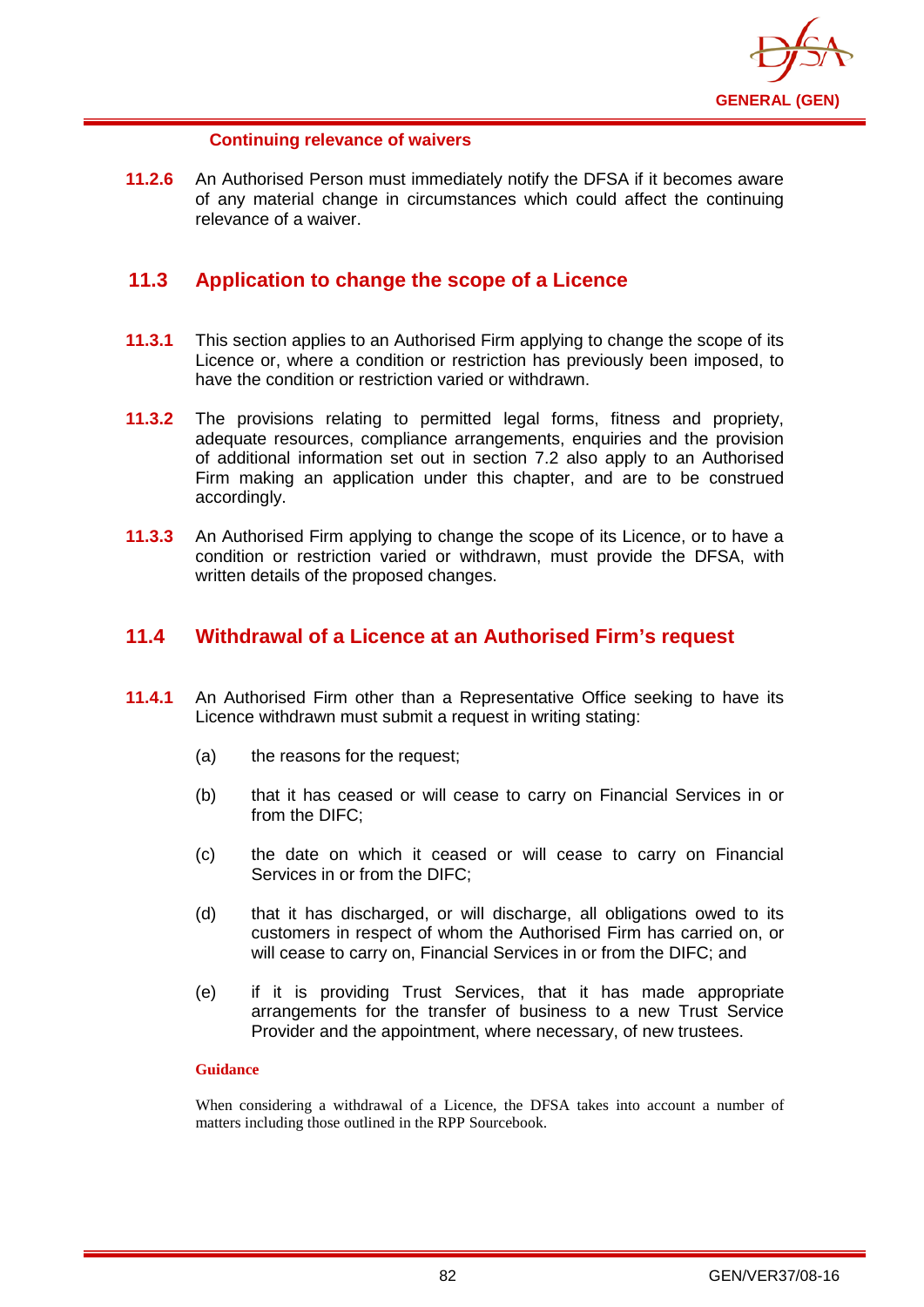#### Continuing relevance of waivers

**11.2.6** An Authorised Person must immediately notify the DFSA if it becomes aware of any material change in circumstances which could affect the continuing relevance of a waiver.

## 11.3 Application to change the scope of a Licence

**11.3.1** This section applies to an Authorised Firm applying to change the scope of its Licence or, where a condition or restriction has previously been imposed, to have the condition or restriction varied or withdrawn.

**11.3.2** The provisions relating to permitted legal forms, fitness and propriety, adequate resources, compliance arrangements, enquiries and the provision of additional information set out in section 7.2 also apply to an Authorised Firm making an application under this chapter, and are to be construed accordingly.

**11.3.3** An Authorised Firm applying to change the scope of its Licence, or to have a condition or restriction varied or withdrawn, must provide the DFSA, with written details of the proposed changes.

## 11.4 Withdrawal of a Licence at an Authorised Firm's request

**11.4.1** An Authorised Firm other than a Representative Office seeking to have its Licence withdrawn must submit a request in writing stating:

(a) the reasons for the request;

(b) that it has ceased or will cease to carry on Financial Services in or from the DIFC;

(c) the date on which it ceased or will cease to carry on Financial Services in or from the DIFC;

(d) that it has discharged, or will discharge, all obligations owed to its customers in respect of whom the Authorised Firm has carried on, or will cease to carry on, Financial Services in or from the DIFC; and

(e) if it is providing Trust Services, that it has made appropriate arrangements for the transfer of business to a new Trust Service Provider and the appointment, where necessary, of new trustees.

**Guidance**

When considering a withdrawal of a Licence, the DFSA takes into account a number of matters including those outlined in the RPP Sourcebook.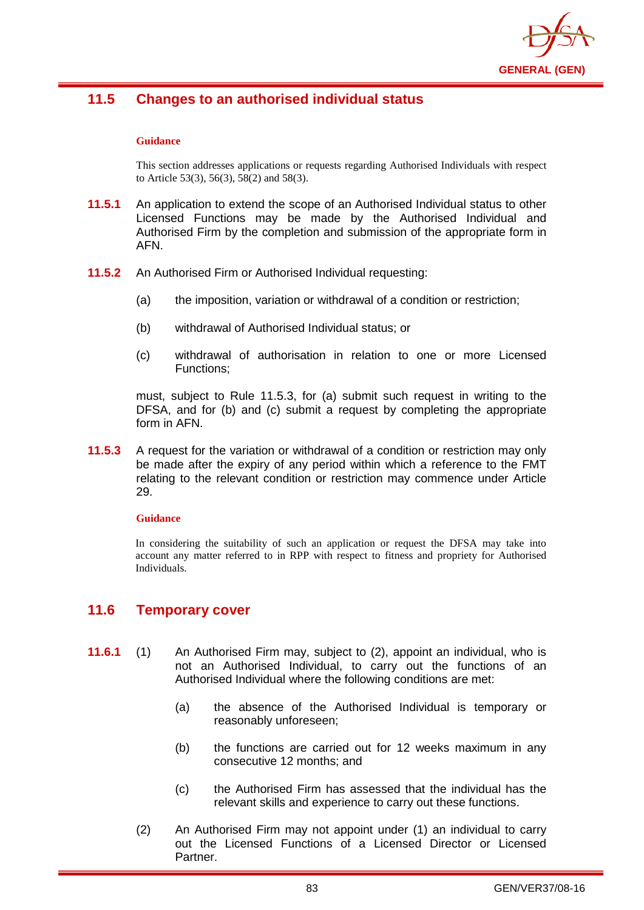## 11.5 Changes to an authorised individual status

**Guidance**

This section addresses applications or requests regarding Authorised Individuals with respect to Article 53(3), 56(3), 58(2) and 58(3).

**11.5.1** An application to extend the scope of an Authorised Individual status to other Licensed Functions may be made by the Authorised Individual and Authorised Firm by the completion and submission of the appropriate form in AFN.

**11.5.2** An Authorised Firm or Authorised Individual requesting:

(a) the imposition, variation or withdrawal of a condition or restriction;

(b) withdrawal of Authorised Individual status; or

(c) withdrawal of authorisation in relation to one or more Licensed Functions;

must, subject to Rule 11.5.3, for (a) submit such request in writing to the DFSA, and for (b) and (c) submit a request by completing the appropriate form in AFN.

**11.5.3** A request for the variation or withdrawal of a condition or restriction may only be made after the expiry of any period within which a reference to the FMT relating to the relevant condition or restriction may commence under Article 29.

**Guidance**

In considering the suitability of such an application or request the DFSA may take into account any matter referred to in RPP with respect to fitness and propriety for Authorised Individuals.

## 11.6 Temporary cover

**11.6.1** (1) An Authorised Firm may, subject to (2), appoint an individual, who is not an Authorised Individual, to carry out the functions of an Authorised Individual where the following conditions are met:

(a) the absence of the Authorised Individual is temporary or reasonably unforeseen;

(b) the functions are carried out for 12 weeks maximum in any consecutive 12 months; and

(c) the Authorised Firm has assessed that the individual has the relevant skills and experience to carry out these functions.

(2) An Authorised Firm may not appoint under (1) an individual to carry out the Licensed Functions of a Licensed Director or Licensed Partner.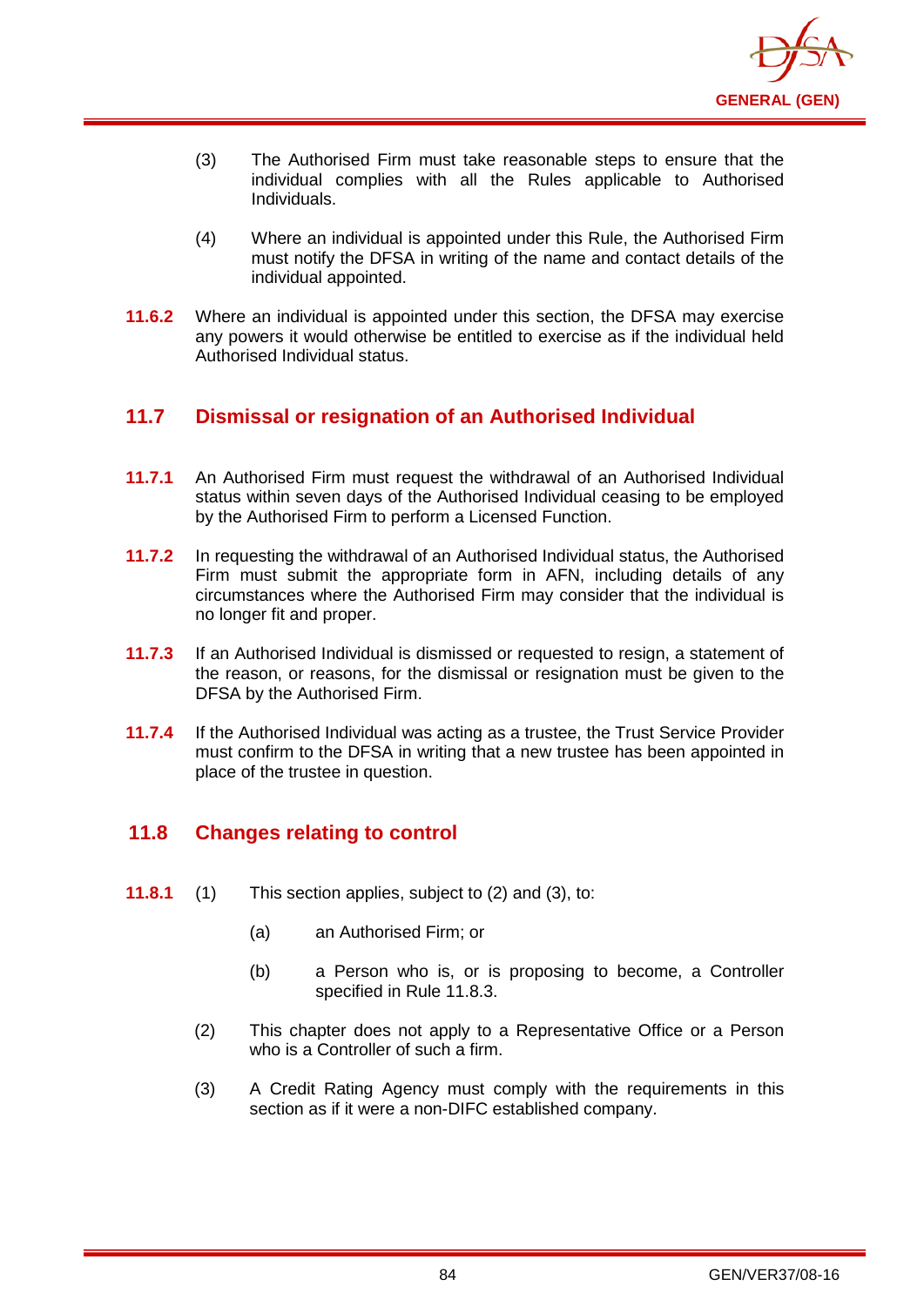(3) The Authorised Firm must take reasonable steps to ensure that the individual complies with all the Rules applicable to Authorised Individuals.

(4) Where an individual is appointed under this Rule, the Authorised Firm must notify the DFSA in writing of the name and contact details of the individual appointed.

**11.6.2** Where an individual is appointed under this section, the DFSA may exercise any powers it would otherwise be entitled to exercise as if the individual held Authorised Individual status.

## 11.7 Dismissal or resignation of an Authorised Individual

**11.7.1** An Authorised Firm must request the withdrawal of an Authorised Individual status within seven days of the Authorised Individual ceasing to be employed by the Authorised Firm to perform a Licensed Function.

**11.7.2** In requesting the withdrawal of an Authorised Individual status, the Authorised Firm must submit the appropriate form in AFN, including details of any circumstances where the Authorised Firm may consider that the individual is no longer fit and proper.

**11.7.3** If an Authorised Individual is dismissed or requested to resign, a statement of the reason, or reasons, for the dismissal or resignation must be given to the DFSA by the Authorised Firm.

**11.7.4** If the Authorised Individual was acting as a trustee, the Trust Service Provider must confirm to the DFSA in writing that a new trustee has been appointed in place of the trustee in question.

## 11.8 Changes relating to control

**11.8.1** (1) This section applies, subject to (2) and (3), to:

(a) an Authorised Firm; or

(b) a Person who is, or is proposing to become, a Controller specified in Rule 11.8.3.

(2) This chapter does not apply to a Representative Office or a Person who is a Controller of such a firm.

(3) A Credit Rating Agency must comply with the requirements in this section as if it were a non-DIFC established company.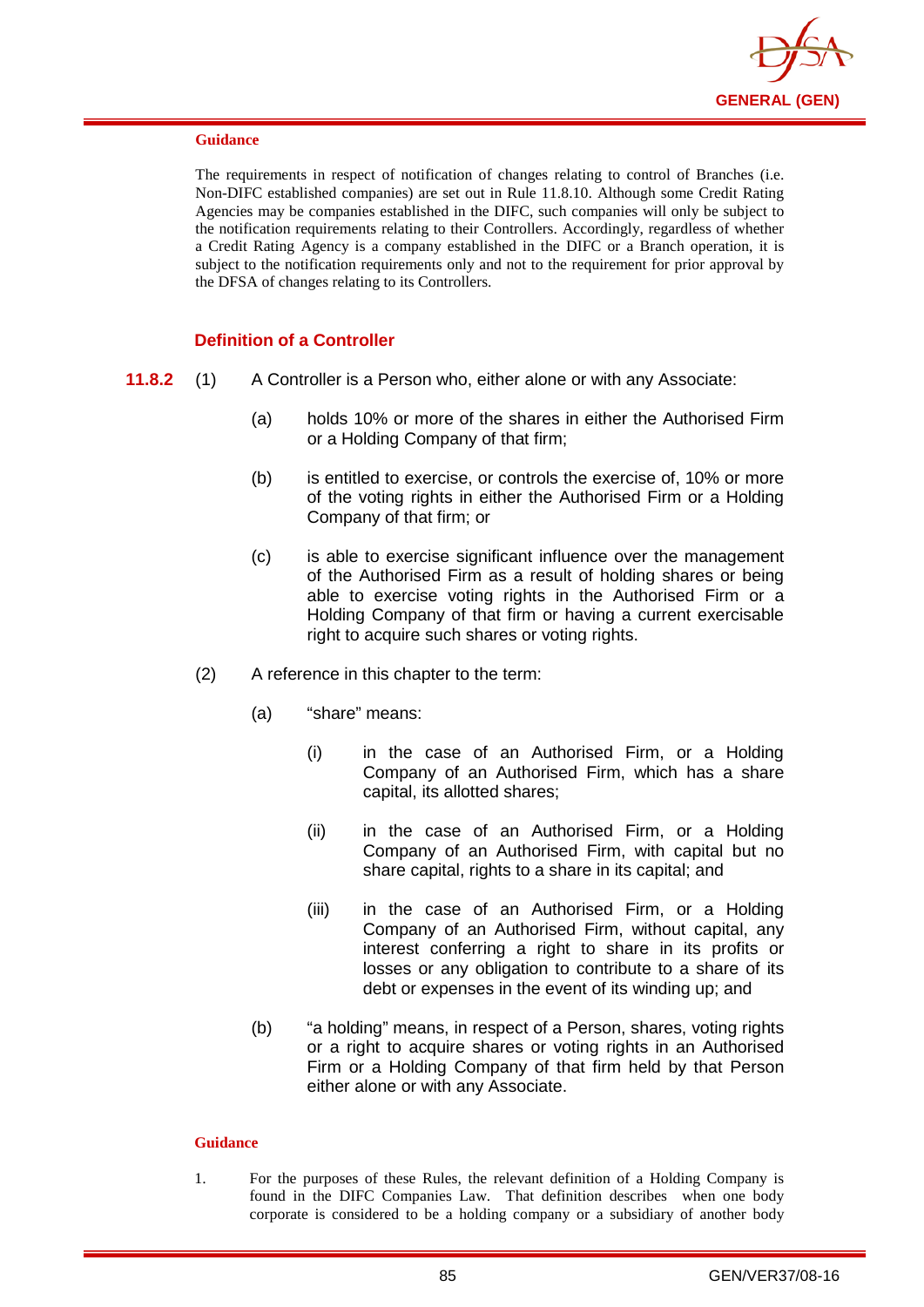**Guidance**

The requirements in respect of notification of changes relating to control of Branches (i.e. Non-DIFC established companies) are set out in Rule 11.8.10. Although some Credit Rating Agencies may be companies established in the DIFC, such companies will only be subject to the notification requirements relating to their Controllers. Accordingly, regardless of whether a Credit Rating Agency is a company established in the DIFC or a Branch operation, it is subject to the notification requirements only and not to the requirement for prior approval by the DFSA of changes relating to its Controllers.

### Definition of a Controller

**11.8.2** (1) A Controller is a Person who, either alone or with any Associate:

(a) holds 10% or more of the shares in either the Authorised Firm or a Holding Company of that firm;

(b) is entitled to exercise, or controls the exercise of, 10% or more of the voting rights in either the Authorised Firm or a Holding Company of that firm; or

(c) is able to exercise significant influence over the management of the Authorised Firm as a result of holding shares or being able to exercise voting rights in the Authorised Firm or a Holding Company of that firm or having a current exercisable right to acquire such shares or voting rights.

(2) A reference in this chapter to the term:

(a) "share" means:

(i) in the case of an Authorised Firm, or a Holding Company of an Authorised Firm, which has a share capital, its allotted shares;

(ii) in the case of an Authorised Firm, or a Holding Company of an Authorised Firm, with capital but no share capital, rights to a share in its capital; and

(iii) in the case of an Authorised Firm, or a Holding Company of an Authorised Firm, without capital, any interest conferring a right to share in its profits or losses or any obligation to contribute to a share of its debt or expenses in the event of its winding up; and

(b) "a holding" means, in respect of a Person, shares, voting rights or a right to acquire shares or voting rights in an Authorised Firm or a Holding Company of that firm held by that Person either alone or with any Associate.

**Guidance**

1. For the purposes of these Rules, the relevant definition of a Holding Company is found in the DIFC Companies Law. That definition describes when one body corporate is considered to be a holding company or a subsidiary of another body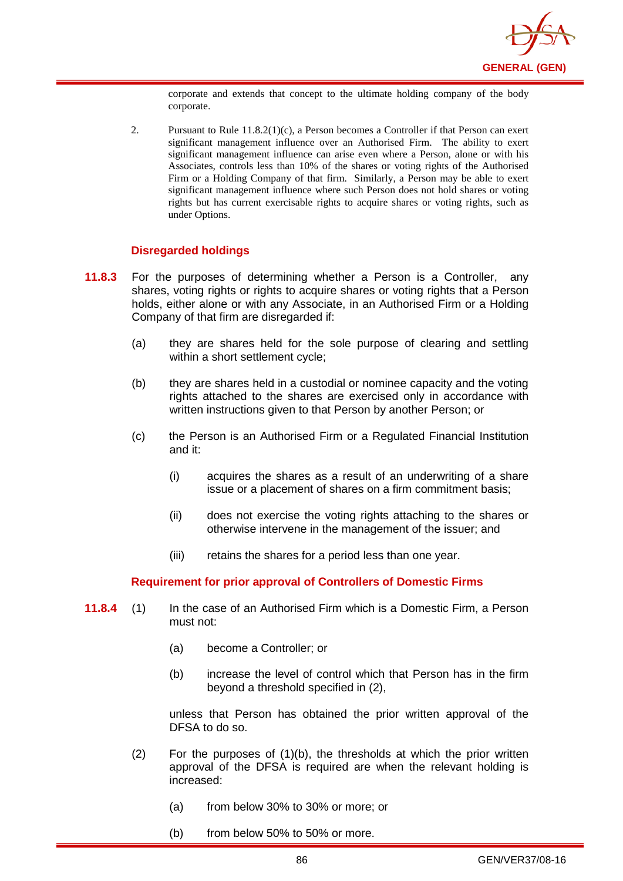corporate and extends that concept to the ultimate holding company of the body corporate.

2. Pursuant to Rule 11.8.2(1)(c), a Person becomes a Controller if that Person can exert significant management influence over an Authorised Firm. The ability to exert significant management influence can arise even where a Person, alone or with his Associates, controls less than 10% of the shares or voting rights of the Authorised Firm or a Holding Company of that firm. Similarly, a Person may be able to exert significant management influence where such Person does not hold shares or voting rights but has current exercisable rights to acquire shares or voting rights, such as under Options.

### Disregarded holdings

**11.8.3** For the purposes of determining whether a Person is a Controller, any shares, voting rights or rights to acquire shares or voting rights that a Person holds, either alone or with any Associate, in an Authorised Firm or a Holding Company of that firm are disregarded if:

(a) they are shares held for the sole purpose of clearing and settling within a short settlement cycle;

(b) they are shares held in a custodial or nominee capacity and the voting rights attached to the shares are exercised only in accordance with written instructions given to that Person by another Person; or

(c) the Person is an Authorised Firm or a Regulated Financial Institution and it:

(i) acquires the shares as a result of an underwriting of a share issue or a placement of shares on a firm commitment basis;

(ii) does not exercise the voting rights attaching to the shares or otherwise intervene in the management of the issuer; and

(iii) retains the shares for a period less than one year.

### Requirement for prior approval of Controllers of Domestic Firms

**11.8.4** (1) In the case of an Authorised Firm which is a Domestic Firm, a Person must not:

(a) become a Controller; or

(b) increase the level of control which that Person has in the firm beyond a threshold specified in (2),

unless that Person has obtained the prior written approval of the DFSA to do so.

(2) For the purposes of (1)(b), the thresholds at which the prior written approval of the DFSA is required are when the relevant holding is increased:

(a) from below 30% to 30% or more; or

(b) from below 50% to 50% or more.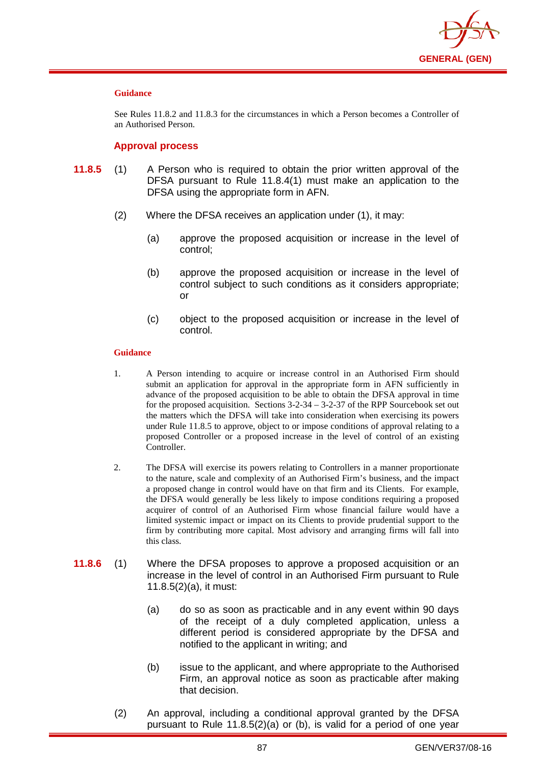**Guidance**

See Rules 11.8.2 and 11.8.3 for the circumstances in which a Person becomes a Controller of an Authorised Person.

### Approval process

**11.8.5** (1) A Person who is required to obtain the prior written approval of the DFSA pursuant to Rule 11.8.4(1) must make an application to the DFSA using the appropriate form in AFN.

(2) Where the DFSA receives an application under (1), it may:

(a) approve the proposed acquisition or increase in the level of control;

(b) approve the proposed acquisition or increase in the level of control subject to such conditions as it considers appropriate; or

(c) object to the proposed acquisition or increase in the level of control.

**Guidance**

1. A Person intending to acquire or increase control in an Authorised Firm should submit an application for approval in the appropriate form in AFN sufficiently in advance of the proposed acquisition to be able to obtain the DFSA approval in time for the proposed acquisition. Sections 3-2-34 – 3-2-37 of the RPP Sourcebook set out the matters which the DFSA will take into consideration when exercising its powers under Rule 11.8.5 to approve, object to or impose conditions of approval relating to a proposed Controller or a proposed increase in the level of control of an existing Controller.

2. The DFSA will exercise its powers relating to Controllers in a manner proportionate to the nature, scale and complexity of an Authorised Firm's business, and the impact a proposed change in control would have on that firm and its Clients. For example, the DFSA would generally be less likely to impose conditions requiring a proposed acquirer of control of an Authorised Firm whose financial failure would have a limited systemic impact or impact on its Clients to provide prudential support to the firm by contributing more capital. Most advisory and arranging firms will fall into this class.

**11.8.6** (1) Where the DFSA proposes to approve a proposed acquisition or an increase in the level of control in an Authorised Firm pursuant to Rule 11.8.5(2)(a), it must:

(a) do so as soon as practicable and in any event within 90 days of the receipt of a duly completed application, unless a different period is considered appropriate by the DFSA and notified to the applicant in writing; and

(b) issue to the applicant, and where appropriate to the Authorised Firm, an approval notice as soon as practicable after making that decision.

(2) An approval, including a conditional approval granted by the DFSA pursuant to Rule 11.8.5(2)(a) or (b), is valid for a period of one year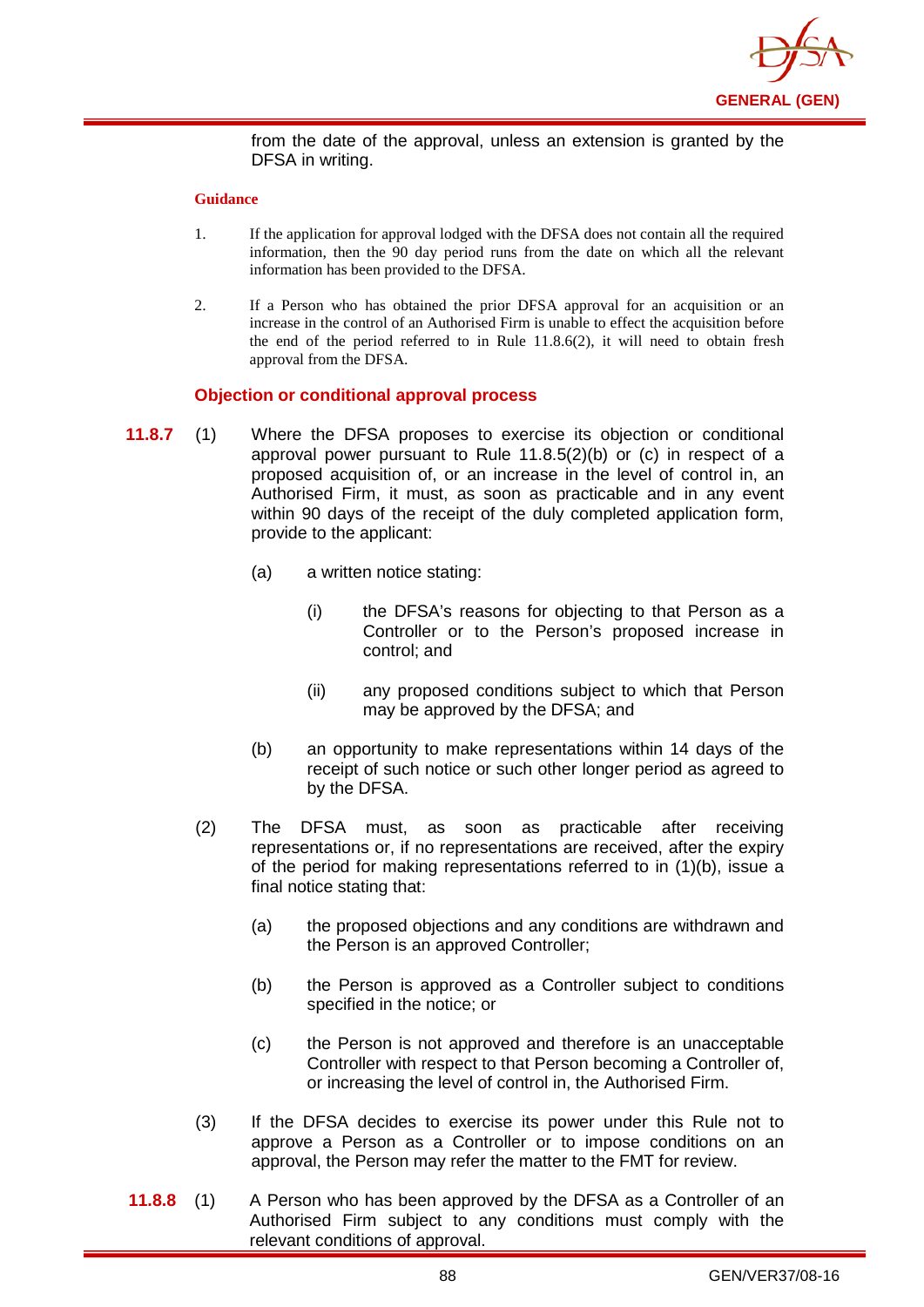from the date of the approval, unless an extension is granted by the DFSA in writing.

**Guidance**

1. If the application for approval lodged with the DFSA does not contain all the required information, then the 90 day period runs from the date on which all the relevant information has been provided to the DFSA.

2. If a Person who has obtained the prior DFSA approval for an acquisition or an increase in the control of an Authorised Firm is unable to effect the acquisition before the end of the period referred to in Rule 11.8.6(2), it will need to obtain fresh approval from the DFSA.

### Objection or conditional approval process

**11.8.7** (1) Where the DFSA proposes to exercise its objection or conditional approval power pursuant to Rule 11.8.5(2)(b) or (c) in respect of a proposed acquisition of, or an increase in the level of control in, an Authorised Firm, it must, as soon as practicable and in any event within 90 days of the receipt of the duly completed application form, provide to the applicant:

(a) a written notice stating:

(i) the DFSA's reasons for objecting to that Person as a Controller or to the Person's proposed increase in control; and

(ii) any proposed conditions subject to which that Person may be approved by the DFSA; and

(b) an opportunity to make representations within 14 days of the receipt of such notice or such other longer period as agreed to by the DFSA.

(2) The DFSA must, as soon as practicable after receiving representations or, if no representations are received, after the expiry of the period for making representations referred to in (1)(b), issue a final notice stating that:

(a) the proposed objections and any conditions are withdrawn and the Person is an approved Controller;

(b) the Person is approved as a Controller subject to conditions specified in the notice; or

(c) the Person is not approved and therefore is an unacceptable Controller with respect to that Person becoming a Controller of, or increasing the level of control in, the Authorised Firm.

(3) If the DFSA decides to exercise its power under this Rule not to approve a Person as a Controller or to impose conditions on an approval, the Person may refer the matter to the FMT for review.

**11.8.8** (1) A Person who has been approved by the DFSA as a Controller of an Authorised Firm subject to any conditions must comply with the relevant conditions of approval.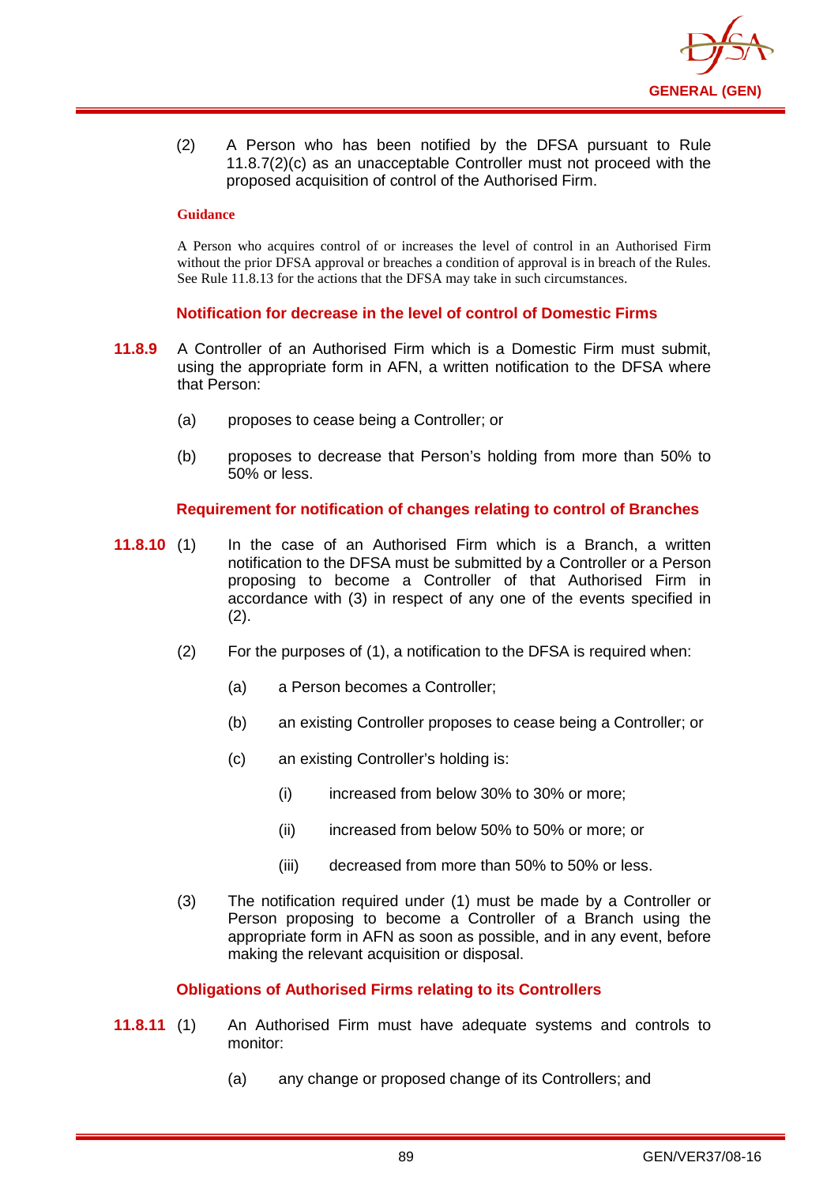(2) A Person who has been notified by the DFSA pursuant to Rule 11.8.7(2)(c) as an unacceptable Controller must not proceed with the proposed acquisition of control of the Authorised Firm.

**Guidance**

A Person who acquires control of or increases the level of control in an Authorised Firm without the prior DFSA approval or breaches a condition of approval is in breach of the Rules. See Rule 11.8.13 for the actions that the DFSA may take in such circumstances.

### Notification for decrease in the level of control of Domestic Firms

**11.8.9** A Controller of an Authorised Firm which is a Domestic Firm must submit, using the appropriate form in AFN, a written notification to the DFSA where that Person:

(a) proposes to cease being a Controller; or

(b) proposes to decrease that Person's holding from more than 50% to 50% or less.

### Requirement for notification of changes relating to control of Branches

**11.8.10** (1) In the case of an Authorised Firm which is a Branch, a written notification to the DFSA must be submitted by a Controller or a Person proposing to become a Controller of that Authorised Firm in accordance with (3) in respect of any one of the events specified in (2).

(2) For the purposes of (1), a notification to the DFSA is required when:

(a) a Person becomes a Controller;

(b) an existing Controller proposes to cease being a Controller; or

(c) an existing Controller's holding is:

(i) increased from below 30% to 30% or more;

(ii) increased from below 50% to 50% or more; or

(iii) decreased from more than 50% to 50% or less.

(3) The notification required under (1) must be made by a Controller or Person proposing to become a Controller of a Branch using the appropriate form in AFN as soon as possible, and in any event, before making the relevant acquisition or disposal.

### Obligations of Authorised Firms relating to its Controllers

**11.8.11** (1) An Authorised Firm must have adequate systems and controls to monitor:

(a) any change or proposed change of its Controllers; and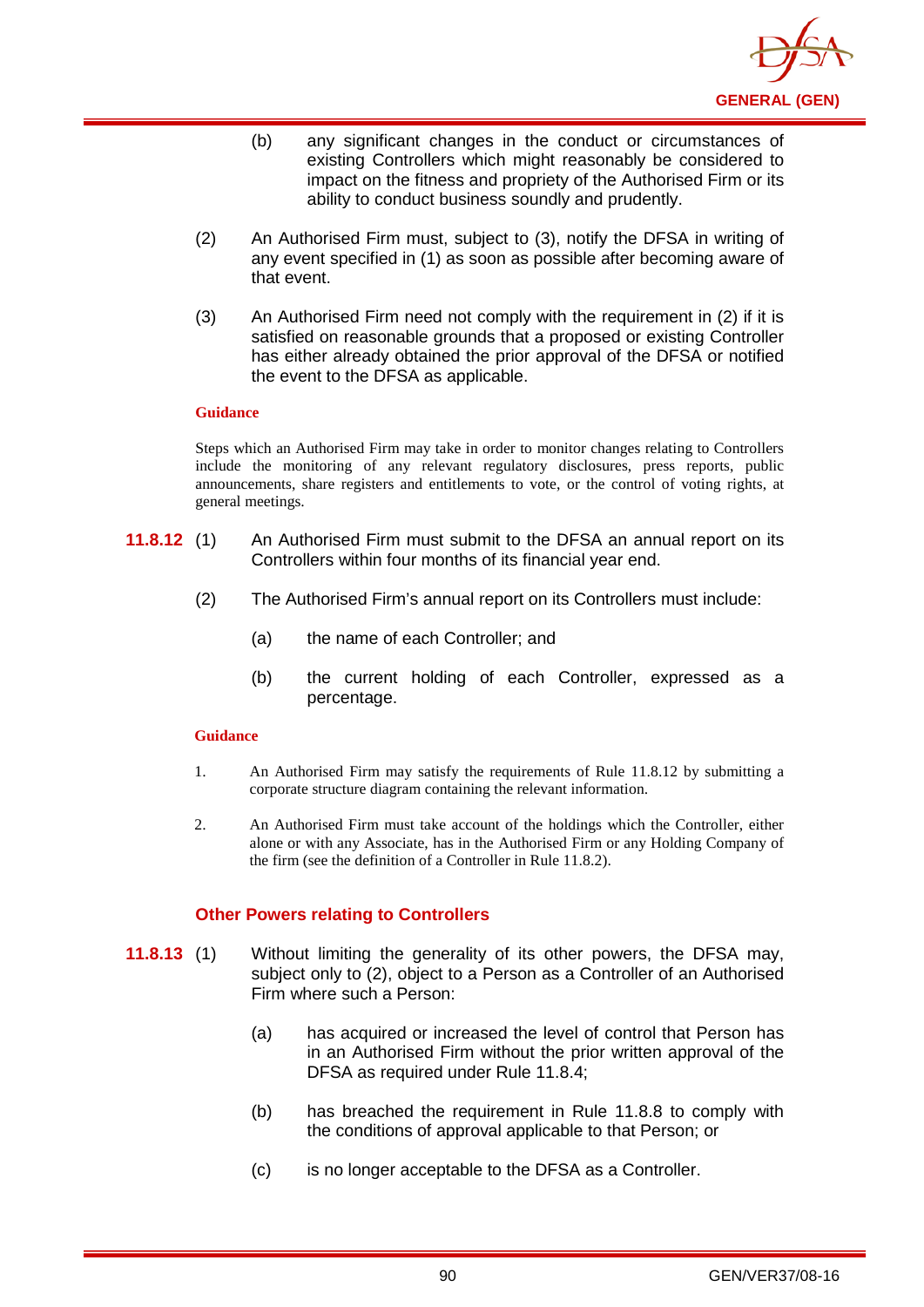(b) any significant changes in the conduct or circumstances of existing Controllers which might reasonably be considered to impact on the fitness and propriety of the Authorised Firm or its ability to conduct business soundly and prudently.

(2) An Authorised Firm must, subject to (3), notify the DFSA in writing of any event specified in (1) as soon as possible after becoming aware of that event.

(3) An Authorised Firm need not comply with the requirement in (2) if it is satisfied on reasonable grounds that a proposed or existing Controller has either already obtained the prior approval of the DFSA or notified the event to the DFSA as applicable.

**Guidance**

Steps which an Authorised Firm may take in order to monitor changes relating to Controllers include the monitoring of any relevant regulatory disclosures, press reports, public announcements, share registers and entitlements to vote, or the control of voting rights, at general meetings.

**11.8.12** (1) An Authorised Firm must submit to the DFSA an annual report on its Controllers within four months of its financial year end.

(2) The Authorised Firm's annual report on its Controllers must include:

(a) the name of each Controller; and

(b) the current holding of each Controller, expressed as a percentage.

**Guidance**

1. An Authorised Firm may satisfy the requirements of Rule 11.8.12 by submitting a corporate structure diagram containing the relevant information.

2. An Authorised Firm must take account of the holdings which the Controller, either alone or with any Associate, has in the Authorised Firm or any Holding Company of the firm (see the definition of a Controller in Rule 11.8.2).

### Other Powers relating to Controllers

**11.8.13** (1) Without limiting the generality of its other powers, the DFSA may, subject only to (2), object to a Person as a Controller of an Authorised Firm where such a Person:

(a) has acquired or increased the level of control that Person has in an Authorised Firm without the prior written approval of the DFSA as required under Rule 11.8.4;

(b) has breached the requirement in Rule 11.8.8 to comply with the conditions of approval applicable to that Person; or

(c) is no longer acceptable to the DFSA as a Controller.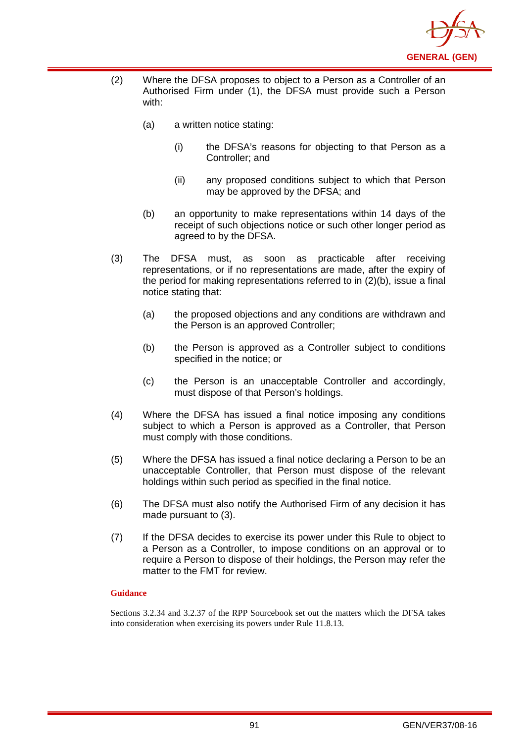(2) Where the DFSA proposes to object to a Person as a Controller of an Authorised Firm under (1), the DFSA must provide such a Person with:

   (a) a written notice stating:

      (i) the DFSA's reasons for objecting to that Person as a Controller; and

      (ii) any proposed conditions subject to which that Person may be approved by the DFSA; and

   (b) an opportunity to make representations within 14 days of the receipt of such objections notice or such other longer period as agreed to by the DFSA.

(3) The DFSA must, as soon as practicable after receiving representations, or if no representations are made, after the expiry of the period for making representations referred to in (2)(b), issue a final notice stating that:

   (a) the proposed objections and any conditions are withdrawn and the Person is an approved Controller;

   (b) the Person is approved as a Controller subject to conditions specified in the notice; or

   (c) the Person is an unacceptable Controller and accordingly, must dispose of that Person's holdings.

(4) Where the DFSA has issued a final notice imposing any conditions subject to which a Person is approved as a Controller, that Person must comply with those conditions.

(5) Where the DFSA has issued a final notice declaring a Person to be an unacceptable Controller, that Person must dispose of the relevant holdings within such period as specified in the final notice.

(6) The DFSA must also notify the Authorised Firm of any decision it has made pursuant to (3).

(7) If the DFSA decides to exercise its power under this Rule to object to a Person as a Controller, to impose conditions on an approval or to require a Person to dispose of their holdings, the Person may refer the matter to the FMT for review.

**Guidance**

Sections 3.2.34 and 3.2.37 of the RPP Sourcebook set out the matters which the DFSA takes into consideration when exercising its powers under Rule 11.8.13.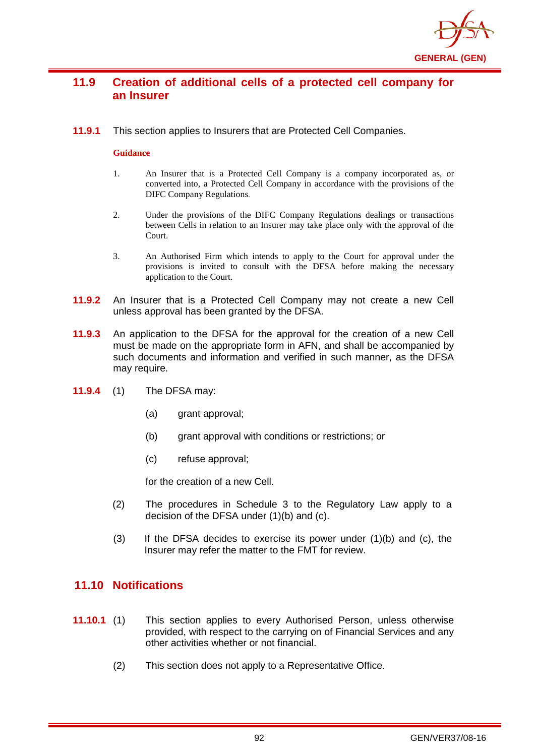## 11.9 Creation of additional cells of a protected cell company for an Insurer

**11.9.1** This section applies to Insurers that are Protected Cell Companies.

**Guidance**

1. An Insurer that is a Protected Cell Company is a company incorporated as, or converted into, a Protected Cell Company in accordance with the provisions of the DIFC Company Regulations.

2. Under the provisions of the DIFC Company Regulations dealings or transactions between Cells in relation to an Insurer may take place only with the approval of the Court.

3. An Authorised Firm which intends to apply to the Court for approval under the provisions is invited to consult with the DFSA before making the necessary application to the Court.

**11.9.2** An Insurer that is a Protected Cell Company may not create a new Cell unless approval has been granted by the DFSA.

**11.9.3** An application to the DFSA for the approval for the creation of a new Cell must be made on the appropriate form in AFN, and shall be accompanied by such documents and information and verified in such manner, as the DFSA may require.

**11.9.4** (1) The DFSA may:

(a) grant approval;

(b) grant approval with conditions or restrictions; or

(c) refuse approval;

for the creation of a new Cell.

(2) The procedures in Schedule 3 to the Regulatory Law apply to a decision of the DFSA under (1)(b) and (c).

(3) If the DFSA decides to exercise its power under (1)(b) and (c), the Insurer may refer the matter to the FMT for review.

## 11.10 Notifications

**11.10.1** (1) This section applies to every Authorised Person, unless otherwise provided, with respect to the carrying on of Financial Services and any other activities whether or not financial.

(2) This section does not apply to a Representative Office.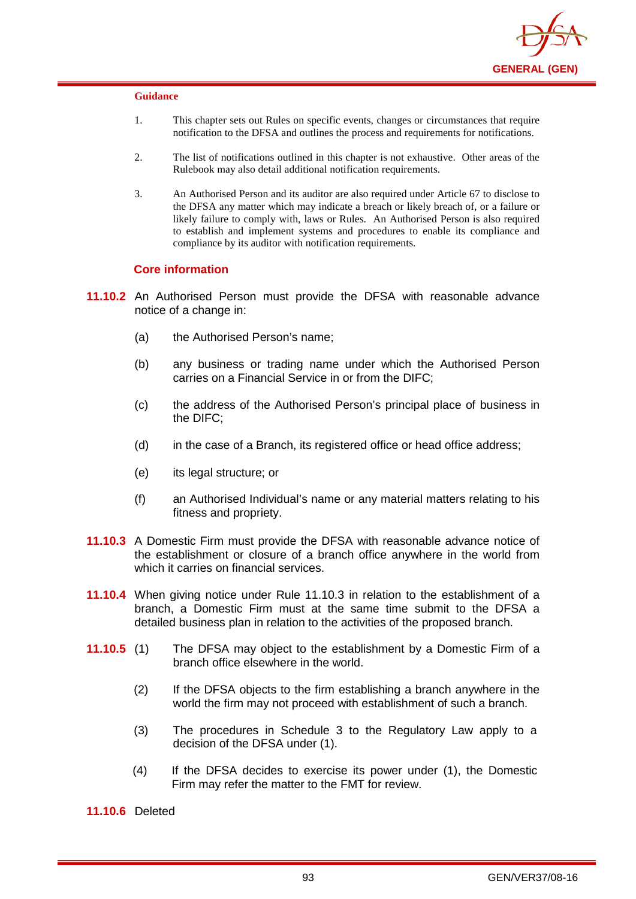**Guidance**

1. This chapter sets out Rules on specific events, changes or circumstances that require notification to the DFSA and outlines the process and requirements for notifications.

2. The list of notifications outlined in this chapter is not exhaustive. Other areas of the Rulebook may also detail additional notification requirements.

3. An Authorised Person and its auditor are also required under Article 67 to disclose to the DFSA any matter which may indicate a breach or likely breach of, or a failure or likely failure to comply with, laws or Rules. An Authorised Person is also required to establish and implement systems and procedures to enable its compliance and compliance by its auditor with notification requirements.

### Core information

**11.10.2** An Authorised Person must provide the DFSA with reasonable advance notice of a change in:

(a) the Authorised Person's name;

(b) any business or trading name under which the Authorised Person carries on a Financial Service in or from the DIFC;

(c) the address of the Authorised Person's principal place of business in the DIFC;

(d) in the case of a Branch, its registered office or head office address;

(e) its legal structure; or

(f) an Authorised Individual's name or any material matters relating to his fitness and propriety.

**11.10.3** A Domestic Firm must provide the DFSA with reasonable advance notice of the establishment or closure of a branch office anywhere in the world from which it carries on financial services.

**11.10.4** When giving notice under Rule 11.10.3 in relation to the establishment of a branch, a Domestic Firm must at the same time submit to the DFSA a detailed business plan in relation to the activities of the proposed branch.

**11.10.5** (1) The DFSA may object to the establishment by a Domestic Firm of a branch office elsewhere in the world.

(2) If the DFSA objects to the firm establishing a branch anywhere in the world the firm may not proceed with establishment of such a branch.

(3) The procedures in Schedule 3 to the Regulatory Law apply to a decision of the DFSA under (1).

(4) If the DFSA decides to exercise its power under (1), the Domestic Firm may refer the matter to the FMT for review.

**11.10.6** Deleted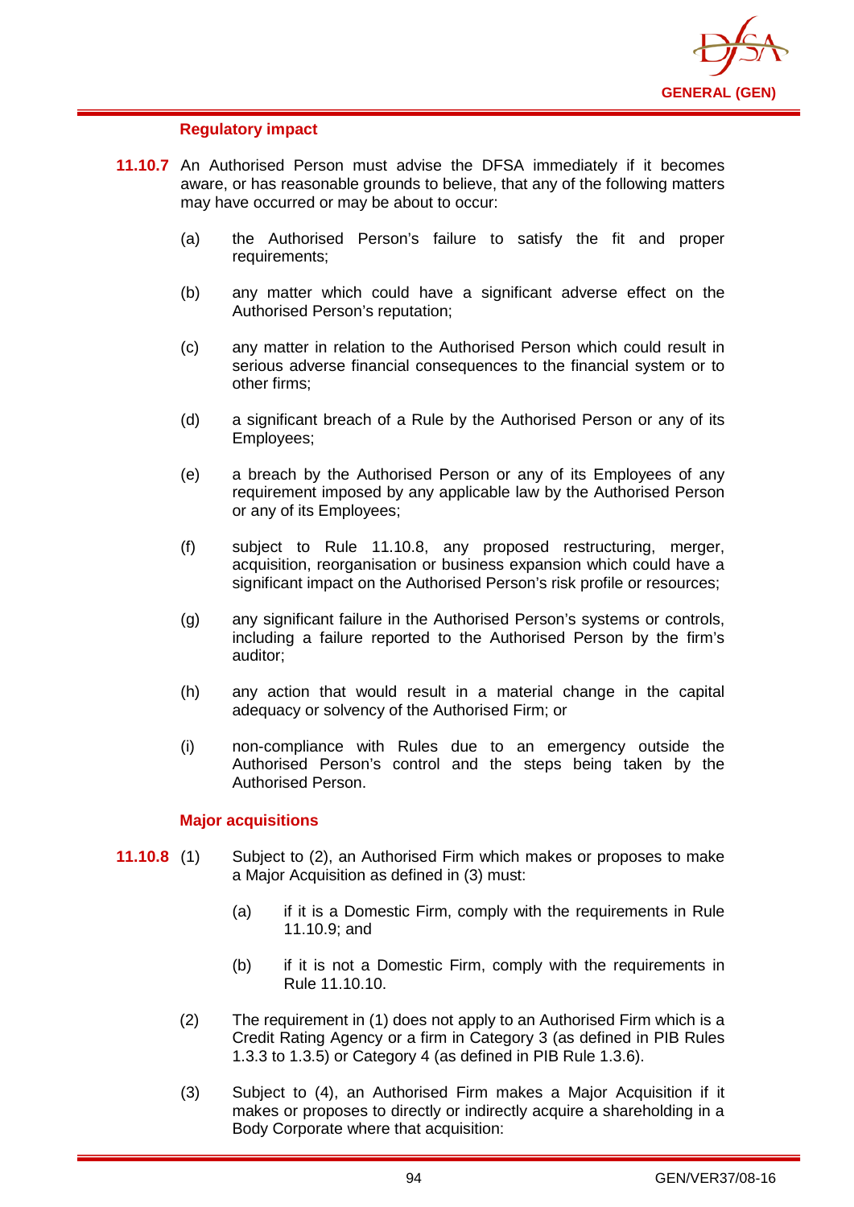### Regulatory impact

**11.10.7** An Authorised Person must advise the DFSA immediately if it becomes aware, or has reasonable grounds to believe, that any of the following matters may have occurred or may be about to occur:

(a) the Authorised Person's failure to satisfy the fit and proper requirements;

(b) any matter which could have a significant adverse effect on the Authorised Person's reputation;

(c) any matter in relation to the Authorised Person which could result in serious adverse financial consequences to the financial system or to other firms;

(d) a significant breach of a Rule by the Authorised Person or any of its Employees;

(e) a breach by the Authorised Person or any of its Employees of any requirement imposed by any applicable law by the Authorised Person or any of its Employees;

(f) subject to Rule 11.10.8, any proposed restructuring, merger, acquisition, reorganisation or business expansion which could have a significant impact on the Authorised Person's risk profile or resources;

(g) any significant failure in the Authorised Person's systems or controls, including a failure reported to the Authorised Person by the firm's auditor;

(h) any action that would result in a material change in the capital adequacy or solvency of the Authorised Firm; or

(i) non-compliance with Rules due to an emergency outside the Authorised Person's control and the steps being taken by the Authorised Person.

### Major acquisitions

**11.10.8** (1) Subject to (2), an Authorised Firm which makes or proposes to make a Major Acquisition as defined in (3) must:

(a) if it is a Domestic Firm, comply with the requirements in Rule 11.10.9; and

(b) if it is not a Domestic Firm, comply with the requirements in Rule 11.10.10.

(2) The requirement in (1) does not apply to an Authorised Firm which is a Credit Rating Agency or a firm in Category 3 (as defined in PIB Rules 1.3.3 to 1.3.5) or Category 4 (as defined in PIB Rule 1.3.6).

(3) Subject to (4), an Authorised Firm makes a Major Acquisition if it makes or proposes to directly or indirectly acquire a shareholding in a Body Corporate where that acquisition: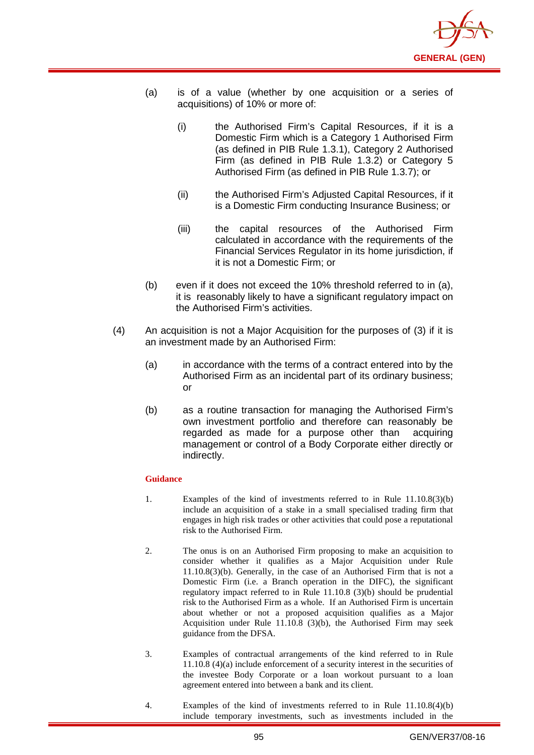(a) is of a value (whether by one acquisition or a series of acquisitions) of 10% or more of:

   (i) the Authorised Firm's Capital Resources, if it is a Domestic Firm which is a Category 1 Authorised Firm (as defined in PIB Rule 1.3.1), Category 2 Authorised Firm (as defined in PIB Rule 1.3.2) or Category 5 Authorised Firm (as defined in PIB Rule 1.3.7); or

   (ii) the Authorised Firm's Adjusted Capital Resources, if it is a Domestic Firm conducting Insurance Business; or

   (iii) the capital resources of the Authorised Firm calculated in accordance with the requirements of the Financial Services Regulator in its home jurisdiction, if it is not a Domestic Firm; or

(b) even if it does not exceed the 10% threshold referred to in (a), it is reasonably likely to have a significant regulatory impact on the Authorised Firm's activities.

(4) An acquisition is not a Major Acquisition for the purposes of (3) if it is an investment made by an Authorised Firm:

   (a) in accordance with the terms of a contract entered into by the Authorised Firm as an incidental part of its ordinary business; or

   (b) as a routine transaction for managing the Authorised Firm's own investment portfolio and therefore can reasonably be regarded as made for a purpose other than acquiring management or control of a Body Corporate either directly or indirectly.

**Guidance**

1. Examples of the kind of investments referred to in Rule 11.10.8(3)(b) include an acquisition of a stake in a small specialised trading firm that engages in high risk trades or other activities that could pose a reputational risk to the Authorised Firm.

2. The onus is on an Authorised Firm proposing to make an acquisition to consider whether it qualifies as a Major Acquisition under Rule 11.10.8(3)(b). Generally, in the case of an Authorised Firm that is not a Domestic Firm (i.e. a Branch operation in the DIFC), the significant regulatory impact referred to in Rule 11.10.8 (3)(b) should be prudential risk to the Authorised Firm as a whole. If an Authorised Firm is uncertain about whether or not a proposed acquisition qualifies as a Major Acquisition under Rule 11.10.8 (3)(b), the Authorised Firm may seek guidance from the DFSA.

3. Examples of contractual arrangements of the kind referred to in Rule 11.10.8 (4)(a) include enforcement of a security interest in the securities of the investee Body Corporate or a loan workout pursuant to a loan agreement entered into between a bank and its client.

4. Examples of the kind of investments referred to in Rule 11.10.8(4)(b) include temporary investments, such as investments included in the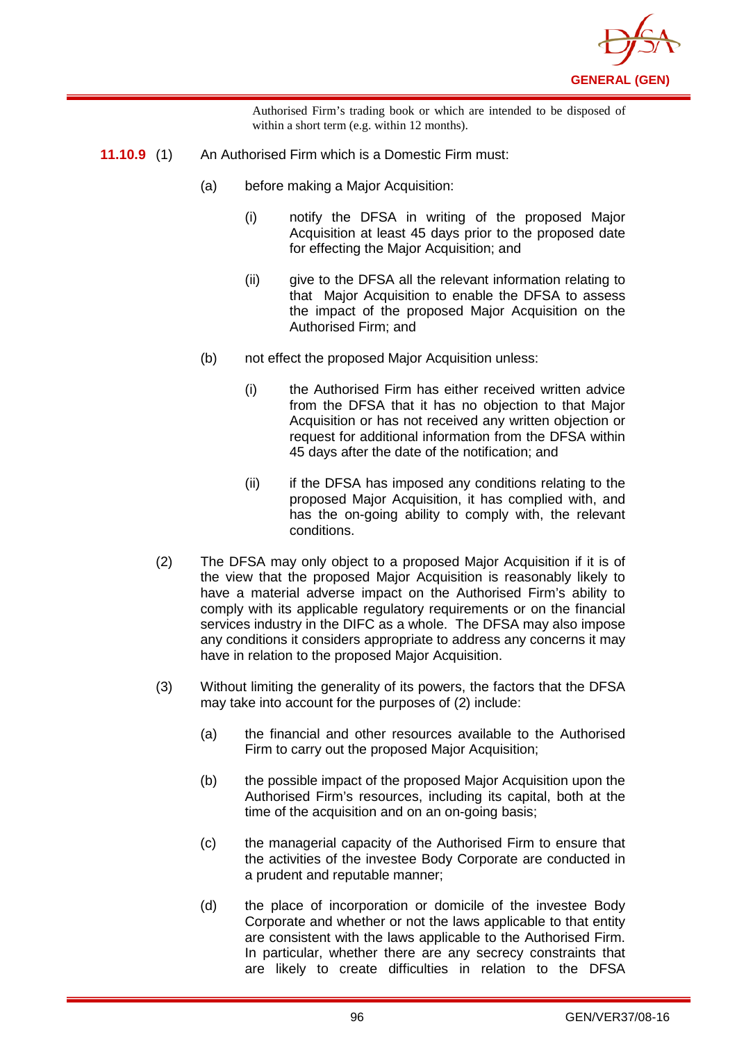Authorised Firm's trading book or which are intended to be disposed of within a short term (e.g. within 12 months).

**11.10.9** (1) An Authorised Firm which is a Domestic Firm must:

(a) before making a Major Acquisition:

(i) notify the DFSA in writing of the proposed Major Acquisition at least 45 days prior to the proposed date for effecting the Major Acquisition; and

(ii) give to the DFSA all the relevant information relating to that Major Acquisition to enable the DFSA to assess the impact of the proposed Major Acquisition on the Authorised Firm; and

(b) not effect the proposed Major Acquisition unless:

(i) the Authorised Firm has either received written advice from the DFSA that it has no objection to that Major Acquisition or has not received any written objection or request for additional information from the DFSA within 45 days after the date of the notification; and

(ii) if the DFSA has imposed any conditions relating to the proposed Major Acquisition, it has complied with, and has the on-going ability to comply with, the relevant conditions.

(2) The DFSA may only object to a proposed Major Acquisition if it is of the view that the proposed Major Acquisition is reasonably likely to have a material adverse impact on the Authorised Firm's ability to comply with its applicable regulatory requirements or on the financial services industry in the DIFC as a whole. The DFSA may also impose any conditions it considers appropriate to address any concerns it may have in relation to the proposed Major Acquisition.

(3) Without limiting the generality of its powers, the factors that the DFSA may take into account for the purposes of (2) include:

(a) the financial and other resources available to the Authorised Firm to carry out the proposed Major Acquisition;

(b) the possible impact of the proposed Major Acquisition upon the Authorised Firm's resources, including its capital, both at the time of the acquisition and on an on-going basis;

(c) the managerial capacity of the Authorised Firm to ensure that the activities of the investee Body Corporate are conducted in a prudent and reputable manner;

(d) the place of incorporation or domicile of the investee Body Corporate and whether or not the laws applicable to that entity are consistent with the laws applicable to the Authorised Firm. In particular, whether there are any secrecy constraints that are likely to create difficulties in relation to the DFSA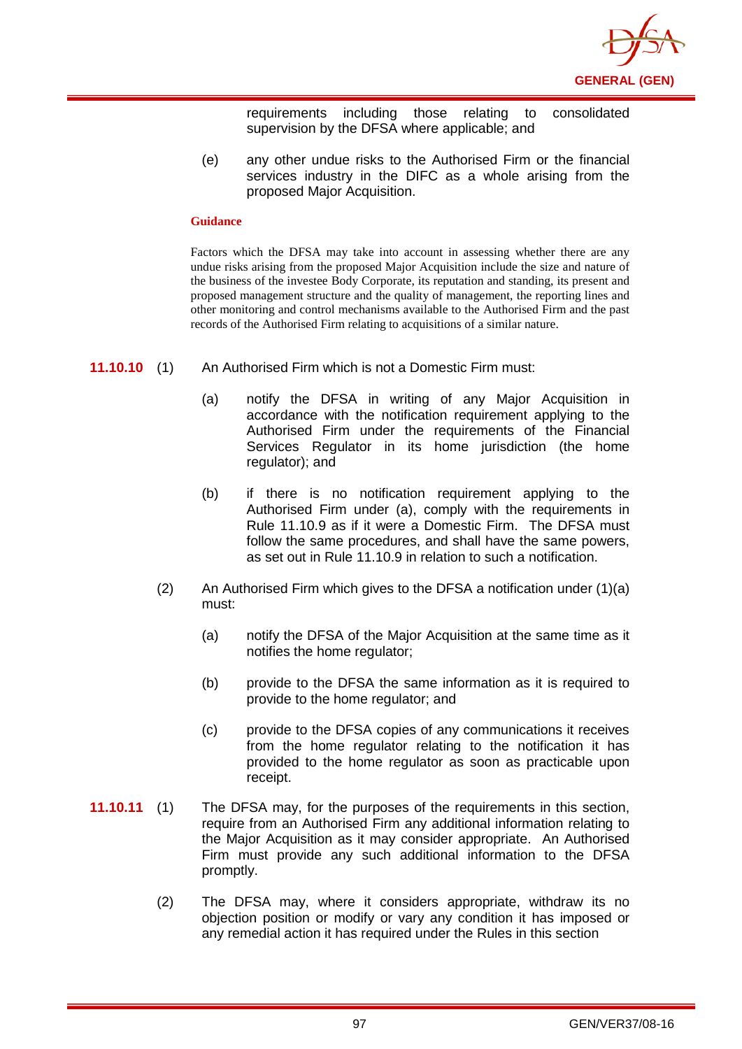requirements including those relating to consolidated supervision by the DFSA where applicable; and

(e) any other undue risks to the Authorised Firm or the financial services industry in the DIFC as a whole arising from the proposed Major Acquisition.

**Guidance**

Factors which the DFSA may take into account in assessing whether there are any undue risks arising from the proposed Major Acquisition include the size and nature of the business of the investee Body Corporate, its reputation and standing, its present and proposed management structure and the quality of management, the reporting lines and other monitoring and control mechanisms available to the Authorised Firm and the past records of the Authorised Firm relating to acquisitions of a similar nature.

**11.10.10** (1) An Authorised Firm which is not a Domestic Firm must:

(a) notify the DFSA in writing of any Major Acquisition in accordance with the notification requirement applying to the Authorised Firm under the requirements of the Financial Services Regulator in its home jurisdiction (the home regulator); and

(b) if there is no notification requirement applying to the Authorised Firm under (a), comply with the requirements in Rule 11.10.9 as if it were a Domestic Firm. The DFSA must follow the same procedures, and shall have the same powers, as set out in Rule 11.10.9 in relation to such a notification.

(2) An Authorised Firm which gives to the DFSA a notification under (1)(a) must:

(a) notify the DFSA of the Major Acquisition at the same time as it notifies the home regulator;

(b) provide to the DFSA the same information as it is required to provide to the home regulator; and

(c) provide to the DFSA copies of any communications it receives from the home regulator relating to the notification it has provided to the home regulator as soon as practicable upon receipt.

**11.10.11** (1) The DFSA may, for the purposes of the requirements in this section, require from an Authorised Firm any additional information relating to the Major Acquisition as it may consider appropriate. An Authorised Firm must provide any such additional information to the DFSA promptly.

(2) The DFSA may, where it considers appropriate, withdraw its no objection position or modify or vary any condition it has imposed or any remedial action it has required under the Rules in this section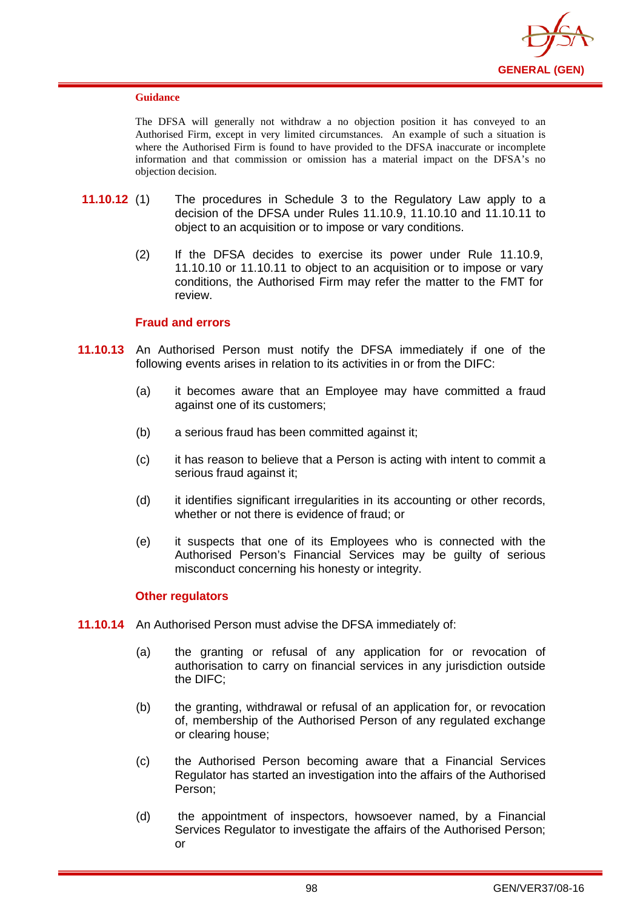**Guidance**

The DFSA will generally not withdraw a no objection position it has conveyed to an Authorised Firm, except in very limited circumstances. An example of such a situation is where the Authorised Firm is found to have provided to the DFSA inaccurate or incomplete information and that commission or omission has a material impact on the DFSA's no objection decision.

**11.10.12** (1) The procedures in Schedule 3 to the Regulatory Law apply to a decision of the DFSA under Rules 11.10.9, 11.10.10 and 11.10.11 to object to an acquisition or to impose or vary conditions.

(2) If the DFSA decides to exercise its power under Rule 11.10.9, 11.10.10 or 11.10.11 to object to an acquisition or to impose or vary conditions, the Authorised Firm may refer the matter to the FMT for review.

### Fraud and errors

**11.10.13** An Authorised Person must notify the DFSA immediately if one of the following events arises in relation to its activities in or from the DIFC:

(a) it becomes aware that an Employee may have committed a fraud against one of its customers;

(b) a serious fraud has been committed against it;

(c) it has reason to believe that a Person is acting with intent to commit a serious fraud against it;

(d) it identifies significant irregularities in its accounting or other records, whether or not there is evidence of fraud; or

(e) it suspects that one of its Employees who is connected with the Authorised Person's Financial Services may be guilty of serious misconduct concerning his honesty or integrity.

### Other regulators

**11.10.14** An Authorised Person must advise the DFSA immediately of:

(a) the granting or refusal of any application for or revocation of authorisation to carry on financial services in any jurisdiction outside the DIFC;

(b) the granting, withdrawal or refusal of an application for, or revocation of, membership of the Authorised Person of any regulated exchange or clearing house;

(c) the Authorised Person becoming aware that a Financial Services Regulator has started an investigation into the affairs of the Authorised Person;

(d) the appointment of inspectors, howsoever named, by a Financial Services Regulator to investigate the affairs of the Authorised Person; or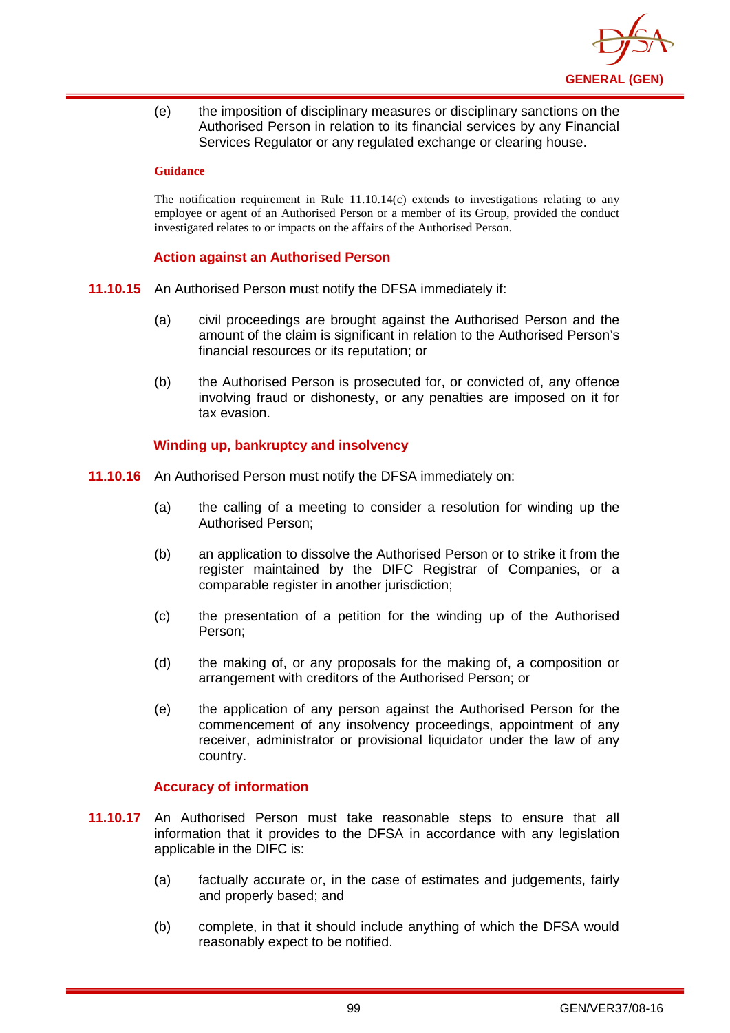(e) the imposition of disciplinary measures or disciplinary sanctions on the Authorised Person in relation to its financial services by any Financial Services Regulator or any regulated exchange or clearing house.

**Guidance**

The notification requirement in Rule 11.10.14(c) extends to investigations relating to any employee or agent of an Authorised Person or a member of its Group, provided the conduct investigated relates to or impacts on the affairs of the Authorised Person.

### Action against an Authorised Person

**11.10.15** An Authorised Person must notify the DFSA immediately if:

(a) civil proceedings are brought against the Authorised Person and the amount of the claim is significant in relation to the Authorised Person's financial resources or its reputation; or

(b) the Authorised Person is prosecuted for, or convicted of, any offence involving fraud or dishonesty, or any penalties are imposed on it for tax evasion.

### Winding up, bankruptcy and insolvency

**11.10.16** An Authorised Person must notify the DFSA immediately on:

(a) the calling of a meeting to consider a resolution for winding up the Authorised Person;

(b) an application to dissolve the Authorised Person or to strike it from the register maintained by the DIFC Registrar of Companies, or a comparable register in another jurisdiction;

(c) the presentation of a petition for the winding up of the Authorised Person;

(d) the making of, or any proposals for the making of, a composition or arrangement with creditors of the Authorised Person; or

(e) the application of any person against the Authorised Person for the commencement of any insolvency proceedings, appointment of any receiver, administrator or provisional liquidator under the law of any country.

### Accuracy of information

**11.10.17** An Authorised Person must take reasonable steps to ensure that all information that it provides to the DFSA in accordance with any legislation applicable in the DIFC is:

(a) factually accurate or, in the case of estimates and judgements, fairly and properly based; and

(b) complete, in that it should include anything of which the DFSA would reasonably expect to be notified.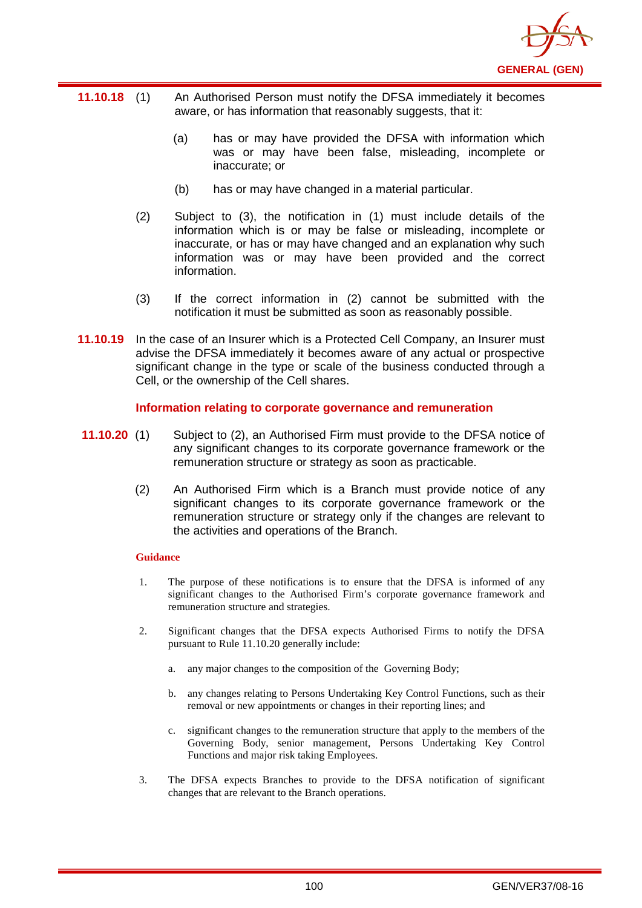**11.10.18** (1) An Authorised Person must notify the DFSA immediately it becomes aware, or has information that reasonably suggests, that it:

(a) has or may have provided the DFSA with information which was or may have been false, misleading, incomplete or inaccurate; or

(b) has or may have changed in a material particular.

(2) Subject to (3), the notification in (1) must include details of the information which is or may be false or misleading, incomplete or inaccurate, or has or may have changed and an explanation why such information was or may have been provided and the correct information.

(3) If the correct information in (2) cannot be submitted with the notification it must be submitted as soon as reasonably possible.

**11.10.19** In the case of an Insurer which is a Protected Cell Company, an Insurer must advise the DFSA immediately it becomes aware of any actual or prospective significant change in the type or scale of the business conducted through a Cell, or the ownership of the Cell shares.

### Information relating to corporate governance and remuneration

**11.10.20** (1) Subject to (2), an Authorised Firm must provide to the DFSA notice of any significant changes to its corporate governance framework or the remuneration structure or strategy as soon as practicable.

(2) An Authorised Firm which is a Branch must provide notice of any significant changes to its corporate governance framework or the remuneration structure or strategy only if the changes are relevant to the activities and operations of the Branch.

#### Guidance

1. The purpose of these notifications is to ensure that the DFSA is informed of any significant changes to the Authorised Firm's corporate governance framework and remuneration structure and strategies.

2. Significant changes that the DFSA expects Authorised Firms to notify the DFSA pursuant to Rule 11.10.20 generally include:

   a. any major changes to the composition of the Governing Body;

   b. any changes relating to Persons Undertaking Key Control Functions, such as their removal or new appointments or changes in their reporting lines; and

   c. significant changes to the remuneration structure that apply to the members of the Governing Body, senior management, Persons Undertaking Key Control Functions and major risk taking Employees.

3. The DFSA expects Branches to provide to the DFSA notification of significant changes that are relevant to the Branch operations.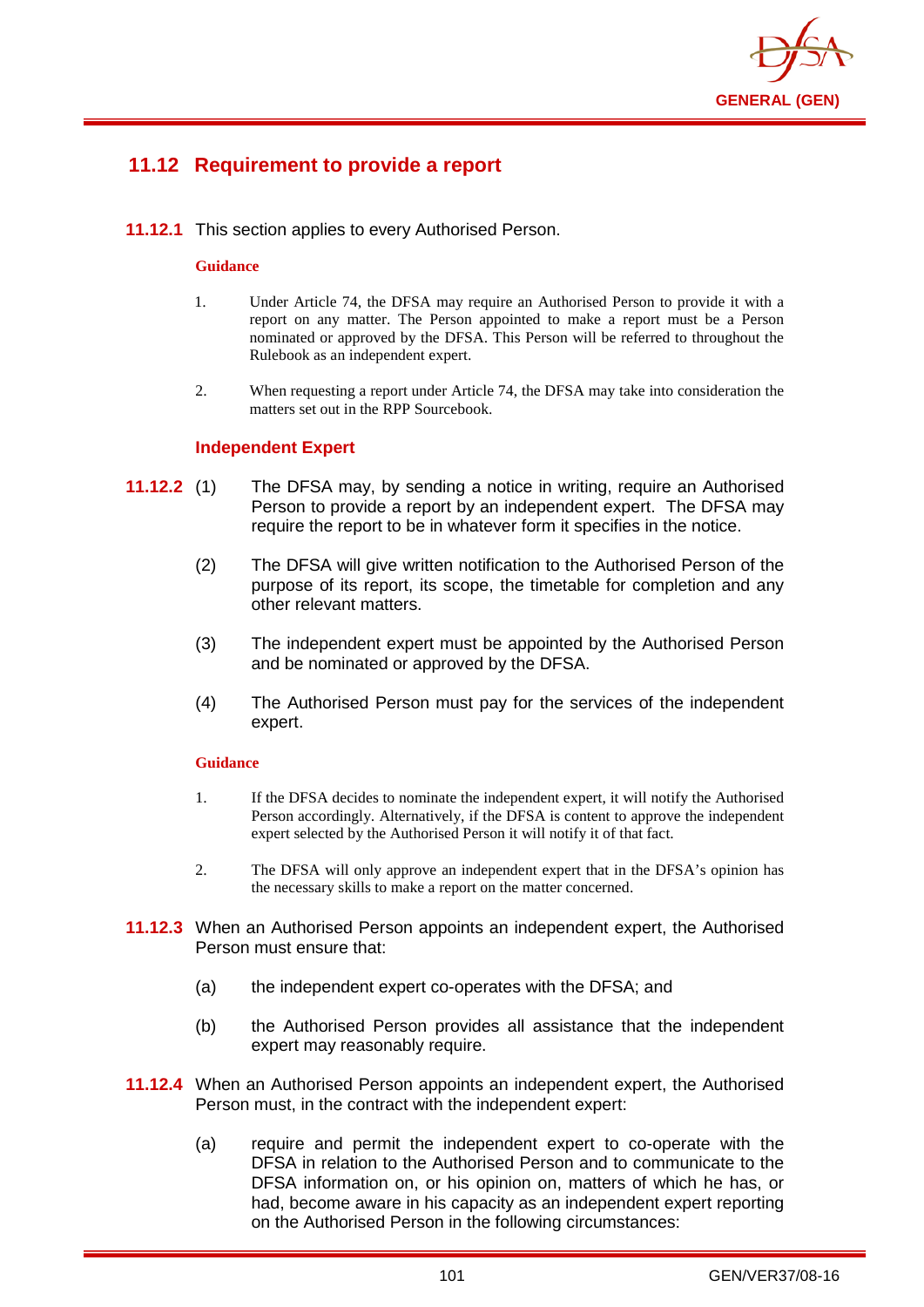## 11.12 Requirement to provide a report

**11.12.1** This section applies to every Authorised Person.

**Guidance**

1. Under Article 74, the DFSA may require an Authorised Person to provide it with a report on any matter. The Person appointed to make a report must be a Person nominated or approved by the DFSA. This Person will be referred to throughout the Rulebook as an independent expert.

2. When requesting a report under Article 74, the DFSA may take into consideration the matters set out in the RPP Sourcebook.

### Independent Expert

**11.12.2** (1) The DFSA may, by sending a notice in writing, require an Authorised Person to provide a report by an independent expert. The DFSA may require the report to be in whatever form it specifies in the notice.

(2) The DFSA will give written notification to the Authorised Person of the purpose of its report, its scope, the timetable for completion and any other relevant matters.

(3) The independent expert must be appointed by the Authorised Person and be nominated or approved by the DFSA.

(4) The Authorised Person must pay for the services of the independent expert.

**Guidance**

1. If the DFSA decides to nominate the independent expert, it will notify the Authorised Person accordingly. Alternatively, if the DFSA is content to approve the independent expert selected by the Authorised Person it will notify it of that fact.

2. The DFSA will only approve an independent expert that in the DFSA's opinion has the necessary skills to make a report on the matter concerned.

**11.12.3** When an Authorised Person appoints an independent expert, the Authorised Person must ensure that:

(a) the independent expert co-operates with the DFSA; and

(b) the Authorised Person provides all assistance that the independent expert may reasonably require.

**11.12.4** When an Authorised Person appoints an independent expert, the Authorised Person must, in the contract with the independent expert:

(a) require and permit the independent expert to co-operate with the DFSA in relation to the Authorised Person and to communicate to the DFSA information on, or his opinion on, matters of which he has, or had, become aware in his capacity as an independent expert reporting on the Authorised Person in the following circumstances: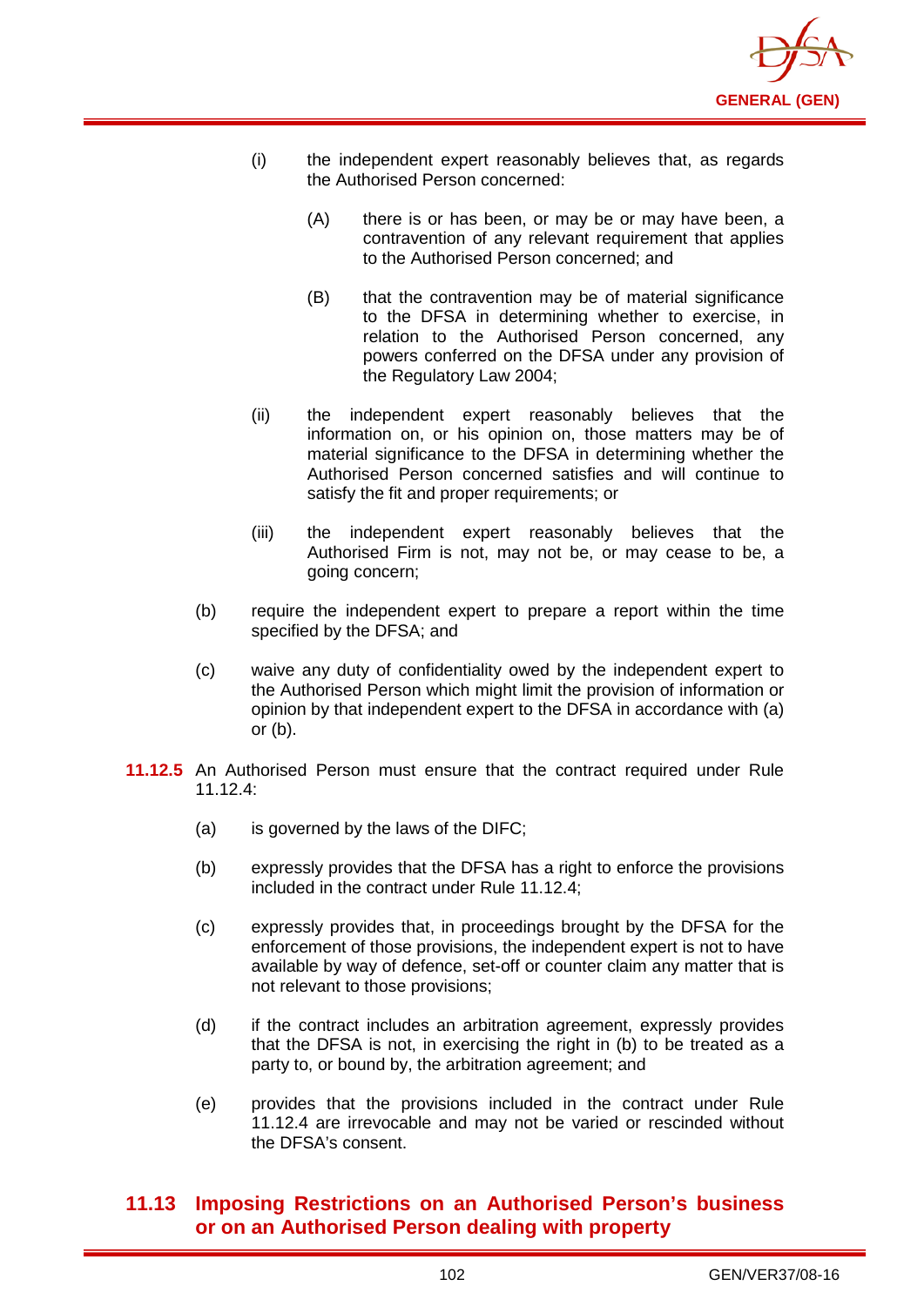(i) the independent expert reasonably believes that, as regards the Authorised Person concerned:

(A) there is or has been, or may be or may have been, a contravention of any relevant requirement that applies to the Authorised Person concerned; and

(B) that the contravention may be of material significance to the DFSA in determining whether to exercise, in relation to the Authorised Person concerned, any powers conferred on the DFSA under any provision of the Regulatory Law 2004;

(ii) the independent expert reasonably believes that the information on, or his opinion on, those matters may be of material significance to the DFSA in determining whether the Authorised Person concerned satisfies and will continue to satisfy the fit and proper requirements; or

(iii) the independent expert reasonably believes that the Authorised Firm is not, may not be, or may cease to be, a going concern;

(b) require the independent expert to prepare a report within the time specified by the DFSA; and

(c) waive any duty of confidentiality owed by the independent expert to the Authorised Person which might limit the provision of information or opinion by that independent expert to the DFSA in accordance with (a) or (b).

**11.12.5** An Authorised Person must ensure that the contract required under Rule 11.12.4:

(a) is governed by the laws of the DIFC;

(b) expressly provides that the DFSA has a right to enforce the provisions included in the contract under Rule 11.12.4;

(c) expressly provides that, in proceedings brought by the DFSA for the enforcement of those provisions, the independent expert is not to have available by way of defence, set-off or counter claim any matter that is not relevant to those provisions;

(d) if the contract includes an arbitration agreement, expressly provides that the DFSA is not, in exercising the right in (b) to be treated as a party to, or bound by, the arbitration agreement; and

(e) provides that the provisions included in the contract under Rule 11.12.4 are irrevocable and may not be varied or rescinded without the DFSA's consent.

## 11.13 Imposing Restrictions on an Authorised Person's business or on an Authorised Person dealing with property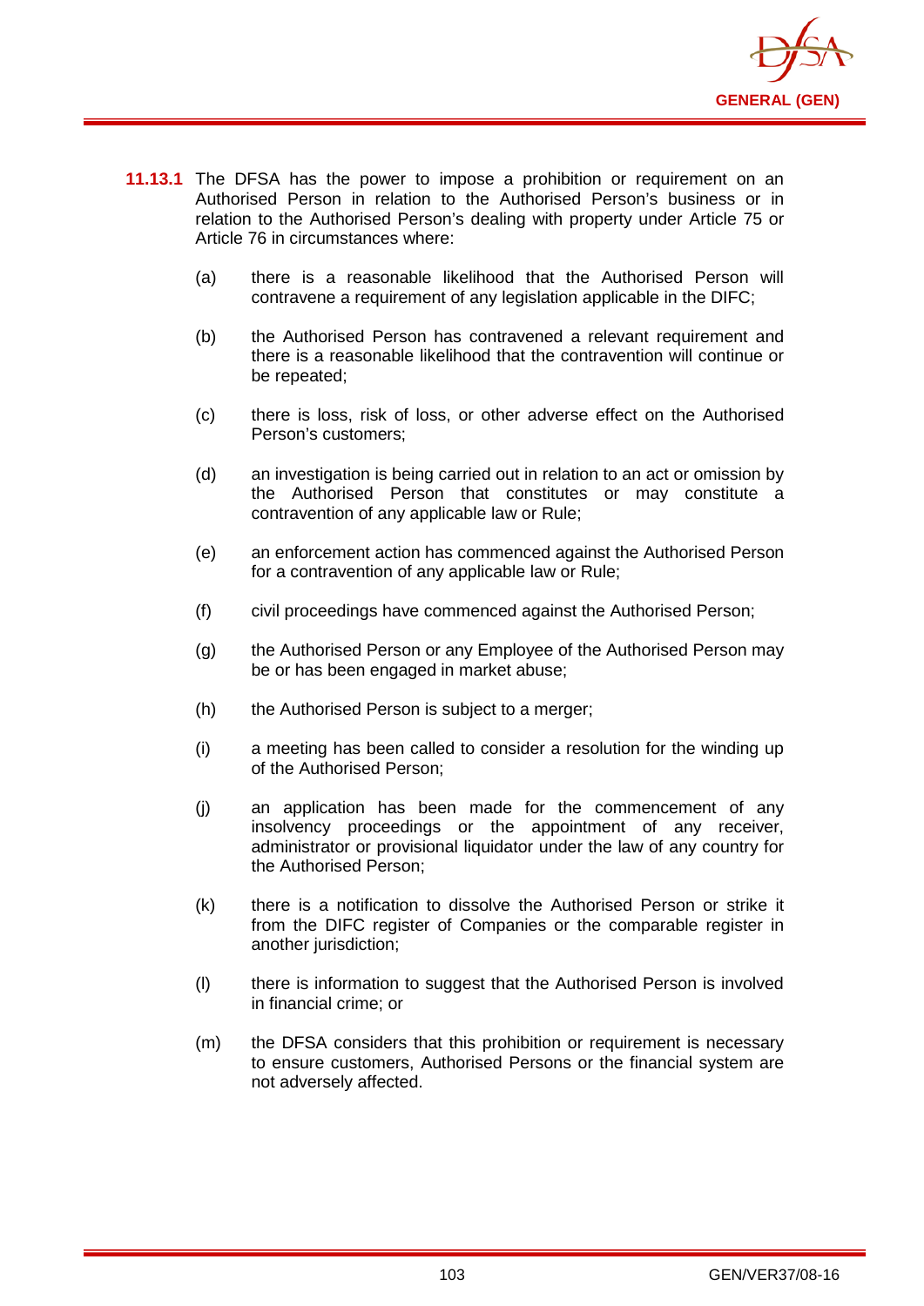**11.13.1** The DFSA has the power to impose a prohibition or requirement on an Authorised Person in relation to the Authorised Person's business or in relation to the Authorised Person's dealing with property under Article 75 or Article 76 in circumstances where:

(a) there is a reasonable likelihood that the Authorised Person will contravene a requirement of any legislation applicable in the DIFC;

(b) the Authorised Person has contravened a relevant requirement and there is a reasonable likelihood that the contravention will continue or be repeated;

(c) there is loss, risk of loss, or other adverse effect on the Authorised Person's customers;

(d) an investigation is being carried out in relation to an act or omission by the Authorised Person that constitutes or may constitute a contravention of any applicable law or Rule;

(e) an enforcement action has commenced against the Authorised Person for a contravention of any applicable law or Rule;

(f) civil proceedings have commenced against the Authorised Person;

(g) the Authorised Person or any Employee of the Authorised Person may be or has been engaged in market abuse;

(h) the Authorised Person is subject to a merger;

(i) a meeting has been called to consider a resolution for the winding up of the Authorised Person;

(j) an application has been made for the commencement of any insolvency proceedings or the appointment of any receiver, administrator or provisional liquidator under the law of any country for the Authorised Person;

(k) there is a notification to dissolve the Authorised Person or strike it from the DIFC register of Companies or the comparable register in another jurisdiction;

(l) there is information to suggest that the Authorised Person is involved in financial crime; or

(m) the DFSA considers that this prohibition or requirement is necessary to ensure customers, Authorised Persons or the financial system are not adversely affected.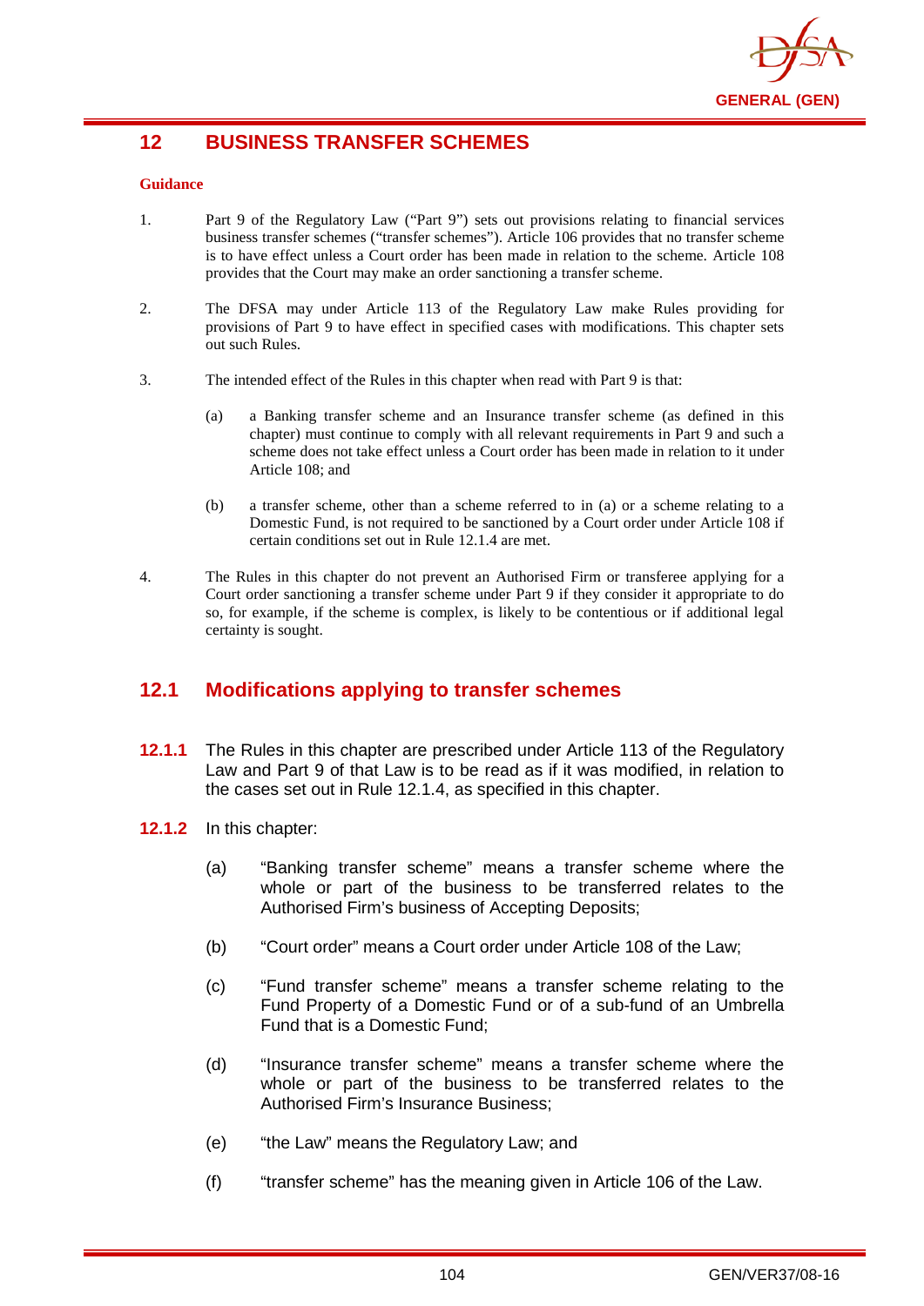# 12 BUSINESS TRANSFER SCHEMES

**Guidance**

1. Part 9 of the Regulatory Law ("Part 9") sets out provisions relating to financial services business transfer schemes ("transfer schemes"). Article 106 provides that no transfer scheme is to have effect unless a Court order has been made in relation to the scheme. Article 108 provides that the Court may make an order sanctioning a transfer scheme.

2. The DFSA may under Article 113 of the Regulatory Law make Rules providing for provisions of Part 9 to have effect in specified cases with modifications. This chapter sets out such Rules.

3. The intended effect of the Rules in this chapter when read with Part 9 is that:

   (a) a Banking transfer scheme and an Insurance transfer scheme (as defined in this chapter) must continue to comply with all relevant requirements in Part 9 and such a scheme does not take effect unless a Court order has been made in relation to it under Article 108; and

   (b) a transfer scheme, other than a scheme referred to in (a) or a scheme relating to a Domestic Fund, is not required to be sanctioned by a Court order under Article 108 if certain conditions set out in Rule 12.1.4 are met.

4. The Rules in this chapter do not prevent an Authorised Firm or transferee applying for a Court order sanctioning a transfer scheme under Part 9 if they consider it appropriate to do so, for example, if the scheme is complex, is likely to be contentious or if additional legal certainty is sought.

## 12.1 Modifications applying to transfer schemes

**12.1.1** The Rules in this chapter are prescribed under Article 113 of the Regulatory Law and Part 9 of that Law is to be read as if it was modified, in relation to the cases set out in Rule 12.1.4, as specified in this chapter.

**12.1.2** In this chapter:

(a) "Banking transfer scheme" means a transfer scheme where the whole or part of the business to be transferred relates to the Authorised Firm's business of Accepting Deposits;

(b) "Court order" means a Court order under Article 108 of the Law;

(c) "Fund transfer scheme" means a transfer scheme relating to the Fund Property of a Domestic Fund or of a sub-fund of an Umbrella Fund that is a Domestic Fund;

(d) "Insurance transfer scheme" means a transfer scheme where the whole or part of the business to be transferred relates to the Authorised Firm's Insurance Business;

(e) "the Law" means the Regulatory Law; and

(f) "transfer scheme" has the meaning given in Article 106 of the Law.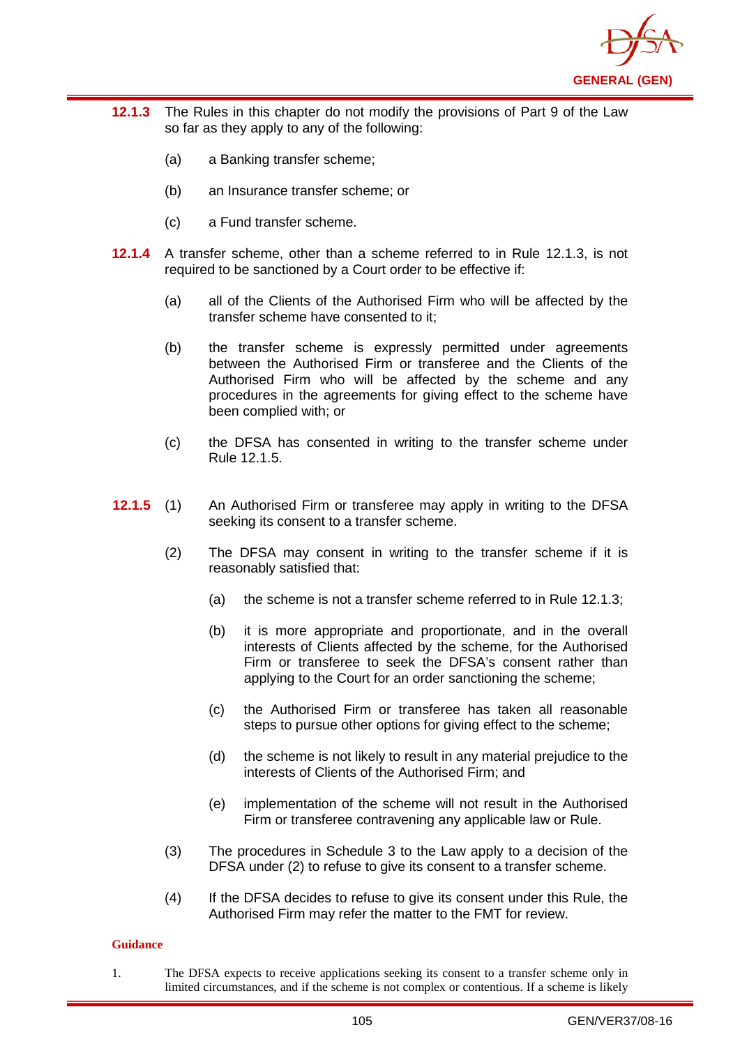**12.1.3** The Rules in this chapter do not modify the provisions of Part 9 of the Law so far as they apply to any of the following:

(a) a Banking transfer scheme;

(b) an Insurance transfer scheme; or

(c) a Fund transfer scheme.

**12.1.4** A transfer scheme, other than a scheme referred to in Rule 12.1.3, is not required to be sanctioned by a Court order to be effective if:

(a) all of the Clients of the Authorised Firm who will be affected by the transfer scheme have consented to it;

(b) the transfer scheme is expressly permitted under agreements between the Authorised Firm or transferee and the Clients of the Authorised Firm who will be affected by the scheme and any procedures in the agreements for giving effect to the scheme have been complied with; or

(c) the DFSA has consented in writing to the transfer scheme under Rule 12.1.5.

**12.1.5** (1) An Authorised Firm or transferee may apply in writing to the DFSA seeking its consent to a transfer scheme.

(2) The DFSA may consent in writing to the transfer scheme if it is reasonably satisfied that:

(a) the scheme is not a transfer scheme referred to in Rule 12.1.3;

(b) it is more appropriate and proportionate, and in the overall interests of Clients affected by the scheme, for the Authorised Firm or transferee to seek the DFSA's consent rather than applying to the Court for an order sanctioning the scheme;

(c) the Authorised Firm or transferee has taken all reasonable steps to pursue other options for giving effect to the scheme;

(d) the scheme is not likely to result in any material prejudice to the interests of Clients of the Authorised Firm; and

(e) implementation of the scheme will not result in the Authorised Firm or transferee contravening any applicable law or Rule.

(3) The procedures in Schedule 3 to the Law apply to a decision of the DFSA under (2) to refuse to give its consent to a transfer scheme.

(4) If the DFSA decides to refuse to give its consent under this Rule, the Authorised Firm may refer the matter to the FMT for review.

**Guidance**

1. The DFSA expects to receive applications seeking its consent to a transfer scheme only in limited circumstances, and if the scheme is not complex or contentious. If a scheme is likely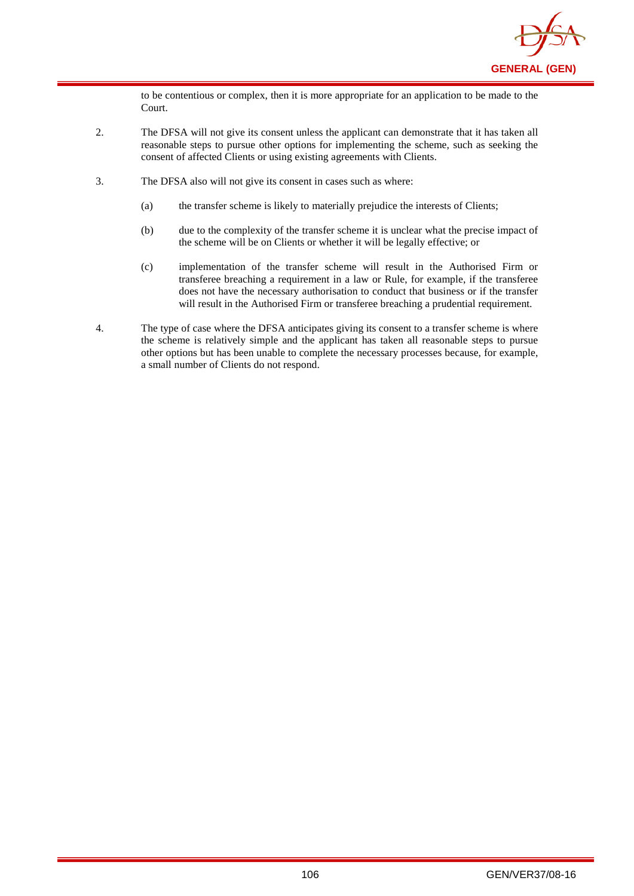to be contentious or complex, then it is more appropriate for an application to be made to the Court.

2. The DFSA will not give its consent unless the applicant can demonstrate that it has taken all reasonable steps to pursue other options for implementing the scheme, such as seeking the consent of affected Clients or using existing agreements with Clients.

3. The DFSA also will not give its consent in cases such as where:

   (a) the transfer scheme is likely to materially prejudice the interests of Clients;

   (b) due to the complexity of the transfer scheme it is unclear what the precise impact of the scheme will be on Clients or whether it will be legally effective; or

   (c) implementation of the transfer scheme will result in the Authorised Firm or transferee breaching a requirement in a law or Rule, for example, if the transferee does not have the necessary authorisation to conduct that business or if the transfer will result in the Authorised Firm or transferee breaching a prudential requirement.

4. The type of case where the DFSA anticipates giving its consent to a transfer scheme is where the scheme is relatively simple and the applicant has taken all reasonable steps to pursue other options but has been unable to complete the necessary processes because, for example, a small number of Clients do not respond.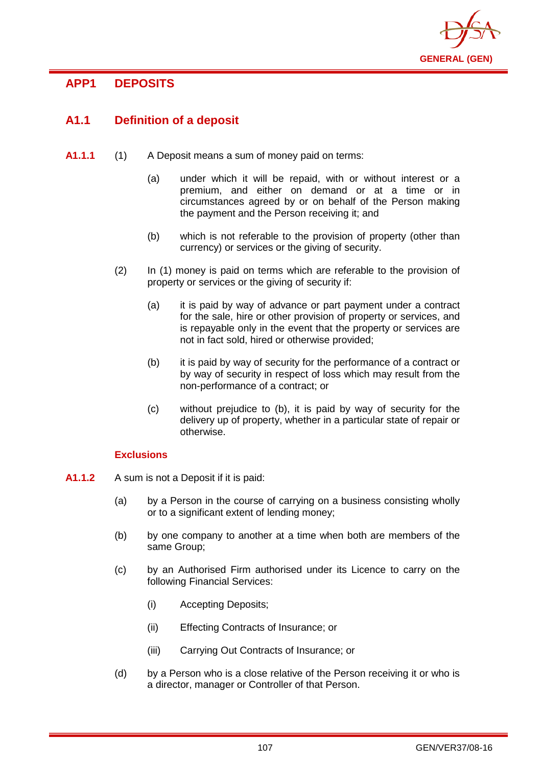## APP1 DEPOSITS

### A1.1 Definition of a deposit

**A1.1.1** (1) A Deposit means a sum of money paid on terms:

(a) under which it will be repaid, with or without interest or a premium, and either on demand or at a time or in circumstances agreed by or on behalf of the Person making the payment and the Person receiving it; and

(b) which is not referable to the provision of property (other than currency) or services or the giving of security.

(2) In (1) money is paid on terms which are referable to the provision of property or services or the giving of security if:

(a) it is paid by way of advance or part payment under a contract for the sale, hire or other provision of property or services, and is repayable only in the event that the property or services are not in fact sold, hired or otherwise provided;

(b) it is paid by way of security for the performance of a contract or by way of security in respect of loss which may result from the non-performance of a contract; or

(c) without prejudice to (b), it is paid by way of security for the delivery up of property, whether in a particular state of repair or otherwise.

#### Exclusions

**A1.1.2** A sum is not a Deposit if it is paid:

(a) by a Person in the course of carrying on a business consisting wholly or to a significant extent of lending money;

(b) by one company to another at a time when both are members of the same Group;

(c) by an Authorised Firm authorised under its Licence to carry on the following Financial Services:

(i) Accepting Deposits;

(ii) Effecting Contracts of Insurance; or

(iii) Carrying Out Contracts of Insurance; or

(d) by a Person who is a close relative of the Person receiving it or who is a director, manager or Controller of that Person.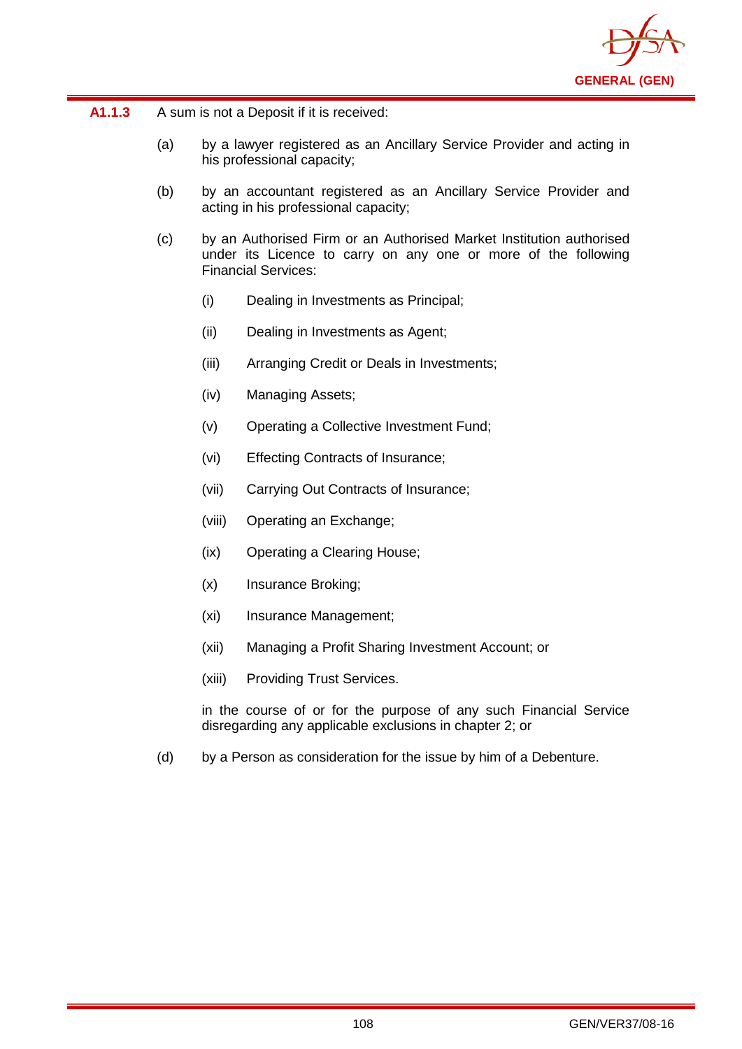**A1.1.3** A sum is not a Deposit if it is received:

(a) by a lawyer registered as an Ancillary Service Provider and acting in his professional capacity;

(b) by an accountant registered as an Ancillary Service Provider and acting in his professional capacity;

(c) by an Authorised Firm or an Authorised Market Institution authorised under its Licence to carry on any one or more of the following Financial Services:

(i) Dealing in Investments as Principal;

(ii) Dealing in Investments as Agent;

(iii) Arranging Credit or Deals in Investments;

(iv) Managing Assets;

(v) Operating a Collective Investment Fund;

(vi) Effecting Contracts of Insurance;

(vii) Carrying Out Contracts of Insurance;

(viii) Operating an Exchange;

(ix) Operating a Clearing House;

(x) Insurance Broking;

(xi) Insurance Management;

(xii) Managing a Profit Sharing Investment Account; or

(xiii) Providing Trust Services.

in the course of or for the purpose of any such Financial Service disregarding any applicable exclusions in chapter 2; or

(d) by a Person as consideration for the issue by him of a Debenture.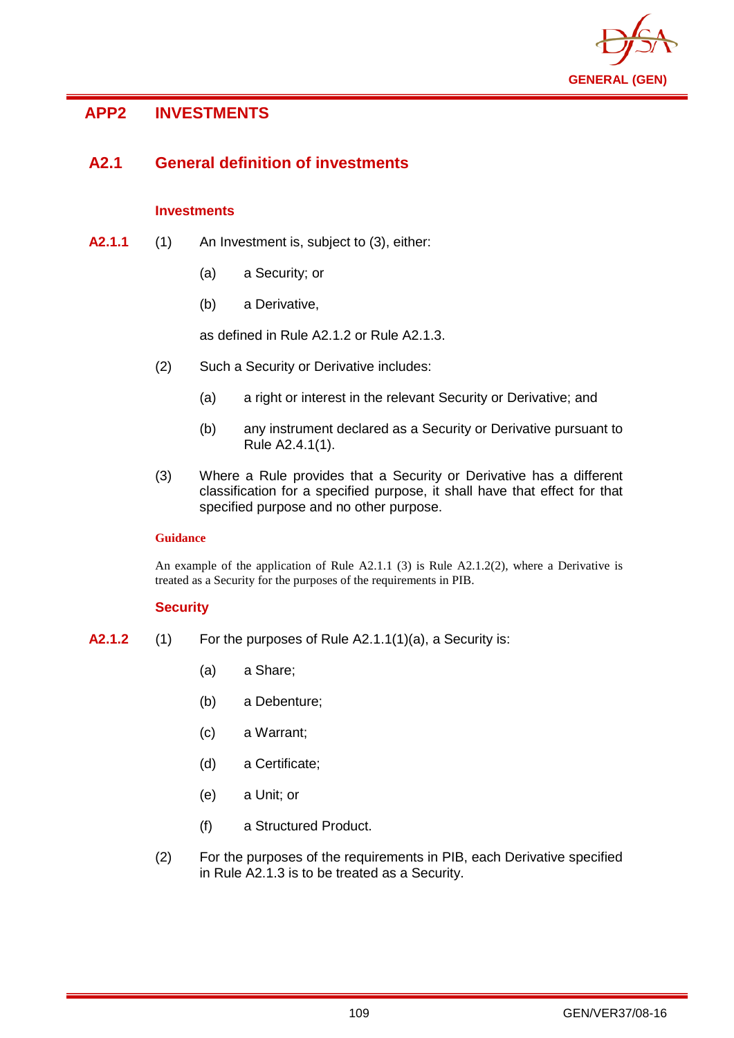# APP2 INVESTMENTS

## A2.1 General definition of investments

### Investments

**A2.1.1** (1) An Investment is, subject to (3), either:

(a) a Security; or

(b) a Derivative,

as defined in Rule A2.1.2 or Rule A2.1.3.

(2) Such a Security or Derivative includes:

(a) a right or interest in the relevant Security or Derivative; and

(b) any instrument declared as a Security or Derivative pursuant to Rule A2.4.1(1).

(3) Where a Rule provides that a Security or Derivative has a different classification for a specified purpose, it shall have that effect for that specified purpose and no other purpose.

**Guidance**

An example of the application of Rule A2.1.1 (3) is Rule A2.1.2(2), where a Derivative is treated as a Security for the purposes of the requirements in PIB.

### Security

**A2.1.2** (1) For the purposes of Rule A2.1.1(1)(a), a Security is:

(a) a Share;

(b) a Debenture;

(c) a Warrant;

(d) a Certificate;

(e) a Unit; or

(f) a Structured Product.

(2) For the purposes of the requirements in PIB, each Derivative specified in Rule A2.1.3 is to be treated as a Security.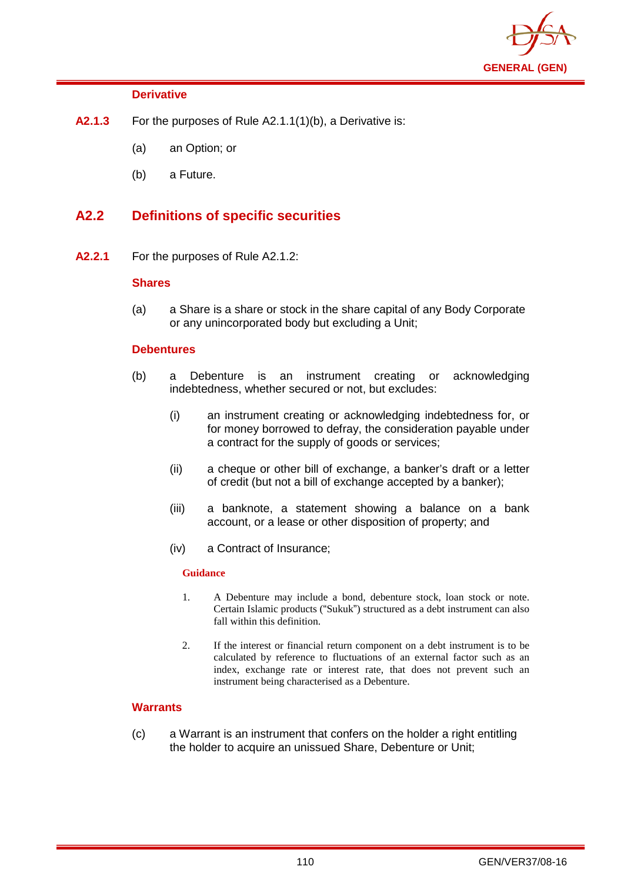### Derivative

**A2.1.3** For the purposes of Rule A2.1.1(1)(b), a Derivative is:

(a) an Option; or

(b) a Future.

## A2.2 Definitions of specific securities

**A2.2.1** For the purposes of Rule A2.1.2:

### Shares

(a) a Share is a share or stock in the share capital of any Body Corporate or any unincorporated body but excluding a Unit;

### Debentures

(b) a Debenture is an instrument creating or acknowledging indebtedness, whether secured or not, but excludes:

(i) an instrument creating or acknowledging indebtedness for, or for money borrowed to defray, the consideration payable under a contract for the supply of goods or services;

(ii) a cheque or other bill of exchange, a banker's draft or a letter of credit (but not a bill of exchange accepted by a banker);

(iii) a banknote, a statement showing a balance on a bank account, or a lease or other disposition of property; and

(iv) a Contract of Insurance;

**Guidance**

1. A Debenture may include a bond, debenture stock, loan stock or note. Certain Islamic products ("Sukuk") structured as a debt instrument can also fall within this definition.

2. If the interest or financial return component on a debt instrument is to be calculated by reference to fluctuations of an external factor such as an index, exchange rate or interest rate, that does not prevent such an instrument being characterised as a Debenture.

### Warrants

(c) a Warrant is an instrument that confers on the holder a right entitling the holder to acquire an unissued Share, Debenture or Unit;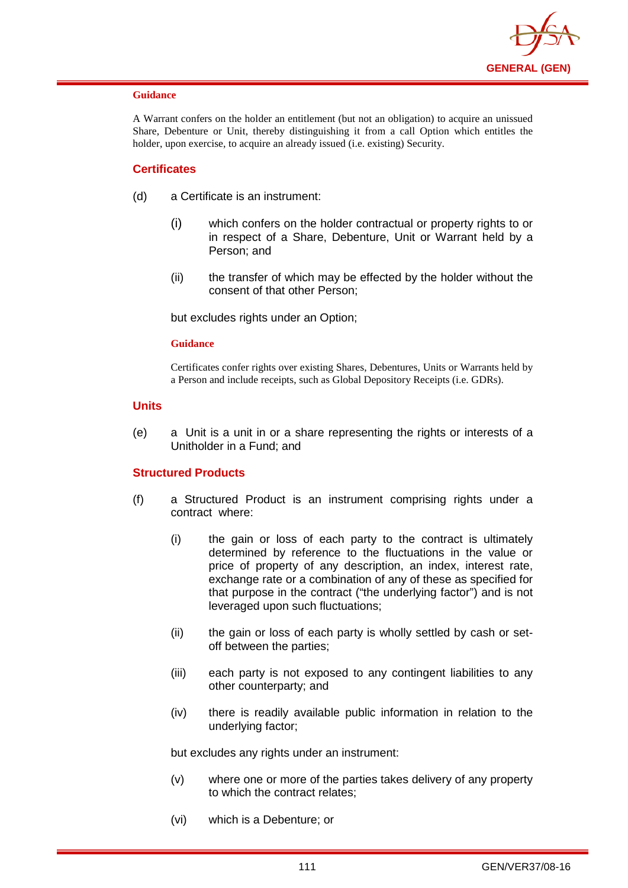#### Guidance

A Warrant confers on the holder an entitlement (but not an obligation) to acquire an unissued Share, Debenture or Unit, thereby distinguishing it from a call Option which entitles the holder, upon exercise, to acquire an already issued (i.e. existing) Security.

### Certificates

(d) a Certificate is an instrument:

  (i) which confers on the holder contractual or property rights to or in respect of a Share, Debenture, Unit or Warrant held by a Person; and

  (ii) the transfer of which may be effected by the holder without the consent of that other Person;

  but excludes rights under an Option;

  #### Guidance

  Certificates confer rights over existing Shares, Debentures, Units or Warrants held by a Person and include receipts, such as Global Depository Receipts (i.e. GDRs).

### Units

(e) a Unit is a unit in or a share representing the rights or interests of a Unitholder in a Fund; and

### Structured Products

(f) a Structured Product is an instrument comprising rights under a contract where:

  (i) the gain or loss of each party to the contract is ultimately determined by reference to the fluctuations in the value or price of property of any description, an index, interest rate, exchange rate or a combination of any of these as specified for that purpose in the contract ("the underlying factor") and is not leveraged upon such fluctuations;

  (ii) the gain or loss of each party is wholly settled by cash or set-off between the parties;

  (iii) each party is not exposed to any contingent liabilities to any other counterparty; and

  (iv) there is readily available public information in relation to the underlying factor;

  but excludes any rights under an instrument:

  (v) where one or more of the parties takes delivery of any property to which the contract relates;

  (vi) which is a Debenture; or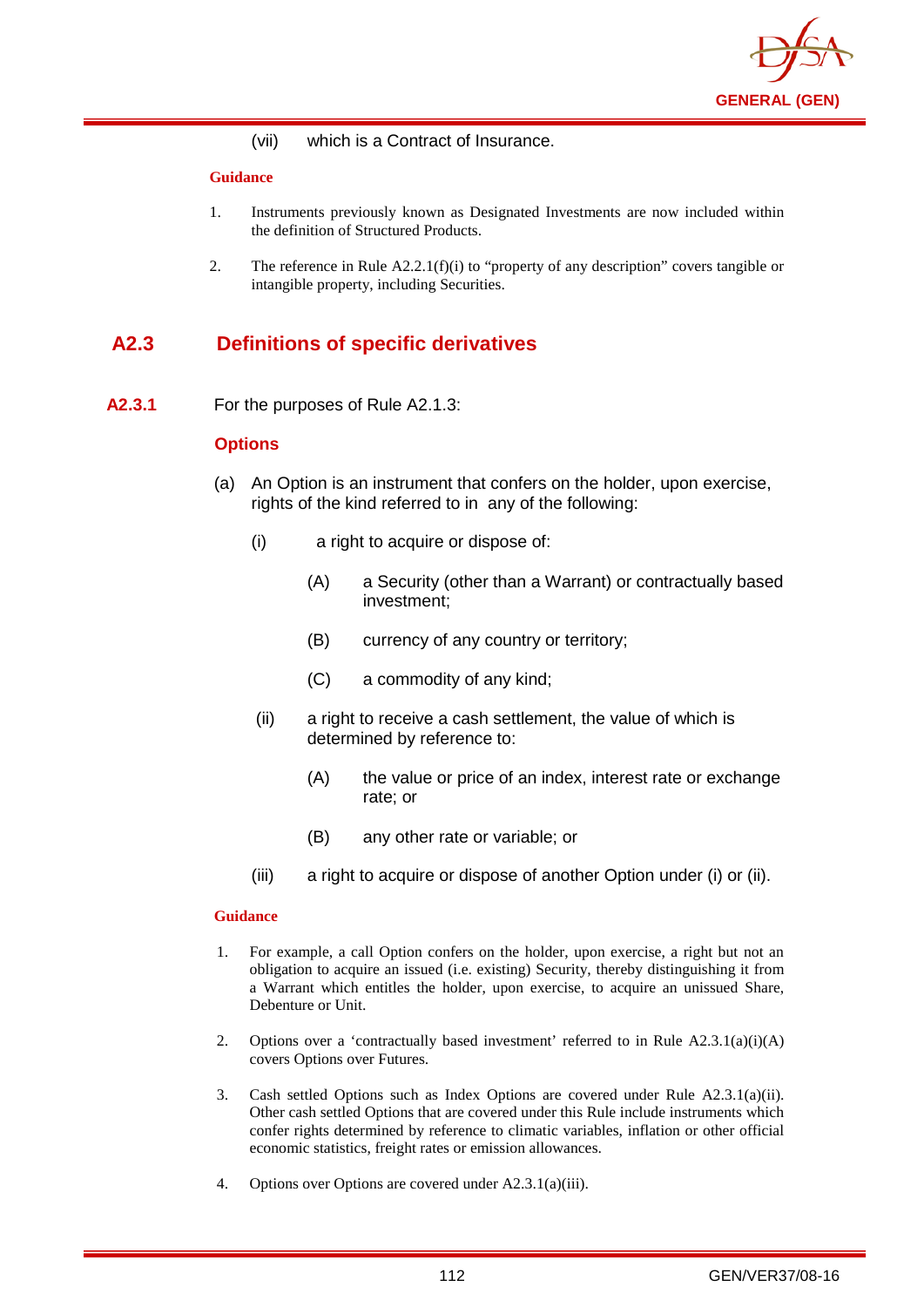(vii) which is a Contract of Insurance.

**Guidance**

1. Instruments previously known as Designated Investments are now included within the definition of Structured Products.

2. The reference in Rule A2.2.1(f)(i) to "property of any description" covers tangible or intangible property, including Securities.

## A2.3 Definitions of specific derivatives

**A2.3.1** For the purposes of Rule A2.1.3:

### Options

(a) An Option is an instrument that confers on the holder, upon exercise, rights of the kind referred to in any of the following:

   (i) a right to acquire or dispose of:

      (A) a Security (other than a Warrant) or contractually based investment;

      (B) currency of any country or territory;

      (C) a commodity of any kind;

   (ii) a right to receive a cash settlement, the value of which is determined by reference to:

      (A) the value or price of an index, interest rate or exchange rate; or

      (B) any other rate or variable; or

   (iii) a right to acquire or dispose of another Option under (i) or (ii).

**Guidance**

1. For example, a call Option confers on the holder, upon exercise, a right but not an obligation to acquire an issued (i.e. existing) Security, thereby distinguishing it from a Warrant which entitles the holder, upon exercise, to acquire an unissued Share, Debenture or Unit.

2. Options over a 'contractually based investment' referred to in Rule A2.3.1(a)(i)(A) covers Options over Futures.

3. Cash settled Options such as Index Options are covered under Rule A2.3.1(a)(ii). Other cash settled Options that are covered under this Rule include instruments which confer rights determined by reference to climatic variables, inflation or other official economic statistics, freight rates or emission allowances.

4. Options over Options are covered under A2.3.1(a)(iii).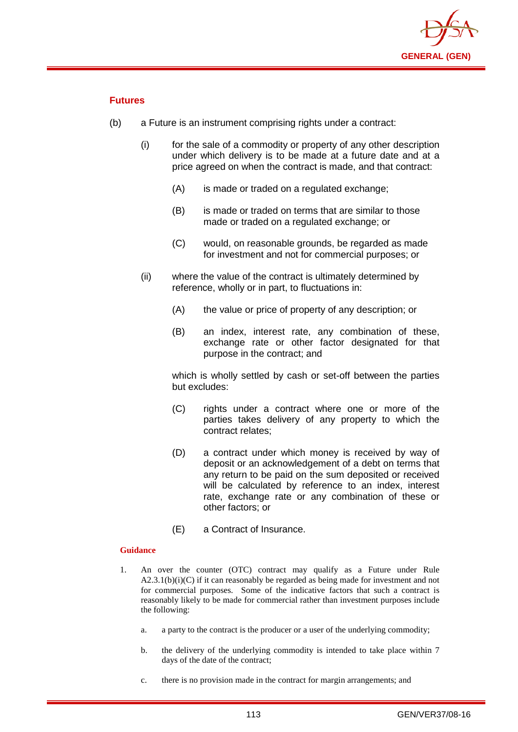### Futures

(b) a Future is an instrument comprising rights under a contract:

  (i) for the sale of a commodity or property of any other description under which delivery is to be made at a future date and at a price agreed on when the contract is made, and that contract:

    (A) is made or traded on a regulated exchange;

    (B) is made or traded on terms that are similar to those made or traded on a regulated exchange; or

    (C) would, on reasonable grounds, be regarded as made for investment and not for commercial purposes; or

  (ii) where the value of the contract is ultimately determined by reference, wholly or in part, to fluctuations in:

    (A) the value or price of property of any description; or

    (B) an index, interest rate, any combination of these, exchange rate or other factor designated for that purpose in the contract; and

  which is wholly settled by cash or set-off between the parties but excludes:

    (C) rights under a contract where one or more of the parties takes delivery of any property to which the contract relates;

    (D) a contract under which money is received by way of deposit or an acknowledgement of a debt on terms that any return to be paid on the sum deposited or received will be calculated by reference to an index, interest rate, exchange rate or any combination of these or other factors; or

    (E) a Contract of Insurance.

#### Guidance

1. An over the counter (OTC) contract may qualify as a Future under Rule A2.3.1(b)(i)(C) if it can reasonably be regarded as being made for investment and not for commercial purposes. Some of the indicative factors that such a contract is reasonably likely to be made for commercial rather than investment purposes include the following:

   a. a party to the contract is the producer or a user of the underlying commodity;

   b. the delivery of the underlying commodity is intended to take place within 7 days of the date of the contract;

   c. there is no provision made in the contract for margin arrangements; and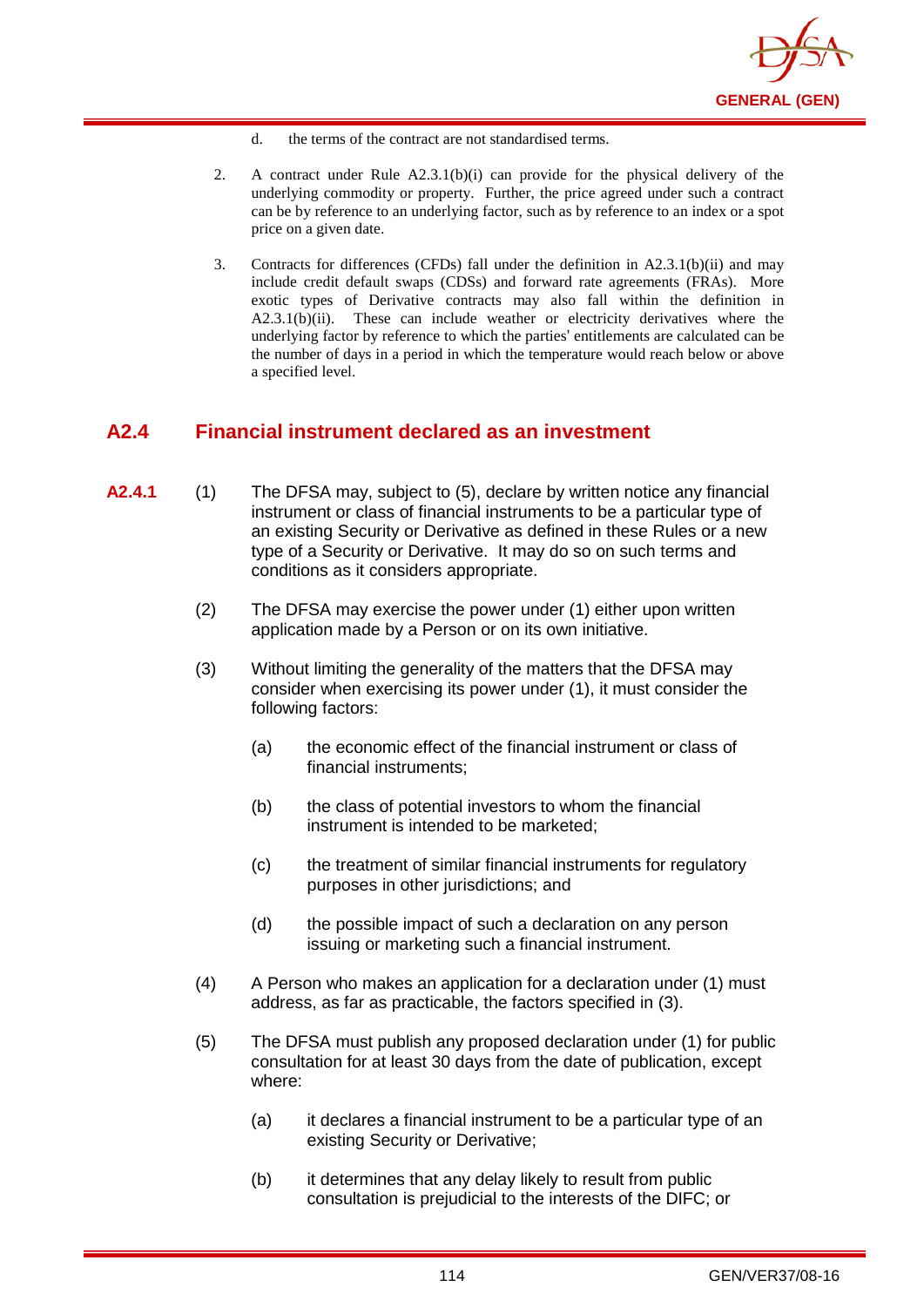d. the terms of the contract are not standardised terms.

2. A contract under Rule A2.3.1(b)(i) can provide for the physical delivery of the underlying commodity or property. Further, the price agreed under such a contract can be by reference to an underlying factor, such as by reference to an index or a spot price on a given date.

3. Contracts for differences (CFDs) fall under the definition in A2.3.1(b)(ii) and may include credit default swaps (CDSs) and forward rate agreements (FRAs). More exotic types of Derivative contracts may also fall within the definition in A2.3.1(b)(ii). These can include weather or electricity derivatives where the underlying factor by reference to which the parties' entitlements are calculated can be the number of days in a period in which the temperature would reach below or above a specified level.

## A2.4 Financial instrument declared as an investment

**A2.4.1** (1) The DFSA may, subject to (5), declare by written notice any financial instrument or class of financial instruments to be a particular type of an existing Security or Derivative as defined in these Rules or a new type of a Security or Derivative. It may do so on such terms and conditions as it considers appropriate.

(2) The DFSA may exercise the power under (1) either upon written application made by a Person or on its own initiative.

(3) Without limiting the generality of the matters that the DFSA may consider when exercising its power under (1), it must consider the following factors:

(a) the economic effect of the financial instrument or class of financial instruments;

(b) the class of potential investors to whom the financial instrument is intended to be marketed;

(c) the treatment of similar financial instruments for regulatory purposes in other jurisdictions; and

(d) the possible impact of such a declaration on any person issuing or marketing such a financial instrument.

(4) A Person who makes an application for a declaration under (1) must address, as far as practicable, the factors specified in (3).

(5) The DFSA must publish any proposed declaration under (1) for public consultation for at least 30 days from the date of publication, except where:

(a) it declares a financial instrument to be a particular type of an existing Security or Derivative;

(b) it determines that any delay likely to result from public consultation is prejudicial to the interests of the DIFC; or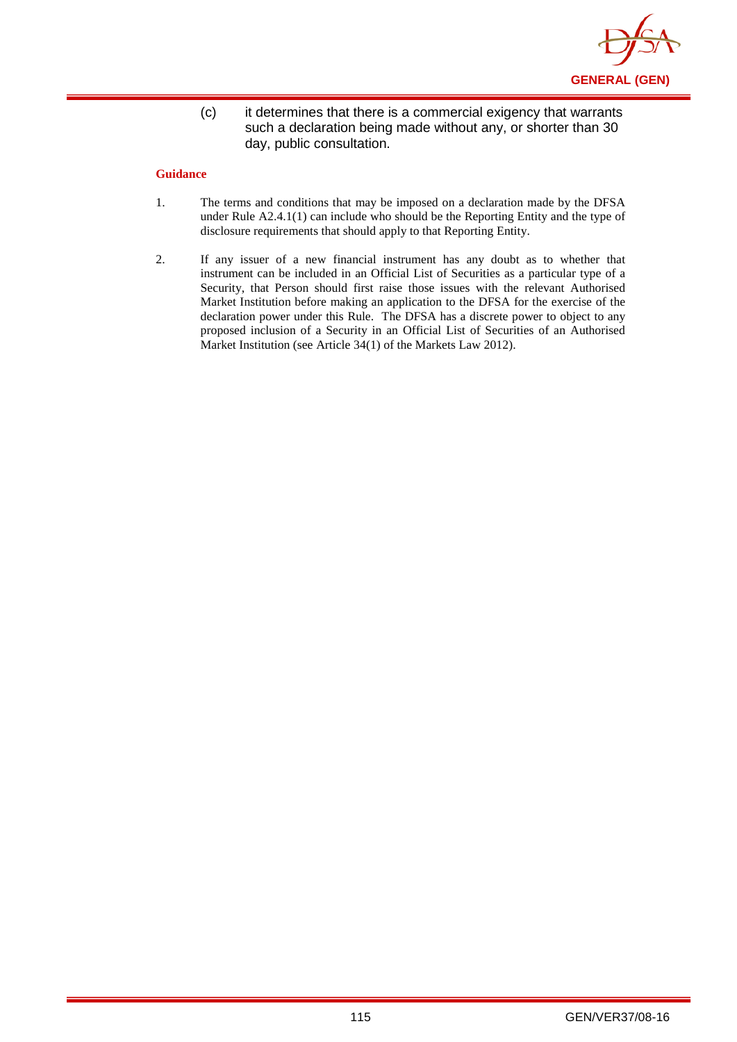(c) it determines that there is a commercial exigency that warrants such a declaration being made without any, or shorter than 30 day, public consultation.

**Guidance**

1. The terms and conditions that may be imposed on a declaration made by the DFSA under Rule A2.4.1(1) can include who should be the Reporting Entity and the type of disclosure requirements that should apply to that Reporting Entity.

2. If any issuer of a new financial instrument has any doubt as to whether that instrument can be included in an Official List of Securities as a particular type of a Security, that Person should first raise those issues with the relevant Authorised Market Institution before making an application to the DFSA for the exercise of the declaration power under this Rule. The DFSA has a discrete power to object to any proposed inclusion of a Security in an Official List of Securities of an Authorised Market Institution (see Article 34(1) of the Markets Law 2012).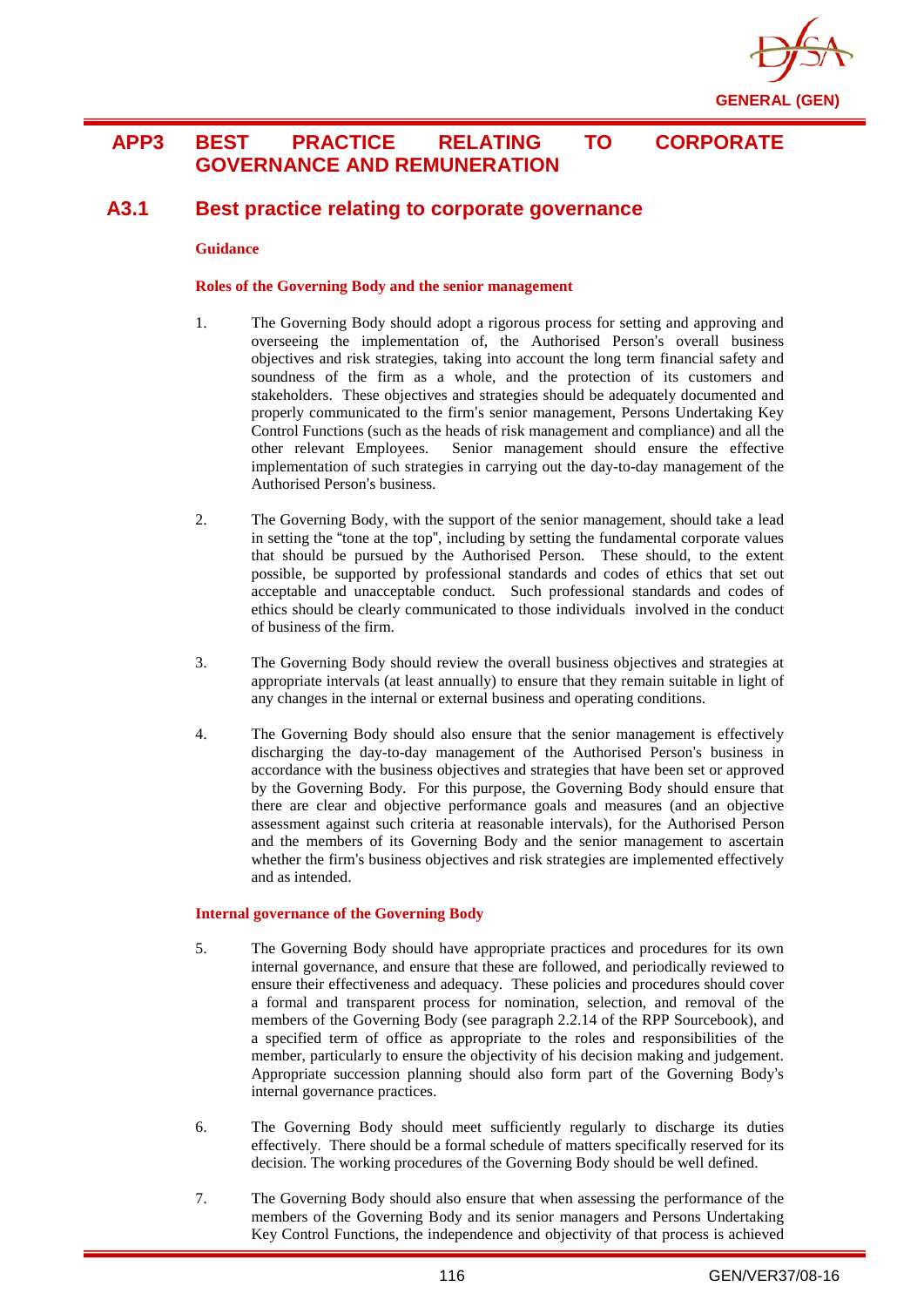# APP3 BEST PRACTICE RELATING TO CORPORATE GOVERNANCE AND REMUNERATION

## A3.1 Best practice relating to corporate governance

**Guidance**

**Roles of the Governing Body and the senior management**

1. The Governing Body should adopt a rigorous process for setting and approving and overseeing the implementation of, the Authorised Person's overall business objectives and risk strategies, taking into account the long term financial safety and soundness of the firm as a whole, and the protection of its customers and stakeholders. These objectives and strategies should be adequately documented and properly communicated to the firm's senior management, Persons Undertaking Key Control Functions (such as the heads of risk management and compliance) and all the other relevant Employees. Senior management should ensure the effective implementation of such strategies in carrying out the day-to-day management of the Authorised Person's business.

2. The Governing Body, with the support of the senior management, should take a lead in setting the "tone at the top", including by setting the fundamental corporate values that should be pursued by the Authorised Person. These should, to the extent possible, be supported by professional standards and codes of ethics that set out acceptable and unacceptable conduct. Such professional standards and codes of ethics should be clearly communicated to those individuals involved in the conduct of business of the firm.

3. The Governing Body should review the overall business objectives and strategies at appropriate intervals (at least annually) to ensure that they remain suitable in light of any changes in the internal or external business and operating conditions.

4. The Governing Body should also ensure that the senior management is effectively discharging the day-to-day management of the Authorised Person's business in accordance with the business objectives and strategies that have been set or approved by the Governing Body. For this purpose, the Governing Body should ensure that there are clear and objective performance goals and measures (and an objective assessment against such criteria at reasonable intervals), for the Authorised Person and the members of its Governing Body and the senior management to ascertain whether the firm's business objectives and risk strategies are implemented effectively and as intended.

**Internal governance of the Governing Body**

5. The Governing Body should have appropriate practices and procedures for its own internal governance, and ensure that these are followed, and periodically reviewed to ensure their effectiveness and adequacy. These policies and procedures should cover a formal and transparent process for nomination, selection, and removal of the members of the Governing Body (see paragraph 2.2.14 of the RPP Sourcebook), and a specified term of office as appropriate to the roles and responsibilities of the member, particularly to ensure the objectivity of his decision making and judgement. Appropriate succession planning should also form part of the Governing Body's internal governance practices.

6. The Governing Body should meet sufficiently regularly to discharge its duties effectively. There should be a formal schedule of matters specifically reserved for its decision. The working procedures of the Governing Body should be well defined.

7. The Governing Body should also ensure that when assessing the performance of the members of the Governing Body and its senior managers and Persons Undertaking Key Control Functions, the independence and objectivity of that process is achieved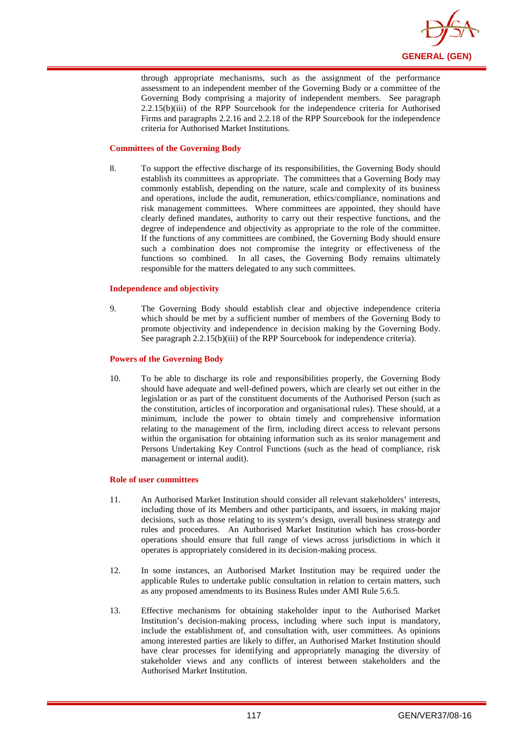through appropriate mechanisms, such as the assignment of the performance assessment to an independent member of the Governing Body or a committee of the Governing Body comprising a majority of independent members. See paragraph 2.2.15(b)(iii) of the RPP Sourcebook for the independence criteria for Authorised Firms and paragraphs 2.2.16 and 2.2.18 of the RPP Sourcebook for the independence criteria for Authorised Market Institutions.

**Committees of the Governing Body**

8. To support the effective discharge of its responsibilities, the Governing Body should establish its committees as appropriate. The committees that a Governing Body may commonly establish, depending on the nature, scale and complexity of its business and operations, include the audit, remuneration, ethics/compliance, nominations and risk management committees. Where committees are appointed, they should have clearly defined mandates, authority to carry out their respective functions, and the degree of independence and objectivity as appropriate to the role of the committee. If the functions of any committees are combined, the Governing Body should ensure such a combination does not compromise the integrity or effectiveness of the functions so combined. In all cases, the Governing Body remains ultimately responsible for the matters delegated to any such committees.

**Independence and objectivity**

9. The Governing Body should establish clear and objective independence criteria which should be met by a sufficient number of members of the Governing Body to promote objectivity and independence in decision making by the Governing Body. See paragraph 2.2.15(b)(iii) of the RPP Sourcebook for independence criteria).

**Powers of the Governing Body**

10. To be able to discharge its role and responsibilities properly, the Governing Body should have adequate and well-defined powers, which are clearly set out either in the legislation or as part of the constituent documents of the Authorised Person (such as the constitution, articles of incorporation and organisational rules). These should, at a minimum, include the power to obtain timely and comprehensive information relating to the management of the firm, including direct access to relevant persons within the organisation for obtaining information such as its senior management and Persons Undertaking Key Control Functions (such as the head of compliance, risk management or internal audit).

**Role of user committees**

11. An Authorised Market Institution should consider all relevant stakeholders' interests, including those of its Members and other participants, and issuers, in making major decisions, such as those relating to its system's design, overall business strategy and rules and procedures. An Authorised Market Institution which has cross-border operations should ensure that full range of views across jurisdictions in which it operates is appropriately considered in its decision-making process.

12. In some instances, an Authorised Market Institution may be required under the applicable Rules to undertake public consultation in relation to certain matters, such as any proposed amendments to its Business Rules under AMI Rule 5.6.5.

13. Effective mechanisms for obtaining stakeholder input to the Authorised Market Institution's decision-making process, including where such input is mandatory, include the establishment of, and consultation with, user committees. As opinions among interested parties are likely to differ, an Authorised Market Institution should have clear processes for identifying and appropriately managing the diversity of stakeholder views and any conflicts of interest between stakeholders and the Authorised Market Institution.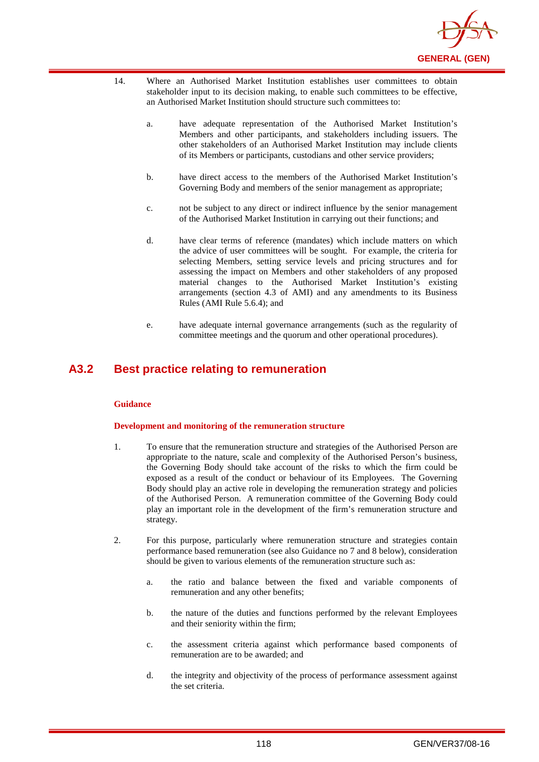14. Where an Authorised Market Institution establishes user committees to obtain stakeholder input to its decision making, to enable such committees to be effective, an Authorised Market Institution should structure such committees to:

    a. have adequate representation of the Authorised Market Institution's Members and other participants, and stakeholders including issuers. The other stakeholders of an Authorised Market Institution may include clients of its Members or participants, custodians and other service providers;

    b. have direct access to the members of the Authorised Market Institution's Governing Body and members of the senior management as appropriate;

    c. not be subject to any direct or indirect influence by the senior management of the Authorised Market Institution in carrying out their functions; and

    d. have clear terms of reference (mandates) which include matters on which the advice of user committees will be sought. For example, the criteria for selecting Members, setting service levels and pricing structures and for assessing the impact on Members and other stakeholders of any proposed material changes to the Authorised Market Institution's existing arrangements (section 4.3 of AMI) and any amendments to its Business Rules (AMI Rule 5.6.4); and

    e. have adequate internal governance arrangements (such as the regularity of committee meetings and the quorum and other operational procedures).

## A3.2 Best practice relating to remuneration

**Guidance**

**Development and monitoring of the remuneration structure**

1. To ensure that the remuneration structure and strategies of the Authorised Person are appropriate to the nature, scale and complexity of the Authorised Person's business, the Governing Body should take account of the risks to which the firm could be exposed as a result of the conduct or behaviour of its Employees. The Governing Body should play an active role in developing the remuneration strategy and policies of the Authorised Person. A remuneration committee of the Governing Body could play an important role in the development of the firm's remuneration structure and strategy.

2. For this purpose, particularly where remuneration structure and strategies contain performance based remuneration (see also Guidance no 7 and 8 below), consideration should be given to various elements of the remuneration structure such as:

    a. the ratio and balance between the fixed and variable components of remuneration and any other benefits;

    b. the nature of the duties and functions performed by the relevant Employees and their seniority within the firm;

    c. the assessment criteria against which performance based components of remuneration are to be awarded; and

    d. the integrity and objectivity of the process of performance assessment against the set criteria.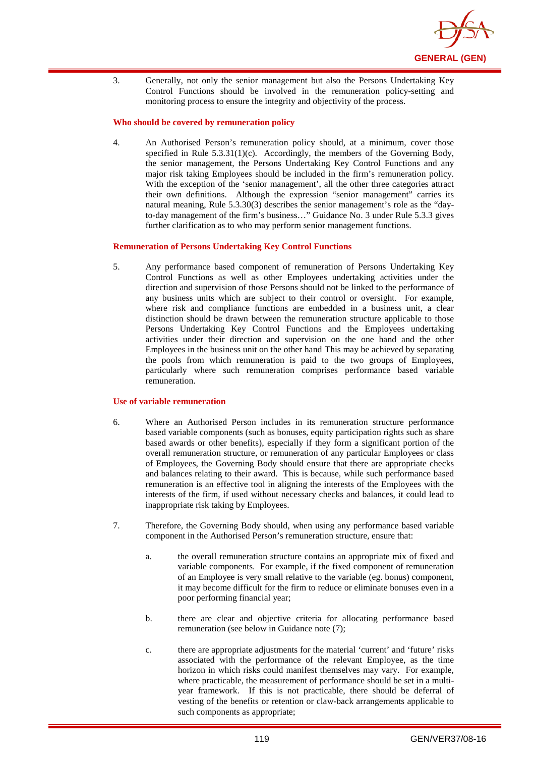3. Generally, not only the senior management but also the Persons Undertaking Key Control Functions should be involved in the remuneration policy-setting and monitoring process to ensure the integrity and objectivity of the process.

**Who should be covered by remuneration policy**

4. An Authorised Person's remuneration policy should, at a minimum, cover those specified in Rule 5.3.31(1)(c). Accordingly, the members of the Governing Body, the senior management, the Persons Undertaking Key Control Functions and any major risk taking Employees should be included in the firm's remuneration policy. With the exception of the 'senior management', all the other three categories attract their own definitions. Although the expression "senior management" carries its natural meaning, Rule 5.3.30(3) describes the senior management's role as the "day-to-day management of the firm's business…" Guidance No. 3 under Rule 5.3.3 gives further clarification as to who may perform senior management functions.

**Remuneration of Persons Undertaking Key Control Functions**

5. Any performance based component of remuneration of Persons Undertaking Key Control Functions as well as other Employees undertaking activities under the direction and supervision of those Persons should not be linked to the performance of any business units which are subject to their control or oversight. For example, where risk and compliance functions are embedded in a business unit, a clear distinction should be drawn between the remuneration structure applicable to those Persons Undertaking Key Control Functions and the Employees undertaking activities under their direction and supervision on the one hand and the other Employees in the business unit on the other hand This may be achieved by separating the pools from which remuneration is paid to the two groups of Employees, particularly where such remuneration comprises performance based variable remuneration.

**Use of variable remuneration**

6. Where an Authorised Person includes in its remuneration structure performance based variable components (such as bonuses, equity participation rights such as share based awards or other benefits), especially if they form a significant portion of the overall remuneration structure, or remuneration of any particular Employees or class of Employees, the Governing Body should ensure that there are appropriate checks and balances relating to their award. This is because, while such performance based remuneration is an effective tool in aligning the interests of the Employees with the interests of the firm, if used without necessary checks and balances, it could lead to inappropriate risk taking by Employees.

7. Therefore, the Governing Body should, when using any performance based variable component in the Authorised Person's remuneration structure, ensure that:

   a. the overall remuneration structure contains an appropriate mix of fixed and variable components. For example, if the fixed component of remuneration of an Employee is very small relative to the variable (eg. bonus) component, it may become difficult for the firm to reduce or eliminate bonuses even in a poor performing financial year;

   b. there are clear and objective criteria for allocating performance based remuneration (see below in Guidance note (7);

   c. there are appropriate adjustments for the material 'current' and 'future' risks associated with the performance of the relevant Employee, as the time horizon in which risks could manifest themselves may vary. For example, where practicable, the measurement of performance should be set in a multi-year framework. If this is not practicable, there should be deferral of vesting of the benefits or retention or claw-back arrangements applicable to such components as appropriate;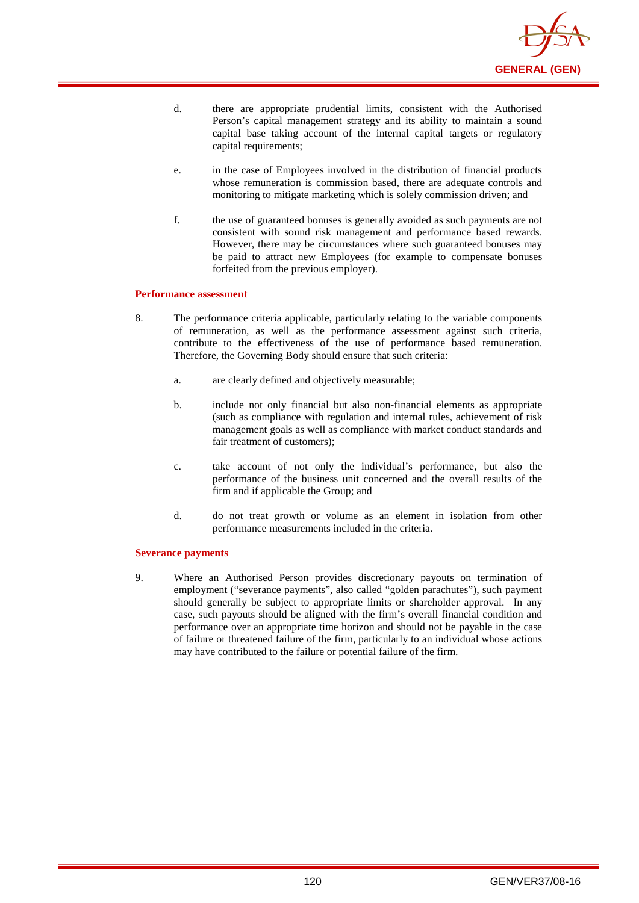d. there are appropriate prudential limits, consistent with the Authorised Person's capital management strategy and its ability to maintain a sound capital base taking account of the internal capital targets or regulatory capital requirements;

e. in the case of Employees involved in the distribution of financial products whose remuneration is commission based, there are adequate controls and monitoring to mitigate marketing which is solely commission driven; and

f. the use of guaranteed bonuses is generally avoided as such payments are not consistent with sound risk management and performance based rewards. However, there may be circumstances where such guaranteed bonuses may be paid to attract new Employees (for example to compensate bonuses forfeited from the previous employer).

**Performance assessment**

8. The performance criteria applicable, particularly relating to the variable components of remuneration, as well as the performance assessment against such criteria, contribute to the effectiveness of the use of performance based remuneration. Therefore, the Governing Body should ensure that such criteria:

   a. are clearly defined and objectively measurable;

   b. include not only financial but also non-financial elements as appropriate (such as compliance with regulation and internal rules, achievement of risk management goals as well as compliance with market conduct standards and fair treatment of customers);

   c. take account of not only the individual's performance, but also the performance of the business unit concerned and the overall results of the firm and if applicable the Group; and

   d. do not treat growth or volume as an element in isolation from other performance measurements included in the criteria.

**Severance payments**

9. Where an Authorised Person provides discretionary payouts on termination of employment ("severance payments", also called "golden parachutes"), such payment should generally be subject to appropriate limits or shareholder approval. In any case, such payouts should be aligned with the firm's overall financial condition and performance over an appropriate time horizon and should not be payable in the case of failure or threatened failure of the firm, particularly to an individual whose actions may have contributed to the failure or potential failure of the firm.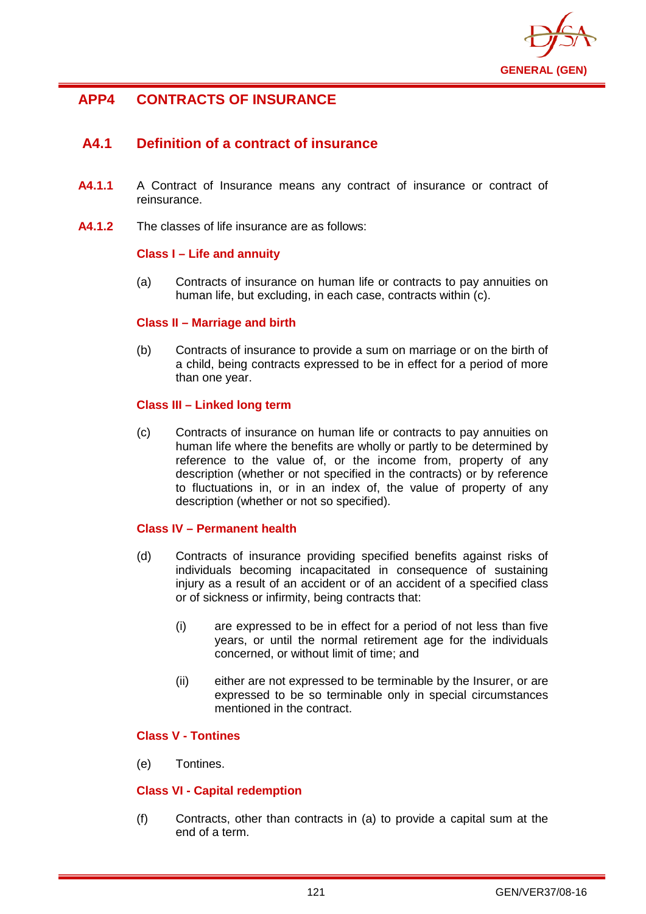# APP4 CONTRACTS OF INSURANCE

## A4.1 Definition of a contract of insurance

**A4.1.1** A Contract of Insurance means any contract of insurance or contract of reinsurance.

**A4.1.2** The classes of life insurance are as follows:

### Class I – Life and annuity

(a) Contracts of insurance on human life or contracts to pay annuities on human life, but excluding, in each case, contracts within (c).

### Class II – Marriage and birth

(b) Contracts of insurance to provide a sum on marriage or on the birth of a child, being contracts expressed to be in effect for a period of more than one year.

### Class III – Linked long term

(c) Contracts of insurance on human life or contracts to pay annuities on human life where the benefits are wholly or partly to be determined by reference to the value of, or the income from, property of any description (whether or not specified in the contracts) or by reference to fluctuations in, or in an index of, the value of property of any description (whether or not so specified).

### Class IV – Permanent health

(d) Contracts of insurance providing specified benefits against risks of individuals becoming incapacitated in consequence of sustaining injury as a result of an accident or of an accident of a specified class or of sickness or infirmity, being contracts that:

(i) are expressed to be in effect for a period of not less than five years, or until the normal retirement age for the individuals concerned, or without limit of time; and

(ii) either are not expressed to be terminable by the Insurer, or are expressed to be so terminable only in special circumstances mentioned in the contract.

### Class V - Tontines

(e) Tontines.

### Class VI - Capital redemption

(f) Contracts, other than contracts in (a) to provide a capital sum at the end of a term.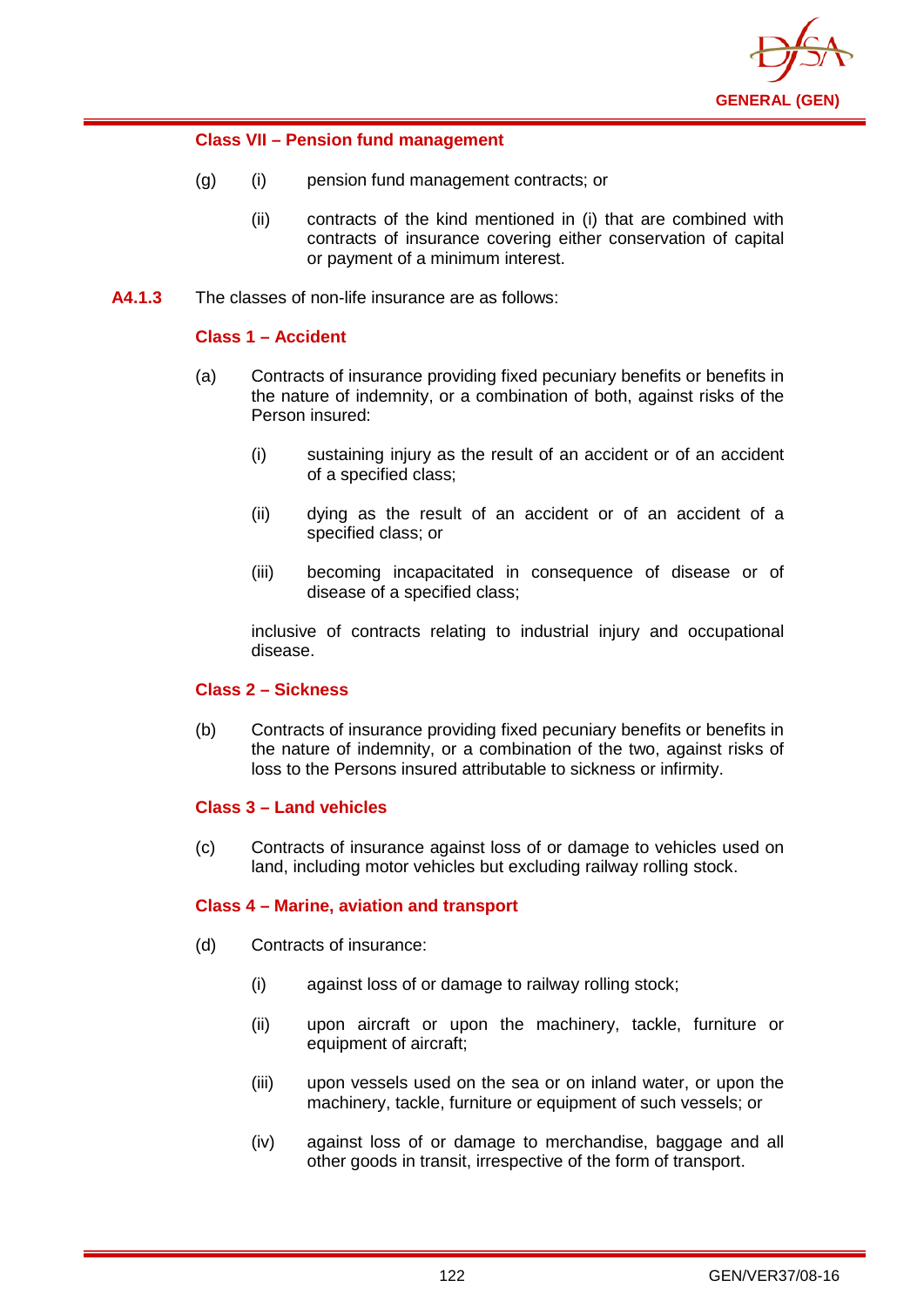**Class VII – Pension fund management**

(g) (i) pension fund management contracts; or

(ii) contracts of the kind mentioned in (i) that are combined with contracts of insurance covering either conservation of capital or payment of a minimum interest.

**A4.1.3** The classes of non-life insurance are as follows:

**Class 1 – Accident**

(a) Contracts of insurance providing fixed pecuniary benefits or benefits in the nature of indemnity, or a combination of both, against risks of the Person insured:

(i) sustaining injury as the result of an accident or of an accident of a specified class;

(ii) dying as the result of an accident or of an accident of a specified class; or

(iii) becoming incapacitated in consequence of disease or of disease of a specified class;

inclusive of contracts relating to industrial injury and occupational disease.

**Class 2 – Sickness**

(b) Contracts of insurance providing fixed pecuniary benefits or benefits in the nature of indemnity, or a combination of the two, against risks of loss to the Persons insured attributable to sickness or infirmity.

**Class 3 – Land vehicles**

(c) Contracts of insurance against loss of or damage to vehicles used on land, including motor vehicles but excluding railway rolling stock.

**Class 4 – Marine, aviation and transport**

(d) Contracts of insurance:

(i) against loss of or damage to railway rolling stock;

(ii) upon aircraft or upon the machinery, tackle, furniture or equipment of aircraft;

(iii) upon vessels used on the sea or on inland water, or upon the machinery, tackle, furniture or equipment of such vessels; or

(iv) against loss of or damage to merchandise, baggage and all other goods in transit, irrespective of the form of transport.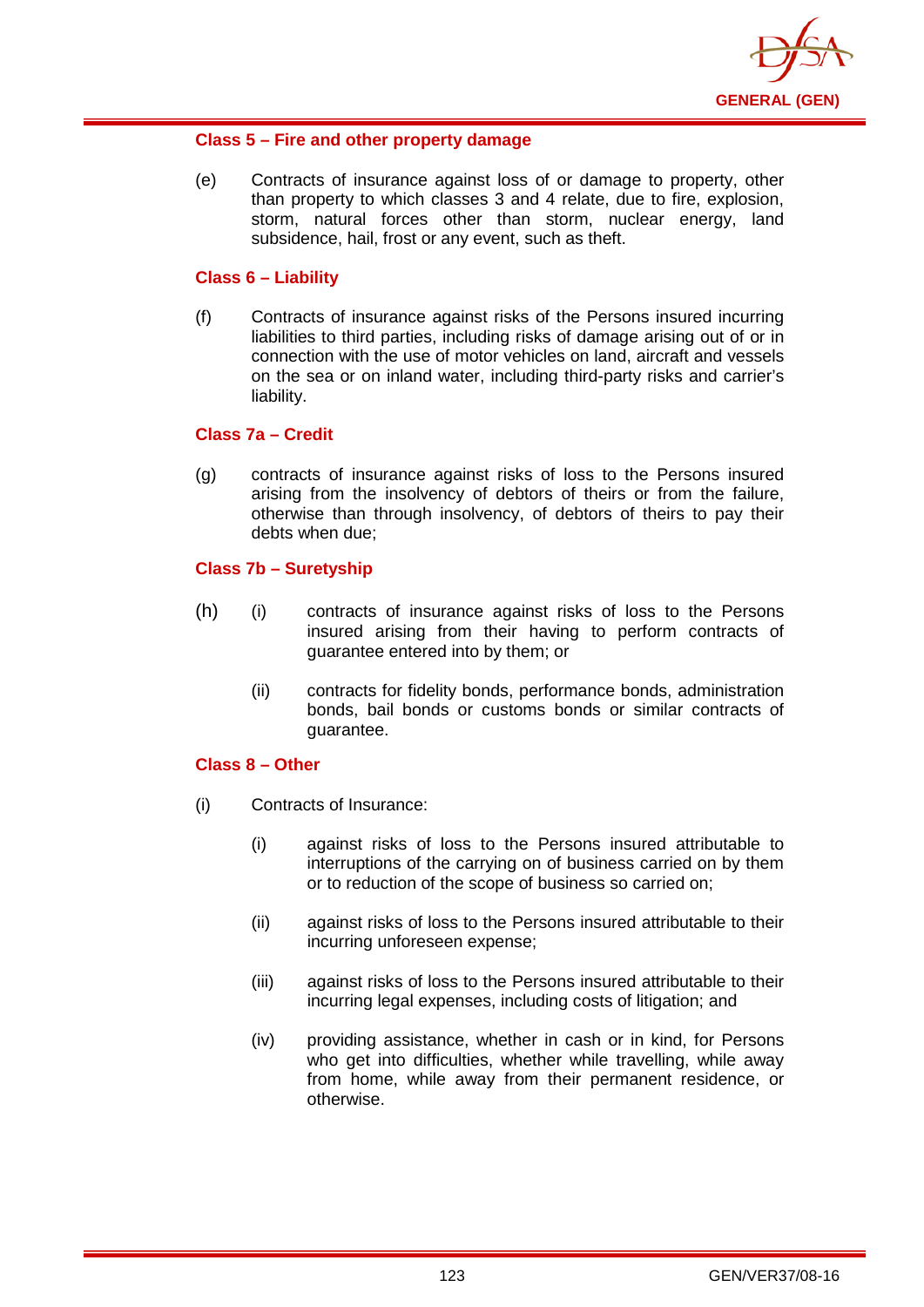#### Class 5 – Fire and other property damage

(e) Contracts of insurance against loss of or damage to property, other than property to which classes 3 and 4 relate, due to fire, explosion, storm, natural forces other than storm, nuclear energy, land subsidence, hail, frost or any event, such as theft.

#### Class 6 – Liability

(f) Contracts of insurance against risks of the Persons insured incurring liabilities to third parties, including risks of damage arising out of or in connection with the use of motor vehicles on land, aircraft and vessels on the sea or on inland water, including third-party risks and carrier's liability.

#### Class 7a – Credit

(g) contracts of insurance against risks of loss to the Persons insured arising from the insolvency of debtors of theirs or from the failure, otherwise than through insolvency, of debtors of theirs to pay their debts when due;

#### Class 7b – Suretyship

(h)
- (i) contracts of insurance against risks of loss to the Persons insured arising from their having to perform contracts of guarantee entered into by them; or
- (ii) contracts for fidelity bonds, performance bonds, administration bonds, bail bonds or customs bonds or similar contracts of guarantee.

#### Class 8 – Other

(i) Contracts of Insurance:

- (i) against risks of loss to the Persons insured attributable to interruptions of the carrying on of business carried on by them or to reduction of the scope of business so carried on;
- (ii) against risks of loss to the Persons insured attributable to their incurring unforeseen expense;
- (iii) against risks of loss to the Persons insured attributable to their incurring legal expenses, including costs of litigation; and
- (iv) providing assistance, whether in cash or in kind, for Persons who get into difficulties, whether while travelling, while away from home, while away from their permanent residence, or otherwise.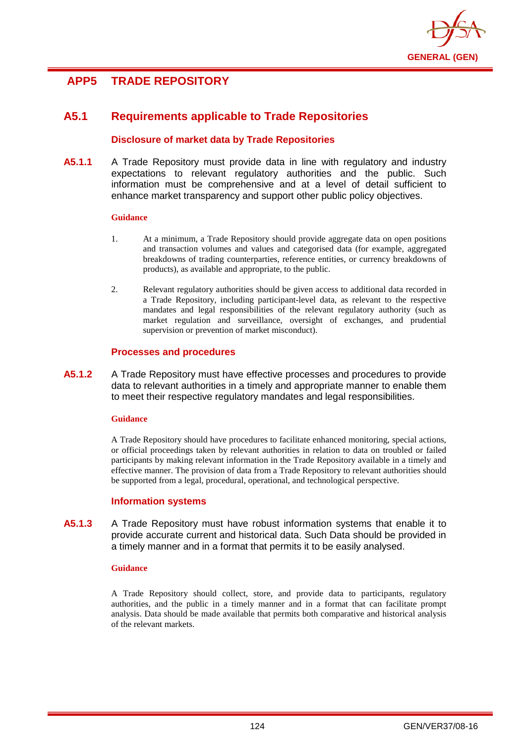# APP5 TRADE REPOSITORY

## A5.1 Requirements applicable to Trade Repositories

### Disclosure of market data by Trade Repositories

**A5.1.1** A Trade Repository must provide data in line with regulatory and industry expectations to relevant regulatory authorities and the public. Such information must be comprehensive and at a level of detail sufficient to enhance market transparency and support other public policy objectives.

**Guidance**

1. At a minimum, a Trade Repository should provide aggregate data on open positions and transaction volumes and values and categorised data (for example, aggregated breakdowns of trading counterparties, reference entities, or currency breakdowns of products), as available and appropriate, to the public.

2. Relevant regulatory authorities should be given access to additional data recorded in a Trade Repository, including participant-level data, as relevant to the respective mandates and legal responsibilities of the relevant regulatory authority (such as market regulation and surveillance, oversight of exchanges, and prudential supervision or prevention of market misconduct).

### Processes and procedures

**A5.1.2** A Trade Repository must have effective processes and procedures to provide data to relevant authorities in a timely and appropriate manner to enable them to meet their respective regulatory mandates and legal responsibilities.

**Guidance**

A Trade Repository should have procedures to facilitate enhanced monitoring, special actions, or official proceedings taken by relevant authorities in relation to data on troubled or failed participants by making relevant information in the Trade Repository available in a timely and effective manner. The provision of data from a Trade Repository to relevant authorities should be supported from a legal, procedural, operational, and technological perspective.

### Information systems

**A5.1.3** A Trade Repository must have robust information systems that enable it to provide accurate current and historical data. Such Data should be provided in a timely manner and in a format that permits it to be easily analysed.

**Guidance**

A Trade Repository should collect, store, and provide data to participants, regulatory authorities, and the public in a timely manner and in a format that can facilitate prompt analysis. Data should be made available that permits both comparative and historical analysis of the relevant markets.